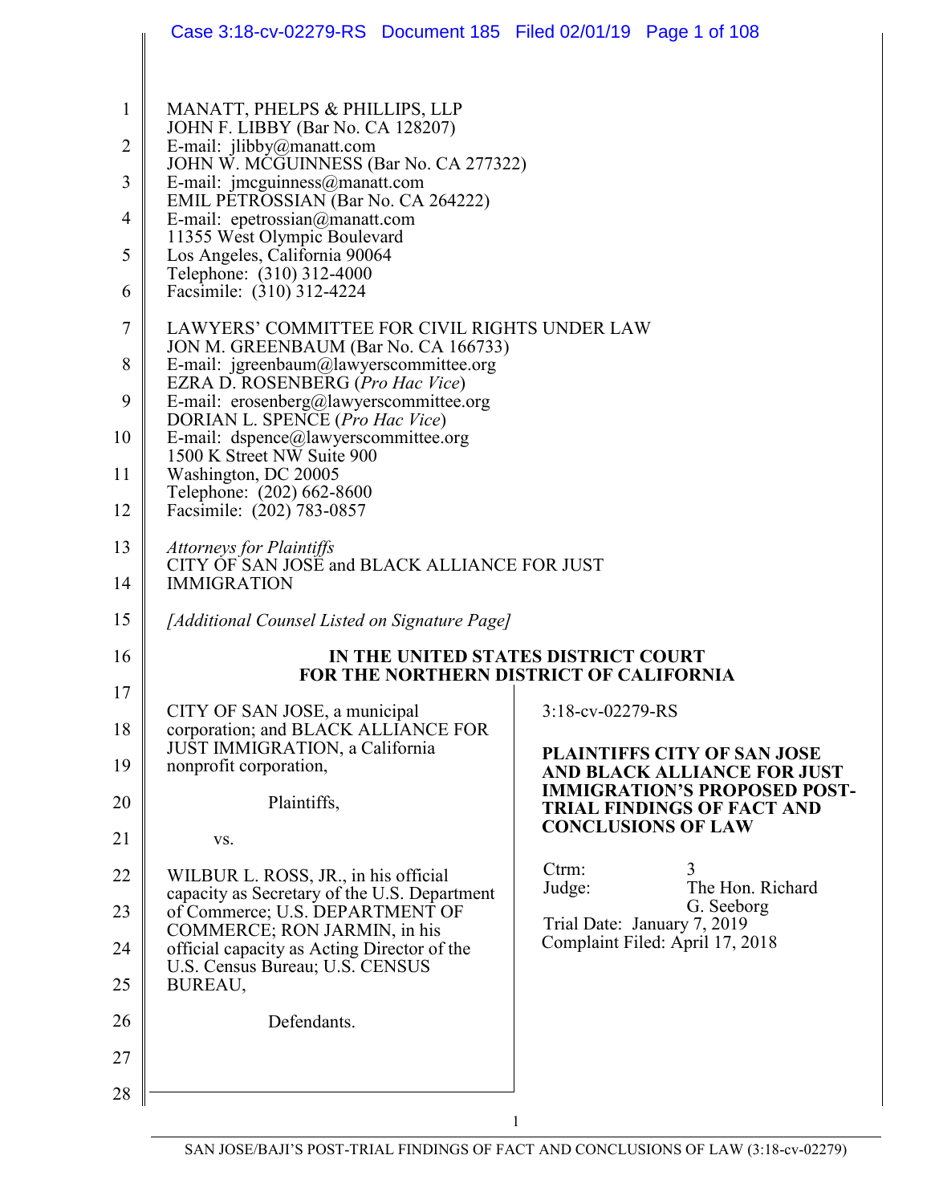MANATT, PHELPS & PHILLIPS, LLP
JOHN F. LIBBY (Bar No. CA 128207)
E-mail: jlibby@manatt.com
JOHN W. MCGUINNESS (Bar No. CA 277322)
E-mail: jmcguinness@manatt.com
EMIL PETROSSIAN (Bar No. CA 264222)
E-mail: epetrossian@manatt.com
11355 West Olympic Boulevard
Los Angeles, California 90064
Telephone: (310) 312-4000
Facsimile: (310) 312-4224

LAWYERS' COMMITTEE FOR CIVIL RIGHTS UNDER LAW
JON M. GREENBAUM (Bar No. CA 166733)
E-mail: jgreenbaum@lawyerscommittee.org
EZRA D. ROSENBERG (*Pro Hac Vice*)
E-mail: erosenberg@lawyerscommittee.org
DORIAN L. SPENCE (*Pro Hac Vice*)
E-mail: dspence@lawyerscommittee.org
1500 K Street NW Suite 900
Washington, DC 20005
Telephone: (202) 662-8600
Facsimile: (202) 783-0857

*Attorneys for Plaintiffs*
CITY OF SAN JOSE and BLACK ALLIANCE FOR JUST IMMIGRATION

*[Additional Counsel Listed on Signature Page]*

**IN THE UNITED STATES DISTRICT COURT**
**FOR THE NORTHERN DISTRICT OF CALIFORNIA**

CITY OF SAN JOSE, a municipal corporation; and BLACK ALLIANCE FOR JUST IMMIGRATION, a California nonprofit corporation,

Plaintiffs,

vs.

WILBUR L. ROSS, JR., in his official capacity as Secretary of the U.S. Department of Commerce; U.S. DEPARTMENT OF COMMERCE; RON JARMIN, in his official capacity as Acting Director of the U.S. Census Bureau; U.S. CENSUS BUREAU,

Defendants.

3:18-cv-02279-RS

**PLAINTIFFS CITY OF SAN JOSE AND BLACK ALLIANCE FOR JUST IMMIGRATION'S PROPOSED POST-TRIAL FINDINGS OF FACT AND CONCLUSIONS OF LAW**

Ctrm: 3
Judge: The Hon. Richard G. Seeborg
Trial Date: January 7, 2019
Complaint Filed: April 17, 2018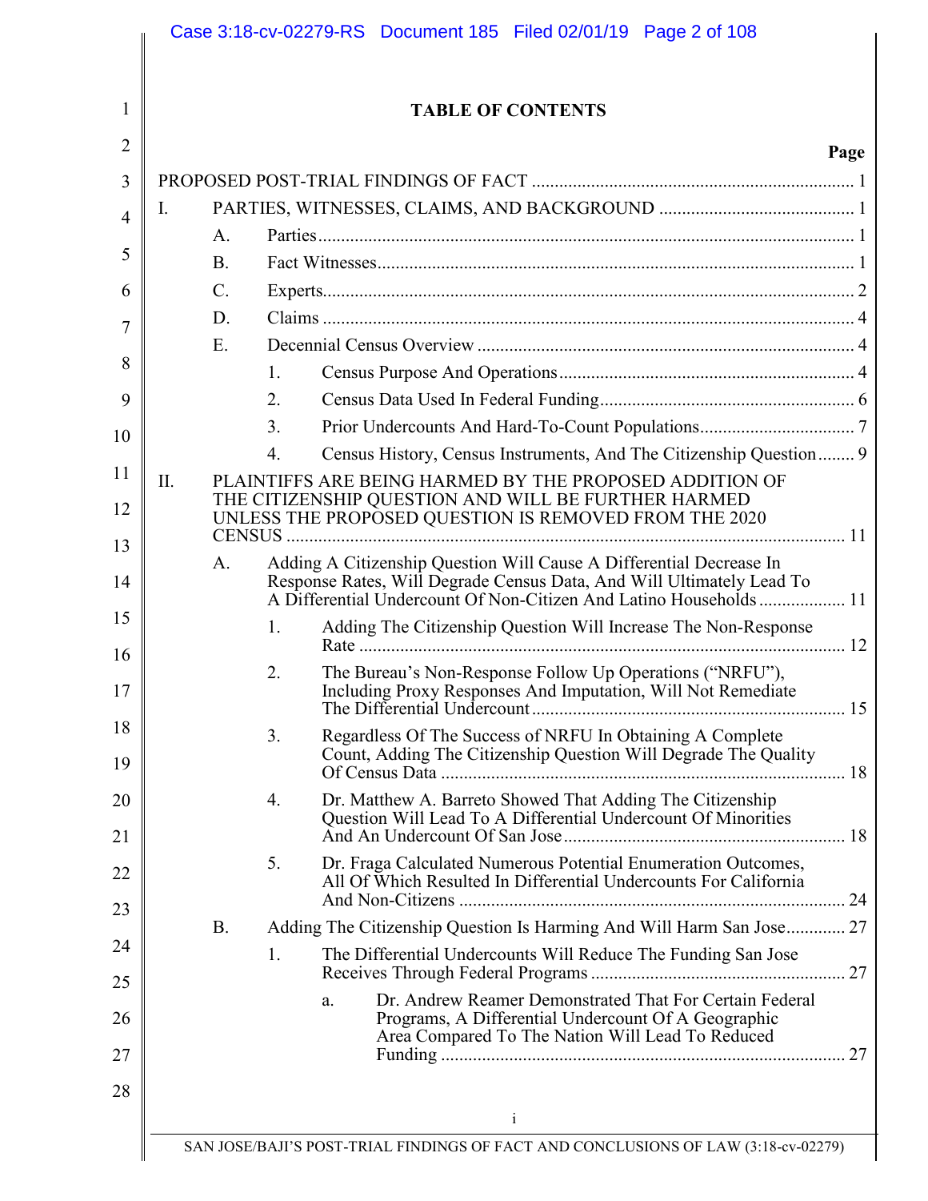# TABLE OF CONTENTS

| | Page |
|---|---|
| PROPOSED POST-TRIAL FINDINGS OF FACT | 1 |
| I. PARTIES, WITNESSES, CLAIMS, AND BACKGROUND | 1 |
| A. Parties | 1 |
| B. Fact Witnesses | 1 |
| C. Experts | 2 |
| D. Claims | 4 |
| E. Decennial Census Overview | 4 |
| 1. Census Purpose And Operations | 4 |
| 2. Census Data Used In Federal Funding | 6 |
| 3. Prior Undercounts And Hard-To-Count Populations | 7 |
| 4. Census History, Census Instruments, And The Citizenship Question | 9 |
| II. PLAINTIFFS ARE BEING HARMED BY THE PROPOSED ADDITION OF THE CITIZENSHIP QUESTION AND WILL BE FURTHER HARMED UNLESS THE PROPOSED QUESTION IS REMOVED FROM THE 2020 CENSUS | 11 |
| A. Adding A Citizenship Question Will Cause A Differential Decrease In Response Rates, Will Degrade Census Data, And Will Ultimately Lead To A Differential Undercount Of Non-Citizen And Latino Households | 11 |
| 1. Adding The Citizenship Question Will Increase The Non-Response Rate | 12 |
| 2. The Bureau's Non-Response Follow Up Operations ("NRFU"), Including Proxy Responses And Imputation, Will Not Remediate The Differential Undercount | 15 |
| 3. Regardless Of The Success of NRFU In Obtaining A Complete Count, Adding The Citizenship Question Will Degrade The Quality Of Census Data | 18 |
| 4. Dr. Matthew A. Barreto Showed That Adding The Citizenship Question Will Lead To A Differential Undercount Of Minorities And An Undercount Of San Jose | 18 |
| 5. Dr. Fraga Calculated Numerous Potential Enumeration Outcomes, All Of Which Resulted In Differential Undercounts For California And Non-Citizens | 24 |
| B. Adding The Citizenship Question Is Harming And Will Harm San Jose | 27 |
| 1. The Differential Undercounts Will Reduce The Funding San Jose Receives Through Federal Programs | 27 |
| a. Dr. Andrew Reamer Demonstrated That For Certain Federal Programs, A Differential Undercount Of A Geographic Area Compared To The Nation Will Lead To Reduced Funding | 27 |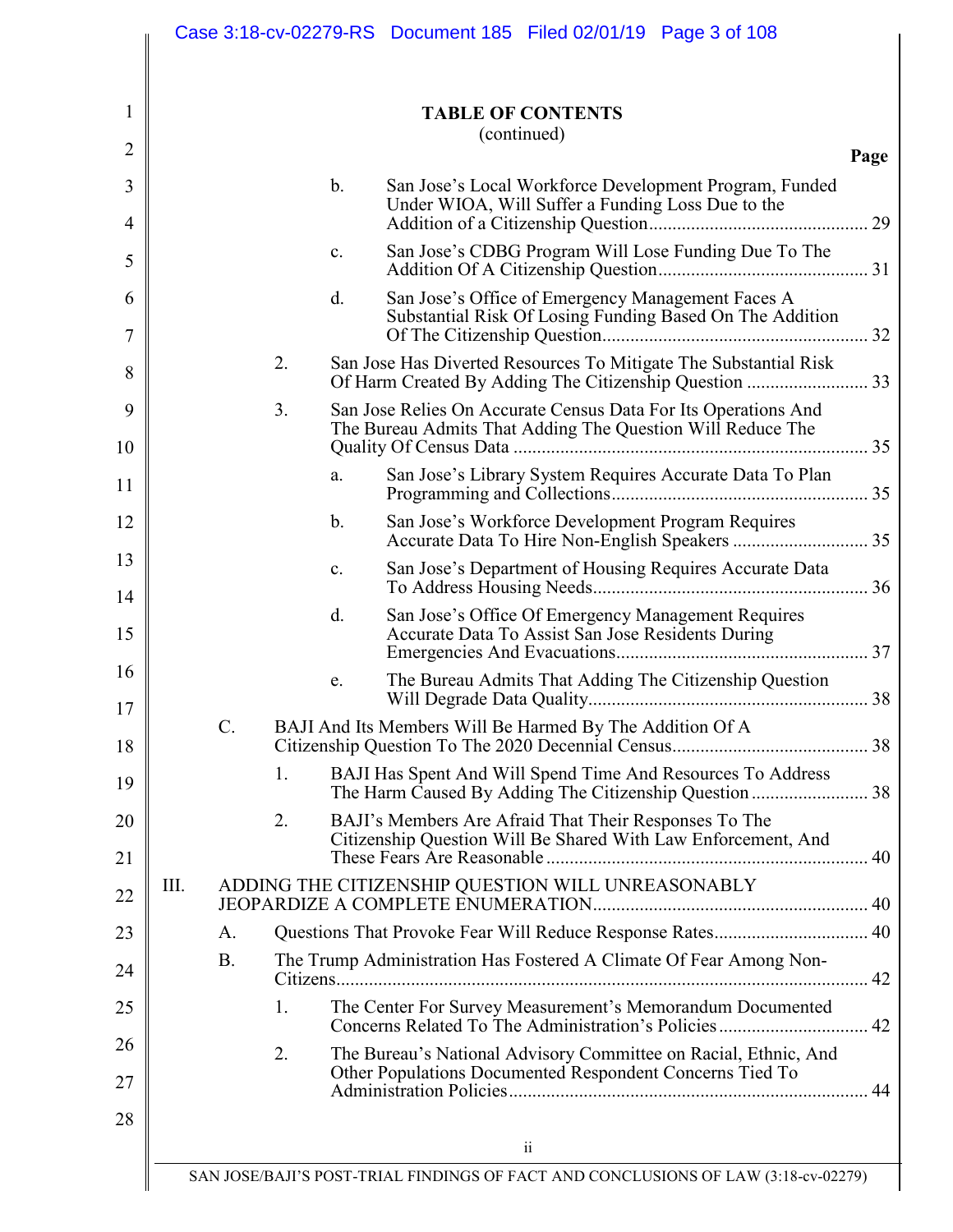**TABLE OF CONTENTS**
(continued)

| | Page |
|---|---|
| b. San Jose's Local Workforce Development Program, Funded Under WIOA, Will Suffer a Funding Loss Due to the Addition of a Citizenship Question | 29 |
| c. San Jose's CDBG Program Will Lose Funding Due To The Addition Of A Citizenship Question | 31 |
| d. San Jose's Office of Emergency Management Faces A Substantial Risk Of Losing Funding Based On The Addition Of The Citizenship Question | 32 |
| 2. San Jose Has Diverted Resources To Mitigate The Substantial Risk Of Harm Created By Adding The Citizenship Question | 33 |
| 3. San Jose Relies On Accurate Census Data For Its Operations And The Bureau Admits That Adding The Question Will Reduce The Quality Of Census Data | 35 |
| a. San Jose's Library System Requires Accurate Data To Plan Programming and Collections | 35 |
| b. San Jose's Workforce Development Program Requires Accurate Data To Hire Non-English Speakers | 35 |
| c. San Jose's Department of Housing Requires Accurate Data To Address Housing Needs | 36 |
| d. San Jose's Office Of Emergency Management Requires Accurate Data To Assist San Jose Residents During Emergencies And Evacuations | 37 |
| e. The Bureau Admits That Adding The Citizenship Question Will Degrade Data Quality | 38 |
| C. BAJI And Its Members Will Be Harmed By The Addition Of A Citizenship Question To The 2020 Decennial Census | 38 |
| 1. BAJI Has Spent And Will Spend Time And Resources To Address The Harm Caused By Adding The Citizenship Question | 38 |
| 2. BAJI's Members Are Afraid That Their Responses To The Citizenship Question Will Be Shared With Law Enforcement, And These Fears Are Reasonable | 40 |
| III. ADDING THE CITIZENSHIP QUESTION WILL UNREASONABLY JEOPARDIZE A COMPLETE ENUMERATION | 40 |
| A. Questions That Provoke Fear Will Reduce Response Rates | 40 |
| B. The Trump Administration Has Fostered A Climate Of Fear Among Non-Citizens | 42 |
| 1. The Center For Survey Measurement's Memorandum Documented Concerns Related To The Administration's Policies | 42 |
| 2. The Bureau's National Advisory Committee on Racial, Ethnic, And Other Populations Documented Respondent Concerns Tied To Administration Policies | 44 |

SAN JOSE/BAJI'S POST-TRIAL FINDINGS OF FACT AND CONCLUSIONS OF LAW (3:18-cv-02279)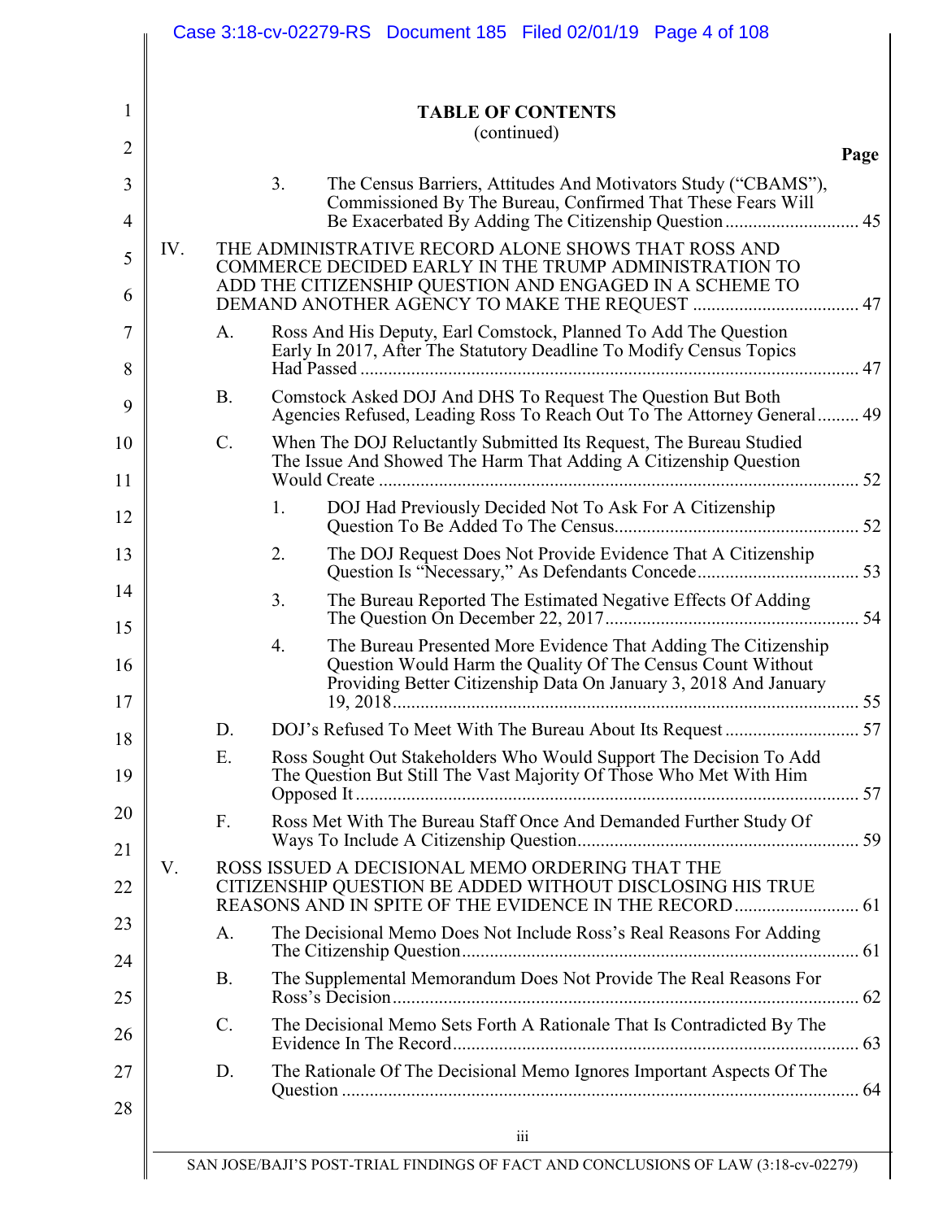**TABLE OF CONTENTS**
(continued)

| | Page |
|---|---|
| 3. The Census Barriers, Attitudes And Motivators Study ("CBAMS"), Commissioned By The Bureau, Confirmed That These Fears Will Be Exacerbated By Adding The Citizenship Question | 45 |
| IV. THE ADMINISTRATIVE RECORD ALONE SHOWS THAT ROSS AND COMMERCE DECIDED EARLY IN THE TRUMP ADMINISTRATION TO ADD THE CITIZENSHIP QUESTION AND ENGAGED IN A SCHEME TO DEMAND ANOTHER AGENCY TO MAKE THE REQUEST | 47 |
| A. Ross And His Deputy, Earl Comstock, Planned To Add The Question Early In 2017, After The Statutory Deadline To Modify Census Topics Had Passed | 47 |
| B. Comstock Asked DOJ And DHS To Request The Question But Both Agencies Refused, Leading Ross To Reach Out To The Attorney General | 49 |
| C. When The DOJ Reluctantly Submitted Its Request, The Bureau Studied The Issue And Showed The Harm That Adding A Citizenship Question Would Create | 52 |
| 1. DOJ Had Previously Decided Not To Ask For A Citizenship Question To Be Added To The Census | 52 |
| 2. The DOJ Request Does Not Provide Evidence That A Citizenship Question Is "Necessary," As Defendants Concede | 53 |
| 3. The Bureau Reported The Estimated Negative Effects Of Adding The Question On December 22, 2017 | 54 |
| 4. The Bureau Presented More Evidence That Adding The Citizenship Question Would Harm the Quality Of The Census Count Without Providing Better Citizenship Data On January 3, 2018 And January 19, 2018 | 55 |
| D. DOJ's Refused To Meet With The Bureau About Its Request | 57 |
| E. Ross Sought Out Stakeholders Who Would Support The Decision To Add The Question But Still The Vast Majority Of Those Who Met With Him Opposed It | 57 |
| F. Ross Met With The Bureau Staff Once And Demanded Further Study Of Ways To Include A Citizenship Question | 59 |
| V. ROSS ISSUED A DECISIONAL MEMO ORDERING THAT THE CITIZENSHIP QUESTION BE ADDED WITHOUT DISCLOSING HIS TRUE REASONS AND IN SPITE OF THE EVIDENCE IN THE RECORD | 61 |
| A. The Decisional Memo Does Not Include Ross's Real Reasons For Adding The Citizenship Question | 61 |
| B. The Supplemental Memorandum Does Not Provide The Real Reasons For Ross's Decision | 62 |
| C. The Decisional Memo Sets Forth A Rationale That Is Contradicted By The Evidence In The Record | 63 |
| D. The Rationale Of The Decisional Memo Ignores Important Aspects Of The Question | 64 |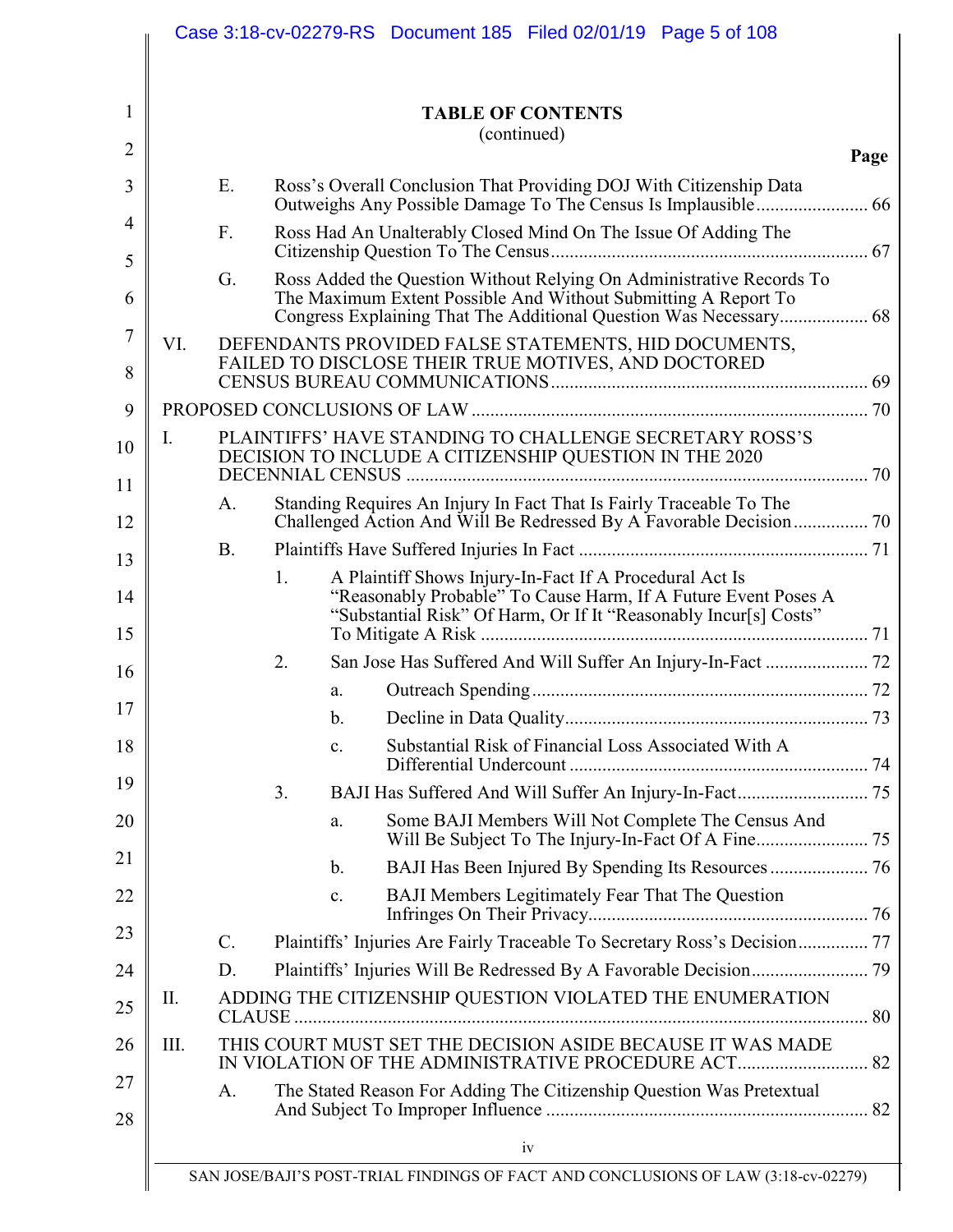**TABLE OF CONTENTS**
(continued)

| | | | | Page |
|---|---|---|---|---|
| | E. | Ross's Overall Conclusion That Providing DOJ With Citizenship Data Outweighs Any Possible Damage To The Census Is Implausible | | 66 |
| | F. | Ross Had An Unalterably Closed Mind On The Issue Of Adding The Citizenship Question To The Census | | 67 |
| | G. | Ross Added the Question Without Relying On Administrative Records To The Maximum Extent Possible And Without Submitting A Report To Congress Explaining That The Additional Question Was Necessary | | 68 |
| VI. | DEFENDANTS PROVIDED FALSE STATEMENTS, HID DOCUMENTS, FAILED TO DISCLOSE THEIR TRUE MOTIVES, AND DOCTORED CENSUS BUREAU COMMUNICATIONS | | | 69 |
| PROPOSED CONCLUSIONS OF LAW | | | | 70 |
| I. | PLAINTIFFS' HAVE STANDING TO CHALLENGE SECRETARY ROSS'S DECISION TO INCLUDE A CITIZENSHIP QUESTION IN THE 2020 DECENNIAL CENSUS | | | 70 |
| | A. | Standing Requires An Injury In Fact That Is Fairly Traceable To The Challenged Action And Will Be Redressed By A Favorable Decision | | 70 |
| | B. | Plaintiffs Have Suffered Injuries In Fact | | 71 |
| | | 1. | A Plaintiff Shows Injury-In-Fact If A Procedural Act Is "Reasonably Probable" To Cause Harm, If A Future Event Poses A "Substantial Risk" Of Harm, Or If It "Reasonably Incur[s] Costs" To Mitigate A Risk | 71 |
| | | 2. | San Jose Has Suffered And Will Suffer An Injury-In-Fact | 72 |
| | | | a. Outreach Spending | 72 |
| | | | b. Decline in Data Quality | 73 |
| | | | c. Substantial Risk of Financial Loss Associated With A Differential Undercount | 74 |
| | | 3. | BAJI Has Suffered And Will Suffer An Injury-In-Fact | 75 |
| | | | a. Some BAJI Members Will Not Complete The Census And Will Be Subject To The Injury-In-Fact Of A Fine | 75 |
| | | | b. BAJI Has Been Injured By Spending Its Resources | 76 |
| | | | c. BAJI Members Legitimately Fear That The Question Infringes On Their Privacy | 76 |
| | C. | Plaintiffs' Injuries Are Fairly Traceable To Secretary Ross's Decision | | 77 |
| | D. | Plaintiffs' Injuries Will Be Redressed By A Favorable Decision | | 79 |
| II. | ADDING THE CITIZENSHIP QUESTION VIOLATED THE ENUMERATION CLAUSE | | | 80 |
| III. | THIS COURT MUST SET THE DECISION ASIDE BECAUSE IT WAS MADE IN VIOLATION OF THE ADMINISTRATIVE PROCEDURE ACT | | | 82 |
| | A. | The Stated Reason For Adding The Citizenship Question Was Pretextual And Subject To Improper Influence | | 82 |

SAN JOSE/BAJI'S POST-TRIAL FINDINGS OF FACT AND CONCLUSIONS OF LAW (3:18-cv-02279)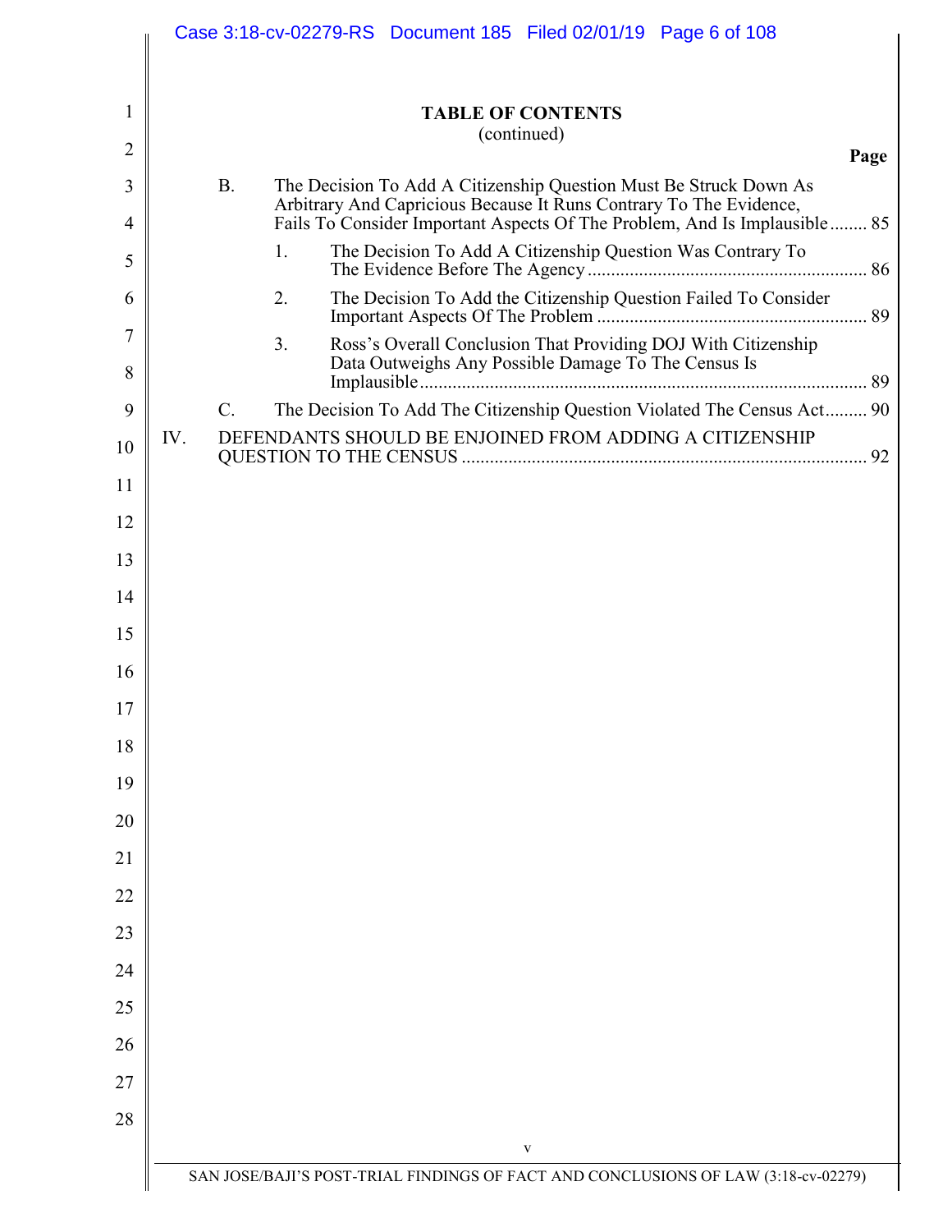**TABLE OF CONTENTS**
(continued)

| | | Page |
|---|---|---|
| B. | The Decision To Add A Citizenship Question Must Be Struck Down As Arbitrary And Capricious Because It Runs Contrary To The Evidence, Fails To Consider Important Aspects Of The Problem, And Is Implausible | 85 |
| &nbsp;&nbsp;&nbsp;&nbsp;1. | The Decision To Add A Citizenship Question Was Contrary To The Evidence Before The Agency | 86 |
| &nbsp;&nbsp;&nbsp;&nbsp;2. | The Decision To Add the Citizenship Question Failed To Consider Important Aspects Of The Problem | 89 |
| &nbsp;&nbsp;&nbsp;&nbsp;3. | Ross's Overall Conclusion That Providing DOJ With Citizenship Data Outweighs Any Possible Damage To The Census Is Implausible | 89 |
| C. | The Decision To Add The Citizenship Question Violated The Census Act | 90 |
| IV. | DEFENDANTS SHOULD BE ENJOINED FROM ADDING A CITIZENSHIP QUESTION TO THE CENSUS | 92 |

SAN JOSE/BAJI'S POST-TRIAL FINDINGS OF FACT AND CONCLUSIONS OF LAW (3:18-cv-02279)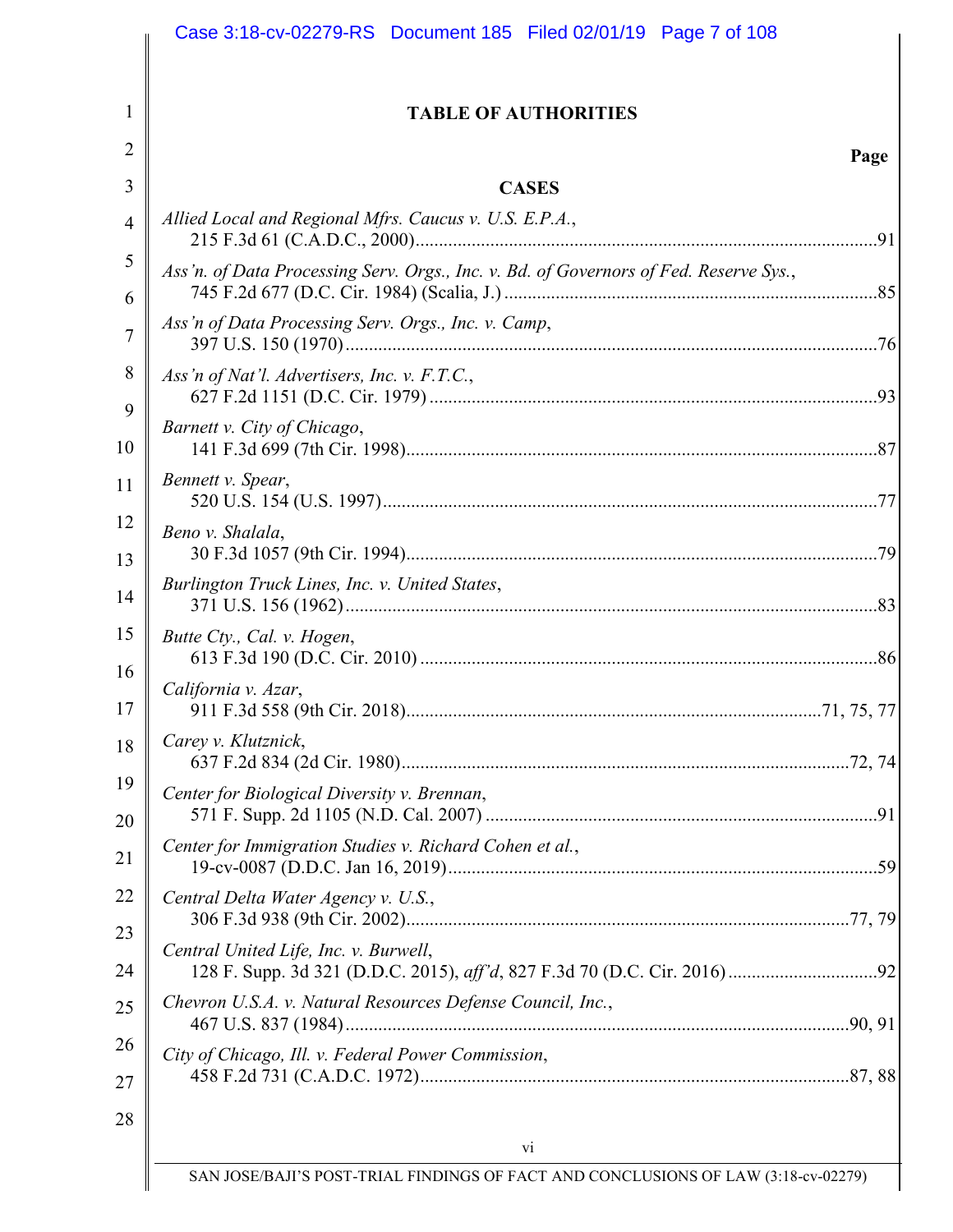# TABLE OF AUTHORITIES

**Page**

## CASES

*Allied Local and Regional Mfrs. Caucus v. U.S. E.P.A.*,
215 F.3d 61 (C.A.D.C., 2000) ... 91

*Ass'n. of Data Processing Serv. Orgs., Inc. v. Bd. of Governors of Fed. Reserve Sys.*,
745 F.2d 677 (D.C. Cir. 1984) (Scalia, J.) ... 85

*Ass'n of Data Processing Serv. Orgs., Inc. v. Camp*,
397 U.S. 150 (1970) ... 76

*Ass'n of Nat'l. Advertisers, Inc. v. F.T.C.*,
627 F.2d 1151 (D.C. Cir. 1979) ... 93

*Barnett v. City of Chicago*,
141 F.3d 699 (7th Cir. 1998) ... 87

*Bennett v. Spear*,
520 U.S. 154 (U.S. 1997) ... 77

*Beno v. Shalala*,
30 F.3d 1057 (9th Cir. 1994) ... 79

*Burlington Truck Lines, Inc. v. United States*,
371 U.S. 156 (1962) ... 83

*Butte Cty., Cal. v. Hogen*,
613 F.3d 190 (D.C. Cir. 2010) ... 86

*California v. Azar*,
911 F.3d 558 (9th Cir. 2018) ... 71, 75, 77

*Carey v. Klutznick*,
637 F.2d 834 (2d Cir. 1980) ... 72, 74

*Center for Biological Diversity v. Brennan*,
571 F. Supp. 2d 1105 (N.D. Cal. 2007) ... 91

*Center for Immigration Studies v. Richard Cohen et al.*,
19-cv-0087 (D.D.C. Jan 16, 2019) ... 59

*Central Delta Water Agency v. U.S.*,
306 F.3d 938 (9th Cir. 2002) ... 77, 79

*Central United Life, Inc. v. Burwell*,
128 F. Supp. 3d 321 (D.D.C. 2015), *aff'd*, 827 F.3d 70 (D.C. Cir. 2016) ... 92

*Chevron U.S.A. v. Natural Resources Defense Council, Inc.*,
467 U.S. 837 (1984) ... 90, 91

*City of Chicago, Ill. v. Federal Power Commission*,
458 F.2d 731 (C.A.D.C. 1972) ... 87, 88

vi

SAN JOSE/BAJI'S POST-TRIAL FINDINGS OF FACT AND CONCLUSIONS OF LAW (3:18-cv-02279)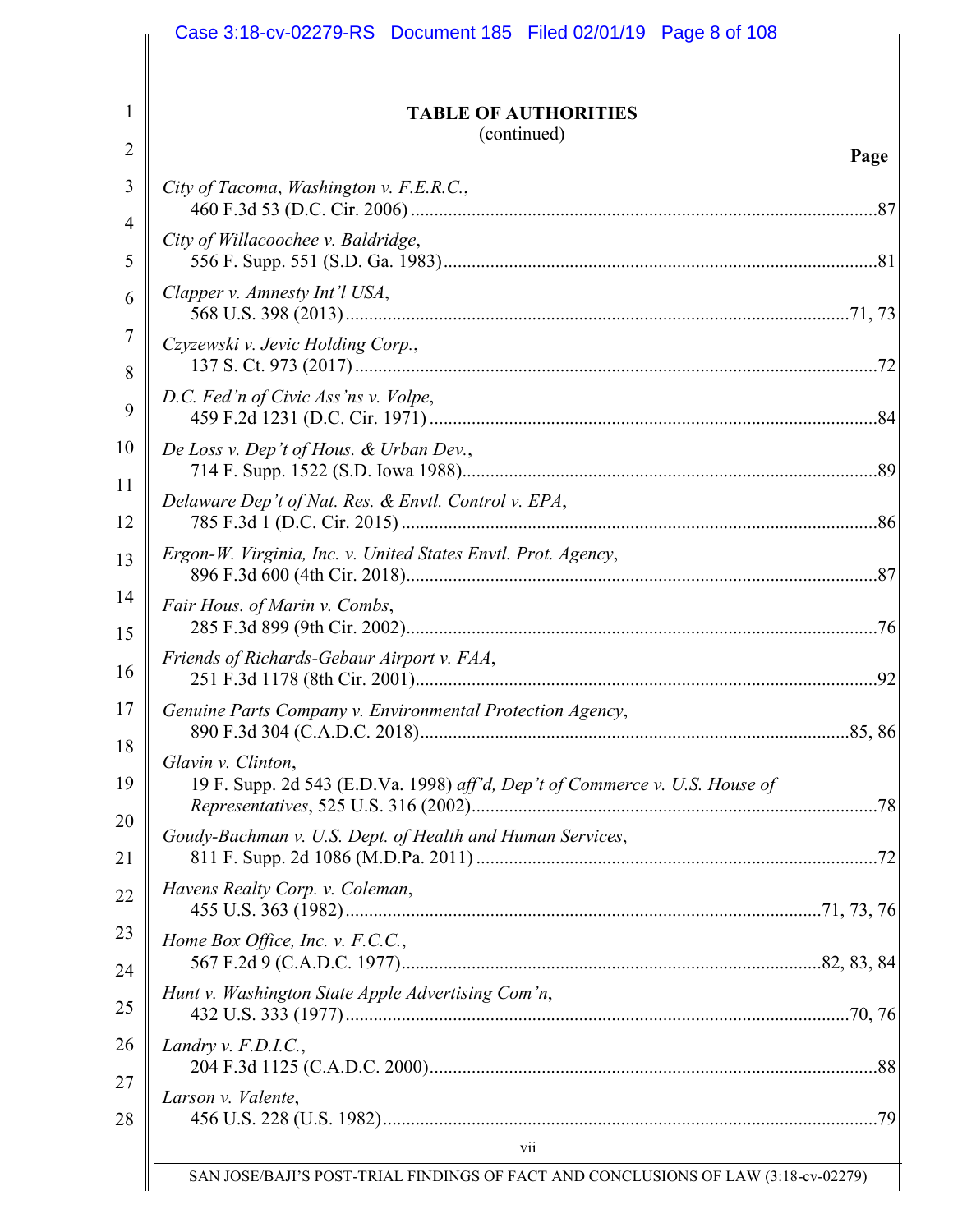**TABLE OF AUTHORITIES**
(continued)

**Page**

*City of Tacoma, Washington v. F.E.R.C.*,
460 F.3d 53 (D.C. Cir. 2006) ....................87

*City of Willacoochee v. Baldridge*,
556 F. Supp. 551 (S.D. Ga. 1983) ....................81

*Clapper v. Amnesty Int'l USA*,
568 U.S. 398 (2013) ....................71, 73

*Czyzewski v. Jevic Holding Corp.*,
137 S. Ct. 973 (2017) ....................72

*D.C. Fed'n of Civic Ass'ns v. Volpe*,
459 F.2d 1231 (D.C. Cir. 1971) ....................84

*De Loss v. Dep't of Hous. & Urban Dev.*,
714 F. Supp. 1522 (S.D. Iowa 1988) ....................89

*Delaware Dep't of Nat. Res. & Envtl. Control v. EPA*,
785 F.3d 1 (D.C. Cir. 2015) ....................86

*Ergon-W. Virginia, Inc. v. United States Envtl. Prot. Agency*,
896 F.3d 600 (4th Cir. 2018) ....................87

*Fair Hous. of Marin v. Combs*,
285 F.3d 899 (9th Cir. 2002) ....................76

*Friends of Richards-Gebaur Airport v. FAA*,
251 F.3d 1178 (8th Cir. 2001) ....................92

*Genuine Parts Company v. Environmental Protection Agency*,
890 F.3d 304 (C.A.D.C. 2018) ....................85, 86

*Glavin v. Clinton*,
19 F. Supp. 2d 543 (E.D.Va. 1998) *aff'd, Dep't of Commerce v. U.S. House of Representatives*, 525 U.S. 316 (2002) ....................78

*Goudy-Bachman v. U.S. Dept. of Health and Human Services*,
811 F. Supp. 2d 1086 (M.D.Pa. 2011) ....................72

*Havens Realty Corp. v. Coleman*,
455 U.S. 363 (1982) ....................71, 73, 76

*Home Box Office, Inc. v. F.C.C.*,
567 F.2d 9 (C.A.D.C. 1977) ....................82, 83, 84

*Hunt v. Washington State Apple Advertising Com'n*,
432 U.S. 333 (1977) ....................70, 76

*Landry v. F.D.I.C.*,
204 F.3d 1125 (C.A.D.C. 2000) ....................88

*Larson v. Valente*,
456 U.S. 228 (U.S. 1982) ....................79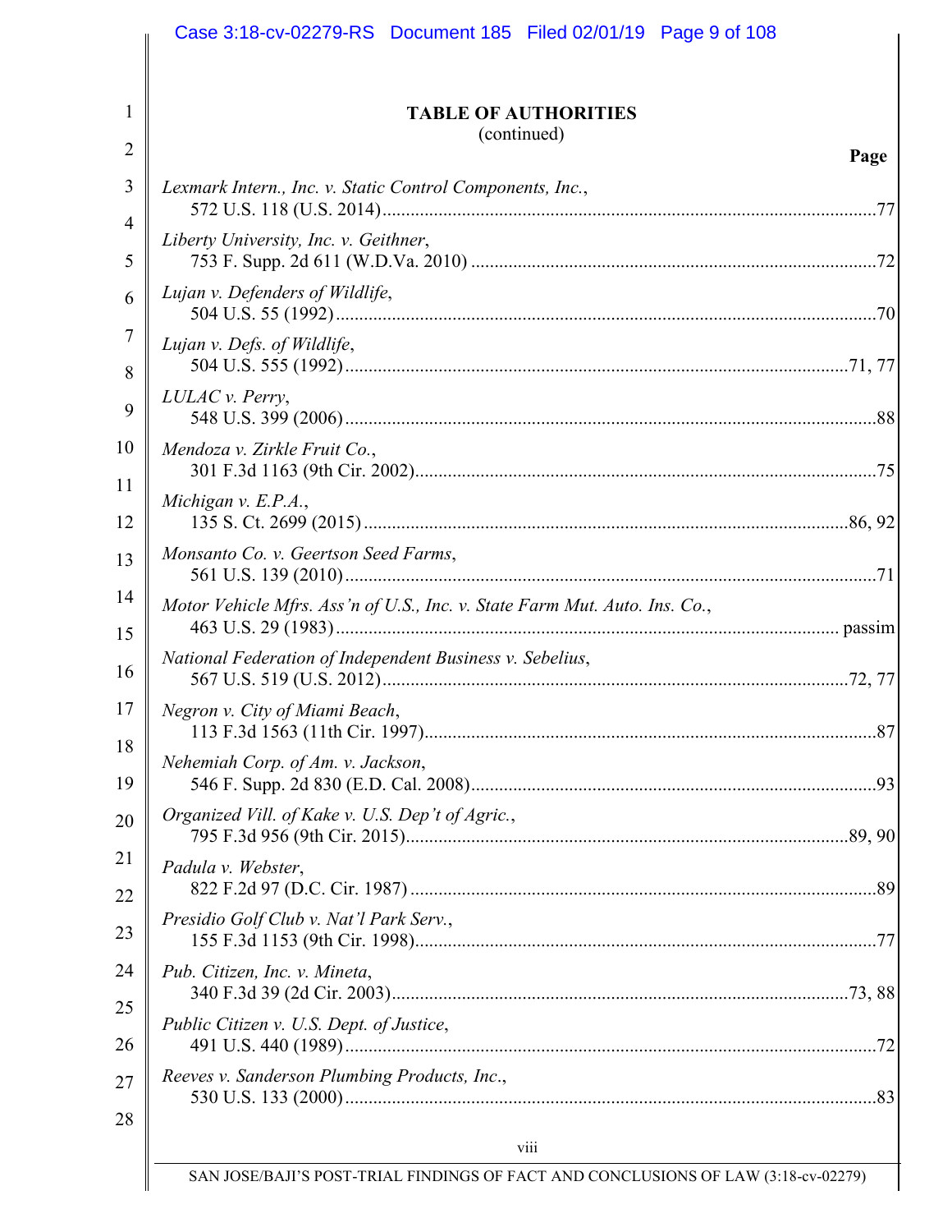**TABLE OF AUTHORITIES**
(continued)

**Page**

*Lexmark Intern., Inc. v. Static Control Components, Inc.*,
572 U.S. 118 (U.S. 2014) ........ 77

*Liberty University, Inc. v. Geithner*,
753 F. Supp. 2d 611 (W.D.Va. 2010) ........ 72

*Lujan v. Defenders of Wildlife*,
504 U.S. 55 (1992) ........ 70

*Lujan v. Defs. of Wildlife*,
504 U.S. 555 (1992) ........ 71, 77

*LULAC v. Perry*,
548 U.S. 399 (2006) ........ 88

*Mendoza v. Zirkle Fruit Co.*,
301 F.3d 1163 (9th Cir. 2002) ........ 75

*Michigan v. E.P.A.*,
135 S. Ct. 2699 (2015) ........ 86, 92

*Monsanto Co. v. Geertson Seed Farms*,
561 U.S. 139 (2010) ........ 71

*Motor Vehicle Mfrs. Ass'n of U.S., Inc. v. State Farm Mut. Auto. Ins. Co.*,
463 U.S. 29 (1983) ........ passim

*National Federation of Independent Business v. Sebelius*,
567 U.S. 519 (U.S. 2012) ........ 72, 77

*Negron v. City of Miami Beach*,
113 F.3d 1563 (11th Cir. 1997) ........ 87

*Nehemiah Corp. of Am. v. Jackson*,
546 F. Supp. 2d 830 (E.D. Cal. 2008) ........ 93

*Organized Vill. of Kake v. U.S. Dep't of Agric.*,
795 F.3d 956 (9th Cir. 2015) ........ 89, 90

*Padula v. Webster*,
822 F.2d 97 (D.C. Cir. 1987) ........ 89

*Presidio Golf Club v. Nat'l Park Serv.*,
155 F.3d 1153 (9th Cir. 1998) ........ 77

*Pub. Citizen, Inc. v. Mineta*,
340 F.3d 39 (2d Cir. 2003) ........ 73, 88

*Public Citizen v. U.S. Dept. of Justice*,
491 U.S. 440 (1989) ........ 72

*Reeves v. Sanderson Plumbing Products, Inc.*,
530 U.S. 133 (2000) ........ 83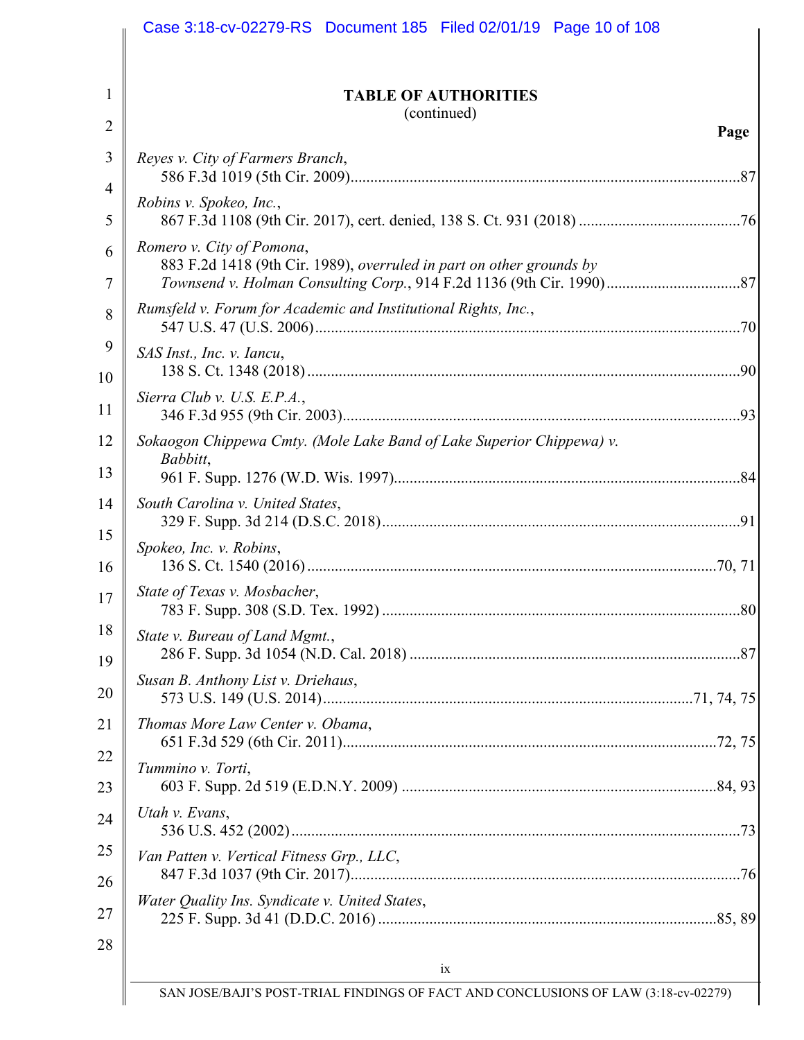**TABLE OF AUTHORITIES**
(continued)

**Page**

*Reyes v. City of Farmers Branch*,
586 F.3d 1019 (5th Cir. 2009) ..... 87

*Robins v. Spokeo, Inc.*,
867 F.3d 1108 (9th Cir. 2017), cert. denied, 138 S. Ct. 931 (2018) ..... 76

*Romero v. City of Pomona*,
883 F.2d 1418 (9th Cir. 1989), *overruled in part on other grounds by Townsend v. Holman Consulting Corp.*, 914 F.2d 1136 (9th Cir. 1990) ..... 87

*Rumsfeld v. Forum for Academic and Institutional Rights, Inc.*,
547 U.S. 47 (U.S. 2006) ..... 70

*SAS Inst., Inc. v. Iancu*,
138 S. Ct. 1348 (2018) ..... 90

*Sierra Club v. U.S. E.P.A.*,
346 F.3d 955 (9th Cir. 2003) ..... 93

*Sokaogon Chippewa Cmty. (Mole Lake Band of Lake Superior Chippewa) v. Babbitt*,
961 F. Supp. 1276 (W.D. Wis. 1997) ..... 84

*South Carolina v. United States*,
329 F. Supp. 3d 214 (D.S.C. 2018) ..... 91

*Spokeo, Inc. v. Robins*,
136 S. Ct. 1540 (2016) ..... 70, 71

*State of Texas v. Mosbacher*,
783 F. Supp. 308 (S.D. Tex. 1992) ..... 80

*State v. Bureau of Land Mgmt.*,
286 F. Supp. 3d 1054 (N.D. Cal. 2018) ..... 87

*Susan B. Anthony List v. Driehaus*,
573 U.S. 149 (U.S. 2014) ..... 71, 74, 75

*Thomas More Law Center v. Obama*,
651 F.3d 529 (6th Cir. 2011) ..... 72, 75

*Tummino v. Torti*,
603 F. Supp. 2d 519 (E.D.N.Y. 2009) ..... 84, 93

*Utah v. Evans*,
536 U.S. 452 (2002) ..... 73

*Van Patten v. Vertical Fitness Grp., LLC*,
847 F.3d 1037 (9th Cir. 2017) ..... 76

*Water Quality Ins. Syndicate v. United States*,
225 F. Supp. 3d 41 (D.D.C. 2016) ..... 85, 89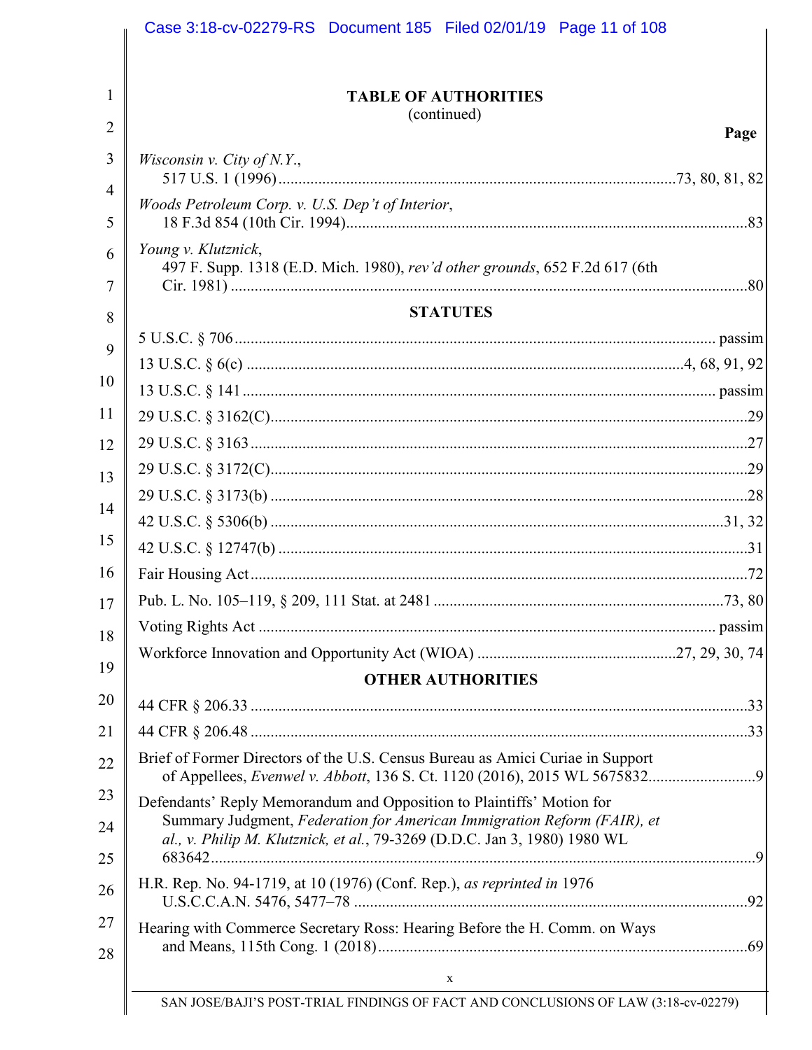**TABLE OF AUTHORITIES**
(continued)

**Page**

*Wisconsin v. City of N.Y.*,
517 U.S. 1 (1996) ... 73, 80, 81, 82

*Woods Petroleum Corp. v. U.S. Dep't of Interior*,
18 F.3d 854 (10th Cir. 1994) ... 83

*Young v. Klutznick*,
497 F. Supp. 1318 (E.D. Mich. 1980), *rev'd other grounds*, 652 F.2d 617 (6th Cir. 1981) ... 80

**STATUTES**

5 U.S.C. § 706 ... passim

13 U.S.C. § 6(c) ... 4, 68, 91, 92

13 U.S.C. § 141 ... passim

29 U.S.C. § 3162(C) ... 29

29 U.S.C. § 3163 ... 27

29 U.S.C. § 3172(C) ... 29

29 U.S.C. § 3173(b) ... 28

42 U.S.C. § 5306(b) ... 31, 32

42 U.S.C. § 12747(b) ... 31

Fair Housing Act ... 72

Pub. L. No. 105–119, § 209, 111 Stat. at 2481 ... 73, 80

Voting Rights Act ... passim

Workforce Innovation and Opportunity Act (WIOA) ... 27, 29, 30, 74

**OTHER AUTHORITIES**

44 CFR § 206.33 ... 33

44 CFR § 206.48 ... 33

Brief of Former Directors of the U.S. Census Bureau as Amici Curiae in Support of Appellees, *Evenwel v. Abbott*, 136 S. Ct. 1120 (2016), 2015 WL 5675832 ... 9

Defendants' Reply Memorandum and Opposition to Plaintiffs' Motion for Summary Judgment, *Federation for American Immigration Reform (FAIR), et al., v. Philip M. Klutznick, et al.*, 79-3269 (D.D.C. Jan 3, 1980) 1980 WL 683642 ... 9

H.R. Rep. No. 94-1719, at 10 (1976) (Conf. Rep.), *as reprinted in* 1976 U.S.C.C.A.N. 5476, 5477–78 ... 92

Hearing with Commerce Secretary Ross: Hearing Before the H. Comm. on Ways and Means, 115th Cong. 1 (2018) ... 69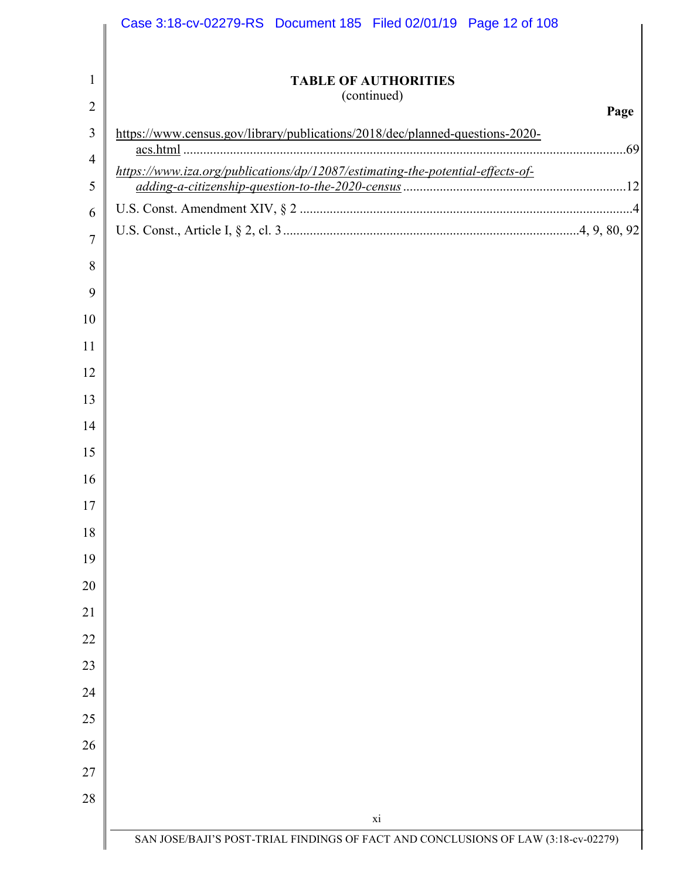**TABLE OF AUTHORITIES**
(continued)

| | Page |
|---|---|
| https://www.census.gov/library/publications/2018/dec/planned-questions-2020-acs.html | 69 |
| *https://www.iza.org/publications/dp/12087/estimating-the-potential-effects-of-adding-a-citizenship-question-to-the-2020-census* | 12 |
| U.S. Const. Amendment XIV, § 2 | 4 |
| U.S. Const., Article I, § 2, cl. 3 | 4, 9, 80, 92 |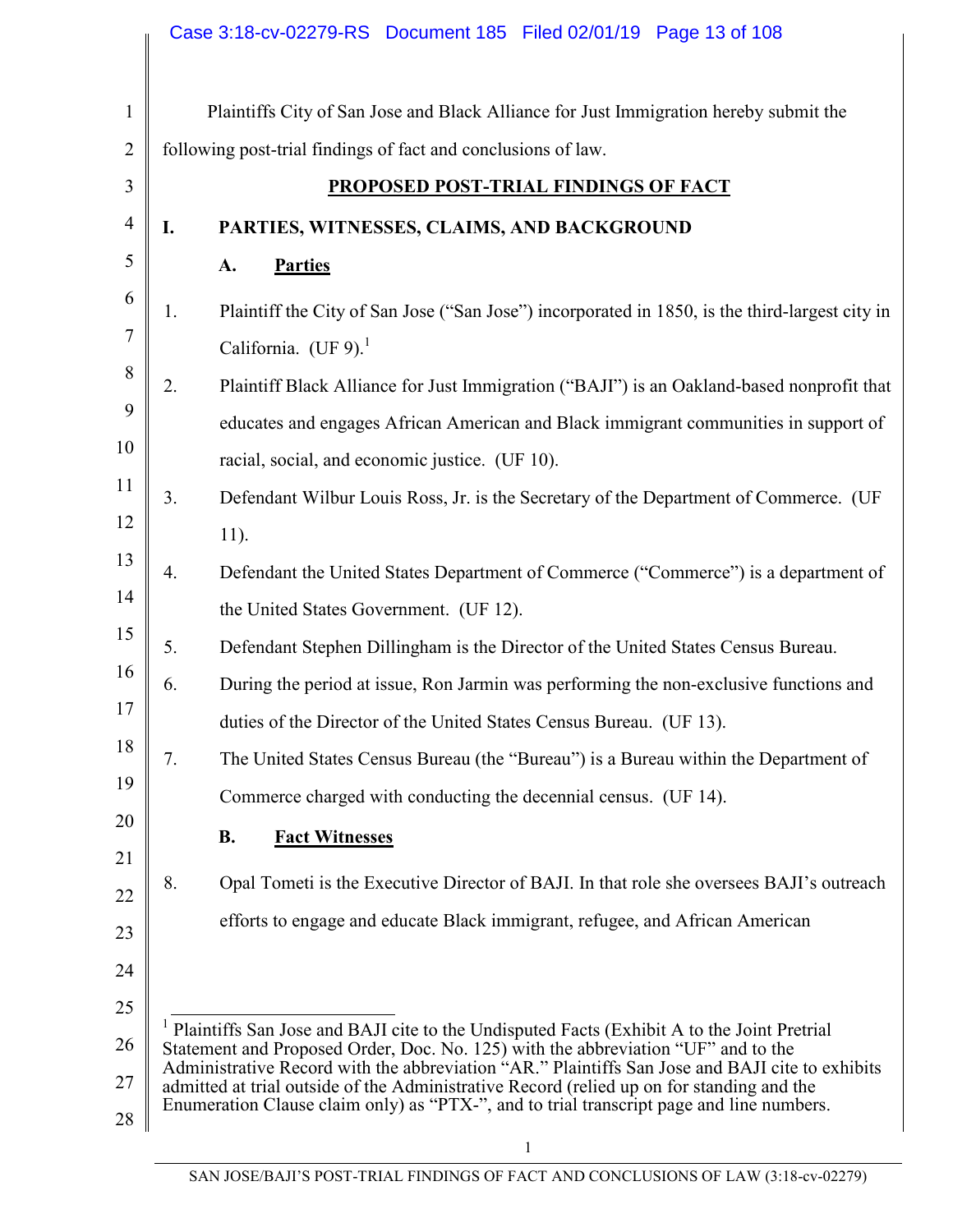Plaintiffs City of San Jose and Black Alliance for Just Immigration hereby submit the following post-trial findings of fact and conclusions of law.

## PROPOSED POST-TRIAL FINDINGS OF FACT

### I. PARTIES, WITNESSES, CLAIMS, AND BACKGROUND

#### A. Parties

1. Plaintiff the City of San Jose ("San Jose") incorporated in 1850, is the third-largest city in California. (UF 9).[1]

2. Plaintiff Black Alliance for Just Immigration ("BAJI") is an Oakland-based nonprofit that educates and engages African American and Black immigrant communities in support of racial, social, and economic justice. (UF 10).

3. Defendant Wilbur Louis Ross, Jr. is the Secretary of the Department of Commerce. (UF 11).

4. Defendant the United States Department of Commerce ("Commerce") is a department of the United States Government. (UF 12).

5. Defendant Stephen Dillingham is the Director of the United States Census Bureau.

6. During the period at issue, Ron Jarmin was performing the non-exclusive functions and duties of the Director of the United States Census Bureau. (UF 13).

7. The United States Census Bureau (the "Bureau") is a Bureau within the Department of Commerce charged with conducting the decennial census. (UF 14).

#### B. Fact Witnesses

8. Opal Tometi is the Executive Director of BAJI. In that role she oversees BAJI's outreach efforts to engage and educate Black immigrant, refugee, and African American

---

[1] Plaintiffs San Jose and BAJI cite to the Undisputed Facts (Exhibit A to the Joint Pretrial Statement and Proposed Order, Doc. No. 125) with the abbreviation "UF" and to the Administrative Record with the abbreviation "AR." Plaintiffs San Jose and BAJI cite to exhibits admitted at trial outside of the Administrative Record (relied up on for standing and the Enumeration Clause claim only) as "PTX-", and to trial transcript page and line numbers.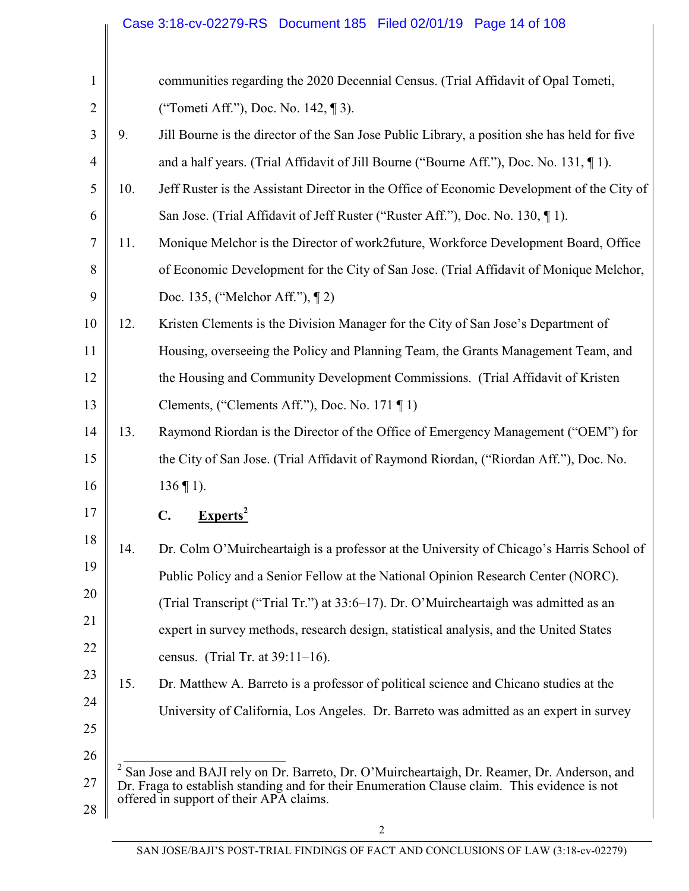communities regarding the 2020 Decennial Census. (Trial Affidavit of Opal Tometi, ("Tometi Aff."), Doc. No. 142, ¶ 3).

9. Jill Bourne is the director of the San Jose Public Library, a position she has held for five and a half years. (Trial Affidavit of Jill Bourne ("Bourne Aff."), Doc. No. 131, ¶ 1).

10. Jeff Ruster is the Assistant Director in the Office of Economic Development of the City of San Jose. (Trial Affidavit of Jeff Ruster ("Ruster Aff."), Doc. No. 130, ¶ 1).

11. Monique Melchor is the Director of work2future, Workforce Development Board, Office of Economic Development for the City of San Jose. (Trial Affidavit of Monique Melchor, Doc. 135, ("Melchor Aff."), ¶ 2)

12. Kristen Clements is the Division Manager for the City of San Jose's Department of Housing, overseeing the Policy and Planning Team, the Grants Management Team, and the Housing and Community Development Commissions. (Trial Affidavit of Kristen Clements, ("Clements Aff."), Doc. No. 171 ¶ 1)

13. Raymond Riordan is the Director of the Office of Emergency Management ("OEM") for the City of San Jose. (Trial Affidavit of Raymond Riordan, ("Riordan Aff."), Doc. No. 136 ¶ 1).

### C. Experts[2]

14. Dr. Colm O'Muircheartaigh is a professor at the University of Chicago's Harris School of Public Policy and a Senior Fellow at the National Opinion Research Center (NORC). (Trial Transcript ("Trial Tr.") at 33:6–17). Dr. O'Muircheartaigh was admitted as an expert in survey methods, research design, statistical analysis, and the United States census. (Trial Tr. at 39:11–16).

15. Dr. Matthew A. Barreto is a professor of political science and Chicano studies at the University of California, Los Angeles. Dr. Barreto was admitted as an expert in survey

---

[2] San Jose and BAJI rely on Dr. Barreto, Dr. O'Muircheartaigh, Dr. Reamer, Dr. Anderson, and Dr. Fraga to establish standing and for their Enumeration Clause claim. This evidence is not offered in support of their APA claims.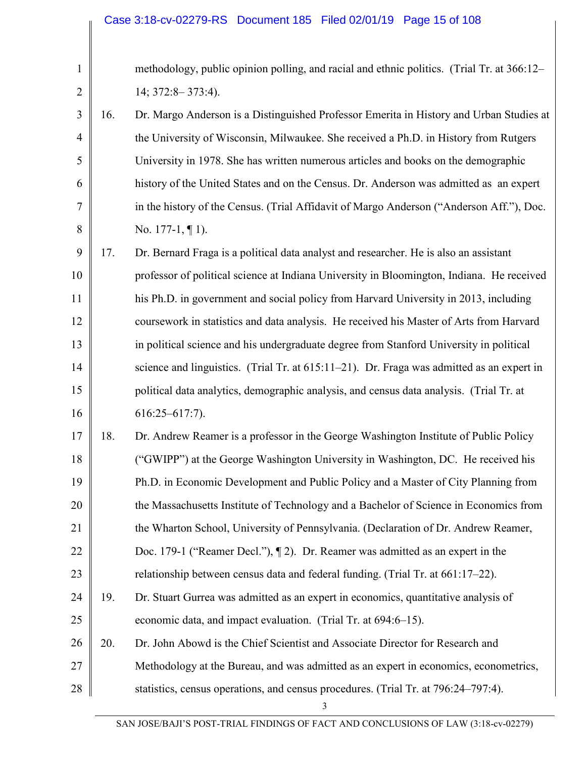methodology, public opinion polling, and racial and ethnic politics. (Trial Tr. at 366:12–14; 372:8– 373:4).

16. Dr. Margo Anderson is a Distinguished Professor Emerita in History and Urban Studies at the University of Wisconsin, Milwaukee. She received a Ph.D. in History from Rutgers University in 1978. She has written numerous articles and books on the demographic history of the United States and on the Census. Dr. Anderson was admitted as an expert in the history of the Census. (Trial Affidavit of Margo Anderson ("Anderson Aff."), Doc. No. 177-1, ¶ 1).

17. Dr. Bernard Fraga is a political data analyst and researcher. He is also an assistant professor of political science at Indiana University in Bloomington, Indiana. He received his Ph.D. in government and social policy from Harvard University in 2013, including coursework in statistics and data analysis. He received his Master of Arts from Harvard in political science and his undergraduate degree from Stanford University in political science and linguistics. (Trial Tr. at 615:11–21). Dr. Fraga was admitted as an expert in political data analytics, demographic analysis, and census data analysis. (Trial Tr. at 616:25–617:7).

18. Dr. Andrew Reamer is a professor in the George Washington Institute of Public Policy ("GWIPP") at the George Washington University in Washington, DC. He received his Ph.D. in Economic Development and Public Policy and a Master of City Planning from the Massachusetts Institute of Technology and a Bachelor of Science in Economics from the Wharton School, University of Pennsylvania. (Declaration of Dr. Andrew Reamer, Doc. 179-1 ("Reamer Decl."), ¶ 2). Dr. Reamer was admitted as an expert in the relationship between census data and federal funding. (Trial Tr. at 661:17–22).

19. Dr. Stuart Gurrea was admitted as an expert in economics, quantitative analysis of economic data, and impact evaluation. (Trial Tr. at 694:6–15).

20. Dr. John Abowd is the Chief Scientist and Associate Director for Research and Methodology at the Bureau, and was admitted as an expert in economics, econometrics, statistics, census operations, and census procedures. (Trial Tr. at 796:24–797:4).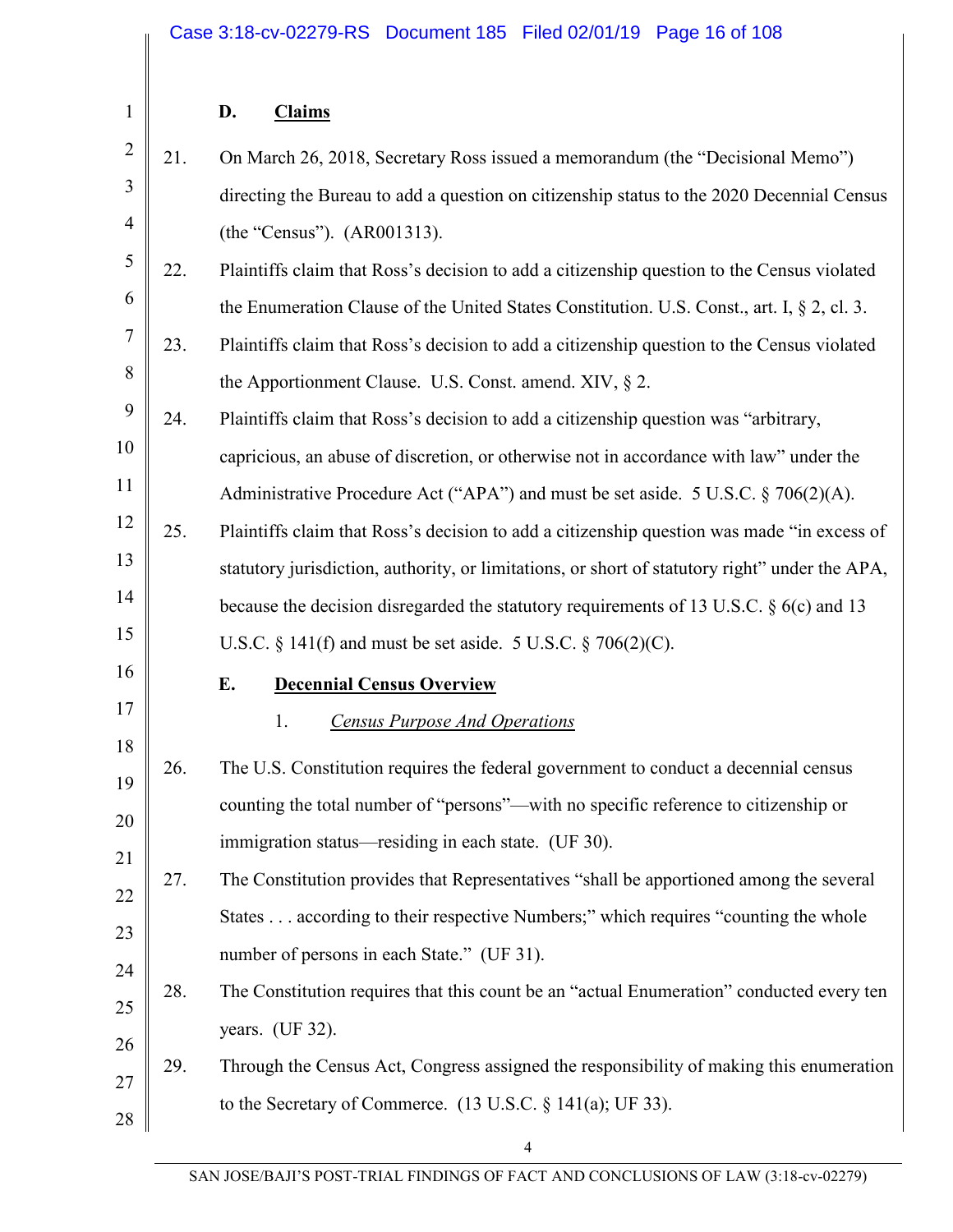### D. Claims

21. On March 26, 2018, Secretary Ross issued a memorandum (the "Decisional Memo") directing the Bureau to add a question on citizenship status to the 2020 Decennial Census (the "Census"). (AR001313).

22. Plaintiffs claim that Ross's decision to add a citizenship question to the Census violated the Enumeration Clause of the United States Constitution. U.S. Const., art. I, § 2, cl. 3.

23. Plaintiffs claim that Ross's decision to add a citizenship question to the Census violated the Apportionment Clause. U.S. Const. amend. XIV, § 2.

24. Plaintiffs claim that Ross's decision to add a citizenship question was "arbitrary, capricious, an abuse of discretion, or otherwise not in accordance with law" under the Administrative Procedure Act ("APA") and must be set aside. 5 U.S.C. § 706(2)(A).

25. Plaintiffs claim that Ross's decision to add a citizenship question was made "in excess of statutory jurisdiction, authority, or limitations, or short of statutory right" under the APA, because the decision disregarded the statutory requirements of 13 U.S.C. § 6(c) and 13 U.S.C. § 141(f) and must be set aside. 5 U.S.C. § 706(2)(C).

### E. Decennial Census Overview

#### 1. *Census Purpose And Operations*

26. The U.S. Constitution requires the federal government to conduct a decennial census counting the total number of "persons"—with no specific reference to citizenship or immigration status—residing in each state. (UF 30).

27. The Constitution provides that Representatives "shall be apportioned among the several States . . . according to their respective Numbers;" which requires "counting the whole number of persons in each State." (UF 31).

28. The Constitution requires that this count be an "actual Enumeration" conducted every ten years. (UF 32).

29. Through the Census Act, Congress assigned the responsibility of making this enumeration to the Secretary of Commerce. (13 U.S.C. § 141(a); UF 33).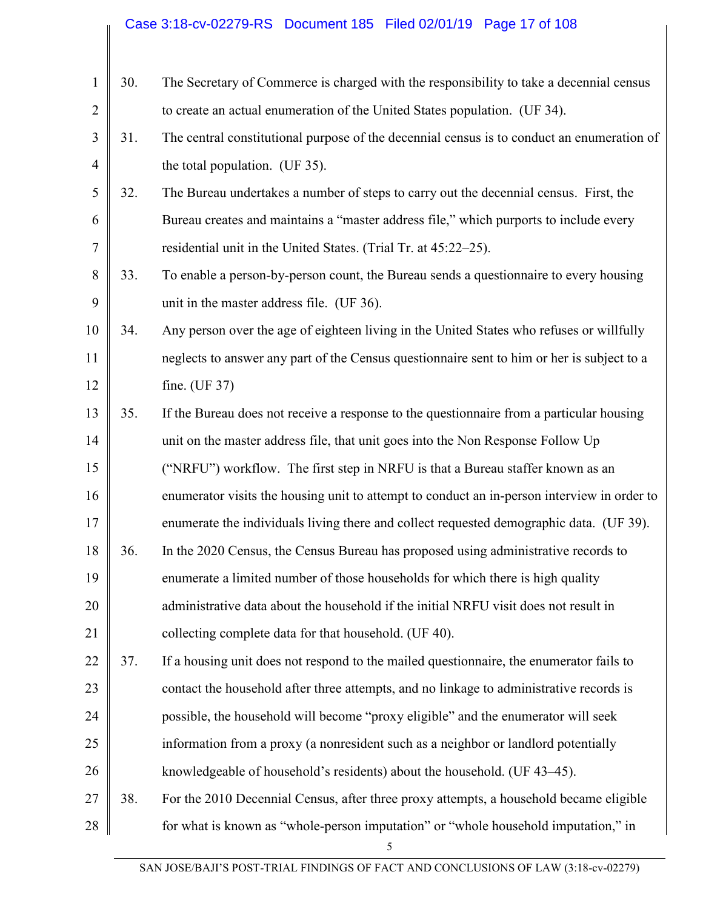30. The Secretary of Commerce is charged with the responsibility to take a decennial census to create an actual enumeration of the United States population. (UF 34).

31. The central constitutional purpose of the decennial census is to conduct an enumeration of the total population. (UF 35).

32. The Bureau undertakes a number of steps to carry out the decennial census. First, the Bureau creates and maintains a "master address file," which purports to include every residential unit in the United States. (Trial Tr. at 45:22–25).

33. To enable a person-by-person count, the Bureau sends a questionnaire to every housing unit in the master address file. (UF 36).

34. Any person over the age of eighteen living in the United States who refuses or willfully neglects to answer any part of the Census questionnaire sent to him or her is subject to a fine. (UF 37)

35. If the Bureau does not receive a response to the questionnaire from a particular housing unit on the master address file, that unit goes into the Non Response Follow Up ("NRFU") workflow. The first step in NRFU is that a Bureau staffer known as an enumerator visits the housing unit to attempt to conduct an in-person interview in order to enumerate the individuals living there and collect requested demographic data. (UF 39).

36. In the 2020 Census, the Census Bureau has proposed using administrative records to enumerate a limited number of those households for which there is high quality administrative data about the household if the initial NRFU visit does not result in collecting complete data for that household. (UF 40).

37. If a housing unit does not respond to the mailed questionnaire, the enumerator fails to contact the household after three attempts, and no linkage to administrative records is possible, the household will become "proxy eligible" and the enumerator will seek information from a proxy (a nonresident such as a neighbor or landlord potentially knowledgeable of household's residents) about the household. (UF 43–45).

38. For the 2010 Decennial Census, after three proxy attempts, a household became eligible for what is known as "whole-person imputation" or "whole household imputation," in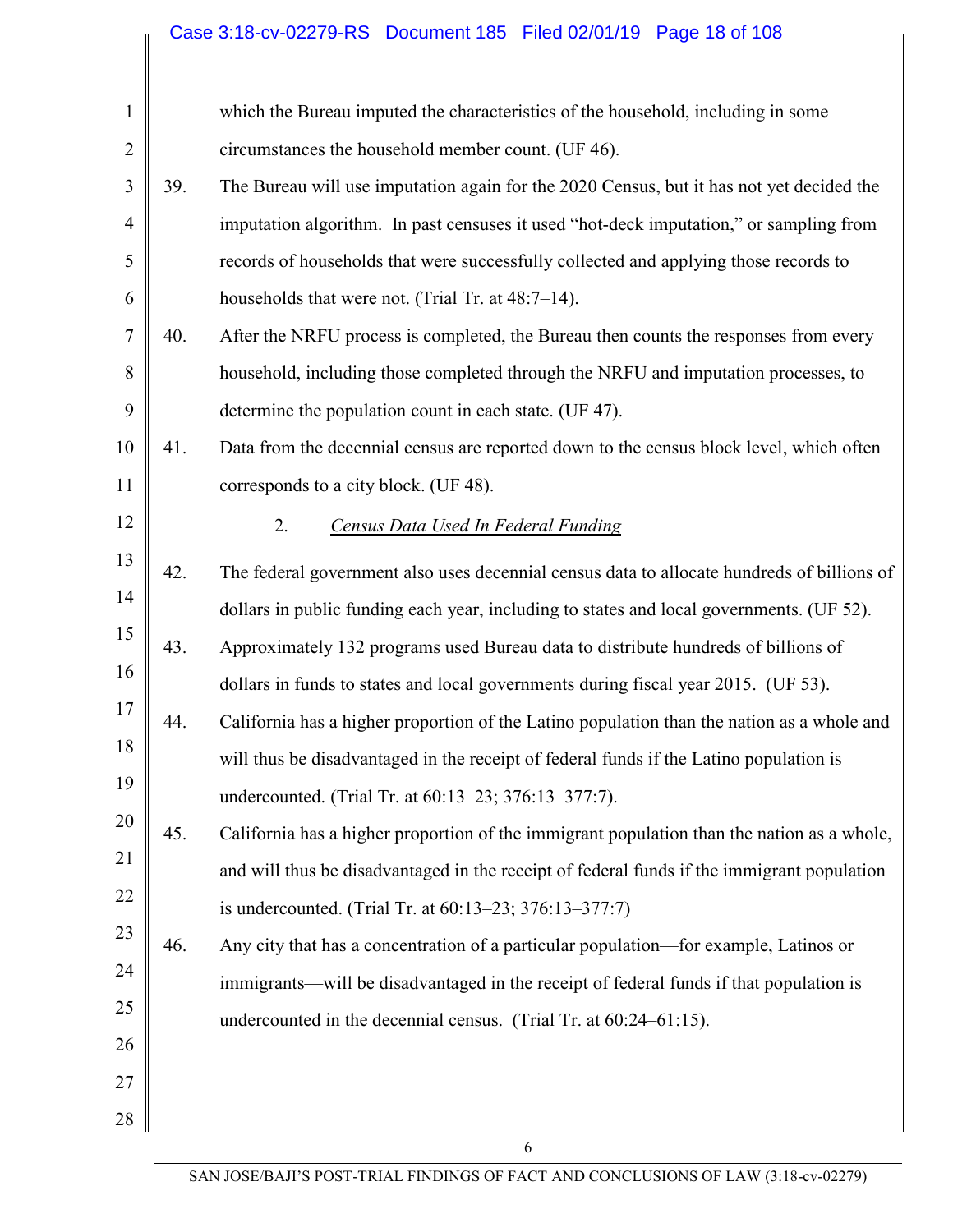which the Bureau imputed the characteristics of the household, including in some circumstances the household member count. (UF 46).

39. The Bureau will use imputation again for the 2020 Census, but it has not yet decided the imputation algorithm. In past censuses it used "hot-deck imputation," or sampling from records of households that were successfully collected and applying those records to households that were not. (Trial Tr. at 48:7–14).

40. After the NRFU process is completed, the Bureau then counts the responses from every household, including those completed through the NRFU and imputation processes, to determine the population count in each state. (UF 47).

41. Data from the decennial census are reported down to the census block level, which often corresponds to a city block. (UF 48).

### 2. *Census Data Used In Federal Funding*

42. The federal government also uses decennial census data to allocate hundreds of billions of dollars in public funding each year, including to states and local governments. (UF 52).

43. Approximately 132 programs used Bureau data to distribute hundreds of billions of dollars in funds to states and local governments during fiscal year 2015. (UF 53).

44. California has a higher proportion of the Latino population than the nation as a whole and will thus be disadvantaged in the receipt of federal funds if the Latino population is undercounted. (Trial Tr. at 60:13–23; 376:13–377:7).

45. California has a higher proportion of the immigrant population than the nation as a whole, and will thus be disadvantaged in the receipt of federal funds if the immigrant population is undercounted. (Trial Tr. at 60:13–23; 376:13–377:7)

46. Any city that has a concentration of a particular population—for example, Latinos or immigrants—will be disadvantaged in the receipt of federal funds if that population is undercounted in the decennial census. (Trial Tr. at 60:24–61:15).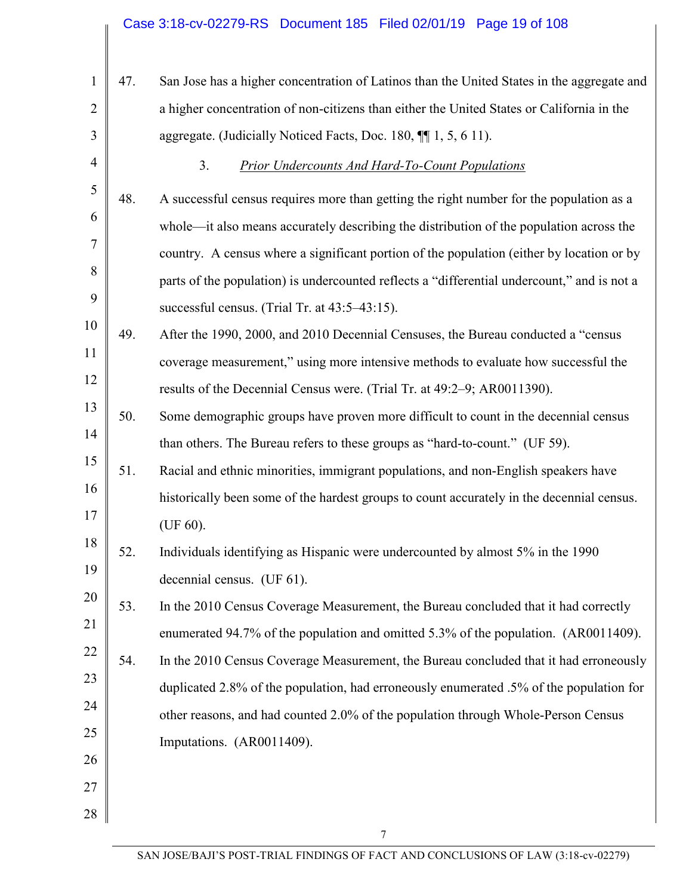47. San Jose has a higher concentration of Latinos than the United States in the aggregate and a higher concentration of non-citizens than either the United States or California in the aggregate. (Judicially Noticed Facts, Doc. 180, ¶¶ 1, 5, 6 11).

### 3. *Prior Undercounts And Hard-To-Count Populations*

48. A successful census requires more than getting the right number for the population as a whole—it also means accurately describing the distribution of the population across the country. A census where a significant portion of the population (either by location or by parts of the population) is undercounted reflects a "differential undercount," and is not a successful census. (Trial Tr. at 43:5–43:15).

49. After the 1990, 2000, and 2010 Decennial Censuses, the Bureau conducted a "census coverage measurement," using more intensive methods to evaluate how successful the results of the Decennial Census were. (Trial Tr. at 49:2–9; AR0011390).

50. Some demographic groups have proven more difficult to count in the decennial census than others. The Bureau refers to these groups as "hard-to-count." (UF 59).

51. Racial and ethnic minorities, immigrant populations, and non-English speakers have historically been some of the hardest groups to count accurately in the decennial census. (UF 60).

52. Individuals identifying as Hispanic were undercounted by almost 5% in the 1990 decennial census. (UF 61).

53. In the 2010 Census Coverage Measurement, the Bureau concluded that it had correctly enumerated 94.7% of the population and omitted 5.3% of the population. (AR0011409).

54. In the 2010 Census Coverage Measurement, the Bureau concluded that it had erroneously duplicated 2.8% of the population, had erroneously enumerated .5% of the population for other reasons, and had counted 2.0% of the population through Whole-Person Census Imputations. (AR0011409).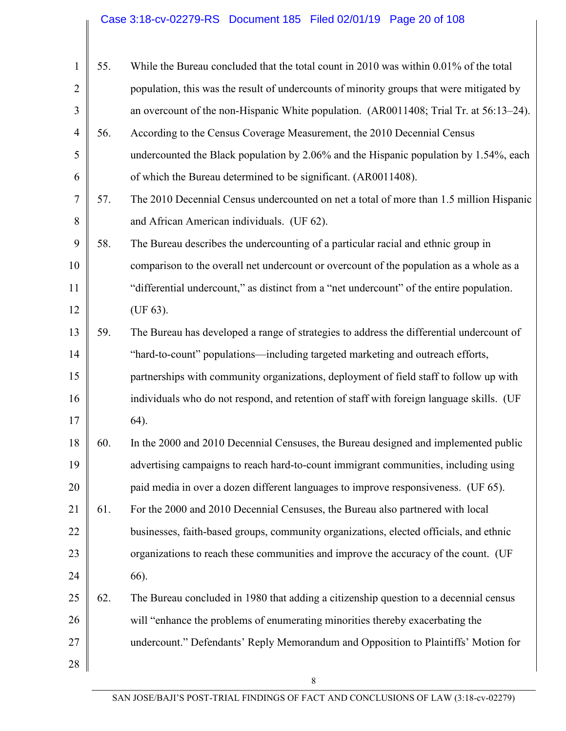55. While the Bureau concluded that the total count in 2010 was within 0.01% of the total population, this was the result of undercounts of minority groups that were mitigated by an overcount of the non-Hispanic White population. (AR0011408; Trial Tr. at 56:13–24).

56. According to the Census Coverage Measurement, the 2010 Decennial Census undercounted the Black population by 2.06% and the Hispanic population by 1.54%, each of which the Bureau determined to be significant. (AR0011408).

57. The 2010 Decennial Census undercounted on net a total of more than 1.5 million Hispanic and African American individuals. (UF 62).

58. The Bureau describes the undercounting of a particular racial and ethnic group in comparison to the overall net undercount or overcount of the population as a whole as a "differential undercount," as distinct from a "net undercount" of the entire population. (UF 63).

59. The Bureau has developed a range of strategies to address the differential undercount of "hard-to-count" populations—including targeted marketing and outreach efforts, partnerships with community organizations, deployment of field staff to follow up with individuals who do not respond, and retention of staff with foreign language skills. (UF 64).

60. In the 2000 and 2010 Decennial Censuses, the Bureau designed and implemented public advertising campaigns to reach hard-to-count immigrant communities, including using paid media in over a dozen different languages to improve responsiveness. (UF 65).

61. For the 2000 and 2010 Decennial Censuses, the Bureau also partnered with local businesses, faith-based groups, community organizations, elected officials, and ethnic organizations to reach these communities and improve the accuracy of the count. (UF 66).

62. The Bureau concluded in 1980 that adding a citizenship question to a decennial census will "enhance the problems of enumerating minorities thereby exacerbating the undercount." Defendants' Reply Memorandum and Opposition to Plaintiffs' Motion for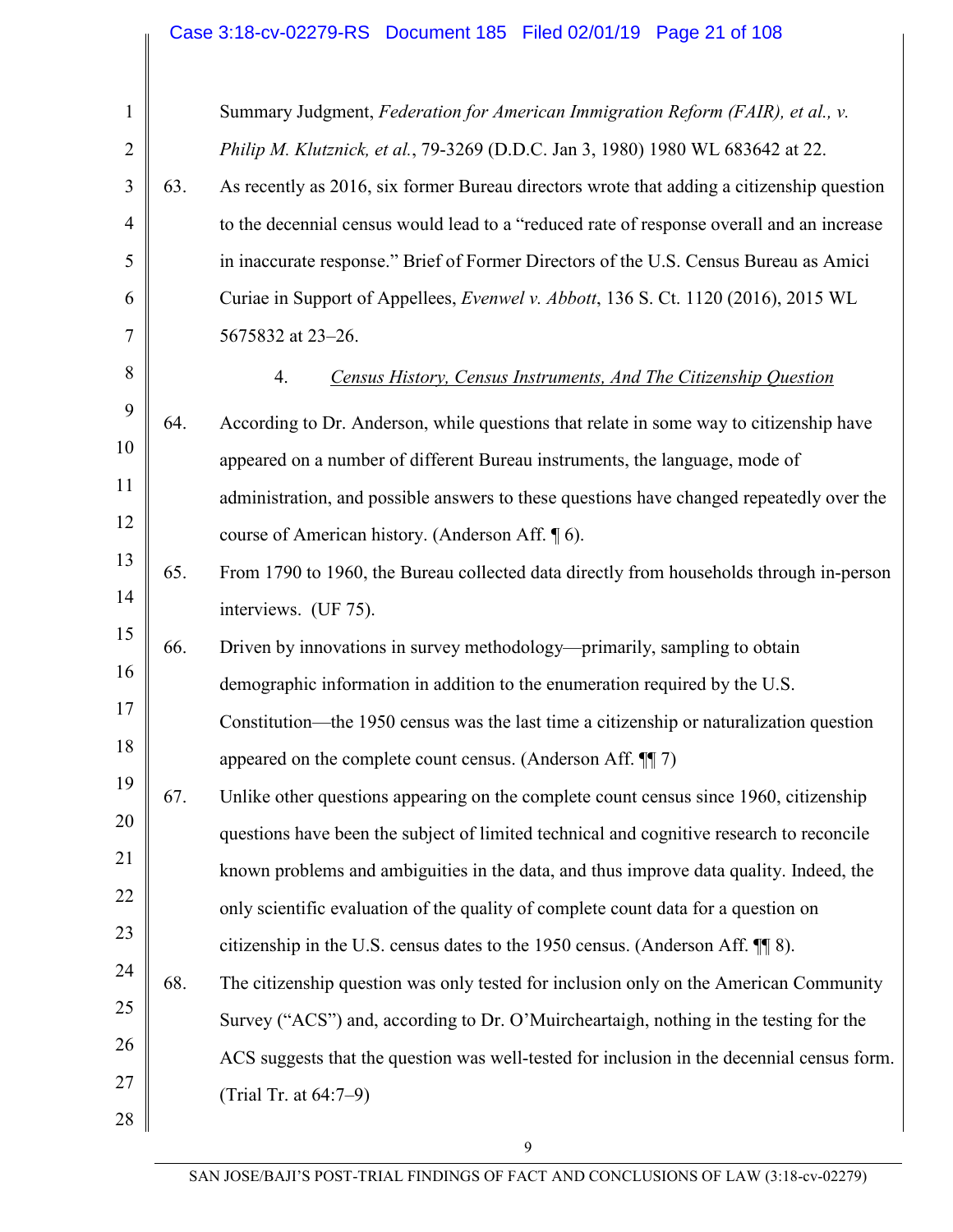Summary Judgment, *Federation for American Immigration Reform (FAIR), et al., v. Philip M. Klutznick, et al.*, 79-3269 (D.D.C. Jan 3, 1980) 1980 WL 683642 at 22.

63. As recently as 2016, six former Bureau directors wrote that adding a citizenship question to the decennial census would lead to a "reduced rate of response overall and an increase in inaccurate response." Brief of Former Directors of the U.S. Census Bureau as Amici Curiae in Support of Appellees, *Evenwel v. Abbott*, 136 S. Ct. 1120 (2016), 2015 WL 5675832 at 23–26.

4. Census History, Census Instruments, And The Citizenship Question

64. According to Dr. Anderson, while questions that relate in some way to citizenship have appeared on a number of different Bureau instruments, the language, mode of administration, and possible answers to these questions have changed repeatedly over the course of American history. (Anderson Aff. ¶ 6).

65. From 1790 to 1960, the Bureau collected data directly from households through in-person interviews. (UF 75).

66. Driven by innovations in survey methodology—primarily, sampling to obtain demographic information in addition to the enumeration required by the U.S. Constitution—the 1950 census was the last time a citizenship or naturalization question appeared on the complete count census. (Anderson Aff. ¶¶ 7)

67. Unlike other questions appearing on the complete count census since 1960, citizenship questions have been the subject of limited technical and cognitive research to reconcile known problems and ambiguities in the data, and thus improve data quality. Indeed, the only scientific evaluation of the quality of complete count data for a question on citizenship in the U.S. census dates to the 1950 census. (Anderson Aff. ¶¶ 8).

68. The citizenship question was only tested for inclusion only on the American Community Survey ("ACS") and, according to Dr. O'Muircheartaigh, nothing in the testing for the ACS suggests that the question was well-tested for inclusion in the decennial census form. (Trial Tr. at 64:7–9)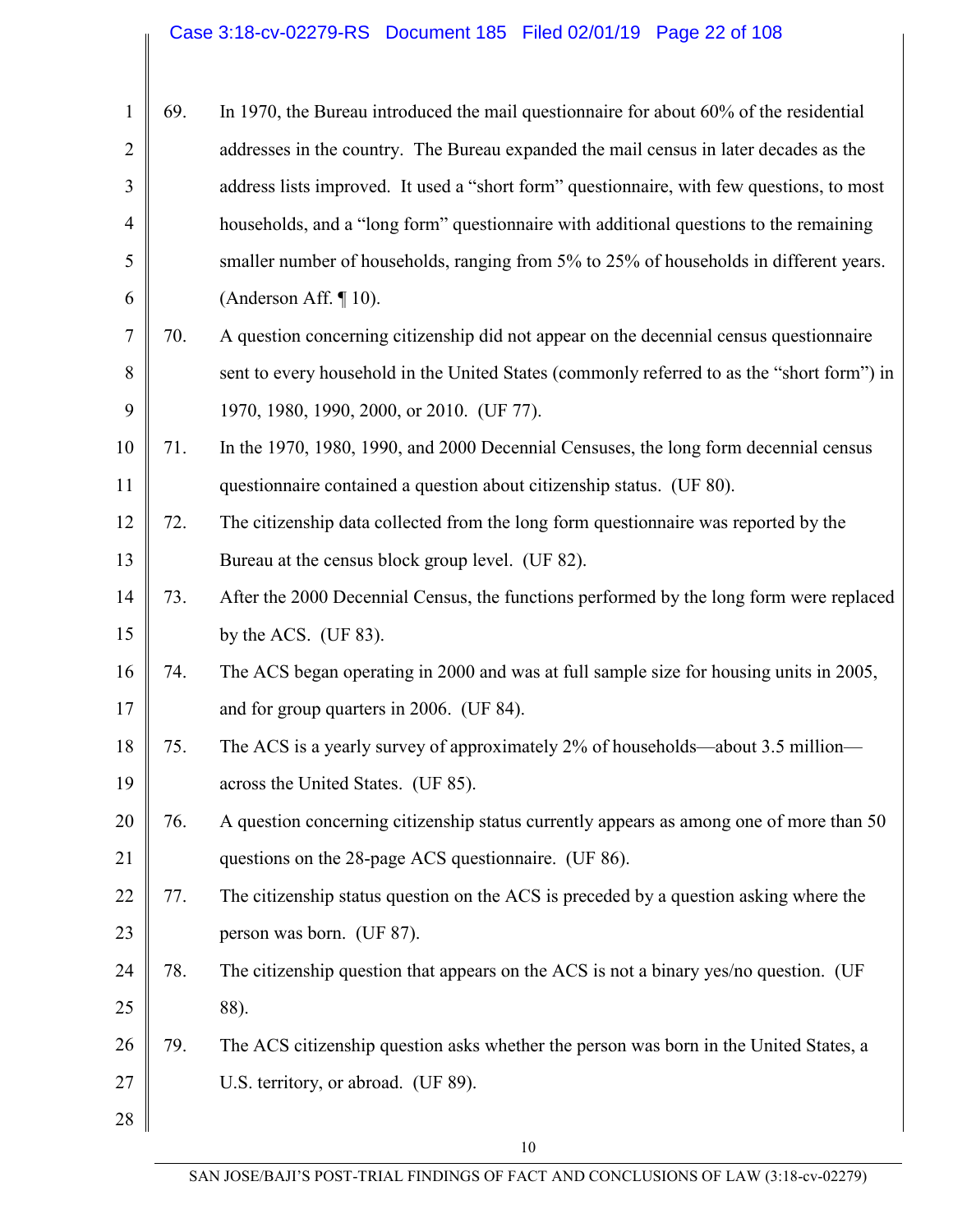69. In 1970, the Bureau introduced the mail questionnaire for about 60% of the residential addresses in the country. The Bureau expanded the mail census in later decades as the address lists improved. It used a "short form" questionnaire, with few questions, to most households, and a "long form" questionnaire with additional questions to the remaining smaller number of households, ranging from 5% to 25% of households in different years. (Anderson Aff. ¶ 10).

70. A question concerning citizenship did not appear on the decennial census questionnaire sent to every household in the United States (commonly referred to as the "short form") in 1970, 1980, 1990, 2000, or 2010. (UF 77).

71. In the 1970, 1980, 1990, and 2000 Decennial Censuses, the long form decennial census questionnaire contained a question about citizenship status. (UF 80).

72. The citizenship data collected from the long form questionnaire was reported by the Bureau at the census block group level. (UF 82).

73. After the 2000 Decennial Census, the functions performed by the long form were replaced by the ACS. (UF 83).

74. The ACS began operating in 2000 and was at full sample size for housing units in 2005, and for group quarters in 2006. (UF 84).

75. The ACS is a yearly survey of approximately 2% of households—about 3.5 million—across the United States. (UF 85).

76. A question concerning citizenship status currently appears as among one of more than 50 questions on the 28-page ACS questionnaire. (UF 86).

77. The citizenship status question on the ACS is preceded by a question asking where the person was born. (UF 87).

78. The citizenship question that appears on the ACS is not a binary yes/no question. (UF 88).

79. The ACS citizenship question asks whether the person was born in the United States, a U.S. territory, or abroad. (UF 89).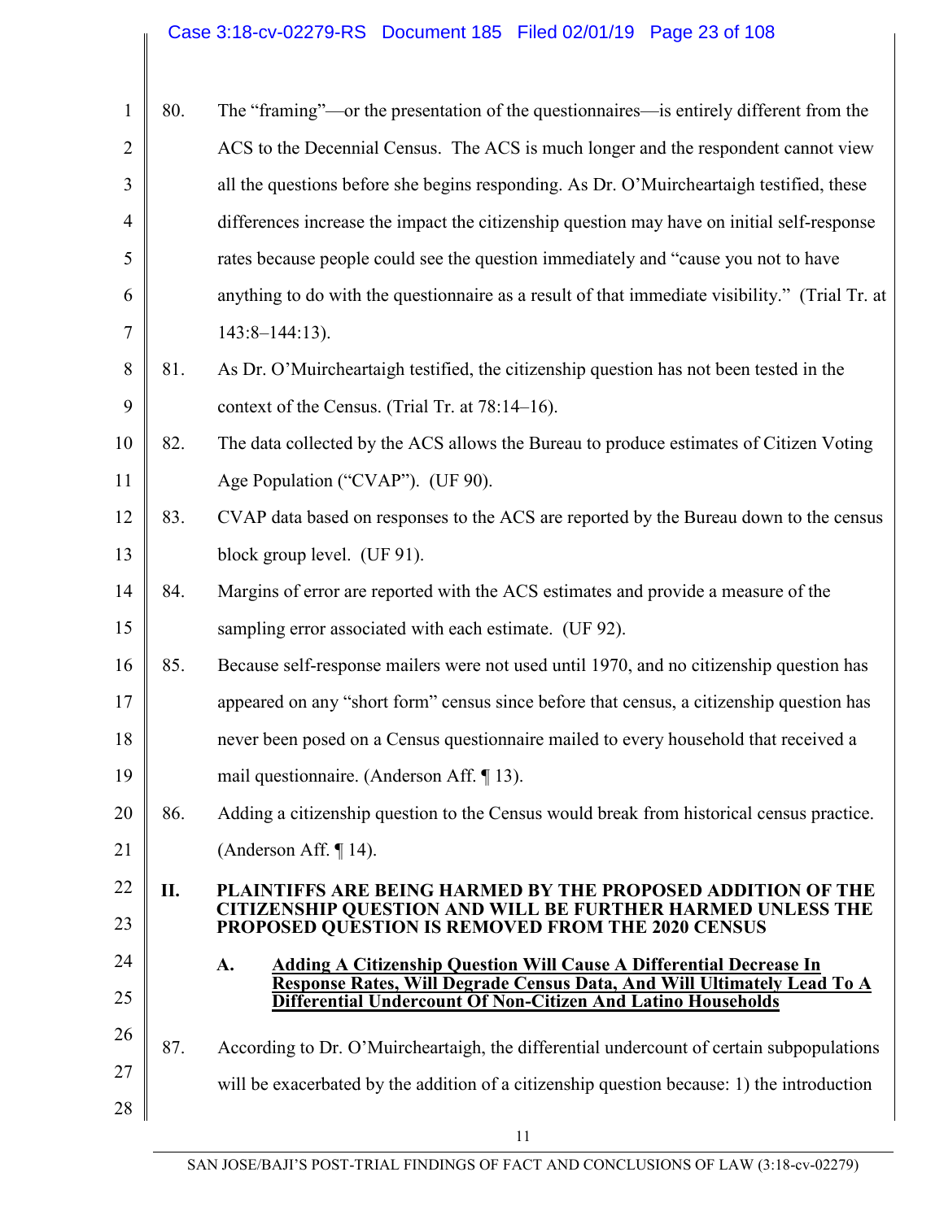80. The "framing"—or the presentation of the questionnaires—is entirely different from the ACS to the Decennial Census. The ACS is much longer and the respondent cannot view all the questions before she begins responding. As Dr. O'Muircheartaigh testified, these differences increase the impact the citizenship question may have on initial self-response rates because people could see the question immediately and "cause you not to have anything to do with the questionnaire as a result of that immediate visibility." (Trial Tr. at 143:8–144:13).

81. As Dr. O'Muircheartaigh testified, the citizenship question has not been tested in the context of the Census. (Trial Tr. at 78:14–16).

82. The data collected by the ACS allows the Bureau to produce estimates of Citizen Voting Age Population ("CVAP"). (UF 90).

83. CVAP data based on responses to the ACS are reported by the Bureau down to the census block group level. (UF 91).

84. Margins of error are reported with the ACS estimates and provide a measure of the sampling error associated with each estimate. (UF 92).

85. Because self-response mailers were not used until 1970, and no citizenship question has appeared on any "short form" census since before that census, a citizenship question has never been posed on a Census questionnaire mailed to every household that received a mail questionnaire. (Anderson Aff. ¶ 13).

86. Adding a citizenship question to the Census would break from historical census practice. (Anderson Aff. ¶ 14).

## II. PLAINTIFFS ARE BEING HARMED BY THE PROPOSED ADDITION OF THE CITIZENSHIP QUESTION AND WILL BE FURTHER HARMED UNLESS THE PROPOSED QUESTION IS REMOVED FROM THE 2020 CENSUS

### A. Adding A Citizenship Question Will Cause A Differential Decrease In Response Rates, Will Degrade Census Data, And Will Ultimately Lead To A Differential Undercount Of Non-Citizen And Latino Households

87. According to Dr. O'Muircheartaigh, the differential undercount of certain subpopulations will be exacerbated by the addition of a citizenship question because: 1) the introduction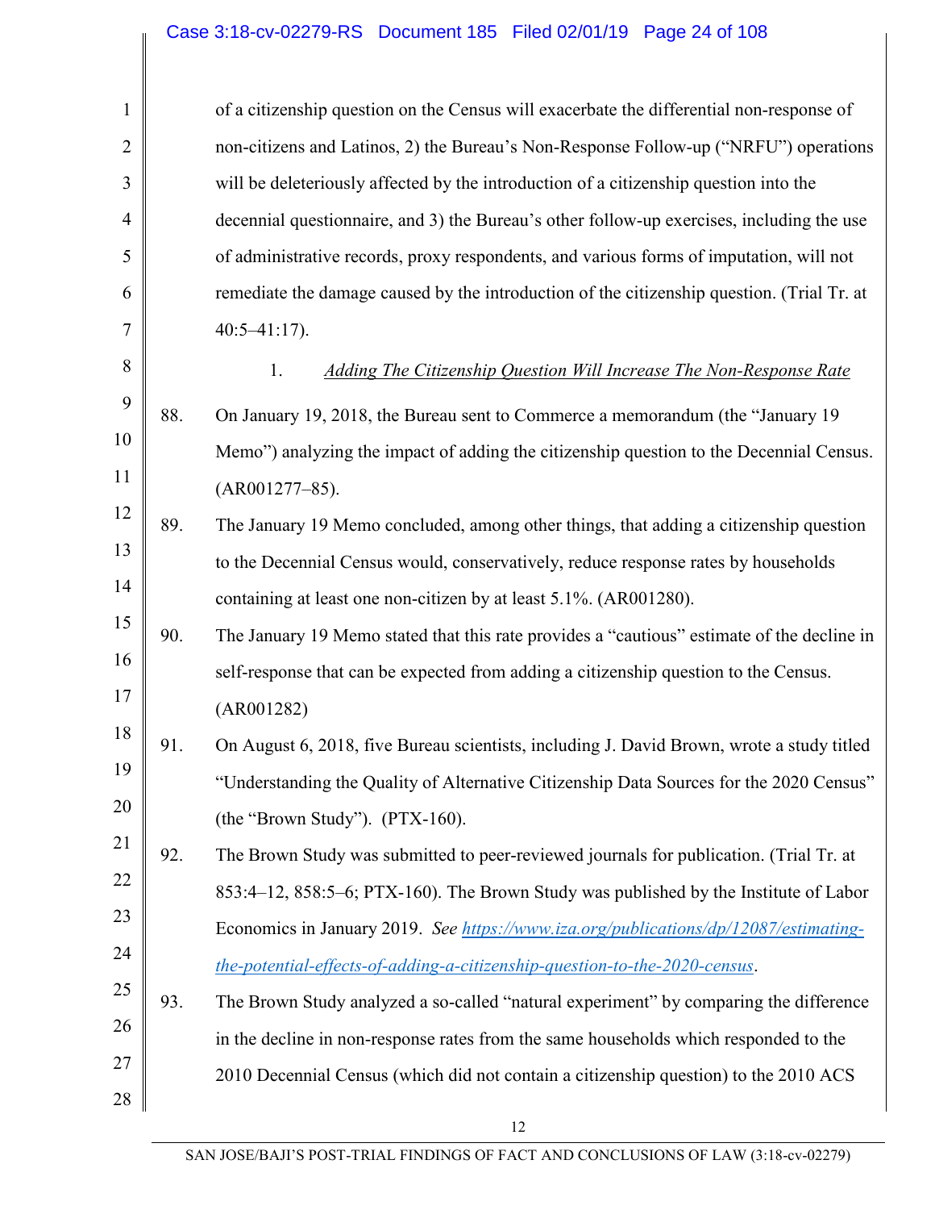of a citizenship question on the Census will exacerbate the differential non-response of non-citizens and Latinos, 2) the Bureau's Non-Response Follow-up ("NRFU") operations will be deleteriously affected by the introduction of a citizenship question into the decennial questionnaire, and 3) the Bureau's other follow-up exercises, including the use of administrative records, proxy respondents, and various forms of imputation, will not remediate the damage caused by the introduction of the citizenship question. (Trial Tr. at 40:5–41:17).

1. *Adding The Citizenship Question Will Increase The Non-Response Rate*

88. On January 19, 2018, the Bureau sent to Commerce a memorandum (the "January 19 Memo") analyzing the impact of adding the citizenship question to the Decennial Census. (AR001277–85).

89. The January 19 Memo concluded, among other things, that adding a citizenship question to the Decennial Census would, conservatively, reduce response rates by households containing at least one non-citizen by at least 5.1%. (AR001280).

90. The January 19 Memo stated that this rate provides a "cautious" estimate of the decline in self-response that can be expected from adding a citizenship question to the Census. (AR001282)

91. On August 6, 2018, five Bureau scientists, including J. David Brown, wrote a study titled "Understanding the Quality of Alternative Citizenship Data Sources for the 2020 Census" (the "Brown Study"). (PTX-160).

92. The Brown Study was submitted to peer-reviewed journals for publication. (Trial Tr. at 853:4–12, 858:5–6; PTX-160). The Brown Study was published by the Institute of Labor Economics in January 2019. *See* [https://www.iza.org/publications/dp/12087/estimating-the-potential-effects-of-adding-a-citizenship-question-to-the-2020-census](https://www.iza.org/publications/dp/12087/estimating-the-potential-effects-of-adding-a-citizenship-question-to-the-2020-census).

93. The Brown Study analyzed a so-called "natural experiment" by comparing the difference in the decline in non-response rates from the same households which responded to the 2010 Decennial Census (which did not contain a citizenship question) to the 2010 ACS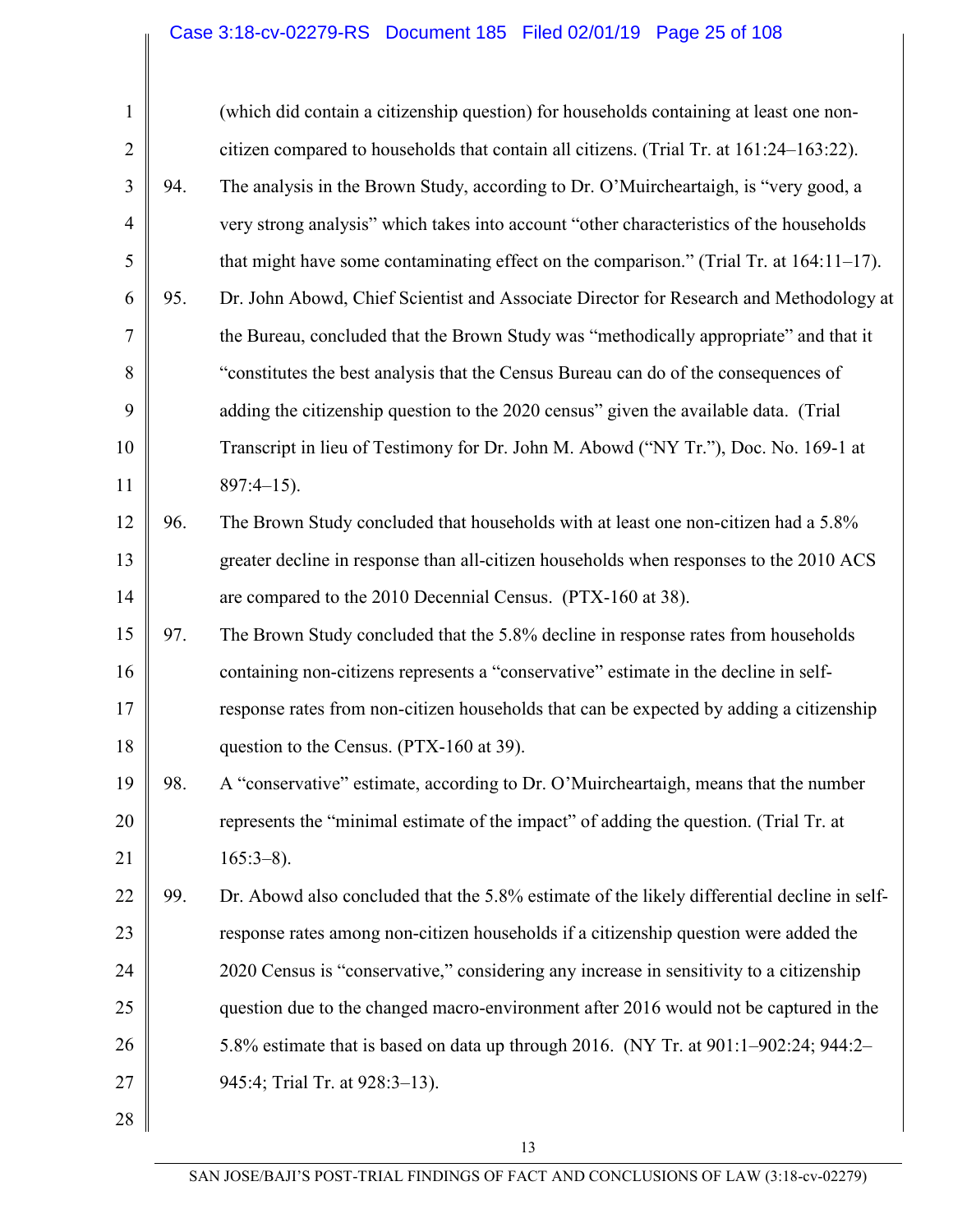(which did contain a citizenship question) for households containing at least one non-citizen compared to households that contain all citizens. (Trial Tr. at 161:24–163:22).

94. The analysis in the Brown Study, according to Dr. O'Muircheartaigh, is "very good, a very strong analysis" which takes into account "other characteristics of the households that might have some contaminating effect on the comparison." (Trial Tr. at 164:11–17).

95. Dr. John Abowd, Chief Scientist and Associate Director for Research and Methodology at the Bureau, concluded that the Brown Study was "methodically appropriate" and that it "constitutes the best analysis that the Census Bureau can do of the consequences of adding the citizenship question to the 2020 census" given the available data. (Trial Transcript in lieu of Testimony for Dr. John M. Abowd ("NY Tr."), Doc. No. 169-1 at 897:4–15).

96. The Brown Study concluded that households with at least one non-citizen had a 5.8% greater decline in response than all-citizen households when responses to the 2010 ACS are compared to the 2010 Decennial Census. (PTX-160 at 38).

97. The Brown Study concluded that the 5.8% decline in response rates from households containing non-citizens represents a "conservative" estimate in the decline in self-response rates from non-citizen households that can be expected by adding a citizenship question to the Census. (PTX-160 at 39).

98. A "conservative" estimate, according to Dr. O'Muircheartaigh, means that the number represents the "minimal estimate of the impact" of adding the question. (Trial Tr. at 165:3–8).

99. Dr. Abowd also concluded that the 5.8% estimate of the likely differential decline in self-response rates among non-citizen households if a citizenship question were added the 2020 Census is "conservative," considering any increase in sensitivity to a citizenship question due to the changed macro-environment after 2016 would not be captured in the 5.8% estimate that is based on data up through 2016. (NY Tr. at 901:1–902:24; 944:2–945:4; Trial Tr. at 928:3–13).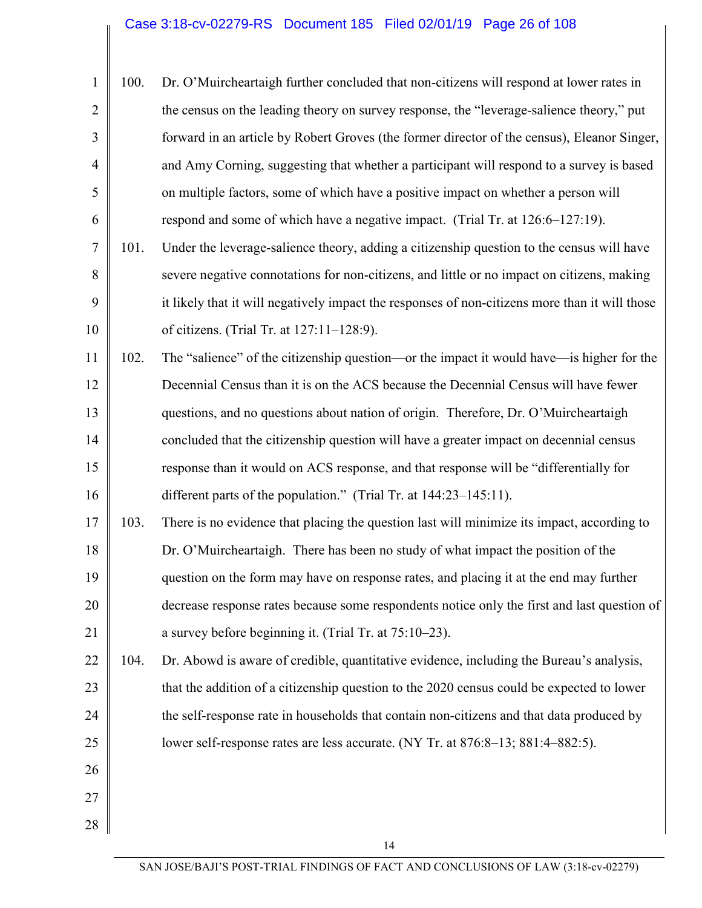100. Dr. O'Muircheartaigh further concluded that non-citizens will respond at lower rates in the census on the leading theory on survey response, the "leverage-salience theory," put forward in an article by Robert Groves (the former director of the census), Eleanor Singer, and Amy Corning, suggesting that whether a participant will respond to a survey is based on multiple factors, some of which have a positive impact on whether a person will respond and some of which have a negative impact. (Trial Tr. at 126:6–127:19).

101. Under the leverage-salience theory, adding a citizenship question to the census will have severe negative connotations for non-citizens, and little or no impact on citizens, making it likely that it will negatively impact the responses of non-citizens more than it will those of citizens. (Trial Tr. at 127:11–128:9).

102. The "salience" of the citizenship question—or the impact it would have—is higher for the Decennial Census than it is on the ACS because the Decennial Census will have fewer questions, and no questions about nation of origin. Therefore, Dr. O'Muircheartaigh concluded that the citizenship question will have a greater impact on decennial census response than it would on ACS response, and that response will be "differentially for different parts of the population." (Trial Tr. at 144:23–145:11).

103. There is no evidence that placing the question last will minimize its impact, according to Dr. O'Muircheartaigh. There has been no study of what impact the position of the question on the form may have on response rates, and placing it at the end may further decrease response rates because some respondents notice only the first and last question of a survey before beginning it. (Trial Tr. at 75:10–23).

104. Dr. Abowd is aware of credible, quantitative evidence, including the Bureau's analysis, that the addition of a citizenship question to the 2020 census could be expected to lower the self-response rate in households that contain non-citizens and that data produced by lower self-response rates are less accurate. (NY Tr. at 876:8–13; 881:4–882:5).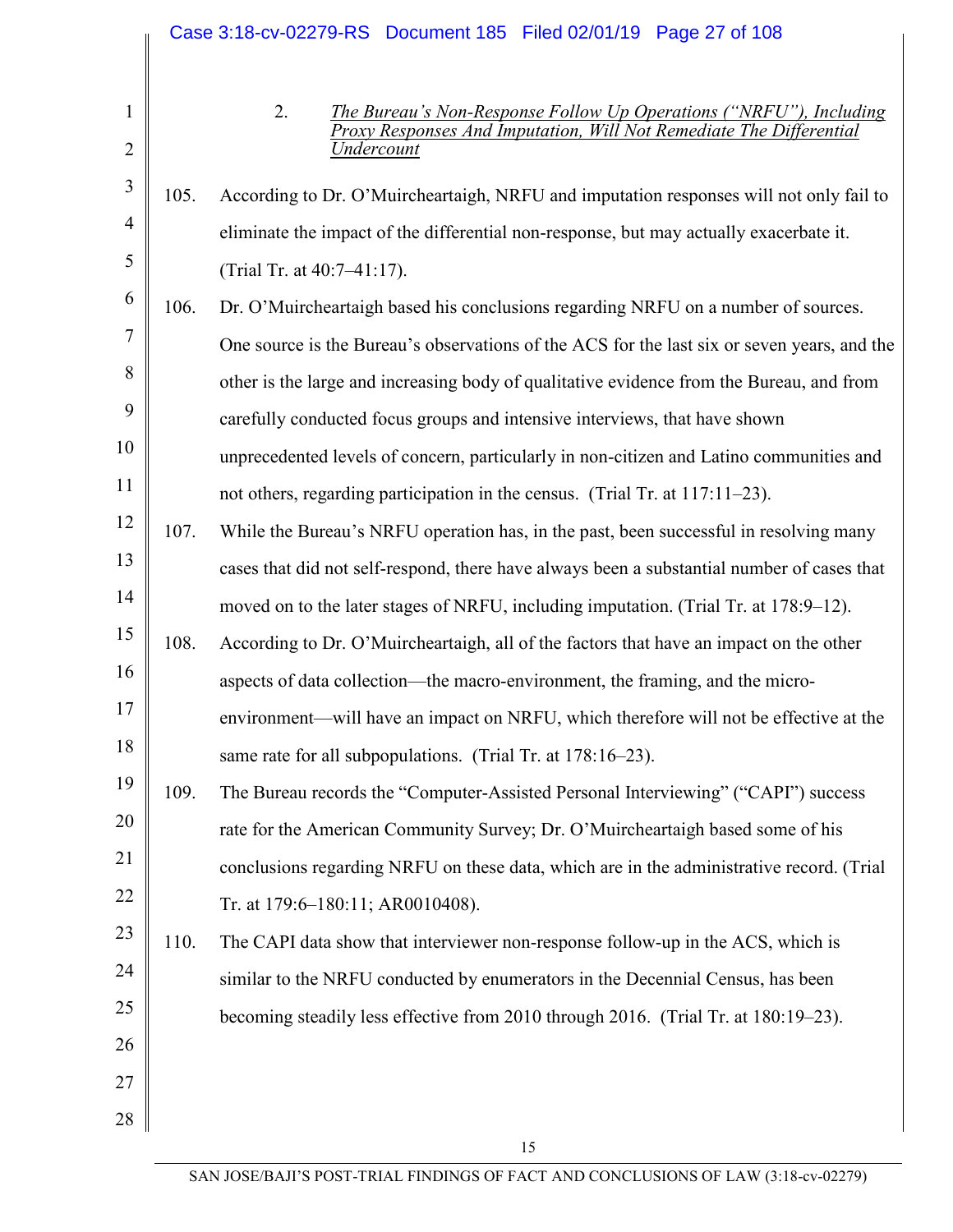### 2. *The Bureau's Non-Response Follow Up Operations ("NRFU"), Including Proxy Responses And Imputation, Will Not Remediate The Differential Undercount*

105. According to Dr. O'Muircheartaigh, NRFU and imputation responses will not only fail to eliminate the impact of the differential non-response, but may actually exacerbate it. (Trial Tr. at 40:7–41:17).

106. Dr. O'Muircheartaigh based his conclusions regarding NRFU on a number of sources. One source is the Bureau's observations of the ACS for the last six or seven years, and the other is the large and increasing body of qualitative evidence from the Bureau, and from carefully conducted focus groups and intensive interviews, that have shown unprecedented levels of concern, particularly in non-citizen and Latino communities and not others, regarding participation in the census. (Trial Tr. at 117:11–23).

107. While the Bureau's NRFU operation has, in the past, been successful in resolving many cases that did not self-respond, there have always been a substantial number of cases that moved on to the later stages of NRFU, including imputation. (Trial Tr. at 178:9–12).

108. According to Dr. O'Muircheartaigh, all of the factors that have an impact on the other aspects of data collection—the macro-environment, the framing, and the micro-environment—will have an impact on NRFU, which therefore will not be effective at the same rate for all subpopulations. (Trial Tr. at 178:16–23).

109. The Bureau records the "Computer-Assisted Personal Interviewing" ("CAPI") success rate for the American Community Survey; Dr. O'Muircheartaigh based some of his conclusions regarding NRFU on these data, which are in the administrative record. (Trial Tr. at 179:6–180:11; AR0010408).

110. The CAPI data show that interviewer non-response follow-up in the ACS, which is similar to the NRFU conducted by enumerators in the Decennial Census, has been becoming steadily less effective from 2010 through 2016. (Trial Tr. at 180:19–23).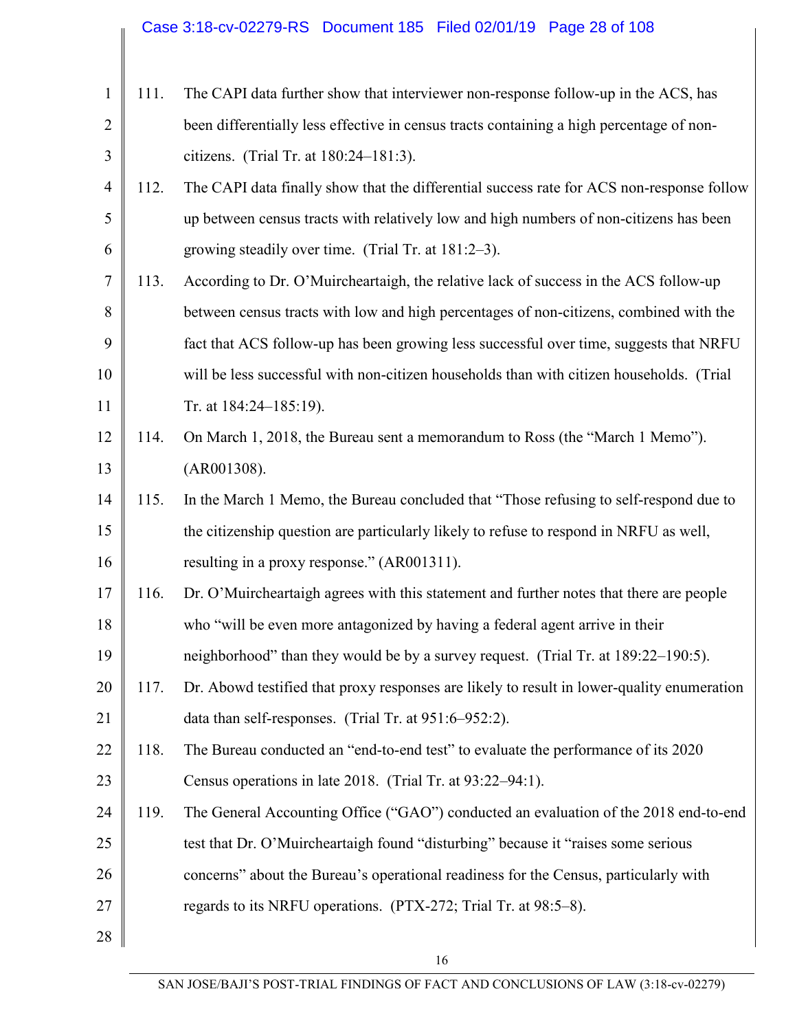111. The CAPI data further show that interviewer non-response follow-up in the ACS, has been differentially less effective in census tracts containing a high percentage of non-citizens. (Trial Tr. at 180:24–181:3).

112. The CAPI data finally show that the differential success rate for ACS non-response follow up between census tracts with relatively low and high numbers of non-citizens has been growing steadily over time. (Trial Tr. at 181:2–3).

113. According to Dr. O'Muircheartaigh, the relative lack of success in the ACS follow-up between census tracts with low and high percentages of non-citizens, combined with the fact that ACS follow-up has been growing less successful over time, suggests that NRFU will be less successful with non-citizen households than with citizen households. (Trial Tr. at 184:24–185:19).

114. On March 1, 2018, the Bureau sent a memorandum to Ross (the "March 1 Memo"). (AR001308).

115. In the March 1 Memo, the Bureau concluded that "Those refusing to self-respond due to the citizenship question are particularly likely to refuse to respond in NRFU as well, resulting in a proxy response." (AR001311).

116. Dr. O'Muircheartaigh agrees with this statement and further notes that there are people who "will be even more antagonized by having a federal agent arrive in their neighborhood" than they would be by a survey request. (Trial Tr. at 189:22–190:5).

117. Dr. Abowd testified that proxy responses are likely to result in lower-quality enumeration data than self-responses. (Trial Tr. at 951:6–952:2).

118. The Bureau conducted an "end-to-end test" to evaluate the performance of its 2020 Census operations in late 2018. (Trial Tr. at 93:22–94:1).

119. The General Accounting Office ("GAO") conducted an evaluation of the 2018 end-to-end test that Dr. O'Muircheartaigh found "disturbing" because it "raises some serious concerns" about the Bureau's operational readiness for the Census, particularly with regards to its NRFU operations. (PTX-272; Trial Tr. at 98:5–8).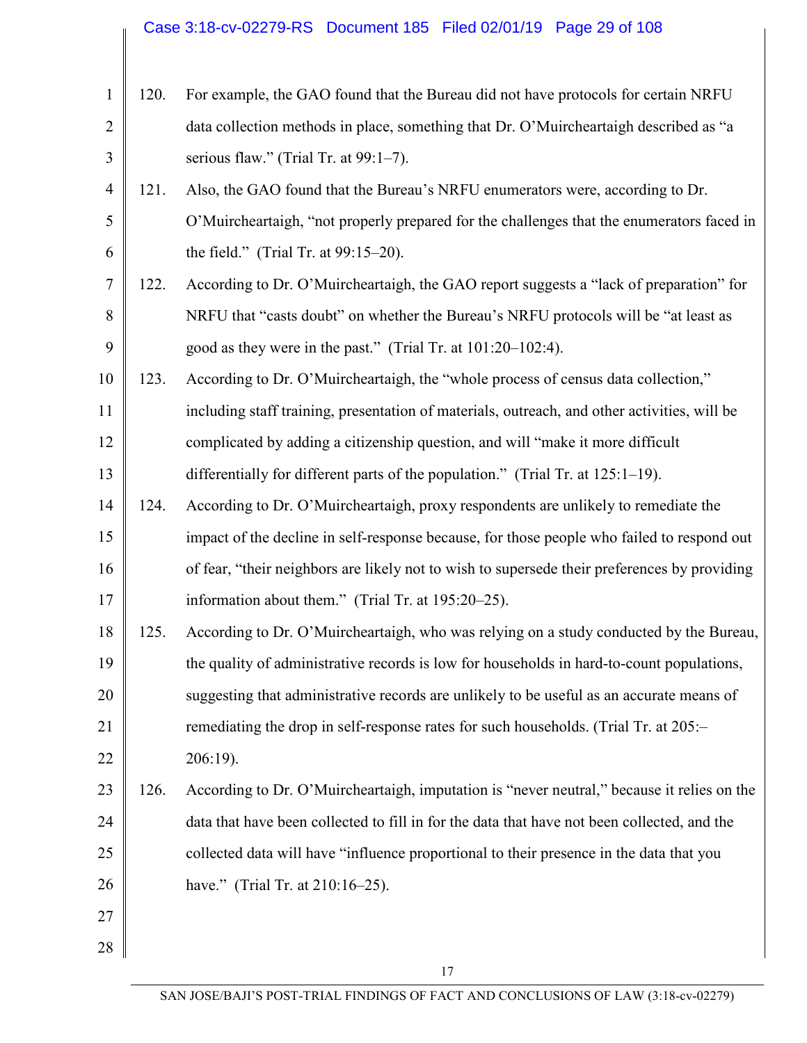120. For example, the GAO found that the Bureau did not have protocols for certain NRFU data collection methods in place, something that Dr. O'Muircheartaigh described as "a serious flaw." (Trial Tr. at 99:1–7).

121. Also, the GAO found that the Bureau's NRFU enumerators were, according to Dr. O'Muircheartaigh, "not properly prepared for the challenges that the enumerators faced in the field." (Trial Tr. at 99:15–20).

122. According to Dr. O'Muircheartaigh, the GAO report suggests a "lack of preparation" for NRFU that "casts doubt" on whether the Bureau's NRFU protocols will be "at least as good as they were in the past." (Trial Tr. at 101:20–102:4).

123. According to Dr. O'Muircheartaigh, the "whole process of census data collection," including staff training, presentation of materials, outreach, and other activities, will be complicated by adding a citizenship question, and will "make it more difficult differentially for different parts of the population." (Trial Tr. at 125:1–19).

124. According to Dr. O'Muircheartaigh, proxy respondents are unlikely to remediate the impact of the decline in self-response because, for those people who failed to respond out of fear, "their neighbors are likely not to wish to supersede their preferences by providing information about them." (Trial Tr. at 195:20–25).

125. According to Dr. O'Muircheartaigh, who was relying on a study conducted by the Bureau, the quality of administrative records is low for households in hard-to-count populations, suggesting that administrative records are unlikely to be useful as an accurate means of remediating the drop in self-response rates for such households. (Trial Tr. at 205:–206:19).

126. According to Dr. O'Muircheartaigh, imputation is "never neutral," because it relies on the data that have been collected to fill in for the data that have not been collected, and the collected data will have "influence proportional to their presence in the data that you have." (Trial Tr. at 210:16–25).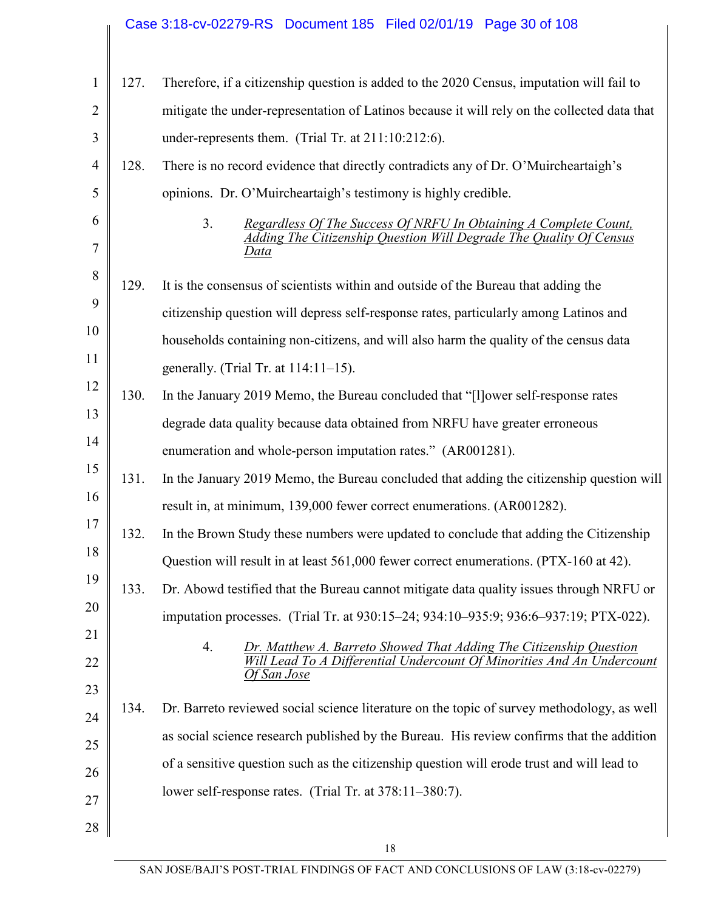127. Therefore, if a citizenship question is added to the 2020 Census, imputation will fail to mitigate the under-representation of Latinos because it will rely on the collected data that under-represents them. (Trial Tr. at 211:10:212:6).

128. There is no record evidence that directly contradicts any of Dr. O'Muircheartaigh's opinions. Dr. O'Muircheartaigh's testimony is highly credible.

### 3. *Regardless Of The Success Of NRFU In Obtaining A Complete Count, Adding The Citizenship Question Will Degrade The Quality Of Census Data*

129. It is the consensus of scientists within and outside of the Bureau that adding the citizenship question will depress self-response rates, particularly among Latinos and households containing non-citizens, and will also harm the quality of the census data generally. (Trial Tr. at 114:11–15).

130. In the January 2019 Memo, the Bureau concluded that "[l]ower self-response rates degrade data quality because data obtained from NRFU have greater erroneous enumeration and whole-person imputation rates." (AR001281).

131. In the January 2019 Memo, the Bureau concluded that adding the citizenship question will result in, at minimum, 139,000 fewer correct enumerations. (AR001282).

132. In the Brown Study these numbers were updated to conclude that adding the Citizenship Question will result in at least 561,000 fewer correct enumerations. (PTX-160 at 42).

133. Dr. Abowd testified that the Bureau cannot mitigate data quality issues through NRFU or imputation processes. (Trial Tr. at 930:15–24; 934:10–935:9; 936:6–937:19; PTX-022).

### 4. *Dr. Matthew A. Barreto Showed That Adding The Citizenship Question Will Lead To A Differential Undercount Of Minorities And An Undercount Of San Jose*

134. Dr. Barreto reviewed social science literature on the topic of survey methodology, as well as social science research published by the Bureau. His review confirms that the addition of a sensitive question such as the citizenship question will erode trust and will lead to lower self-response rates. (Trial Tr. at 378:11–380:7).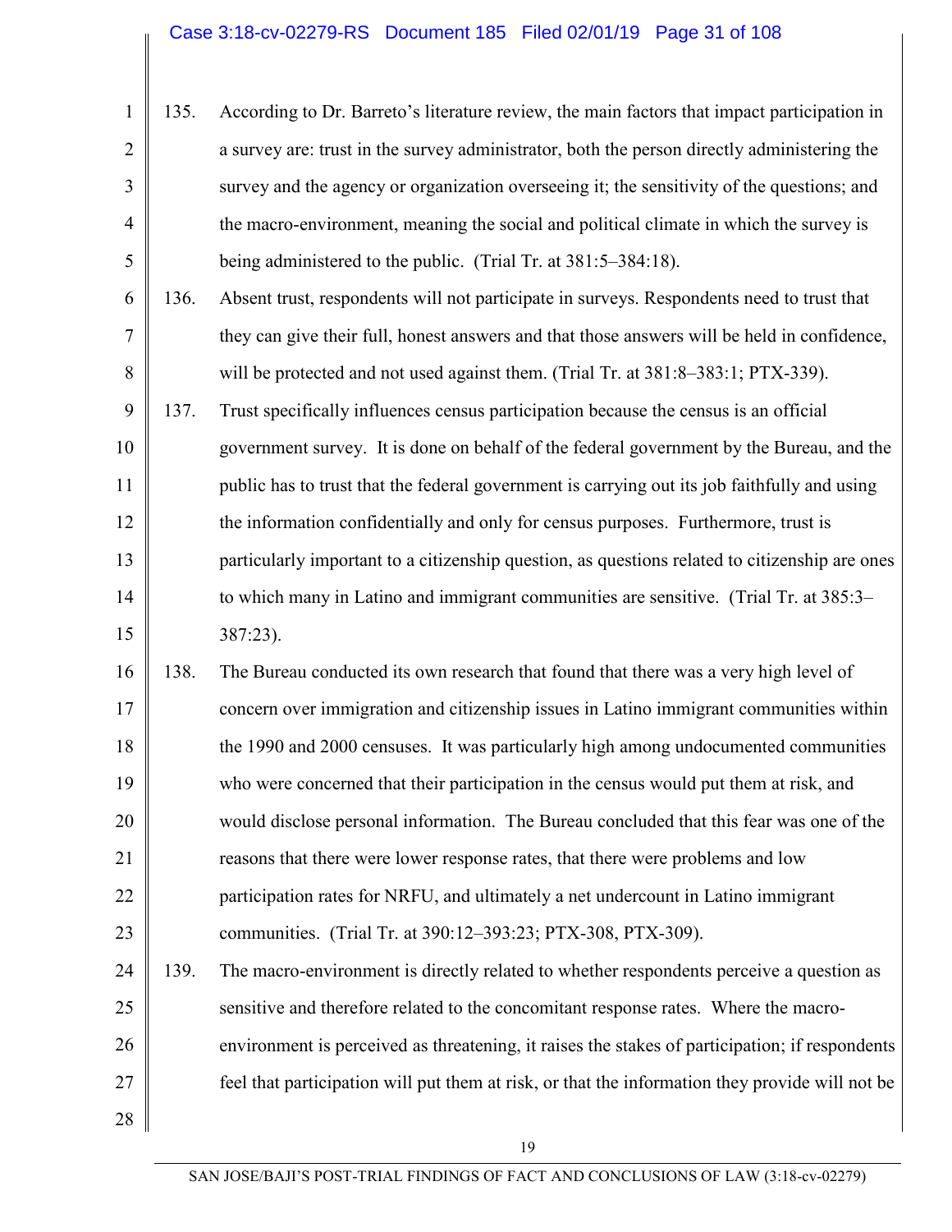135. According to Dr. Barreto's literature review, the main factors that impact participation in a survey are: trust in the survey administrator, both the person directly administering the survey and the agency or organization overseeing it; the sensitivity of the questions; and the macro-environment, meaning the social and political climate in which the survey is being administered to the public. (Trial Tr. at 381:5–384:18).

136. Absent trust, respondents will not participate in surveys. Respondents need to trust that they can give their full, honest answers and that those answers will be held in confidence, will be protected and not used against them. (Trial Tr. at 381:8–383:1; PTX-339).

137. Trust specifically influences census participation because the census is an official government survey. It is done on behalf of the federal government by the Bureau, and the public has to trust that the federal government is carrying out its job faithfully and using the information confidentially and only for census purposes. Furthermore, trust is particularly important to a citizenship question, as questions related to citizenship are ones to which many in Latino and immigrant communities are sensitive. (Trial Tr. at 385:3–387:23).

138. The Bureau conducted its own research that found that there was a very high level of concern over immigration and citizenship issues in Latino immigrant communities within the 1990 and 2000 censuses. It was particularly high among undocumented communities who were concerned that their participation in the census would put them at risk, and would disclose personal information. The Bureau concluded that this fear was one of the reasons that there were lower response rates, that there were problems and low participation rates for NRFU, and ultimately a net undercount in Latino immigrant communities. (Trial Tr. at 390:12–393:23; PTX-308, PTX-309).

139. The macro-environment is directly related to whether respondents perceive a question as sensitive and therefore related to the concomitant response rates. Where the macro-environment is perceived as threatening, it raises the stakes of participation; if respondents feel that participation will put them at risk, or that the information they provide will not be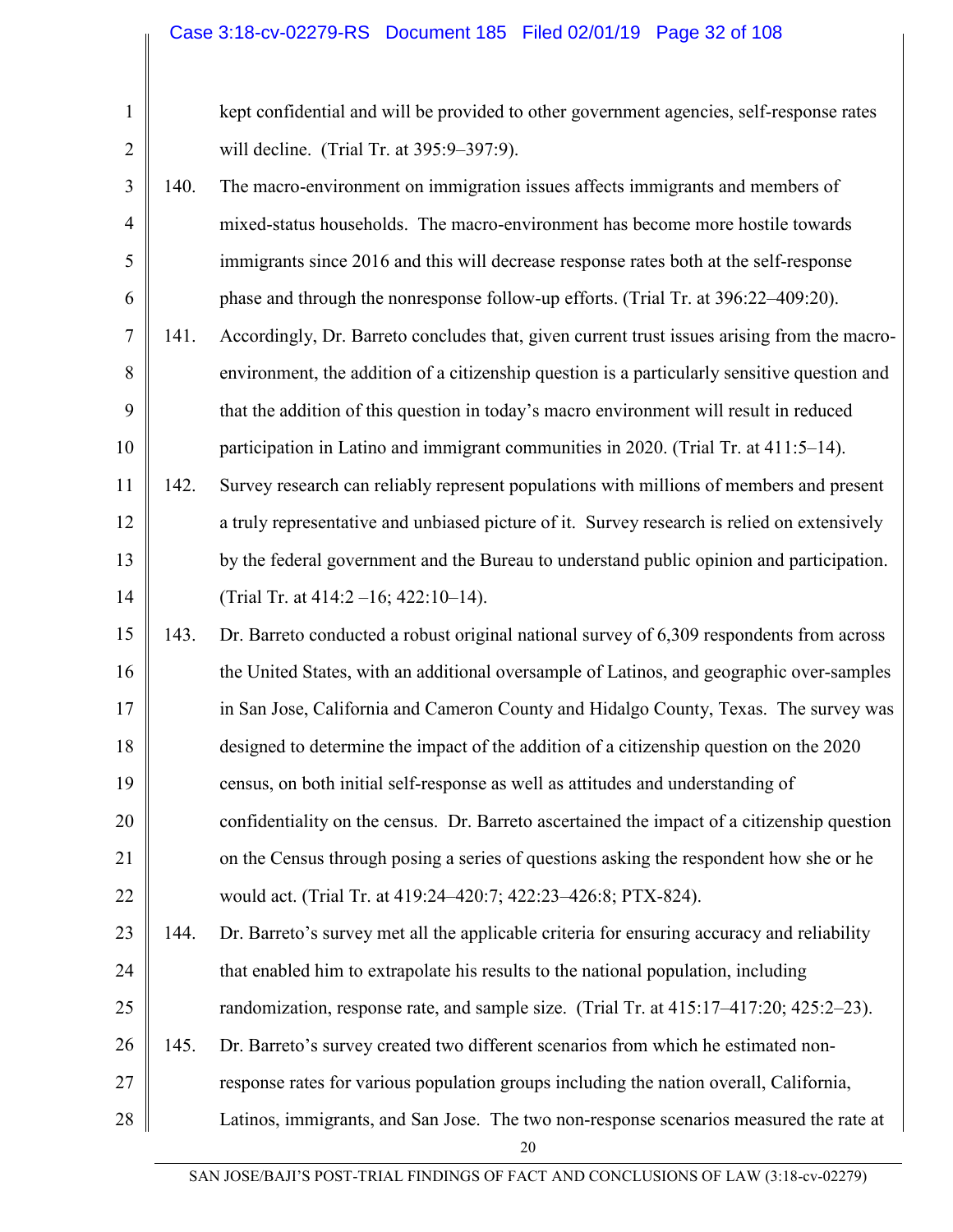kept confidential and will be provided to other government agencies, self-response rates will decline. (Trial Tr. at 395:9–397:9).

140. The macro-environment on immigration issues affects immigrants and members of mixed-status households. The macro-environment has become more hostile towards immigrants since 2016 and this will decrease response rates both at the self-response phase and through the nonresponse follow-up efforts. (Trial Tr. at 396:22–409:20).

141. Accordingly, Dr. Barreto concludes that, given current trust issues arising from the macro-environment, the addition of a citizenship question is a particularly sensitive question and that the addition of this question in today's macro environment will result in reduced participation in Latino and immigrant communities in 2020. (Trial Tr. at 411:5–14).

142. Survey research can reliably represent populations with millions of members and present a truly representative and unbiased picture of it. Survey research is relied on extensively by the federal government and the Bureau to understand public opinion and participation. (Trial Tr. at 414:2 –16; 422:10–14).

143. Dr. Barreto conducted a robust original national survey of 6,309 respondents from across the United States, with an additional oversample of Latinos, and geographic over-samples in San Jose, California and Cameron County and Hidalgo County, Texas. The survey was designed to determine the impact of the addition of a citizenship question on the 2020 census, on both initial self-response as well as attitudes and understanding of confidentiality on the census. Dr. Barreto ascertained the impact of a citizenship question on the Census through posing a series of questions asking the respondent how she or he would act. (Trial Tr. at 419:24–420:7; 422:23–426:8; PTX-824).

144. Dr. Barreto's survey met all the applicable criteria for ensuring accuracy and reliability that enabled him to extrapolate his results to the national population, including randomization, response rate, and sample size. (Trial Tr. at 415:17–417:20; 425:2–23).

145. Dr. Barreto's survey created two different scenarios from which he estimated non-response rates for various population groups including the nation overall, California, Latinos, immigrants, and San Jose. The two non-response scenarios measured the rate at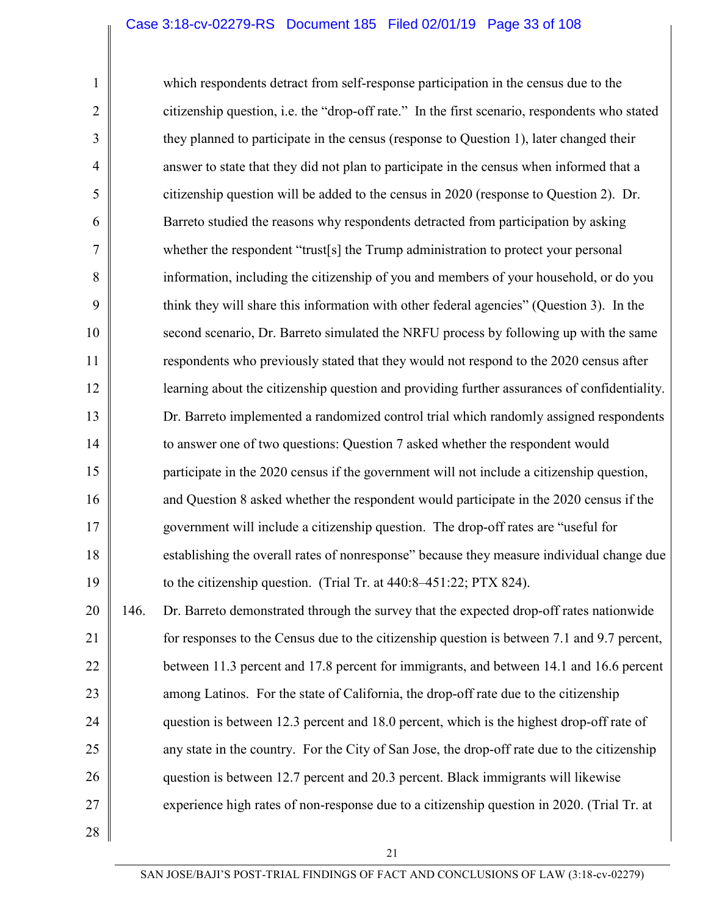which respondents detract from self-response participation in the census due to the citizenship question, i.e. the "drop-off rate." In the first scenario, respondents who stated they planned to participate in the census (response to Question 1), later changed their answer to state that they did not plan to participate in the census when informed that a citizenship question will be added to the census in 2020 (response to Question 2). Dr. Barreto studied the reasons why respondents detracted from participation by asking whether the respondent "trust[s] the Trump administration to protect your personal information, including the citizenship of you and members of your household, or do you think they will share this information with other federal agencies" (Question 3). In the second scenario, Dr. Barreto simulated the NRFU process by following up with the same respondents who previously stated that they would not respond to the 2020 census after learning about the citizenship question and providing further assurances of confidentiality. Dr. Barreto implemented a randomized control trial which randomly assigned respondents to answer one of two questions: Question 7 asked whether the respondent would participate in the 2020 census if the government will not include a citizenship question, and Question 8 asked whether the respondent would participate in the 2020 census if the government will include a citizenship question. The drop-off rates are "useful for establishing the overall rates of nonresponse" because they measure individual change due to the citizenship question. (Trial Tr. at 440:8–451:22; PTX 824).

146. Dr. Barreto demonstrated through the survey that the expected drop-off rates nationwide for responses to the Census due to the citizenship question is between 7.1 and 9.7 percent, between 11.3 percent and 17.8 percent for immigrants, and between 14.1 and 16.6 percent among Latinos. For the state of California, the drop-off rate due to the citizenship question is between 12.3 percent and 18.0 percent, which is the highest drop-off rate of any state in the country. For the City of San Jose, the drop-off rate due to the citizenship question is between 12.7 percent and 20.3 percent. Black immigrants will likewise experience high rates of non-response due to a citizenship question in 2020. (Trial Tr. at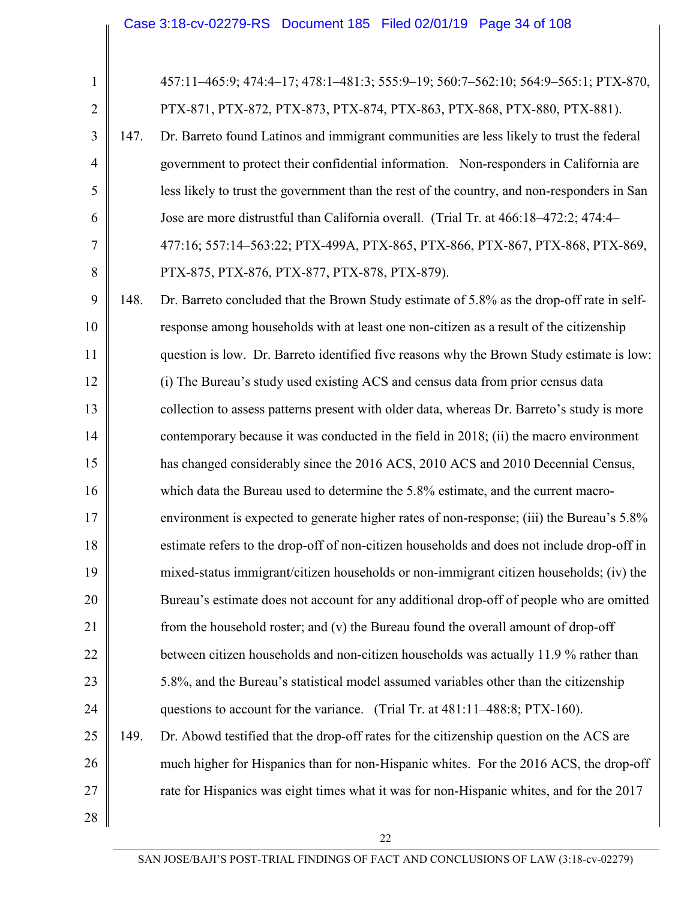457:11–465:9; 474:4–17; 478:1–481:3; 555:9–19; 560:7–562:10; 564:9–565:1; PTX-870, PTX-871, PTX-872, PTX-873, PTX-874, PTX-863, PTX-868, PTX-880, PTX-881).

147. Dr. Barreto found Latinos and immigrant communities are less likely to trust the federal government to protect their confidential information. Non-responders in California are less likely to trust the government than the rest of the country, and non-responders in San Jose are more distrustful than California overall. (Trial Tr. at 466:18–472:2; 474:4–477:16; 557:14–563:22; PTX-499A, PTX-865, PTX-866, PTX-867, PTX-868, PTX-869, PTX-875, PTX-876, PTX-877, PTX-878, PTX-879).

148. Dr. Barreto concluded that the Brown Study estimate of 5.8% as the drop-off rate in self-response among households with at least one non-citizen as a result of the citizenship question is low. Dr. Barreto identified five reasons why the Brown Study estimate is low: (i) The Bureau's study used existing ACS and census data from prior census data collection to assess patterns present with older data, whereas Dr. Barreto's study is more contemporary because it was conducted in the field in 2018; (ii) the macro environment has changed considerably since the 2016 ACS, 2010 ACS and 2010 Decennial Census, which data the Bureau used to determine the 5.8% estimate, and the current macro-environment is expected to generate higher rates of non-response; (iii) the Bureau's 5.8% estimate refers to the drop-off of non-citizen households and does not include drop-off in mixed-status immigrant/citizen households or non-immigrant citizen households; (iv) the Bureau's estimate does not account for any additional drop-off of people who are omitted from the household roster; and (v) the Bureau found the overall amount of drop-off between citizen households and non-citizen households was actually 11.9 % rather than 5.8%, and the Bureau's statistical model assumed variables other than the citizenship questions to account for the variance. (Trial Tr. at 481:11–488:8; PTX-160).

149. Dr. Abowd testified that the drop-off rates for the citizenship question on the ACS are much higher for Hispanics than for non-Hispanic whites. For the 2016 ACS, the drop-off rate for Hispanics was eight times what it was for non-Hispanic whites, and for the 2017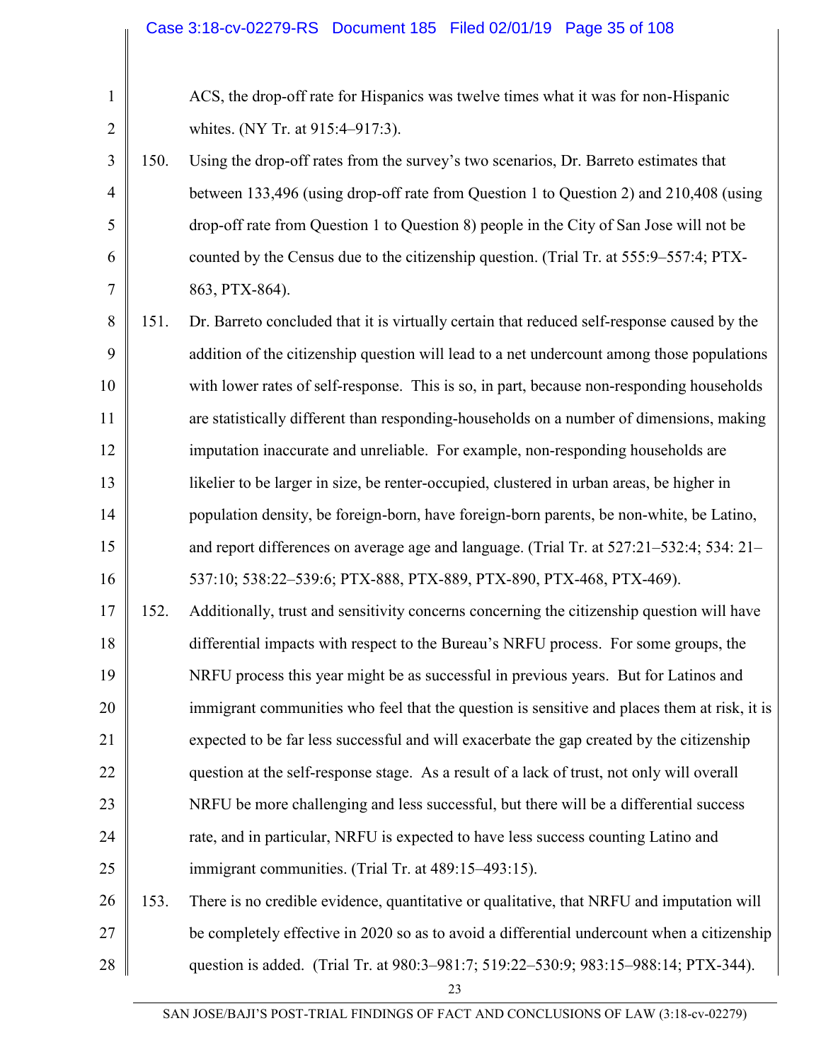ACS, the drop-off rate for Hispanics was twelve times what it was for non-Hispanic whites. (NY Tr. at 915:4–917:3).

150. Using the drop-off rates from the survey's two scenarios, Dr. Barreto estimates that between 133,496 (using drop-off rate from Question 1 to Question 2) and 210,408 (using drop-off rate from Question 1 to Question 8) people in the City of San Jose will not be counted by the Census due to the citizenship question. (Trial Tr. at 555:9–557:4; PTX-863, PTX-864).

151. Dr. Barreto concluded that it is virtually certain that reduced self-response caused by the addition of the citizenship question will lead to a net undercount among those populations with lower rates of self-response. This is so, in part, because non-responding households are statistically different than responding-households on a number of dimensions, making imputation inaccurate and unreliable. For example, non-responding households are likelier to be larger in size, be renter-occupied, clustered in urban areas, be higher in population density, be foreign-born, have foreign-born parents, be non-white, be Latino, and report differences on average age and language. (Trial Tr. at 527:21–532:4; 534: 21–537:10; 538:22–539:6; PTX-888, PTX-889, PTX-890, PTX-468, PTX-469).

152. Additionally, trust and sensitivity concerns concerning the citizenship question will have differential impacts with respect to the Bureau's NRFU process. For some groups, the NRFU process this year might be as successful in previous years. But for Latinos and immigrant communities who feel that the question is sensitive and places them at risk, it is expected to be far less successful and will exacerbate the gap created by the citizenship question at the self-response stage. As a result of a lack of trust, not only will overall NRFU be more challenging and less successful, but there will be a differential success rate, and in particular, NRFU is expected to have less success counting Latino and immigrant communities. (Trial Tr. at 489:15–493:15).

153. There is no credible evidence, quantitative or qualitative, that NRFU and imputation will be completely effective in 2020 so as to avoid a differential undercount when a citizenship question is added. (Trial Tr. at 980:3–981:7; 519:22–530:9; 983:15–988:14; PTX-344).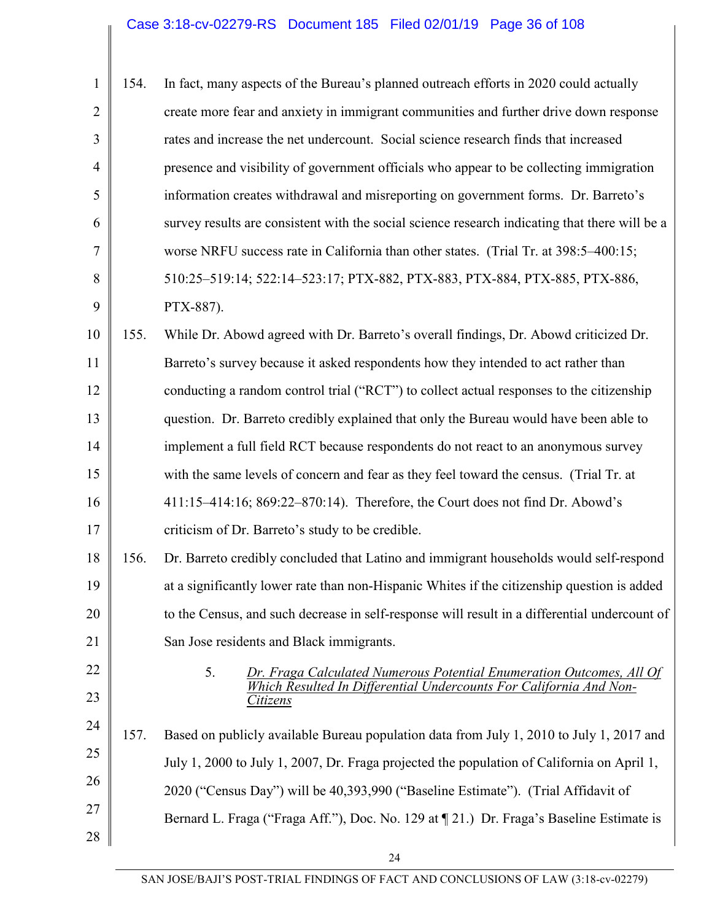154. In fact, many aspects of the Bureau's planned outreach efforts in 2020 could actually create more fear and anxiety in immigrant communities and further drive down response rates and increase the net undercount. Social science research finds that increased presence and visibility of government officials who appear to be collecting immigration information creates withdrawal and misreporting on government forms. Dr. Barreto's survey results are consistent with the social science research indicating that there will be a worse NRFU success rate in California than other states. (Trial Tr. at 398:5–400:15; 510:25–519:14; 522:14–523:17; PTX-882, PTX-883, PTX-884, PTX-885, PTX-886, PTX-887).

155. While Dr. Abowd agreed with Dr. Barreto's overall findings, Dr. Abowd criticized Dr. Barreto's survey because it asked respondents how they intended to act rather than conducting a random control trial ("RCT") to collect actual responses to the citizenship question. Dr. Barreto credibly explained that only the Bureau would have been able to implement a full field RCT because respondents do not react to an anonymous survey with the same levels of concern and fear as they feel toward the census. (Trial Tr. at 411:15–414:16; 869:22–870:14). Therefore, the Court does not find Dr. Abowd's criticism of Dr. Barreto's study to be credible.

156. Dr. Barreto credibly concluded that Latino and immigrant households would self-respond at a significantly lower rate than non-Hispanic Whites if the citizenship question is added to the Census, and such decrease in self-response will result in a differential undercount of San Jose residents and Black immigrants.

### 5. *Dr. Fraga Calculated Numerous Potential Enumeration Outcomes, All Of Which Resulted In Differential Undercounts For California And Non-Citizens*

157. Based on publicly available Bureau population data from July 1, 2010 to July 1, 2017 and July 1, 2000 to July 1, 2007, Dr. Fraga projected the population of California on April 1, 2020 ("Census Day") will be 40,393,990 ("Baseline Estimate"). (Trial Affidavit of Bernard L. Fraga ("Fraga Aff."), Doc. No. 129 at ¶ 21.) Dr. Fraga's Baseline Estimate is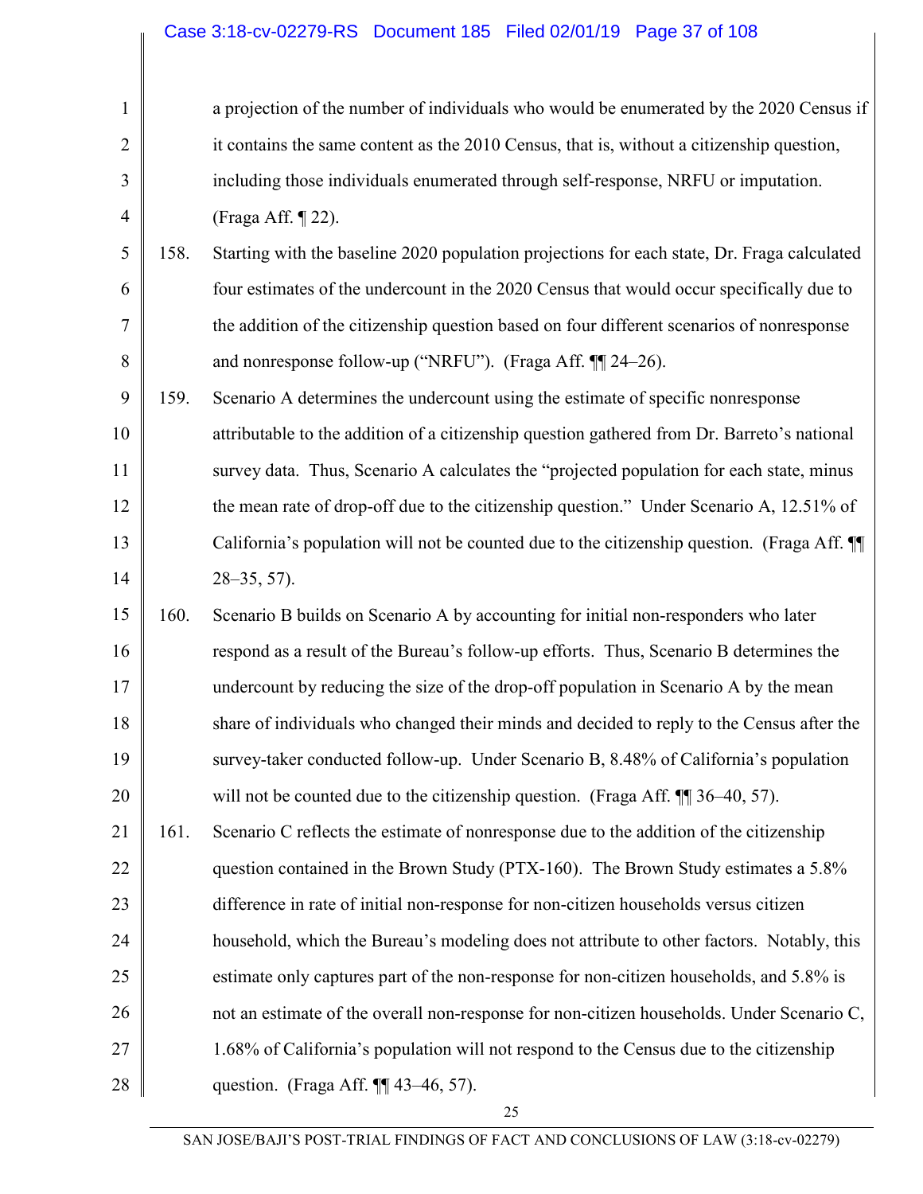a projection of the number of individuals who would be enumerated by the 2020 Census if it contains the same content as the 2010 Census, that is, without a citizenship question, including those individuals enumerated through self-response, NRFU or imputation. (Fraga Aff. ¶ 22).

158. Starting with the baseline 2020 population projections for each state, Dr. Fraga calculated four estimates of the undercount in the 2020 Census that would occur specifically due to the addition of the citizenship question based on four different scenarios of nonresponse and nonresponse follow-up ("NRFU"). (Fraga Aff. ¶¶ 24–26).

159. Scenario A determines the undercount using the estimate of specific nonresponse attributable to the addition of a citizenship question gathered from Dr. Barreto's national survey data. Thus, Scenario A calculates the "projected population for each state, minus the mean rate of drop-off due to the citizenship question." Under Scenario A, 12.51% of California's population will not be counted due to the citizenship question. (Fraga Aff. ¶¶ 28–35, 57).

160. Scenario B builds on Scenario A by accounting for initial non-responders who later respond as a result of the Bureau's follow-up efforts. Thus, Scenario B determines the undercount by reducing the size of the drop-off population in Scenario A by the mean share of individuals who changed their minds and decided to reply to the Census after the survey-taker conducted follow-up. Under Scenario B, 8.48% of California's population will not be counted due to the citizenship question. (Fraga Aff. ¶¶ 36–40, 57).

161. Scenario C reflects the estimate of nonresponse due to the addition of the citizenship question contained in the Brown Study (PTX-160). The Brown Study estimates a 5.8% difference in rate of initial non-response for non-citizen households versus citizen household, which the Bureau's modeling does not attribute to other factors. Notably, this estimate only captures part of the non-response for non-citizen households, and 5.8% is not an estimate of the overall non-response for non-citizen households. Under Scenario C, 1.68% of California's population will not respond to the Census due to the citizenship question. (Fraga Aff. ¶¶ 43–46, 57).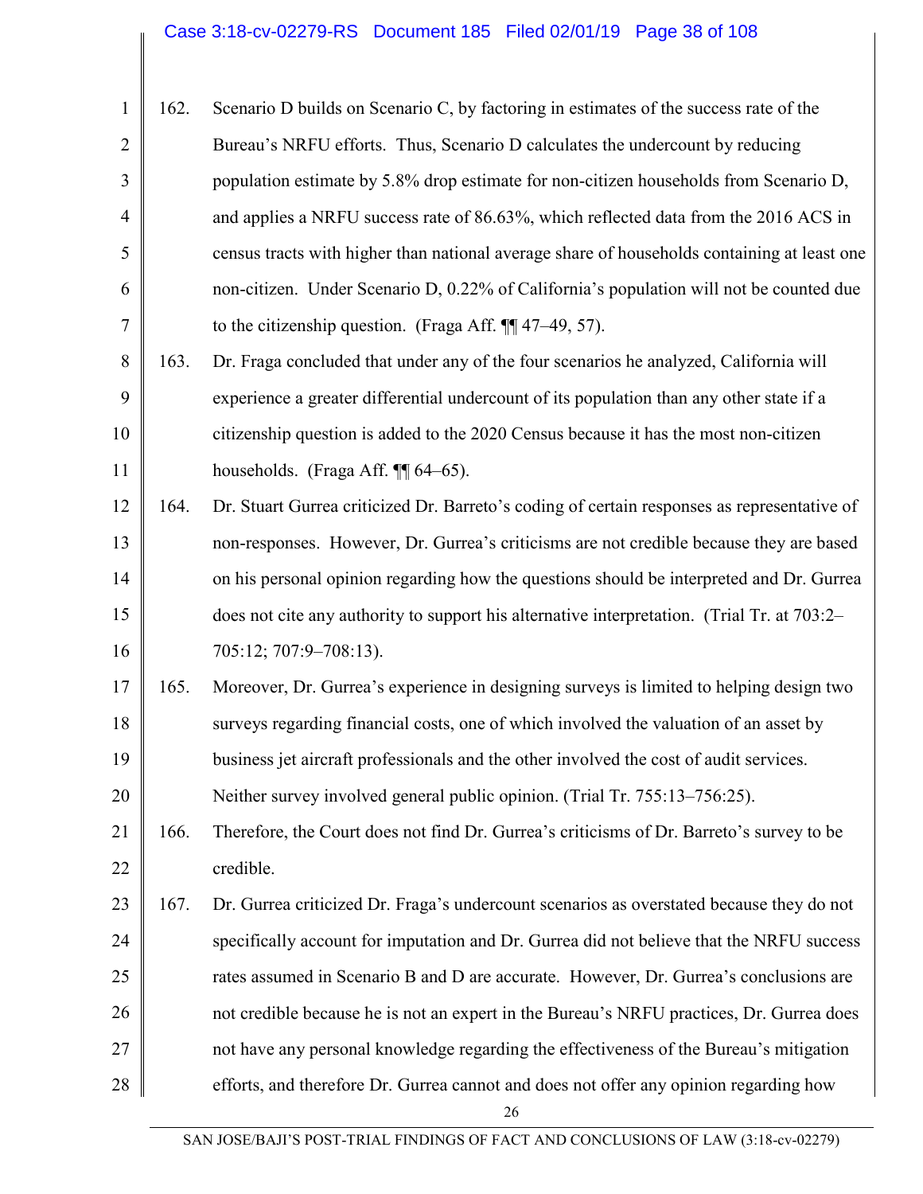162. Scenario D builds on Scenario C, by factoring in estimates of the success rate of the Bureau's NRFU efforts. Thus, Scenario D calculates the undercount by reducing population estimate by 5.8% drop estimate for non-citizen households from Scenario D, and applies a NRFU success rate of 86.63%, which reflected data from the 2016 ACS in census tracts with higher than national average share of households containing at least one non-citizen. Under Scenario D, 0.22% of California's population will not be counted due to the citizenship question. (Fraga Aff. ¶¶ 47–49, 57).

163. Dr. Fraga concluded that under any of the four scenarios he analyzed, California will experience a greater differential undercount of its population than any other state if a citizenship question is added to the 2020 Census because it has the most non-citizen households. (Fraga Aff. ¶¶ 64–65).

164. Dr. Stuart Gurrea criticized Dr. Barreto's coding of certain responses as representative of non-responses. However, Dr. Gurrea's criticisms are not credible because they are based on his personal opinion regarding how the questions should be interpreted and Dr. Gurrea does not cite any authority to support his alternative interpretation. (Trial Tr. at 703:2–705:12; 707:9–708:13).

165. Moreover, Dr. Gurrea's experience in designing surveys is limited to helping design two surveys regarding financial costs, one of which involved the valuation of an asset by business jet aircraft professionals and the other involved the cost of audit services. Neither survey involved general public opinion. (Trial Tr. 755:13–756:25).

166. Therefore, the Court does not find Dr. Gurrea's criticisms of Dr. Barreto's survey to be credible.

167. Dr. Gurrea criticized Dr. Fraga's undercount scenarios as overstated because they do not specifically account for imputation and Dr. Gurrea did not believe that the NRFU success rates assumed in Scenario B and D are accurate. However, Dr. Gurrea's conclusions are not credible because he is not an expert in the Bureau's NRFU practices, Dr. Gurrea does not have any personal knowledge regarding the effectiveness of the Bureau's mitigation efforts, and therefore Dr. Gurrea cannot and does not offer any opinion regarding how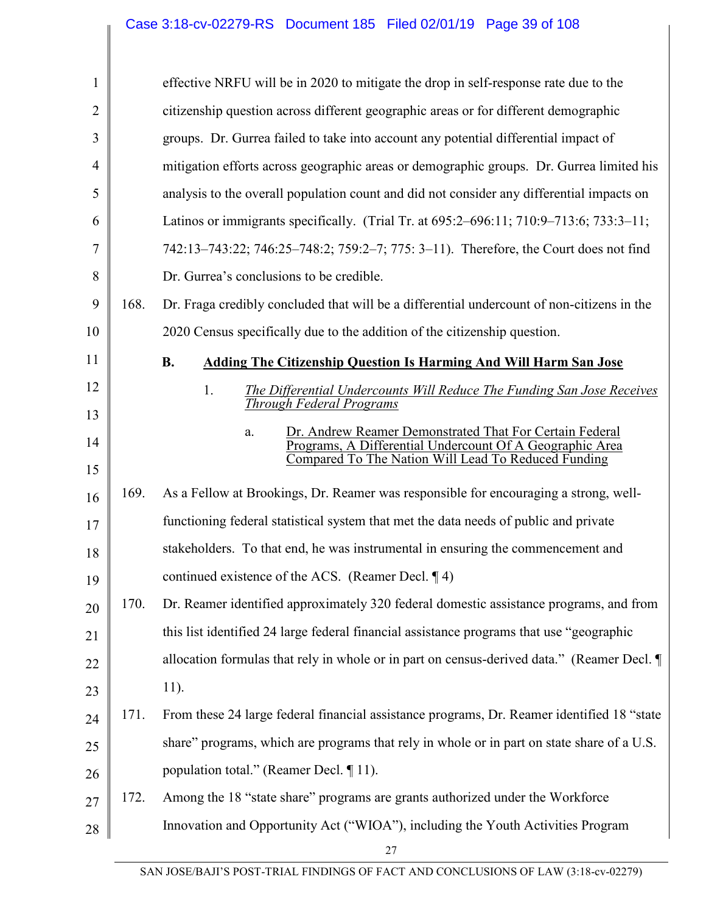effective NRFU will be in 2020 to mitigate the drop in self-response rate due to the citizenship question across different geographic areas or for different demographic groups. Dr. Gurrea failed to take into account any potential differential impact of mitigation efforts across geographic areas or demographic groups. Dr. Gurrea limited his analysis to the overall population count and did not consider any differential impacts on Latinos or immigrants specifically. (Trial Tr. at 695:2–696:11; 710:9–713:6; 733:3–11; 742:13–743:22; 746:25–748:2; 759:2–7; 775: 3–11). Therefore, the Court does not find Dr. Gurrea's conclusions to be credible.

168. Dr. Fraga credibly concluded that will be a differential undercount of non-citizens in the 2020 Census specifically due to the addition of the citizenship question.

**B. Adding The Citizenship Question Is Harming And Will Harm San Jose**

1. *The Differential Undercounts Will Reduce The Funding San Jose Receives Through Federal Programs*

a. Dr. Andrew Reamer Demonstrated That For Certain Federal Programs, A Differential Undercount Of A Geographic Area Compared To The Nation Will Lead To Reduced Funding

169. As a Fellow at Brookings, Dr. Reamer was responsible for encouraging a strong, well-functioning federal statistical system that met the data needs of public and private stakeholders. To that end, he was instrumental in ensuring the commencement and continued existence of the ACS. (Reamer Decl. ¶ 4)

170. Dr. Reamer identified approximately 320 federal domestic assistance programs, and from this list identified 24 large federal financial assistance programs that use "geographic allocation formulas that rely in whole or in part on census-derived data." (Reamer Decl. ¶ 11).

171. From these 24 large federal financial assistance programs, Dr. Reamer identified 18 "state share" programs, which are programs that rely in whole or in part on state share of a U.S. population total." (Reamer Decl. ¶ 11).

172. Among the 18 "state share" programs are grants authorized under the Workforce Innovation and Opportunity Act ("WIOA"), including the Youth Activities Program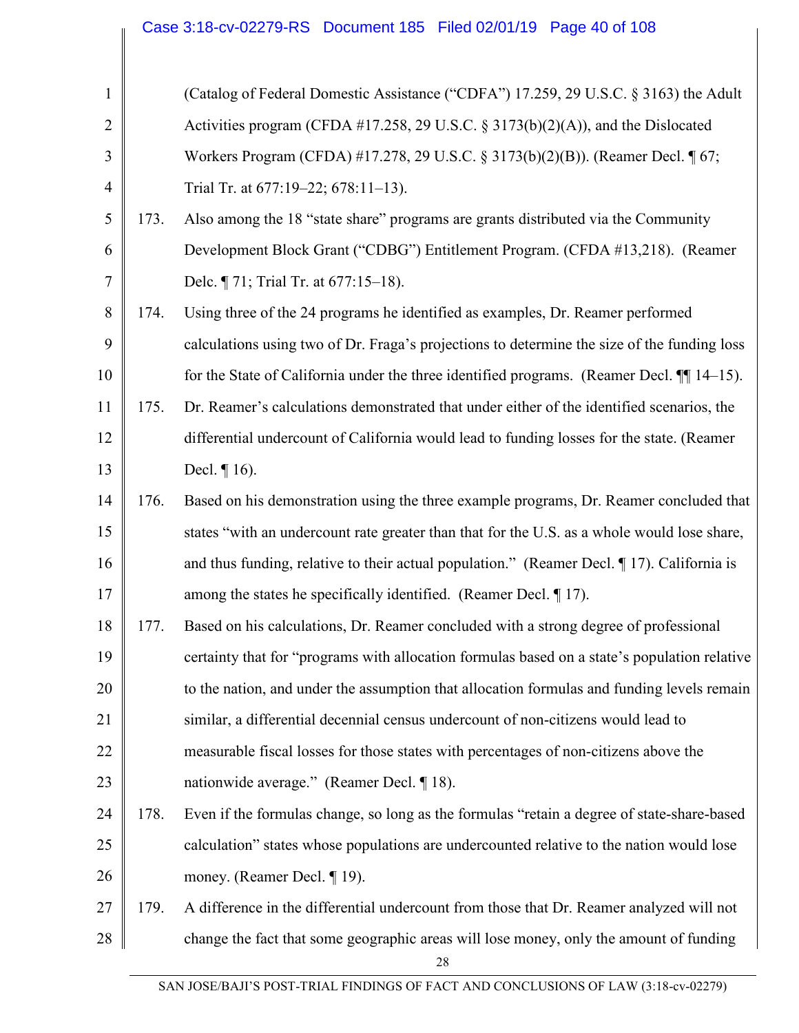(Catalog of Federal Domestic Assistance ("CDFA") 17.259, 29 U.S.C. § 3163) the Adult Activities program (CFDA #17.258, 29 U.S.C. § 3173(b)(2)(A)), and the Dislocated Workers Program (CFDA) #17.278, 29 U.S.C. § 3173(b)(2)(B)). (Reamer Decl. ¶ 67; Trial Tr. at 677:19–22; 678:11–13).

173. Also among the 18 "state share" programs are grants distributed via the Community Development Block Grant ("CDBG") Entitlement Program. (CFDA #13,218). (Reamer Delc. ¶ 71; Trial Tr. at 677:15–18).

174. Using three of the 24 programs he identified as examples, Dr. Reamer performed calculations using two of Dr. Fraga's projections to determine the size of the funding loss for the State of California under the three identified programs. (Reamer Decl. ¶¶ 14–15).

175. Dr. Reamer's calculations demonstrated that under either of the identified scenarios, the differential undercount of California would lead to funding losses for the state. (Reamer Decl. ¶ 16).

176. Based on his demonstration using the three example programs, Dr. Reamer concluded that states "with an undercount rate greater than that for the U.S. as a whole would lose share, and thus funding, relative to their actual population." (Reamer Decl. ¶ 17). California is among the states he specifically identified. (Reamer Decl. ¶ 17).

177. Based on his calculations, Dr. Reamer concluded with a strong degree of professional certainty that for "programs with allocation formulas based on a state's population relative to the nation, and under the assumption that allocation formulas and funding levels remain similar, a differential decennial census undercount of non-citizens would lead to measurable fiscal losses for those states with percentages of non-citizens above the nationwide average." (Reamer Decl. ¶ 18).

178. Even if the formulas change, so long as the formulas "retain a degree of state-share-based calculation" states whose populations are undercounted relative to the nation would lose money. (Reamer Decl. ¶ 19).

179. A difference in the differential undercount from those that Dr. Reamer analyzed will not change the fact that some geographic areas will lose money, only the amount of funding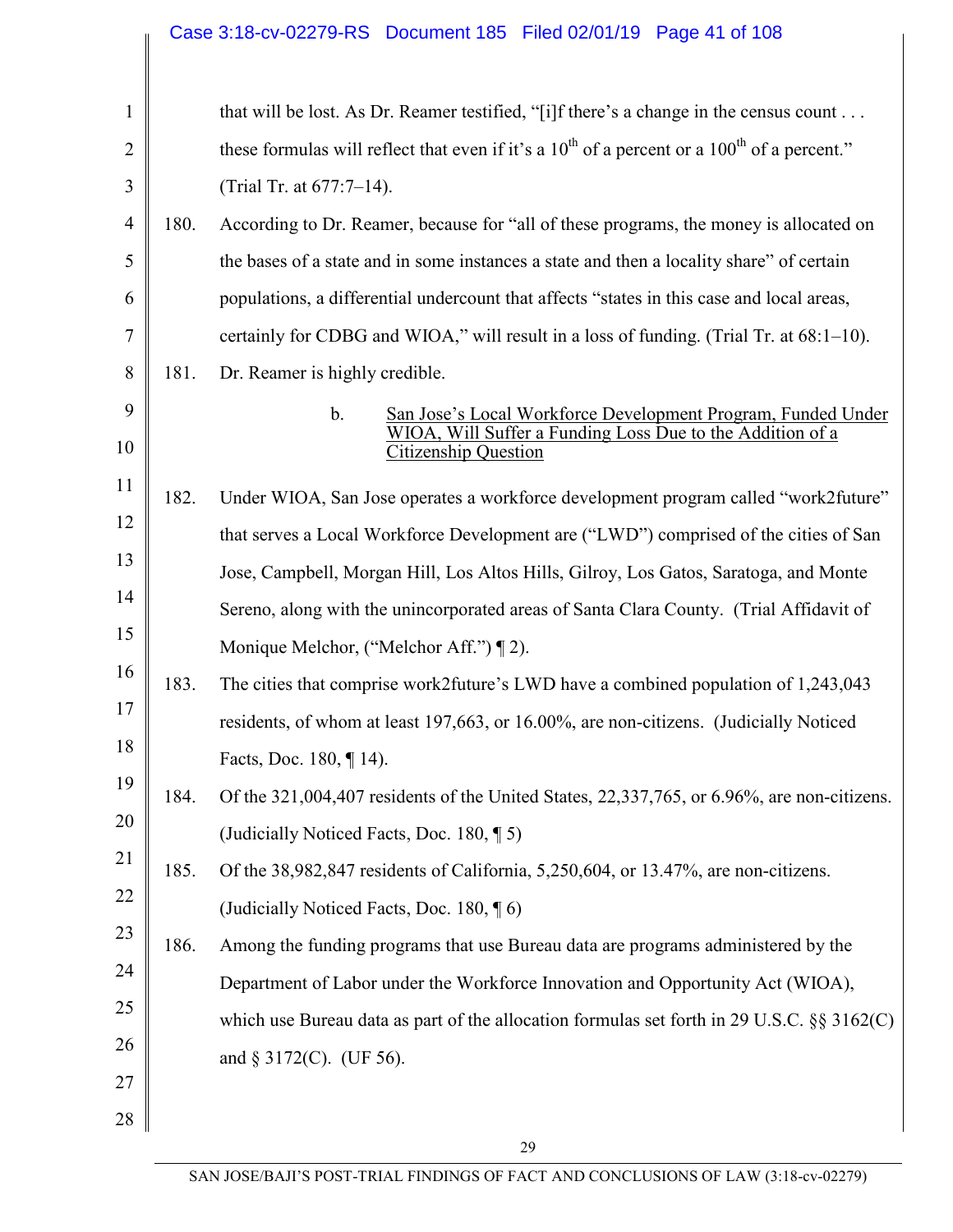that will be lost. As Dr. Reamer testified, "[i]f there's a change in the census count . . . these formulas will reflect that even if it's a $10^{th}$ of a percent or a $100^{th}$ of a percent." (Trial Tr. at 677:7–14).

180. According to Dr. Reamer, because for "all of these programs, the money is allocated on the bases of a state and in some instances a state and then a locality share" of certain populations, a differential undercount that affects "states in this case and local areas, certainly for CDBG and WIOA," will result in a loss of funding. (Trial Tr. at 68:1–10).

181. Dr. Reamer is highly credible.

b. <u>San Jose's Local Workforce Development Program, Funded Under WIOA, Will Suffer a Funding Loss Due to the Addition of a Citizenship Question</u>

182. Under WIOA, San Jose operates a workforce development program called "work2future" that serves a Local Workforce Development are ("LWD") comprised of the cities of San Jose, Campbell, Morgan Hill, Los Altos Hills, Gilroy, Los Gatos, Saratoga, and Monte Sereno, along with the unincorporated areas of Santa Clara County. (Trial Affidavit of Monique Melchor, ("Melchor Aff.") ¶ 2).

183. The cities that comprise work2future's LWD have a combined population of 1,243,043 residents, of whom at least 197,663, or 16.00%, are non-citizens. (Judicially Noticed Facts, Doc. 180, ¶ 14).

184. Of the 321,004,407 residents of the United States, 22,337,765, or 6.96%, are non-citizens. (Judicially Noticed Facts, Doc. 180, ¶ 5)

185. Of the 38,982,847 residents of California, 5,250,604, or 13.47%, are non-citizens. (Judicially Noticed Facts, Doc. 180, ¶ 6)

186. Among the funding programs that use Bureau data are programs administered by the Department of Labor under the Workforce Innovation and Opportunity Act (WIOA), which use Bureau data as part of the allocation formulas set forth in 29 U.S.C. §§ 3162(C) and § 3172(C). (UF 56).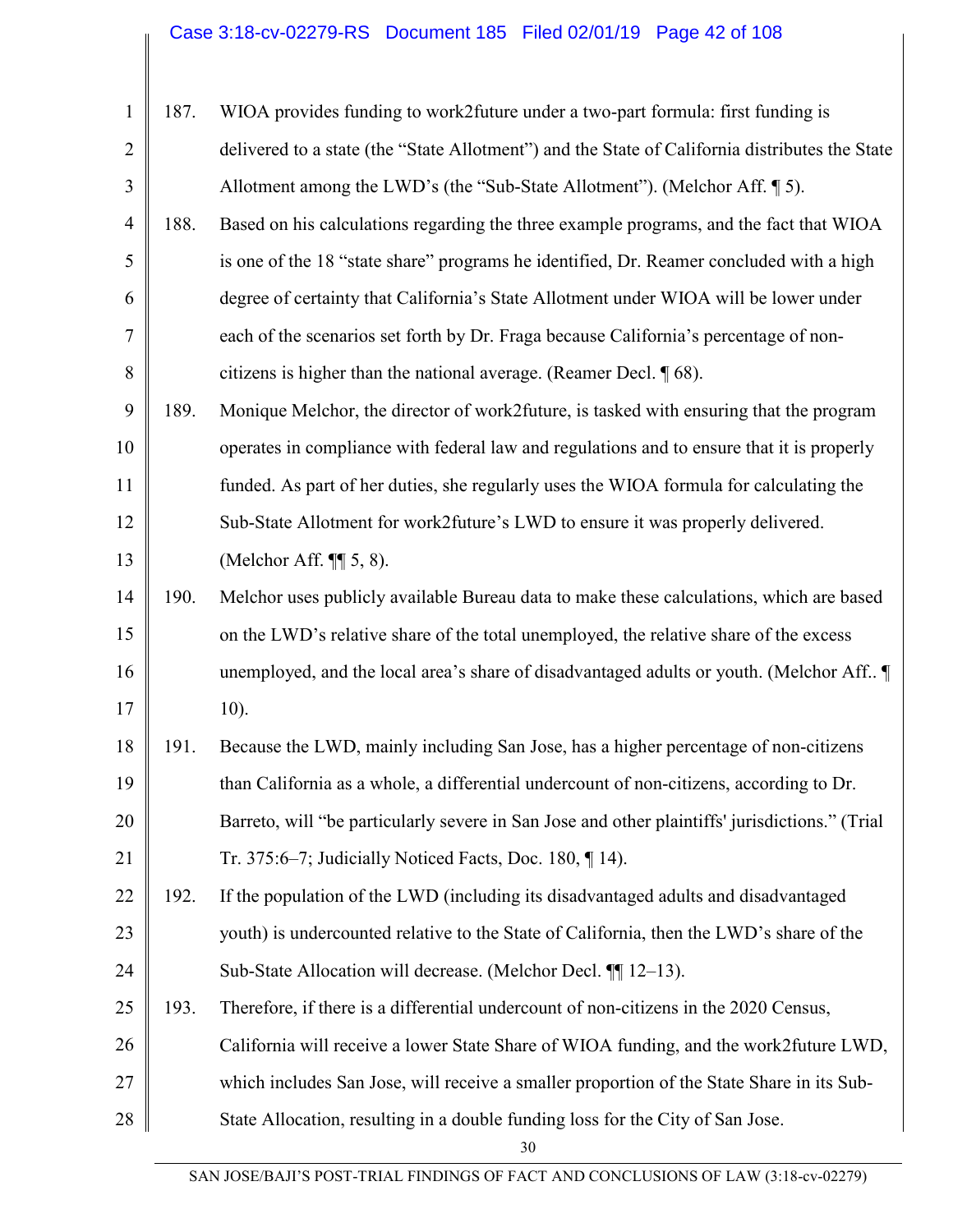187. WIOA provides funding to work2future under a two-part formula: first funding is delivered to a state (the "State Allotment") and the State of California distributes the State Allotment among the LWD's (the "Sub-State Allotment"). (Melchor Aff. ¶ 5).

188. Based on his calculations regarding the three example programs, and the fact that WIOA is one of the 18 "state share" programs he identified, Dr. Reamer concluded with a high degree of certainty that California's State Allotment under WIOA will be lower under each of the scenarios set forth by Dr. Fraga because California's percentage of non-citizens is higher than the national average. (Reamer Decl. ¶ 68).

189. Monique Melchor, the director of work2future, is tasked with ensuring that the program operates in compliance with federal law and regulations and to ensure that it is properly funded. As part of her duties, she regularly uses the WIOA formula for calculating the Sub-State Allotment for work2future's LWD to ensure it was properly delivered. (Melchor Aff. ¶¶ 5, 8).

190. Melchor uses publicly available Bureau data to make these calculations, which are based on the LWD's relative share of the total unemployed, the relative share of the excess unemployed, and the local area's share of disadvantaged adults or youth. (Melchor Aff.. ¶ 10).

191. Because the LWD, mainly including San Jose, has a higher percentage of non-citizens than California as a whole, a differential undercount of non-citizens, according to Dr. Barreto, will "be particularly severe in San Jose and other plaintiffs' jurisdictions." (Trial Tr. 375:6–7; Judicially Noticed Facts, Doc. 180, ¶ 14).

192. If the population of the LWD (including its disadvantaged adults and disadvantaged youth) is undercounted relative to the State of California, then the LWD's share of the Sub-State Allocation will decrease. (Melchor Decl. ¶¶ 12–13).

193. Therefore, if there is a differential undercount of non-citizens in the 2020 Census, California will receive a lower State Share of WIOA funding, and the work2future LWD, which includes San Jose, will receive a smaller proportion of the State Share in its Sub-State Allocation, resulting in a double funding loss for the City of San Jose.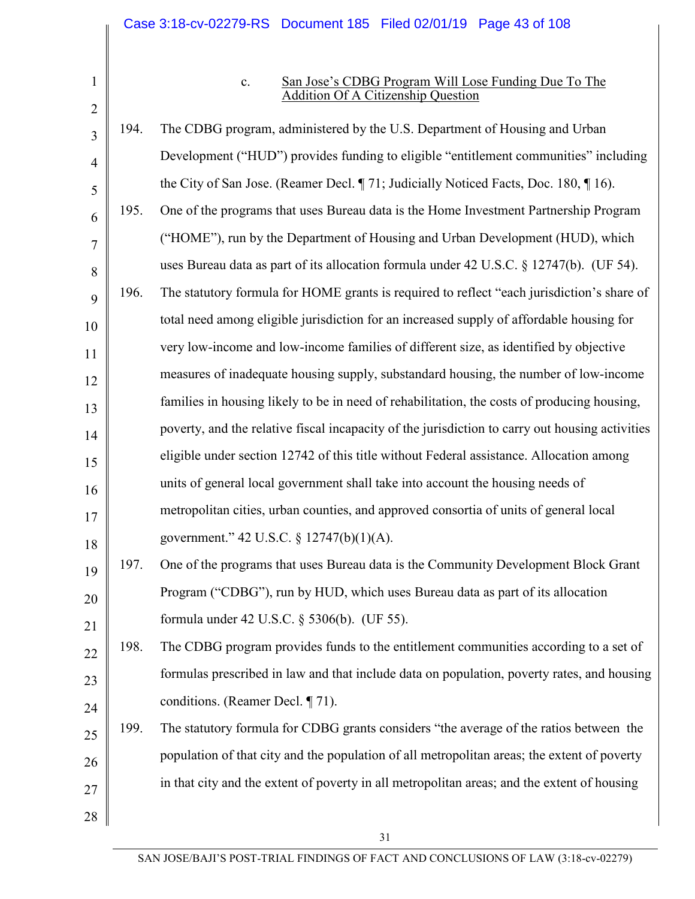### c. San Jose's CDBG Program Will Lose Funding Due To The Addition Of A Citizenship Question

194. The CDBG program, administered by the U.S. Department of Housing and Urban Development ("HUD") provides funding to eligible "entitlement communities" including the City of San Jose. (Reamer Decl. ¶ 71; Judicially Noticed Facts, Doc. 180, ¶ 16).

195. One of the programs that uses Bureau data is the Home Investment Partnership Program ("HOME"), run by the Department of Housing and Urban Development (HUD), which uses Bureau data as part of its allocation formula under 42 U.S.C. § 12747(b). (UF 54).

196. The statutory formula for HOME grants is required to reflect "each jurisdiction's share of total need among eligible jurisdiction for an increased supply of affordable housing for very low-income and low-income families of different size, as identified by objective measures of inadequate housing supply, substandard housing, the number of low-income families in housing likely to be in need of rehabilitation, the costs of producing housing, poverty, and the relative fiscal incapacity of the jurisdiction to carry out housing activities eligible under section 12742 of this title without Federal assistance. Allocation among units of general local government shall take into account the housing needs of metropolitan cities, urban counties, and approved consortia of units of general local government." 42 U.S.C. § 12747(b)(1)(A).

197. One of the programs that uses Bureau data is the Community Development Block Grant Program ("CDBG"), run by HUD, which uses Bureau data as part of its allocation formula under 42 U.S.C. § 5306(b). (UF 55).

198. The CDBG program provides funds to the entitlement communities according to a set of formulas prescribed in law and that include data on population, poverty rates, and housing conditions. (Reamer Decl. ¶ 71).

199. The statutory formula for CDBG grants considers "the average of the ratios between the population of that city and the population of all metropolitan areas; the extent of poverty in that city and the extent of poverty in all metropolitan areas; and the extent of housing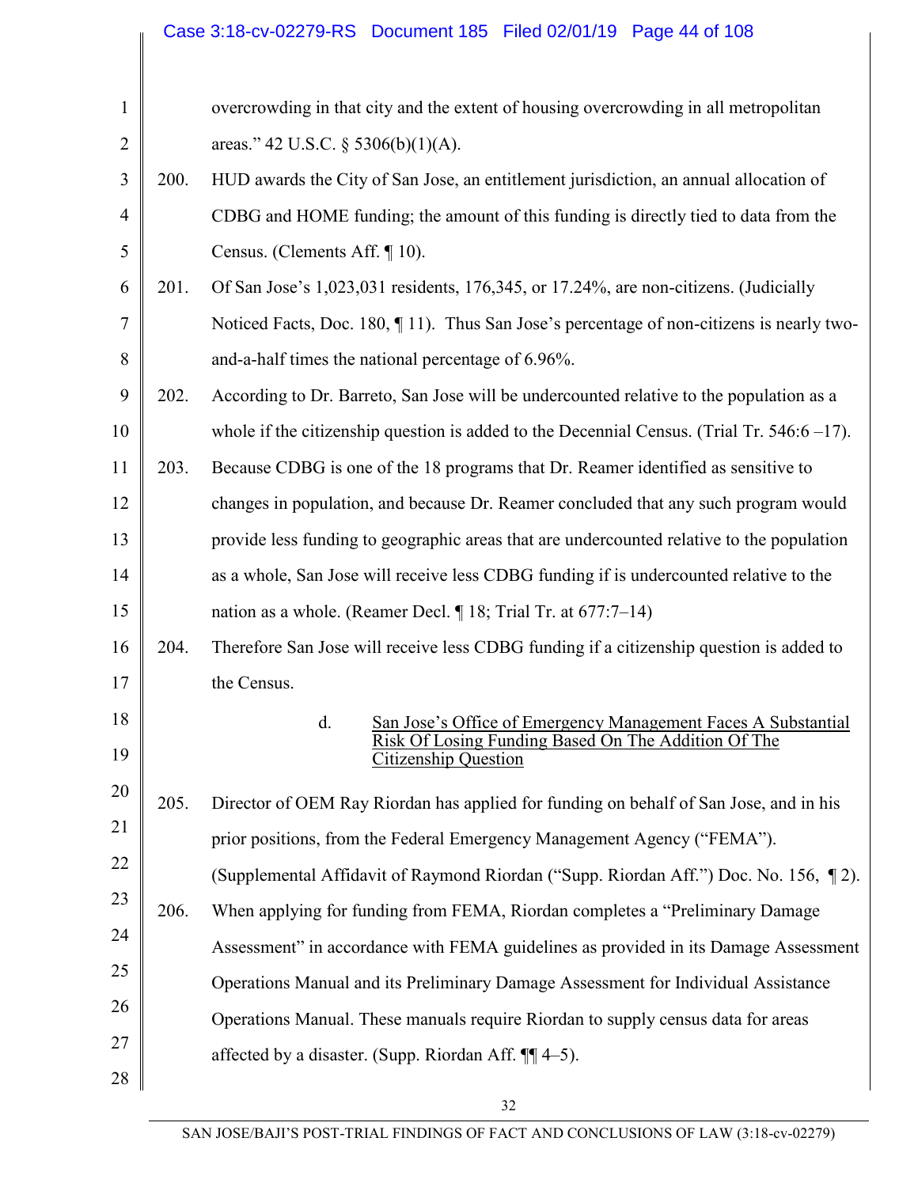overcrowding in that city and the extent of housing overcrowding in all metropolitan areas." 42 U.S.C. § 5306(b)(1)(A).

200. HUD awards the City of San Jose, an entitlement jurisdiction, an annual allocation of CDBG and HOME funding; the amount of this funding is directly tied to data from the Census. (Clements Aff. ¶ 10).

201. Of San Jose's 1,023,031 residents, 176,345, or 17.24%, are non-citizens. (Judicially Noticed Facts, Doc. 180, ¶ 11). Thus San Jose's percentage of non-citizens is nearly two-and-a-half times the national percentage of 6.96%.

202. According to Dr. Barreto, San Jose will be undercounted relative to the population as a whole if the citizenship question is added to the Decennial Census. (Trial Tr. 546:6 –17).

203. Because CDBG is one of the 18 programs that Dr. Reamer identified as sensitive to changes in population, and because Dr. Reamer concluded that any such program would provide less funding to geographic areas that are undercounted relative to the population as a whole, San Jose will receive less CDBG funding if is undercounted relative to the nation as a whole. (Reamer Decl. ¶ 18; Trial Tr. at 677:7–14)

204. Therefore San Jose will receive less CDBG funding if a citizenship question is added to the Census.

d. <u>San Jose's Office of Emergency Management Faces A Substantial Risk Of Losing Funding Based On The Addition Of The Citizenship Question</u>

205. Director of OEM Ray Riordan has applied for funding on behalf of San Jose, and in his prior positions, from the Federal Emergency Management Agency ("FEMA"). (Supplemental Affidavit of Raymond Riordan ("Supp. Riordan Aff.") Doc. No. 156, ¶ 2).

206. When applying for funding from FEMA, Riordan completes a "Preliminary Damage Assessment" in accordance with FEMA guidelines as provided in its Damage Assessment Operations Manual and its Preliminary Damage Assessment for Individual Assistance Operations Manual. These manuals require Riordan to supply census data for areas affected by a disaster. (Supp. Riordan Aff. ¶¶ 4–5).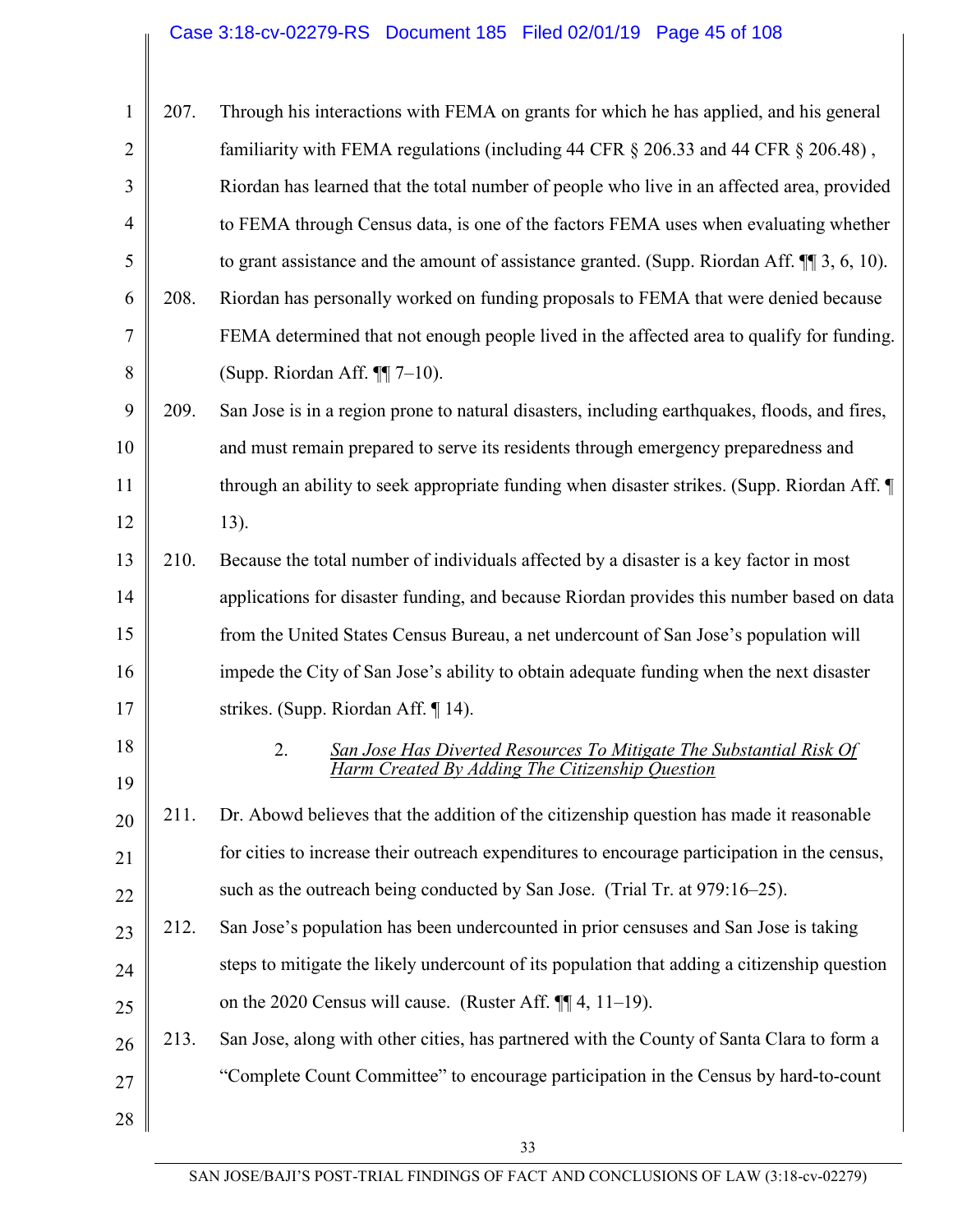207. Through his interactions with FEMA on grants for which he has applied, and his general familiarity with FEMA regulations (including 44 CFR § 206.33 and 44 CFR § 206.48) , Riordan has learned that the total number of people who live in an affected area, provided to FEMA through Census data, is one of the factors FEMA uses when evaluating whether to grant assistance and the amount of assistance granted. (Supp. Riordan Aff. ¶¶ 3, 6, 10).

208. Riordan has personally worked on funding proposals to FEMA that were denied because FEMA determined that not enough people lived in the affected area to qualify for funding. (Supp. Riordan Aff. ¶¶ 7–10).

209. San Jose is in a region prone to natural disasters, including earthquakes, floods, and fires, and must remain prepared to serve its residents through emergency preparedness and through an ability to seek appropriate funding when disaster strikes. (Supp. Riordan Aff. ¶ 13).

210. Because the total number of individuals affected by a disaster is a key factor in most applications for disaster funding, and because Riordan provides this number based on data from the United States Census Bureau, a net undercount of San Jose's population will impede the City of San Jose's ability to obtain adequate funding when the next disaster strikes. (Supp. Riordan Aff. ¶ 14).

### 2. *San Jose Has Diverted Resources To Mitigate The Substantial Risk Of Harm Created By Adding The Citizenship Question*

211. Dr. Abowd believes that the addition of the citizenship question has made it reasonable for cities to increase their outreach expenditures to encourage participation in the census, such as the outreach being conducted by San Jose. (Trial Tr. at 979:16–25).

212. San Jose's population has been undercounted in prior censuses and San Jose is taking steps to mitigate the likely undercount of its population that adding a citizenship question on the 2020 Census will cause. (Ruster Aff. ¶¶ 4, 11–19).

213. San Jose, along with other cities, has partnered with the County of Santa Clara to form a "Complete Count Committee" to encourage participation in the Census by hard-to-count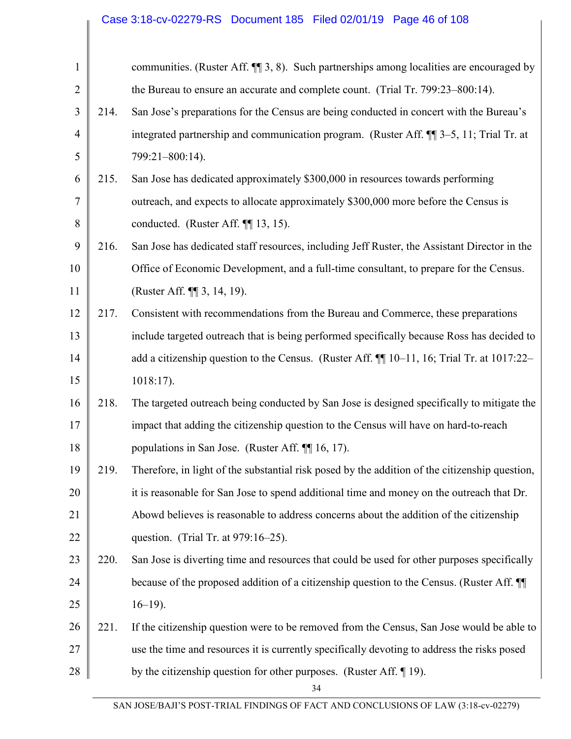communities. (Ruster Aff. ¶¶ 3, 8). Such partnerships among localities are encouraged by the Bureau to ensure an accurate and complete count. (Trial Tr. 799:23–800:14).

214. San Jose's preparations for the Census are being conducted in concert with the Bureau's integrated partnership and communication program. (Ruster Aff. ¶¶ 3–5, 11; Trial Tr. at 799:21–800:14).

215. San Jose has dedicated approximately $300,000 in resources towards performing outreach, and expects to allocate approximately $300,000 more before the Census is conducted. (Ruster Aff. ¶¶ 13, 15).

216. San Jose has dedicated staff resources, including Jeff Ruster, the Assistant Director in the Office of Economic Development, and a full-time consultant, to prepare for the Census. (Ruster Aff. ¶¶ 3, 14, 19).

217. Consistent with recommendations from the Bureau and Commerce, these preparations include targeted outreach that is being performed specifically because Ross has decided to add a citizenship question to the Census. (Ruster Aff. ¶¶ 10–11, 16; Trial Tr. at 1017:22–1018:17).

218. The targeted outreach being conducted by San Jose is designed specifically to mitigate the impact that adding the citizenship question to the Census will have on hard-to-reach populations in San Jose. (Ruster Aff. ¶¶ 16, 17).

219. Therefore, in light of the substantial risk posed by the addition of the citizenship question, it is reasonable for San Jose to spend additional time and money on the outreach that Dr. Abowd believes is reasonable to address concerns about the addition of the citizenship question. (Trial Tr. at 979:16–25).

220. San Jose is diverting time and resources that could be used for other purposes specifically because of the proposed addition of a citizenship question to the Census. (Ruster Aff. ¶¶ 16–19).

221. If the citizenship question were to be removed from the Census, San Jose would be able to use the time and resources it is currently specifically devoting to address the risks posed by the citizenship question for other purposes. (Ruster Aff. ¶ 19).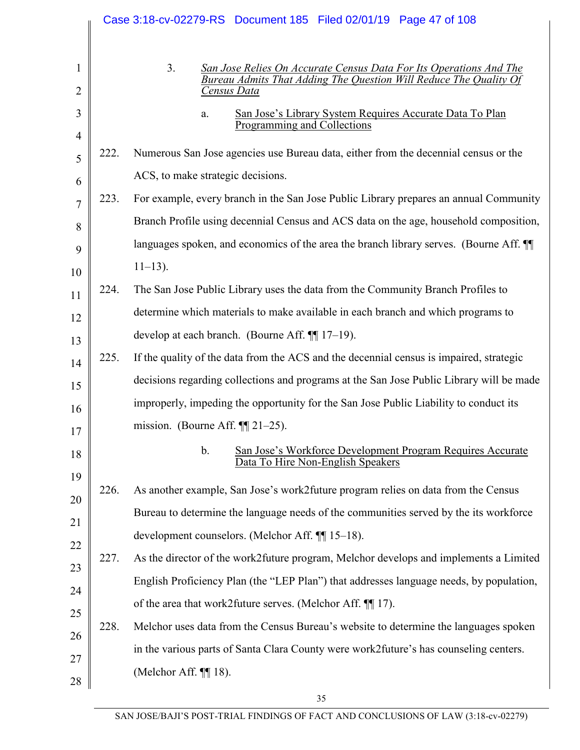3. *San Jose Relies On Accurate Census Data For Its Operations And The Bureau Admits That Adding The Question Will Reduce The Quality Of Census Data*

a. San Jose's Library System Requires Accurate Data To Plan Programming and Collections

222. Numerous San Jose agencies use Bureau data, either from the decennial census or the ACS, to make strategic decisions.

223. For example, every branch in the San Jose Public Library prepares an annual Community Branch Profile using decennial Census and ACS data on the age, household composition, languages spoken, and economics of the area the branch library serves. (Bourne Aff. ¶¶ 11–13).

224. The San Jose Public Library uses the data from the Community Branch Profiles to determine which materials to make available in each branch and which programs to develop at each branch. (Bourne Aff. ¶¶ 17–19).

225. If the quality of the data from the ACS and the decennial census is impaired, strategic decisions regarding collections and programs at the San Jose Public Library will be made improperly, impeding the opportunity for the San Jose Public Liability to conduct its mission. (Bourne Aff. ¶¶ 21–25).

b. San Jose's Workforce Development Program Requires Accurate Data To Hire Non-English Speakers

226. As another example, San Jose's work2future program relies on data from the Census Bureau to determine the language needs of the communities served by the its workforce development counselors. (Melchor Aff. ¶¶ 15–18).

227. As the director of the work2future program, Melchor develops and implements a Limited English Proficiency Plan (the "LEP Plan") that addresses language needs, by population, of the area that work2future serves. (Melchor Aff. ¶¶ 17).

228. Melchor uses data from the Census Bureau's website to determine the languages spoken in the various parts of Santa Clara County were work2future's has counseling centers. (Melchor Aff. ¶¶ 18).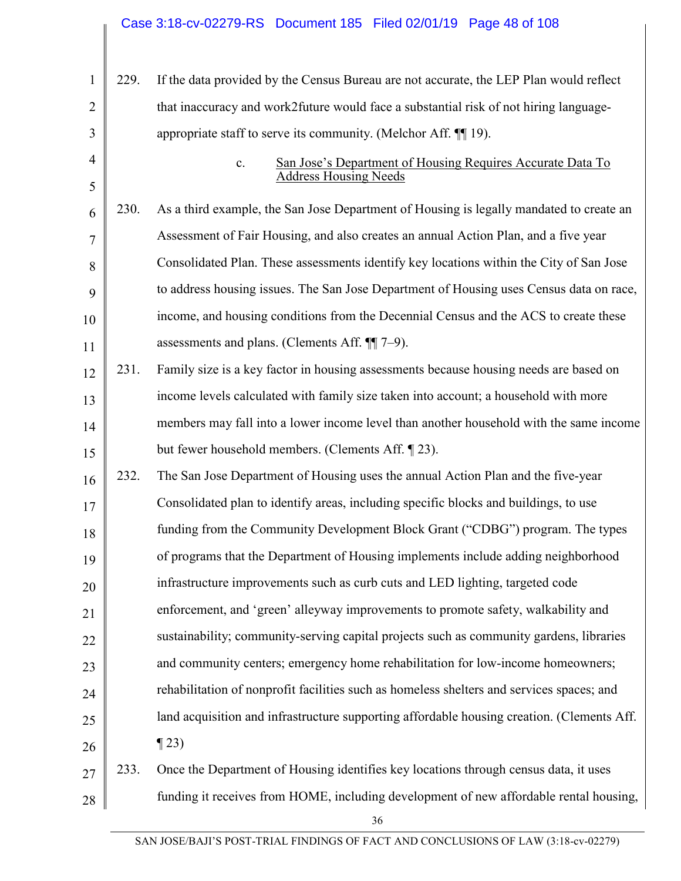229. If the data provided by the Census Bureau are not accurate, the LEP Plan would reflect that inaccuracy and work2future would face a substantial risk of not hiring language-appropriate staff to serve its community. (Melchor Aff. ¶¶ 19).

c. <u>San Jose's Department of Housing Requires Accurate Data To Address Housing Needs</u>

230. As a third example, the San Jose Department of Housing is legally mandated to create an Assessment of Fair Housing, and also creates an annual Action Plan, and a five year Consolidated Plan. These assessments identify key locations within the City of San Jose to address housing issues. The San Jose Department of Housing uses Census data on race, income, and housing conditions from the Decennial Census and the ACS to create these assessments and plans. (Clements Aff. ¶¶ 7–9).

231. Family size is a key factor in housing assessments because housing needs are based on income levels calculated with family size taken into account; a household with more members may fall into a lower income level than another household with the same income but fewer household members. (Clements Aff. ¶ 23).

232. The San Jose Department of Housing uses the annual Action Plan and the five-year Consolidated plan to identify areas, including specific blocks and buildings, to use funding from the Community Development Block Grant ("CDBG") program. The types of programs that the Department of Housing implements include adding neighborhood infrastructure improvements such as curb cuts and LED lighting, targeted code enforcement, and 'green' alleyway improvements to promote safety, walkability and sustainability; community-serving capital projects such as community gardens, libraries and community centers; emergency home rehabilitation for low-income homeowners; rehabilitation of nonprofit facilities such as homeless shelters and services spaces; and land acquisition and infrastructure supporting affordable housing creation. (Clements Aff. ¶ 23)

233. Once the Department of Housing identifies key locations through census data, it uses funding it receives from HOME, including development of new affordable rental housing,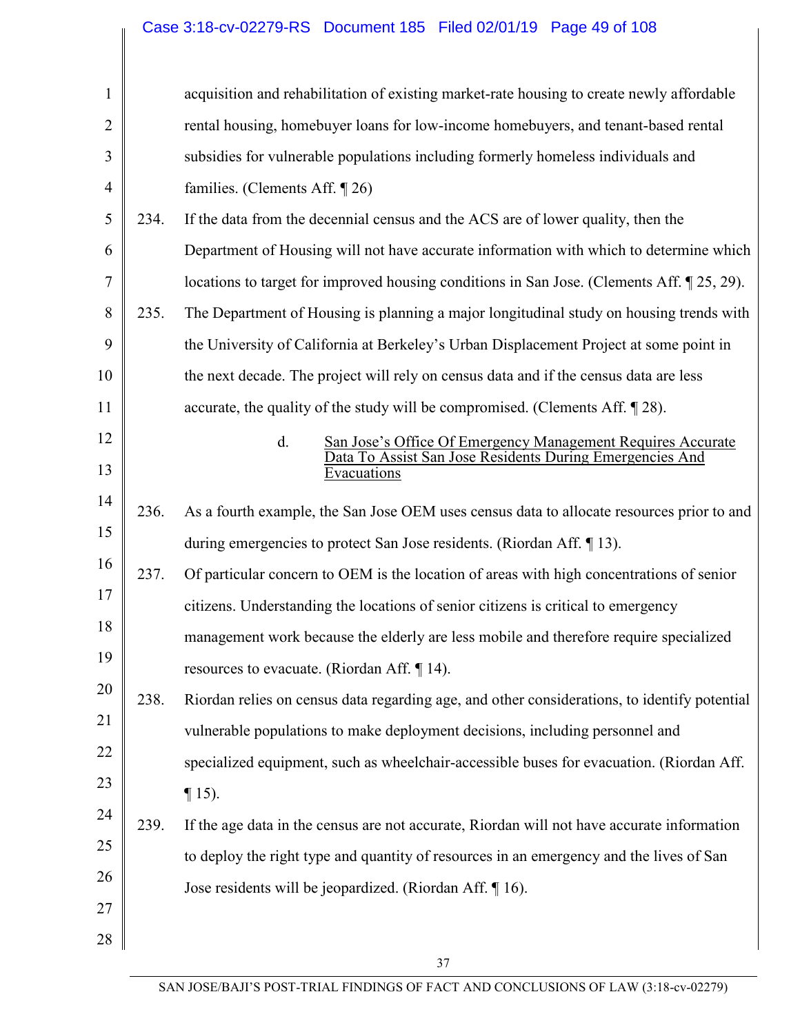acquisition and rehabilitation of existing market-rate housing to create newly affordable rental housing, homebuyer loans for low-income homebuyers, and tenant-based rental subsidies for vulnerable populations including formerly homeless individuals and families. (Clements Aff. ¶ 26)

234. If the data from the decennial census and the ACS are of lower quality, then the Department of Housing will not have accurate information with which to determine which locations to target for improved housing conditions in San Jose. (Clements Aff. ¶ 25, 29).

235. The Department of Housing is planning a major longitudinal study on housing trends with the University of California at Berkeley's Urban Displacement Project at some point in the next decade. The project will rely on census data and if the census data are less accurate, the quality of the study will be compromised. (Clements Aff. ¶ 28).

d. <u>San Jose's Office Of Emergency Management Requires Accurate Data To Assist San Jose Residents During Emergencies And Evacuations</u>

236. As a fourth example, the San Jose OEM uses census data to allocate resources prior to and during emergencies to protect San Jose residents. (Riordan Aff. ¶ 13).

237. Of particular concern to OEM is the location of areas with high concentrations of senior citizens. Understanding the locations of senior citizens is critical to emergency management work because the elderly are less mobile and therefore require specialized resources to evacuate. (Riordan Aff. ¶ 14).

238. Riordan relies on census data regarding age, and other considerations, to identify potential vulnerable populations to make deployment decisions, including personnel and specialized equipment, such as wheelchair-accessible buses for evacuation. (Riordan Aff. ¶ 15).

239. If the age data in the census are not accurate, Riordan will not have accurate information to deploy the right type and quantity of resources in an emergency and the lives of San Jose residents will be jeopardized. (Riordan Aff. ¶ 16).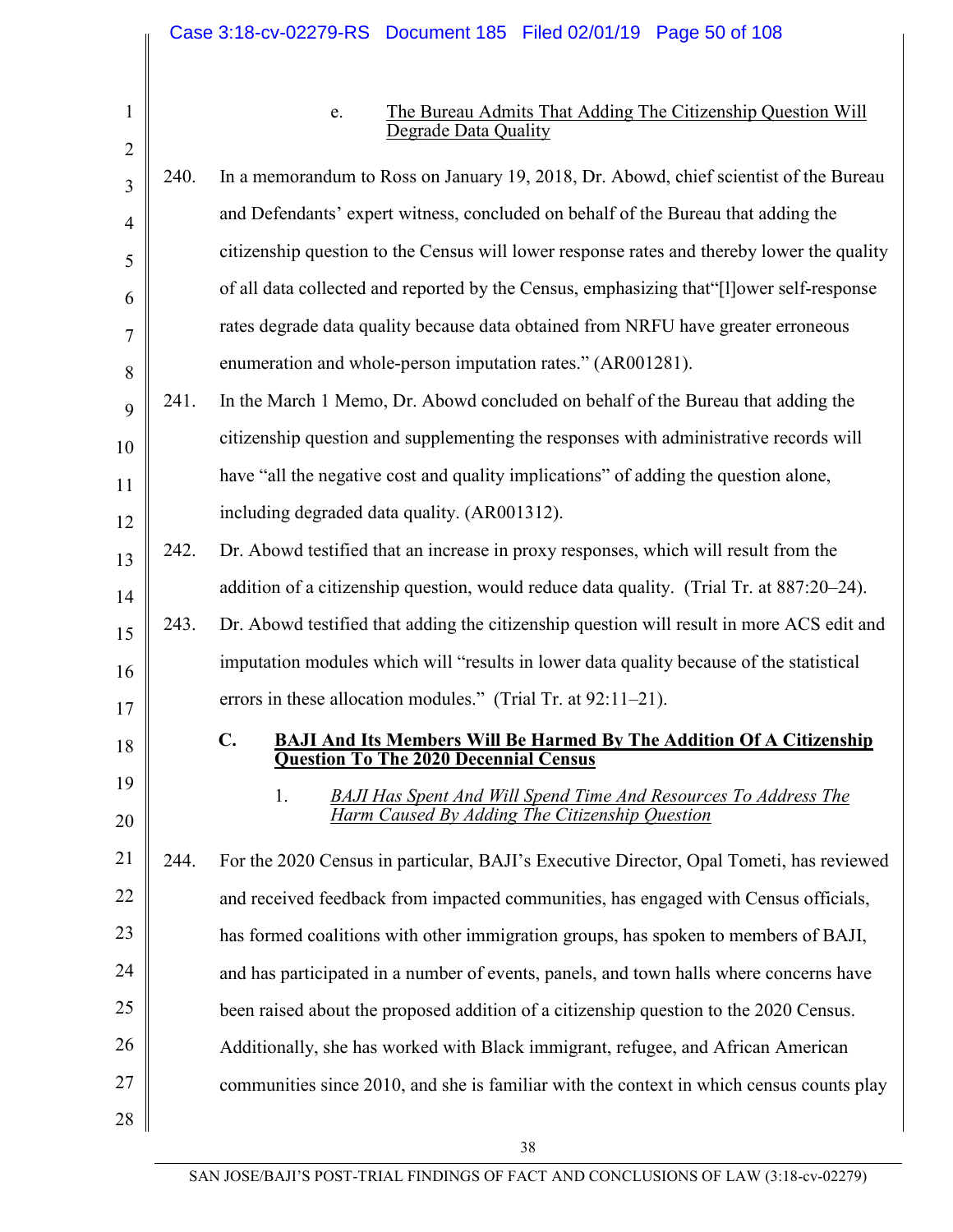e. <u>The Bureau Admits That Adding The Citizenship Question Will Degrade Data Quality</u>

240. In a memorandum to Ross on January 19, 2018, Dr. Abowd, chief scientist of the Bureau and Defendants' expert witness, concluded on behalf of the Bureau that adding the citizenship question to the Census will lower response rates and thereby lower the quality of all data collected and reported by the Census, emphasizing that"[l]ower self-response rates degrade data quality because data obtained from NRFU have greater erroneous enumeration and whole-person imputation rates." (AR001281).

241. In the March 1 Memo, Dr. Abowd concluded on behalf of the Bureau that adding the citizenship question and supplementing the responses with administrative records will have "all the negative cost and quality implications" of adding the question alone, including degraded data quality. (AR001312).

242. Dr. Abowd testified that an increase in proxy responses, which will result from the addition of a citizenship question, would reduce data quality. (Trial Tr. at 887:20–24).

243. Dr. Abowd testified that adding the citizenship question will result in more ACS edit and imputation modules which will "results in lower data quality because of the statistical errors in these allocation modules." (Trial Tr. at 92:11–21).

**C. <u>BAJI And Its Members Will Be Harmed By The Addition Of A Citizenship Question To The 2020 Decennial Census</u>**

1. *<u>BAJI Has Spent And Will Spend Time And Resources To Address The Harm Caused By Adding The Citizenship Question</u>*

244. For the 2020 Census in particular, BAJI's Executive Director, Opal Tometi, has reviewed and received feedback from impacted communities, has engaged with Census officials, has formed coalitions with other immigration groups, has spoken to members of BAJI, and has participated in a number of events, panels, and town halls where concerns have been raised about the proposed addition of a citizenship question to the 2020 Census. Additionally, she has worked with Black immigrant, refugee, and African American communities since 2010, and she is familiar with the context in which census counts play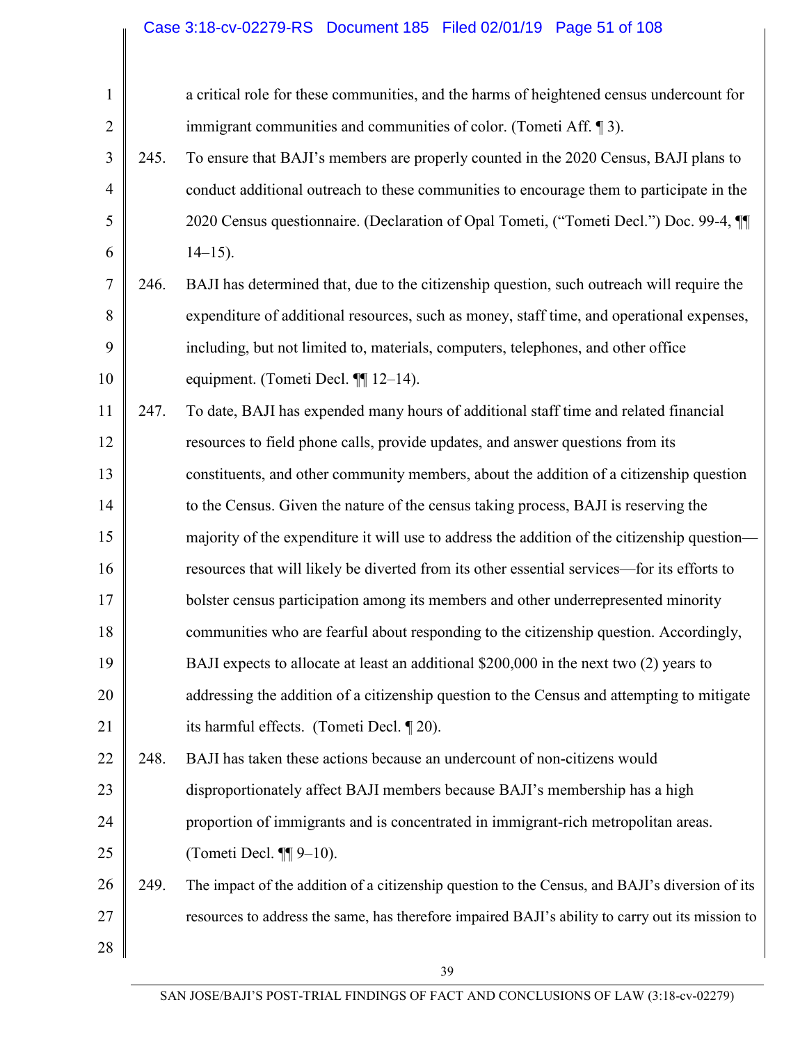a critical role for these communities, and the harms of heightened census undercount for immigrant communities and communities of color. (Tometi Aff. ¶ 3).

245. To ensure that BAJI's members are properly counted in the 2020 Census, BAJI plans to conduct additional outreach to these communities to encourage them to participate in the 2020 Census questionnaire. (Declaration of Opal Tometi, ("Tometi Decl.") Doc. 99-4, ¶¶ 14–15).

246. BAJI has determined that, due to the citizenship question, such outreach will require the expenditure of additional resources, such as money, staff time, and operational expenses, including, but not limited to, materials, computers, telephones, and other office equipment. (Tometi Decl. ¶¶ 12–14).

247. To date, BAJI has expended many hours of additional staff time and related financial resources to field phone calls, provide updates, and answer questions from its constituents, and other community members, about the addition of a citizenship question to the Census. Given the nature of the census taking process, BAJI is reserving the majority of the expenditure it will use to address the addition of the citizenship question—resources that will likely be diverted from its other essential services—for its efforts to bolster census participation among its members and other underrepresented minority communities who are fearful about responding to the citizenship question. Accordingly, BAJI expects to allocate at least an additional $200,000 in the next two (2) years to addressing the addition of a citizenship question to the Census and attempting to mitigate its harmful effects. (Tometi Decl. ¶ 20).

248. BAJI has taken these actions because an undercount of non-citizens would disproportionately affect BAJI members because BAJI's membership has a high proportion of immigrants and is concentrated in immigrant-rich metropolitan areas. (Tometi Decl. ¶¶ 9–10).

249. The impact of the addition of a citizenship question to the Census, and BAJI's diversion of its resources to address the same, has therefore impaired BAJI's ability to carry out its mission to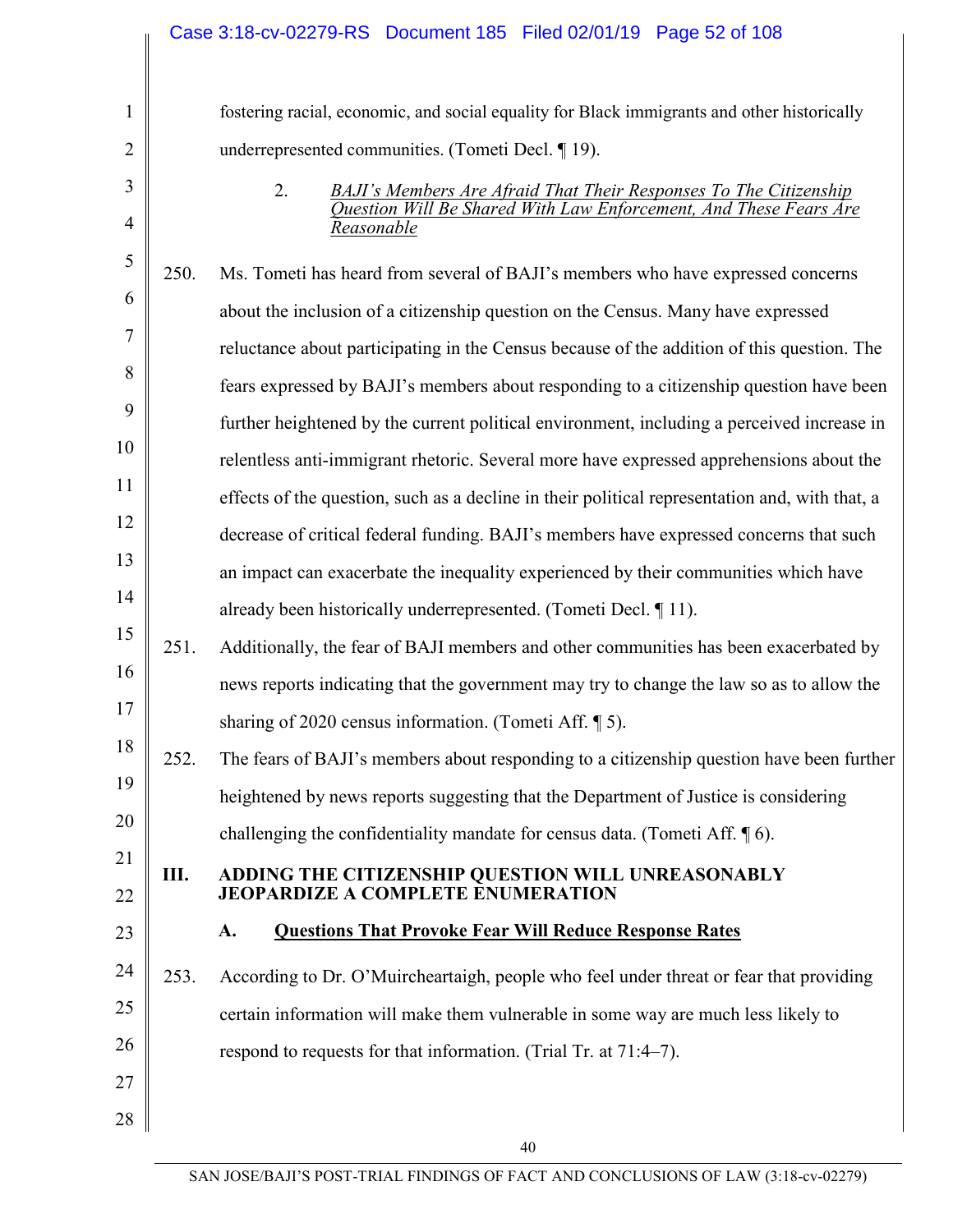fostering racial, economic, and social equality for Black immigrants and other historically underrepresented communities. (Tometi Decl. ¶ 19).

#### 2. *BAJI's Members Are Afraid That Their Responses To The Citizenship Question Will Be Shared With Law Enforcement, And These Fears Are Reasonable*

250. Ms. Tometi has heard from several of BAJI's members who have expressed concerns about the inclusion of a citizenship question on the Census. Many have expressed reluctance about participating in the Census because of the addition of this question. The fears expressed by BAJI's members about responding to a citizenship question have been further heightened by the current political environment, including a perceived increase in relentless anti-immigrant rhetoric. Several more have expressed apprehensions about the effects of the question, such as a decline in their political representation and, with that, a decrease of critical federal funding. BAJI's members have expressed concerns that such an impact can exacerbate the inequality experienced by their communities which have already been historically underrepresented. (Tometi Decl. ¶ 11).

251. Additionally, the fear of BAJI members and other communities has been exacerbated by news reports indicating that the government may try to change the law so as to allow the sharing of 2020 census information. (Tometi Aff. ¶ 5).

252. The fears of BAJI's members about responding to a citizenship question have been further heightened by news reports suggesting that the Department of Justice is considering challenging the confidentiality mandate for census data. (Tometi Aff. ¶ 6).

## III. ADDING THE CITIZENSHIP QUESTION WILL UNREASONABLY JEOPARDIZE A COMPLETE ENUMERATION

### A. Questions That Provoke Fear Will Reduce Response Rates

253. According to Dr. O'Muircheartaigh, people who feel under threat or fear that providing certain information will make them vulnerable in some way are much less likely to respond to requests for that information. (Trial Tr. at 71:4–7).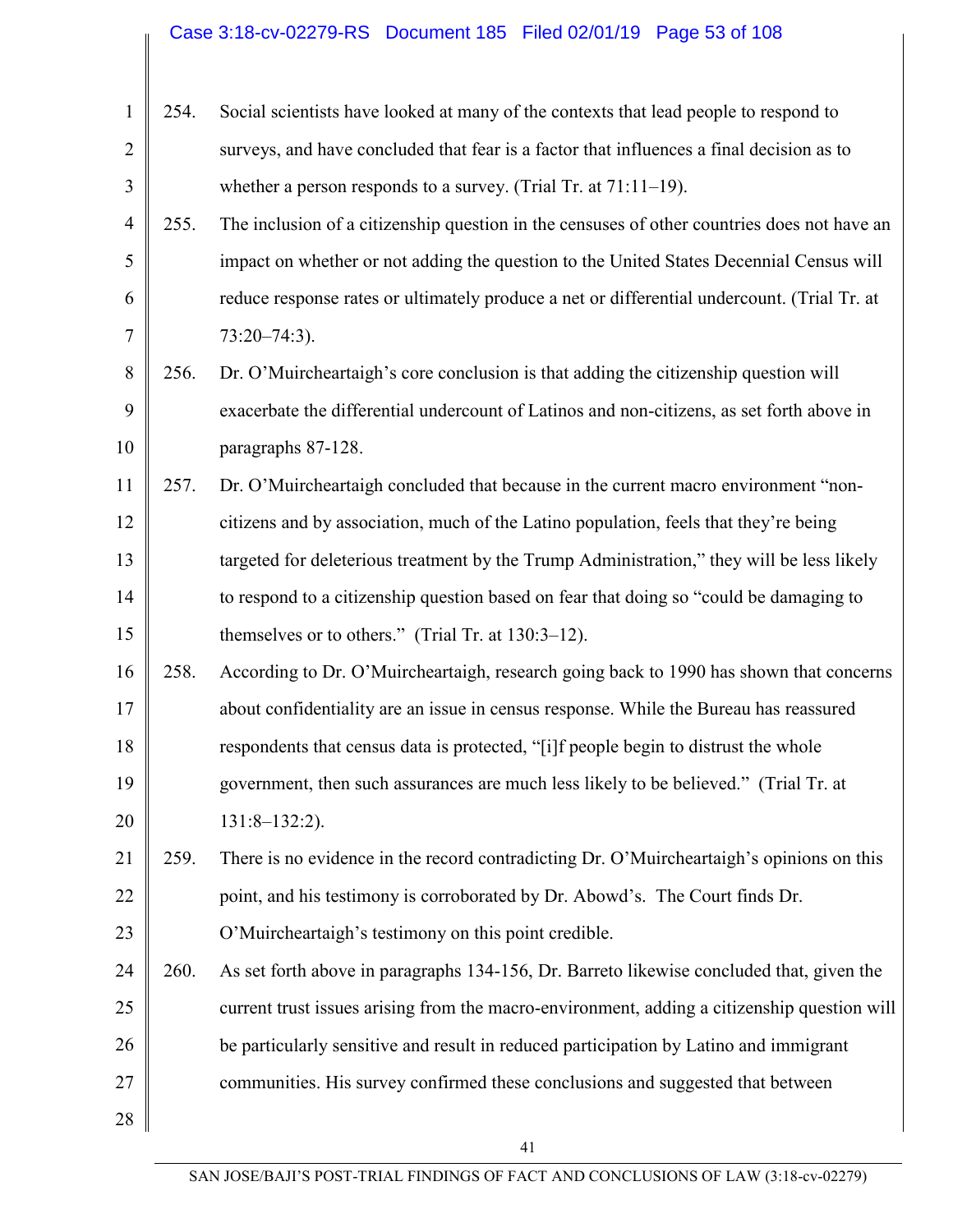254. Social scientists have looked at many of the contexts that lead people to respond to surveys, and have concluded that fear is a factor that influences a final decision as to whether a person responds to a survey. (Trial Tr. at 71:11–19).

255. The inclusion of a citizenship question in the censuses of other countries does not have an impact on whether or not adding the question to the United States Decennial Census will reduce response rates or ultimately produce a net or differential undercount. (Trial Tr. at 73:20–74:3).

256. Dr. O'Muircheartaigh's core conclusion is that adding the citizenship question will exacerbate the differential undercount of Latinos and non-citizens, as set forth above in paragraphs 87-128.

257. Dr. O'Muircheartaigh concluded that because in the current macro environment "non-citizens and by association, much of the Latino population, feels that they're being targeted for deleterious treatment by the Trump Administration," they will be less likely to respond to a citizenship question based on fear that doing so "could be damaging to themselves or to others." (Trial Tr. at 130:3–12).

258. According to Dr. O'Muircheartaigh, research going back to 1990 has shown that concerns about confidentiality are an issue in census response. While the Bureau has reassured respondents that census data is protected, "[i]f people begin to distrust the whole government, then such assurances are much less likely to be believed." (Trial Tr. at 131:8–132:2).

259. There is no evidence in the record contradicting Dr. O'Muircheartaigh's opinions on this point, and his testimony is corroborated by Dr. Abowd's. The Court finds Dr. O'Muircheartaigh's testimony on this point credible.

260. As set forth above in paragraphs 134-156, Dr. Barreto likewise concluded that, given the current trust issues arising from the macro-environment, adding a citizenship question will be particularly sensitive and result in reduced participation by Latino and immigrant communities. His survey confirmed these conclusions and suggested that between

SAN JOSE/BAJI'S POST-TRIAL FINDINGS OF FACT AND CONCLUSIONS OF LAW (3:18-cv-02279)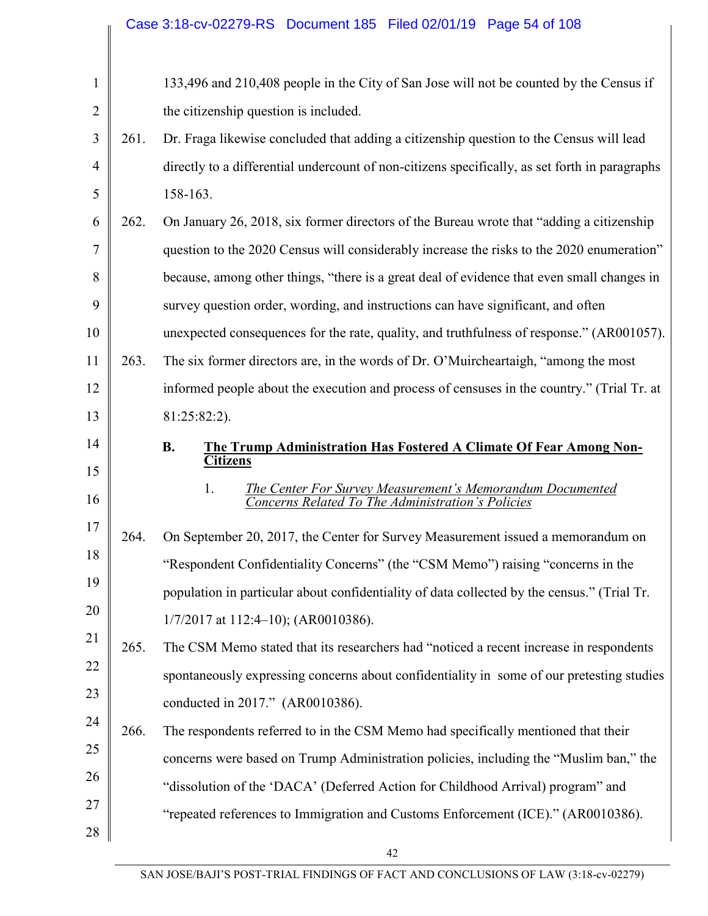133,496 and 210,408 people in the City of San Jose will not be counted by the Census if the citizenship question is included.

261. Dr. Fraga likewise concluded that adding a citizenship question to the Census will lead directly to a differential undercount of non-citizens specifically, as set forth in paragraphs 158-163.

262. On January 26, 2018, six former directors of the Bureau wrote that "adding a citizenship question to the 2020 Census will considerably increase the risks to the 2020 enumeration" because, among other things, "there is a great deal of evidence that even small changes in survey question order, wording, and instructions can have significant, and often unexpected consequences for the rate, quality, and truthfulness of response." (AR001057).

263. The six former directors are, in the words of Dr. O'Muircheartaigh, "among the most informed people about the execution and process of censuses in the country." (Trial Tr. at 81:25:82:2).

### B. <u>The Trump Administration Has Fostered A Climate Of Fear Among Non-Citizens</u>

#### 1. <u>*The Center For Survey Measurement's Memorandum Documented Concerns Related To The Administration's Policies*</u>

264. On September 20, 2017, the Center for Survey Measurement issued a memorandum on "Respondent Confidentiality Concerns" (the "CSM Memo") raising "concerns in the population in particular about confidentiality of data collected by the census." (Trial Tr. 1/7/2017 at 112:4–10); (AR0010386).

265. The CSM Memo stated that its researchers had "noticed a recent increase in respondents spontaneously expressing concerns about confidentiality in some of our pretesting studies conducted in 2017." (AR0010386).

266. The respondents referred to in the CSM Memo had specifically mentioned that their concerns were based on Trump Administration policies, including the "Muslim ban," the "dissolution of the 'DACA' (Deferred Action for Childhood Arrival) program" and "repeated references to Immigration and Customs Enforcement (ICE)." (AR0010386).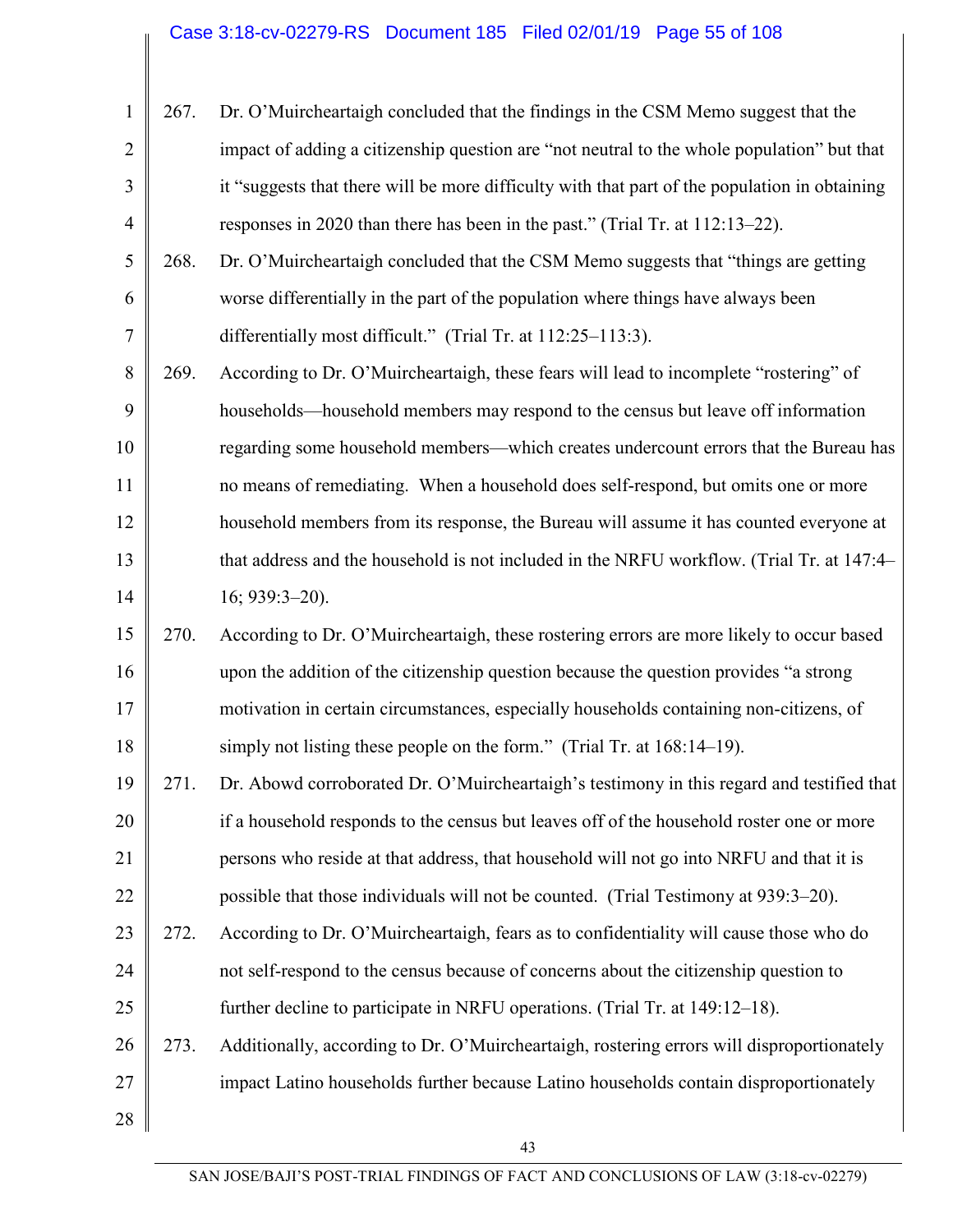267. Dr. O'Muircheartaigh concluded that the findings in the CSM Memo suggest that the impact of adding a citizenship question are "not neutral to the whole population" but that it "suggests that there will be more difficulty with that part of the population in obtaining responses in 2020 than there has been in the past." (Trial Tr. at 112:13–22).

268. Dr. O'Muircheartaigh concluded that the CSM Memo suggests that "things are getting worse differentially in the part of the population where things have always been differentially most difficult." (Trial Tr. at 112:25–113:3).

269. According to Dr. O'Muircheartaigh, these fears will lead to incomplete "rostering" of households—household members may respond to the census but leave off information regarding some household members—which creates undercount errors that the Bureau has no means of remediating. When a household does self-respond, but omits one or more household members from its response, the Bureau will assume it has counted everyone at that address and the household is not included in the NRFU workflow. (Trial Tr. at 147:4–16; 939:3–20).

270. According to Dr. O'Muircheartaigh, these rostering errors are more likely to occur based upon the addition of the citizenship question because the question provides "a strong motivation in certain circumstances, especially households containing non-citizens, of simply not listing these people on the form." (Trial Tr. at 168:14–19).

271. Dr. Abowd corroborated Dr. O'Muircheartaigh's testimony in this regard and testified that if a household responds to the census but leaves off of the household roster one or more persons who reside at that address, that household will not go into NRFU and that it is possible that those individuals will not be counted. (Trial Testimony at 939:3–20).

272. According to Dr. O'Muircheartaigh, fears as to confidentiality will cause those who do not self-respond to the census because of concerns about the citizenship question to further decline to participate in NRFU operations. (Trial Tr. at 149:12–18).

273. Additionally, according to Dr. O'Muircheartaigh, rostering errors will disproportionately impact Latino households further because Latino households contain disproportionately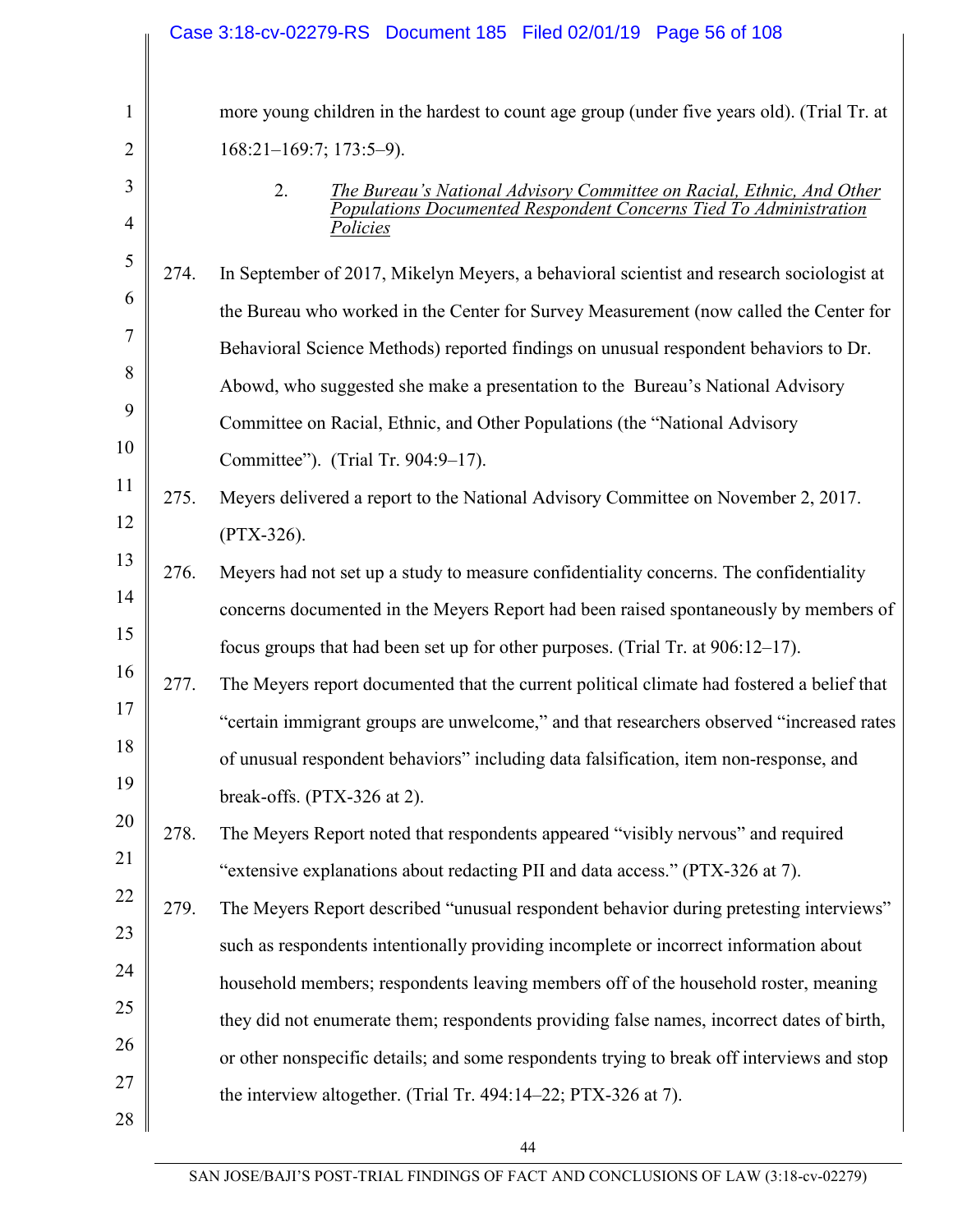more young children in the hardest to count age group (under five years old). (Trial Tr. at 168:21–169:7; 173:5–9).

2. *The Bureau's National Advisory Committee on Racial, Ethnic, And Other Populations Documented Respondent Concerns Tied To Administration Policies*

274. In September of 2017, Mikelyn Meyers, a behavioral scientist and research sociologist at the Bureau who worked in the Center for Survey Measurement (now called the Center for Behavioral Science Methods) reported findings on unusual respondent behaviors to Dr. Abowd, who suggested she make a presentation to the Bureau's National Advisory Committee on Racial, Ethnic, and Other Populations (the "National Advisory Committee"). (Trial Tr. 904:9–17).

275. Meyers delivered a report to the National Advisory Committee on November 2, 2017. (PTX-326).

276. Meyers had not set up a study to measure confidentiality concerns. The confidentiality concerns documented in the Meyers Report had been raised spontaneously by members of focus groups that had been set up for other purposes. (Trial Tr. at 906:12–17).

277. The Meyers report documented that the current political climate had fostered a belief that "certain immigrant groups are unwelcome," and that researchers observed "increased rates of unusual respondent behaviors" including data falsification, item non-response, and break-offs. (PTX-326 at 2).

278. The Meyers Report noted that respondents appeared "visibly nervous" and required "extensive explanations about redacting PII and data access." (PTX-326 at 7).

279. The Meyers Report described "unusual respondent behavior during pretesting interviews" such as respondents intentionally providing incomplete or incorrect information about household members; respondents leaving members off of the household roster, meaning they did not enumerate them; respondents providing false names, incorrect dates of birth, or other nonspecific details; and some respondents trying to break off interviews and stop the interview altogether. (Trial Tr. 494:14–22; PTX-326 at 7).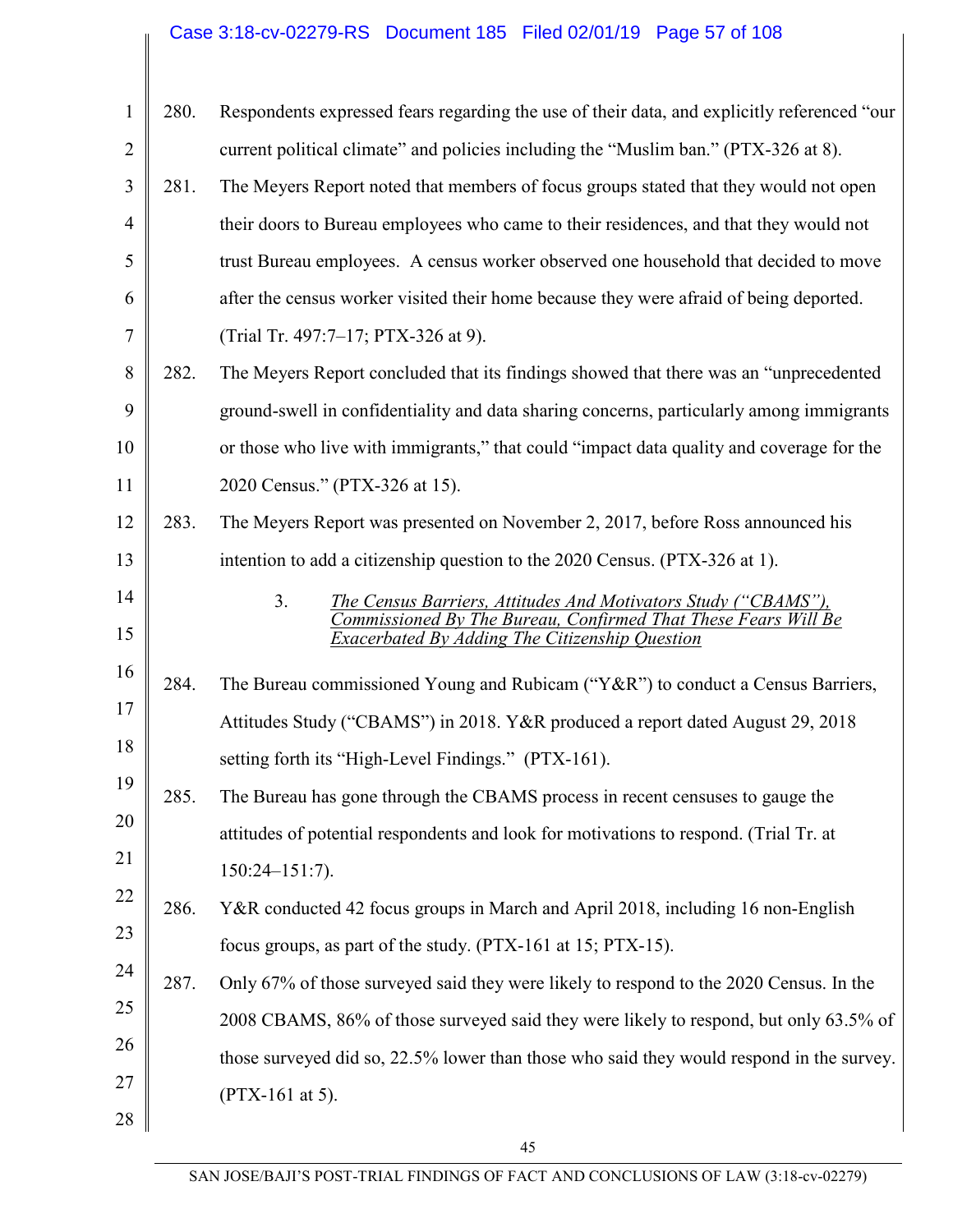280. Respondents expressed fears regarding the use of their data, and explicitly referenced "our current political climate" and policies including the "Muslim ban." (PTX-326 at 8).

281. The Meyers Report noted that members of focus groups stated that they would not open their doors to Bureau employees who came to their residences, and that they would not trust Bureau employees. A census worker observed one household that decided to move after the census worker visited their home because they were afraid of being deported. (Trial Tr. 497:7–17; PTX-326 at 9).

282. The Meyers Report concluded that its findings showed that there was an "unprecedented ground-swell in confidentiality and data sharing concerns, particularly among immigrants or those who live with immigrants," that could "impact data quality and coverage for the 2020 Census." (PTX-326 at 15).

283. The Meyers Report was presented on November 2, 2017, before Ross announced his intention to add a citizenship question to the 2020 Census. (PTX-326 at 1).

### 3. *The Census Barriers, Attitudes And Motivators Study ("CBAMS"), Commissioned By The Bureau, Confirmed That These Fears Will Be Exacerbated By Adding The Citizenship Question*

284. The Bureau commissioned Young and Rubicam ("Y&R") to conduct a Census Barriers, Attitudes Study ("CBAMS") in 2018. Y&R produced a report dated August 29, 2018 setting forth its "High-Level Findings." (PTX-161).

285. The Bureau has gone through the CBAMS process in recent censuses to gauge the attitudes of potential respondents and look for motivations to respond. (Trial Tr. at 150:24–151:7).

286. Y&R conducted 42 focus groups in March and April 2018, including 16 non-English focus groups, as part of the study. (PTX-161 at 15; PTX-15).

287. Only 67% of those surveyed said they were likely to respond to the 2020 Census. In the 2008 CBAMS, 86% of those surveyed said they were likely to respond, but only 63.5% of those surveyed did so, 22.5% lower than those who said they would respond in the survey. (PTX-161 at 5).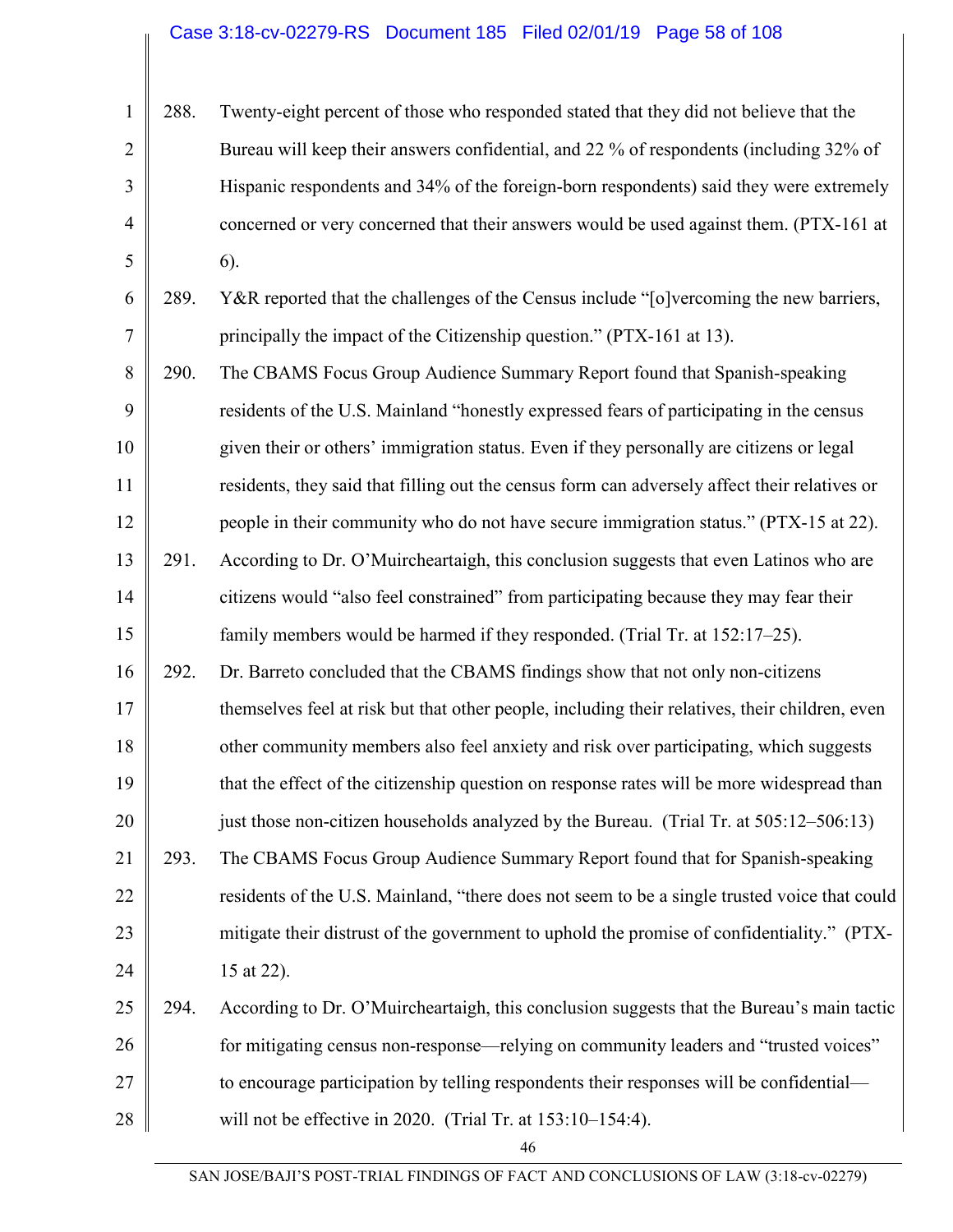288. Twenty-eight percent of those who responded stated that they did not believe that the Bureau will keep their answers confidential, and 22 % of respondents (including 32% of Hispanic respondents and 34% of the foreign-born respondents) said they were extremely concerned or very concerned that their answers would be used against them. (PTX-161 at 6).

289. Y&R reported that the challenges of the Census include "[o]vercoming the new barriers, principally the impact of the Citizenship question." (PTX-161 at 13).

290. The CBAMS Focus Group Audience Summary Report found that Spanish-speaking residents of the U.S. Mainland "honestly expressed fears of participating in the census given their or others' immigration status. Even if they personally are citizens or legal residents, they said that filling out the census form can adversely affect their relatives or people in their community who do not have secure immigration status." (PTX-15 at 22).

291. According to Dr. O'Muircheartaigh, this conclusion suggests that even Latinos who are citizens would "also feel constrained" from participating because they may fear their family members would be harmed if they responded. (Trial Tr. at 152:17–25).

292. Dr. Barreto concluded that the CBAMS findings show that not only non-citizens themselves feel at risk but that other people, including their relatives, their children, even other community members also feel anxiety and risk over participating, which suggests that the effect of the citizenship question on response rates will be more widespread than just those non-citizen households analyzed by the Bureau. (Trial Tr. at 505:12–506:13)

293. The CBAMS Focus Group Audience Summary Report found that for Spanish-speaking residents of the U.S. Mainland, "there does not seem to be a single trusted voice that could mitigate their distrust of the government to uphold the promise of confidentiality." (PTX-15 at 22).

294. According to Dr. O'Muircheartaigh, this conclusion suggests that the Bureau's main tactic for mitigating census non-response—relying on community leaders and "trusted voices" to encourage participation by telling respondents their responses will be confidential—will not be effective in 2020. (Trial Tr. at 153:10–154:4).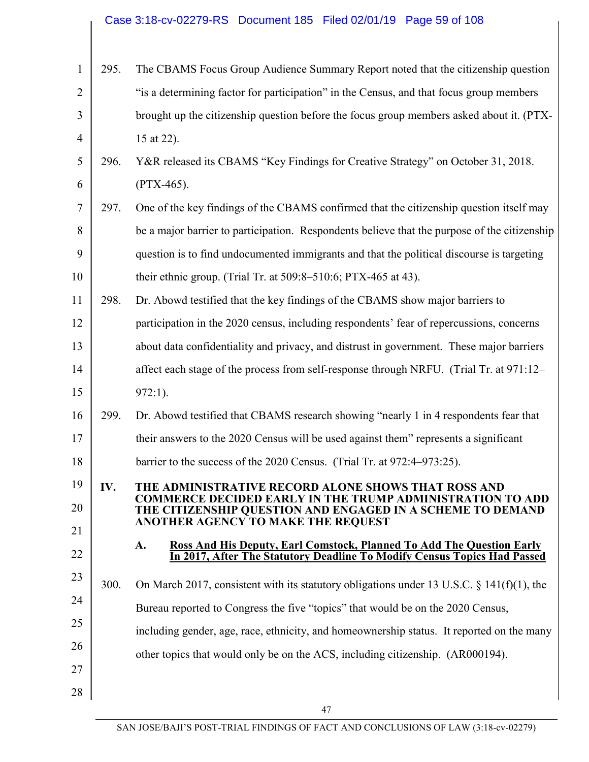295. The CBAMS Focus Group Audience Summary Report noted that the citizenship question "is a determining factor for participation" in the Census, and that focus group members brought up the citizenship question before the focus group members asked about it. (PTX-15 at 22).

296. Y&R released its CBAMS "Key Findings for Creative Strategy" on October 31, 2018. (PTX-465).

297. One of the key findings of the CBAMS confirmed that the citizenship question itself may be a major barrier to participation. Respondents believe that the purpose of the citizenship question is to find undocumented immigrants and that the political discourse is targeting their ethnic group. (Trial Tr. at 509:8–510:6; PTX-465 at 43).

298. Dr. Abowd testified that the key findings of the CBAMS show major barriers to participation in the 2020 census, including respondents' fear of repercussions, concerns about data confidentiality and privacy, and distrust in government. These major barriers affect each stage of the process from self-response through NRFU. (Trial Tr. at 971:12–972:1).

299. Dr. Abowd testified that CBAMS research showing "nearly 1 in 4 respondents fear that their answers to the 2020 Census will be used against them" represents a significant barrier to the success of the 2020 Census. (Trial Tr. at 972:4–973:25).

## IV. THE ADMINISTRATIVE RECORD ALONE SHOWS THAT ROSS AND COMMERCE DECIDED EARLY IN THE TRUMP ADMINISTRATION TO ADD THE CITIZENSHIP QUESTION AND ENGAGED IN A SCHEME TO DEMAND ANOTHER AGENCY TO MAKE THE REQUEST

### A. Ross And His Deputy, Earl Comstock, Planned To Add The Question Early In 2017, After The Statutory Deadline To Modify Census Topics Had Passed

300. On March 2017, consistent with its statutory obligations under 13 U.S.C. § 141(f)(1), the Bureau reported to Congress the five "topics" that would be on the 2020 Census, including gender, age, race, ethnicity, and homeownership status. It reported on the many other topics that would only be on the ACS, including citizenship. (AR000194).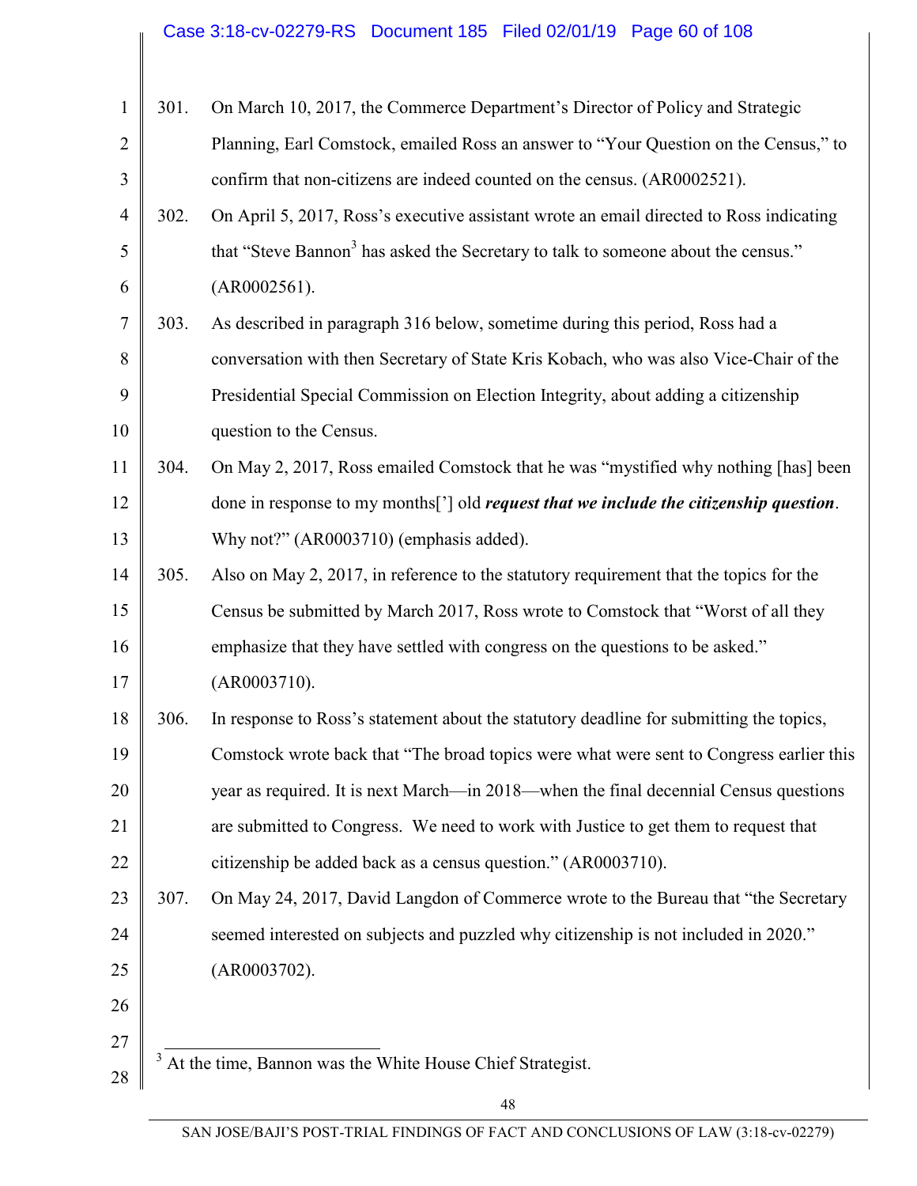301. On March 10, 2017, the Commerce Department's Director of Policy and Strategic Planning, Earl Comstock, emailed Ross an answer to "Your Question on the Census," to confirm that non-citizens are indeed counted on the census. (AR0002521).

302. On April 5, 2017, Ross's executive assistant wrote an email directed to Ross indicating that "Steve Bannon[3] has asked the Secretary to talk to someone about the census." (AR0002561).

303. As described in paragraph 316 below, sometime during this period, Ross had a conversation with then Secretary of State Kris Kobach, who was also Vice-Chair of the Presidential Special Commission on Election Integrity, about adding a citizenship question to the Census.

304. On May 2, 2017, Ross emailed Comstock that he was "mystified why nothing [has] been done in response to my months['] old ***request that we include the citizenship question***. Why not?" (AR0003710) (emphasis added).

305. Also on May 2, 2017, in reference to the statutory requirement that the topics for the Census be submitted by March 2017, Ross wrote to Comstock that "Worst of all they emphasize that they have settled with congress on the questions to be asked." (AR0003710).

306. In response to Ross's statement about the statutory deadline for submitting the topics, Comstock wrote back that "The broad topics were what were sent to Congress earlier this year as required. It is next March—in 2018—when the final decennial Census questions are submitted to Congress. We need to work with Justice to get them to request that citizenship be added back as a census question." (AR0003710).

307. On May 24, 2017, David Langdon of Commerce wrote to the Bureau that "the Secretary seemed interested on subjects and puzzled why citizenship is not included in 2020." (AR0003702).

---

[3] At the time, Bannon was the White House Chief Strategist.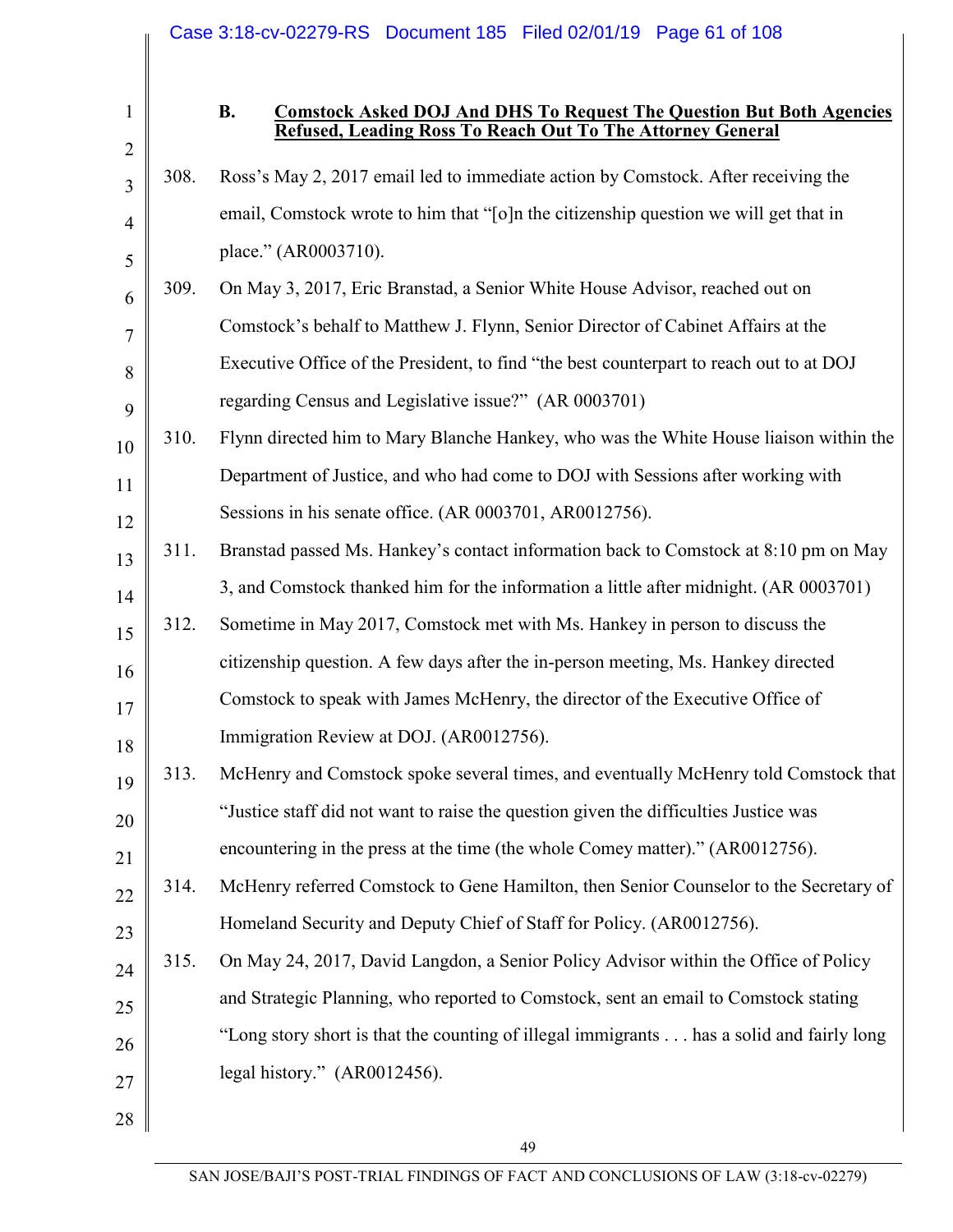### B. Comstock Asked DOJ And DHS To Request The Question But Both Agencies Refused, Leading Ross To Reach Out To The Attorney General

308. Ross's May 2, 2017 email led to immediate action by Comstock. After receiving the email, Comstock wrote to him that "[o]n the citizenship question we will get that in place." (AR0003710).

309. On May 3, 2017, Eric Branstad, a Senior White House Advisor, reached out on Comstock's behalf to Matthew J. Flynn, Senior Director of Cabinet Affairs at the Executive Office of the President, to find "the best counterpart to reach out to at DOJ regarding Census and Legislative issue?" (AR 0003701)

310. Flynn directed him to Mary Blanche Hankey, who was the White House liaison within the Department of Justice, and who had come to DOJ with Sessions after working with Sessions in his senate office. (AR 0003701, AR0012756).

311. Branstad passed Ms. Hankey's contact information back to Comstock at 8:10 pm on May 3, and Comstock thanked him for the information a little after midnight. (AR 0003701)

312. Sometime in May 2017, Comstock met with Ms. Hankey in person to discuss the citizenship question. A few days after the in-person meeting, Ms. Hankey directed Comstock to speak with James McHenry, the director of the Executive Office of Immigration Review at DOJ. (AR0012756).

313. McHenry and Comstock spoke several times, and eventually McHenry told Comstock that "Justice staff did not want to raise the question given the difficulties Justice was encountering in the press at the time (the whole Comey matter)." (AR0012756).

314. McHenry referred Comstock to Gene Hamilton, then Senior Counselor to the Secretary of Homeland Security and Deputy Chief of Staff for Policy. (AR0012756).

315. On May 24, 2017, David Langdon, a Senior Policy Advisor within the Office of Policy and Strategic Planning, who reported to Comstock, sent an email to Comstock stating "Long story short is that the counting of illegal immigrants . . . has a solid and fairly long legal history." (AR0012456).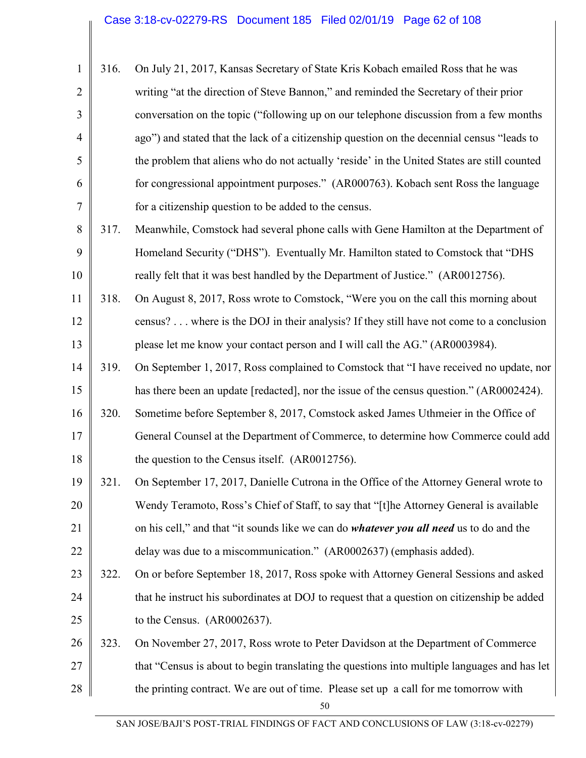316. On July 21, 2017, Kansas Secretary of State Kris Kobach emailed Ross that he was writing "at the direction of Steve Bannon," and reminded the Secretary of their prior conversation on the topic ("following up on our telephone discussion from a few months ago") and stated that the lack of a citizenship question on the decennial census "leads to the problem that aliens who do not actually 'reside' in the United States are still counted for congressional appointment purposes." (AR000763). Kobach sent Ross the language for a citizenship question to be added to the census.

317. Meanwhile, Comstock had several phone calls with Gene Hamilton at the Department of Homeland Security ("DHS"). Eventually Mr. Hamilton stated to Comstock that "DHS really felt that it was best handled by the Department of Justice." (AR0012756).

318. On August 8, 2017, Ross wrote to Comstock, "Were you on the call this morning about census? . . . where is the DOJ in their analysis? If they still have not come to a conclusion please let me know your contact person and I will call the AG." (AR0003984).

319. On September 1, 2017, Ross complained to Comstock that "I have received no update, nor has there been an update [redacted], nor the issue of the census question." (AR0002424).

320. Sometime before September 8, 2017, Comstock asked James Uthmeier in the Office of General Counsel at the Department of Commerce, to determine how Commerce could add the question to the Census itself. (AR0012756).

321. On September 17, 2017, Danielle Cutrona in the Office of the Attorney General wrote to Wendy Teramoto, Ross's Chief of Staff, to say that "[t]he Attorney General is available on his cell," and that "it sounds like we can do ***whatever you all need*** us to do and the delay was due to a miscommunication." (AR0002637) (emphasis added).

322. On or before September 18, 2017, Ross spoke with Attorney General Sessions and asked that he instruct his subordinates at DOJ to request that a question on citizenship be added to the Census. (AR0002637).

323. On November 27, 2017, Ross wrote to Peter Davidson at the Department of Commerce that "Census is about to begin translating the questions into multiple languages and has let the printing contract. We are out of time. Please set up a call for me tomorrow with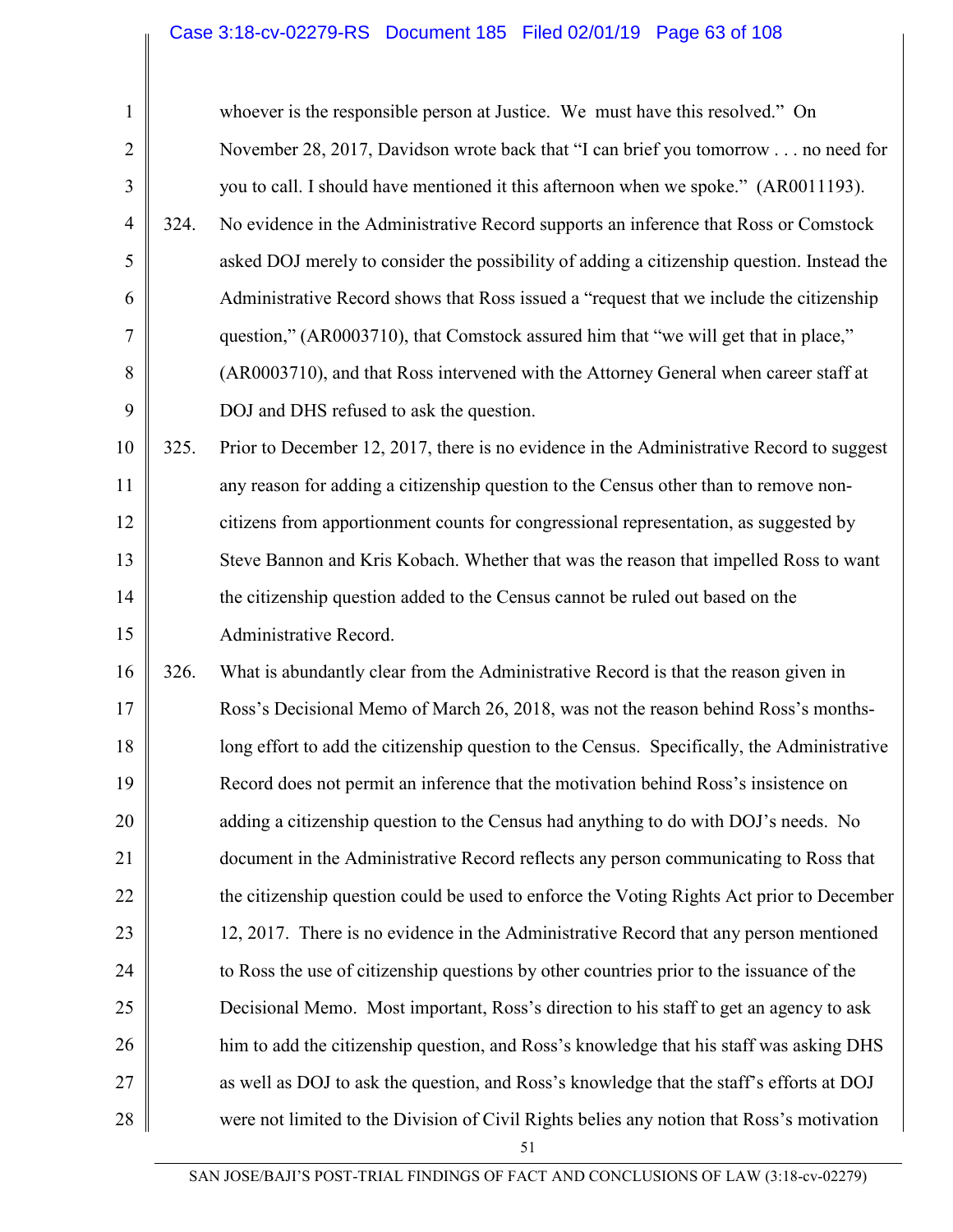whoever is the responsible person at Justice. We must have this resolved." On November 28, 2017, Davidson wrote back that "I can brief you tomorrow . . . no need for you to call. I should have mentioned it this afternoon when we spoke." (AR0011193).

324. No evidence in the Administrative Record supports an inference that Ross or Comstock asked DOJ merely to consider the possibility of adding a citizenship question. Instead the Administrative Record shows that Ross issued a "request that we include the citizenship question," (AR0003710), that Comstock assured him that "we will get that in place," (AR0003710), and that Ross intervened with the Attorney General when career staff at DOJ and DHS refused to ask the question.

325. Prior to December 12, 2017, there is no evidence in the Administrative Record to suggest any reason for adding a citizenship question to the Census other than to remove non-citizens from apportionment counts for congressional representation, as suggested by Steve Bannon and Kris Kobach. Whether that was the reason that impelled Ross to want the citizenship question added to the Census cannot be ruled out based on the Administrative Record.

326. What is abundantly clear from the Administrative Record is that the reason given in Ross's Decisional Memo of March 26, 2018, was not the reason behind Ross's months-long effort to add the citizenship question to the Census. Specifically, the Administrative Record does not permit an inference that the motivation behind Ross's insistence on adding a citizenship question to the Census had anything to do with DOJ's needs. No document in the Administrative Record reflects any person communicating to Ross that the citizenship question could be used to enforce the Voting Rights Act prior to December 12, 2017. There is no evidence in the Administrative Record that any person mentioned to Ross the use of citizenship questions by other countries prior to the issuance of the Decisional Memo. Most important, Ross's direction to his staff to get an agency to ask him to add the citizenship question, and Ross's knowledge that his staff was asking DHS as well as DOJ to ask the question, and Ross's knowledge that the staff's efforts at DOJ were not limited to the Division of Civil Rights belies any notion that Ross's motivation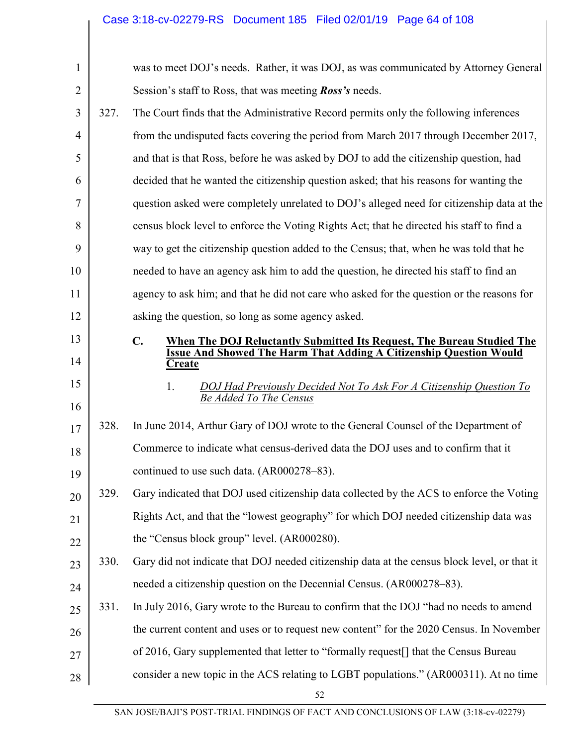was to meet DOJ's needs. Rather, it was DOJ, as was communicated by Attorney General Session's staff to Ross, that was meeting ***Ross's*** needs.

327. The Court finds that the Administrative Record permits only the following inferences from the undisputed facts covering the period from March 2017 through December 2017, and that is that Ross, before he was asked by DOJ to add the citizenship question, had decided that he wanted the citizenship question asked; that his reasons for wanting the question asked were completely unrelated to DOJ's alleged need for citizenship data at the census block level to enforce the Voting Rights Act; that he directed his staff to find a way to get the citizenship question added to the Census; that, when he was told that he needed to have an agency ask him to add the question, he directed his staff to find an agency to ask him; and that he did not care who asked for the question or the reasons for asking the question, so long as some agency asked.

### C. When The DOJ Reluctantly Submitted Its Request, The Bureau Studied The Issue And Showed The Harm That Adding A Citizenship Question Would Create

#### 1. *DOJ Had Previously Decided Not To Ask For A Citizenship Question To Be Added To The Census*

328. In June 2014, Arthur Gary of DOJ wrote to the General Counsel of the Department of Commerce to indicate what census-derived data the DOJ uses and to confirm that it continued to use such data. (AR000278–83).

329. Gary indicated that DOJ used citizenship data collected by the ACS to enforce the Voting Rights Act, and that the "lowest geography" for which DOJ needed citizenship data was the "Census block group" level. (AR000280).

330. Gary did not indicate that DOJ needed citizenship data at the census block level, or that it needed a citizenship question on the Decennial Census. (AR000278–83).

331. In July 2016, Gary wrote to the Bureau to confirm that the DOJ "had no needs to amend the current content and uses or to request new content" for the 2020 Census. In November of 2016, Gary supplemented that letter to "formally request[] that the Census Bureau consider a new topic in the ACS relating to LGBT populations." (AR000311). At no time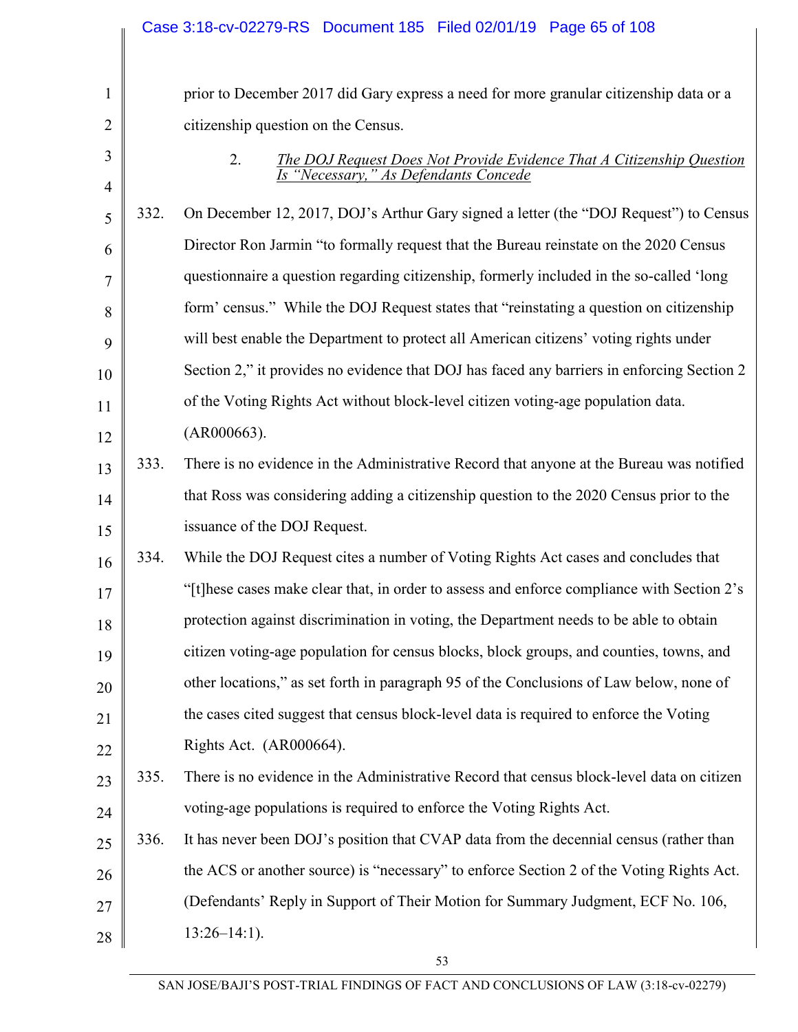prior to December 2017 did Gary express a need for more granular citizenship data or a citizenship question on the Census.

2. *The DOJ Request Does Not Provide Evidence That A Citizenship Question Is "Necessary," As Defendants Concede*

332. On December 12, 2017, DOJ's Arthur Gary signed a letter (the "DOJ Request") to Census Director Ron Jarmin "to formally request that the Bureau reinstate on the 2020 Census questionnaire a question regarding citizenship, formerly included in the so-called 'long form' census." While the DOJ Request states that "reinstating a question on citizenship will best enable the Department to protect all American citizens' voting rights under Section 2," it provides no evidence that DOJ has faced any barriers in enforcing Section 2 of the Voting Rights Act without block-level citizen voting-age population data. (AR000663).

333. There is no evidence in the Administrative Record that anyone at the Bureau was notified that Ross was considering adding a citizenship question to the 2020 Census prior to the issuance of the DOJ Request.

334. While the DOJ Request cites a number of Voting Rights Act cases and concludes that "[t]hese cases make clear that, in order to assess and enforce compliance with Section 2's protection against discrimination in voting, the Department needs to be able to obtain citizen voting-age population for census blocks, block groups, and counties, towns, and other locations," as set forth in paragraph 95 of the Conclusions of Law below, none of the cases cited suggest that census block-level data is required to enforce the Voting Rights Act. (AR000664).

335. There is no evidence in the Administrative Record that census block-level data on citizen voting-age populations is required to enforce the Voting Rights Act.

336. It has never been DOJ's position that CVAP data from the decennial census (rather than the ACS or another source) is "necessary" to enforce Section 2 of the Voting Rights Act. (Defendants' Reply in Support of Their Motion for Summary Judgment, ECF No. 106, 13:26–14:1).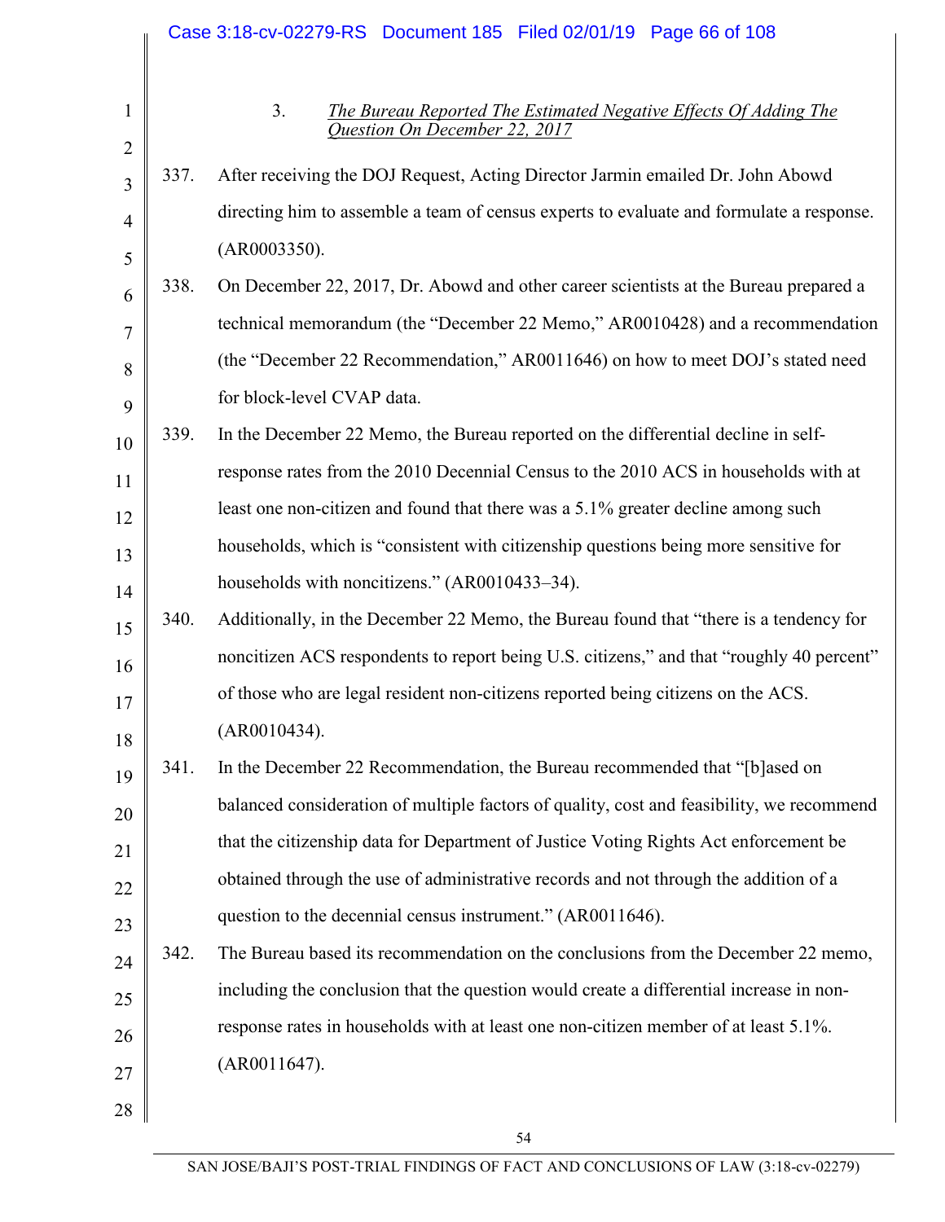### 3. *The Bureau Reported The Estimated Negative Effects Of Adding The Question On December 22, 2017*

337. After receiving the DOJ Request, Acting Director Jarmin emailed Dr. John Abowd directing him to assemble a team of census experts to evaluate and formulate a response. (AR0003350).

338. On December 22, 2017, Dr. Abowd and other career scientists at the Bureau prepared a technical memorandum (the "December 22 Memo," AR0010428) and a recommendation (the "December 22 Recommendation," AR0011646) on how to meet DOJ's stated need for block-level CVAP data.

339. In the December 22 Memo, the Bureau reported on the differential decline in self-response rates from the 2010 Decennial Census to the 2010 ACS in households with at least one non-citizen and found that there was a 5.1% greater decline among such households, which is "consistent with citizenship questions being more sensitive for households with noncitizens." (AR0010433–34).

340. Additionally, in the December 22 Memo, the Bureau found that "there is a tendency for noncitizen ACS respondents to report being U.S. citizens," and that "roughly 40 percent" of those who are legal resident non-citizens reported being citizens on the ACS. (AR0010434).

341. In the December 22 Recommendation, the Bureau recommended that "[b]ased on balanced consideration of multiple factors of quality, cost and feasibility, we recommend that the citizenship data for Department of Justice Voting Rights Act enforcement be obtained through the use of administrative records and not through the addition of a question to the decennial census instrument." (AR0011646).

342. The Bureau based its recommendation on the conclusions from the December 22 memo, including the conclusion that the question would create a differential increase in non-response rates in households with at least one non-citizen member of at least 5.1%. (AR0011647).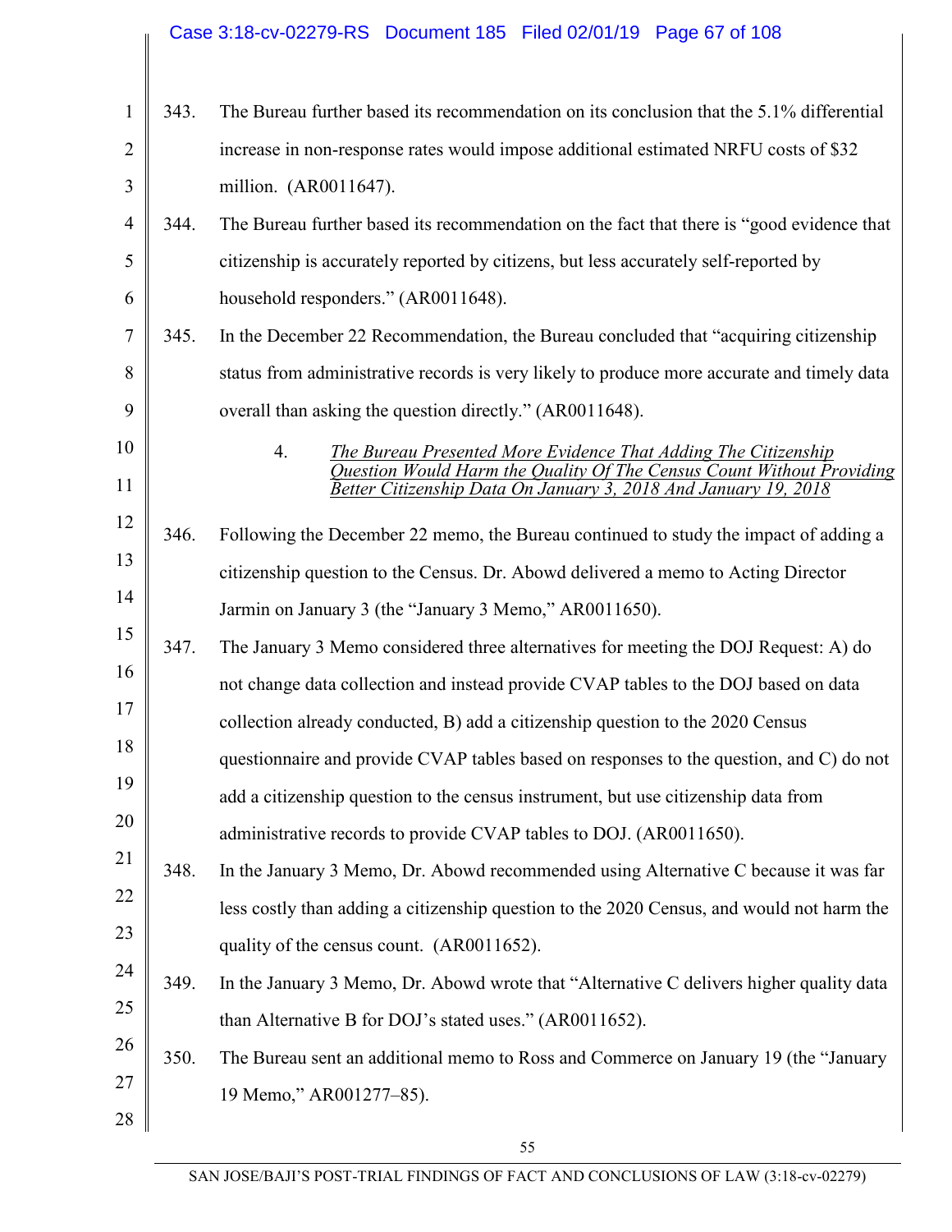343. The Bureau further based its recommendation on its conclusion that the 5.1% differential increase in non-response rates would impose additional estimated NRFU costs of $32 million. (AR0011647).

344. The Bureau further based its recommendation on the fact that there is "good evidence that citizenship is accurately reported by citizens, but less accurately self-reported by household responders." (AR0011648).

345. In the December 22 Recommendation, the Bureau concluded that "acquiring citizenship status from administrative records is very likely to produce more accurate and timely data overall than asking the question directly." (AR0011648).

#### 4. *The Bureau Presented More Evidence That Adding The Citizenship Question Would Harm the Quality Of The Census Count Without Providing Better Citizenship Data On January 3, 2018 And January 19, 2018*

346. Following the December 22 memo, the Bureau continued to study the impact of adding a citizenship question to the Census. Dr. Abowd delivered a memo to Acting Director Jarmin on January 3 (the "January 3 Memo," AR0011650).

347. The January 3 Memo considered three alternatives for meeting the DOJ Request: A) do not change data collection and instead provide CVAP tables to the DOJ based on data collection already conducted, B) add a citizenship question to the 2020 Census questionnaire and provide CVAP tables based on responses to the question, and C) do not add a citizenship question to the census instrument, but use citizenship data from administrative records to provide CVAP tables to DOJ. (AR0011650).

348. In the January 3 Memo, Dr. Abowd recommended using Alternative C because it was far less costly than adding a citizenship question to the 2020 Census, and would not harm the quality of the census count. (AR0011652).

349. In the January 3 Memo, Dr. Abowd wrote that "Alternative C delivers higher quality data than Alternative B for DOJ's stated uses." (AR0011652).

350. The Bureau sent an additional memo to Ross and Commerce on January 19 (the "January 19 Memo," AR001277–85).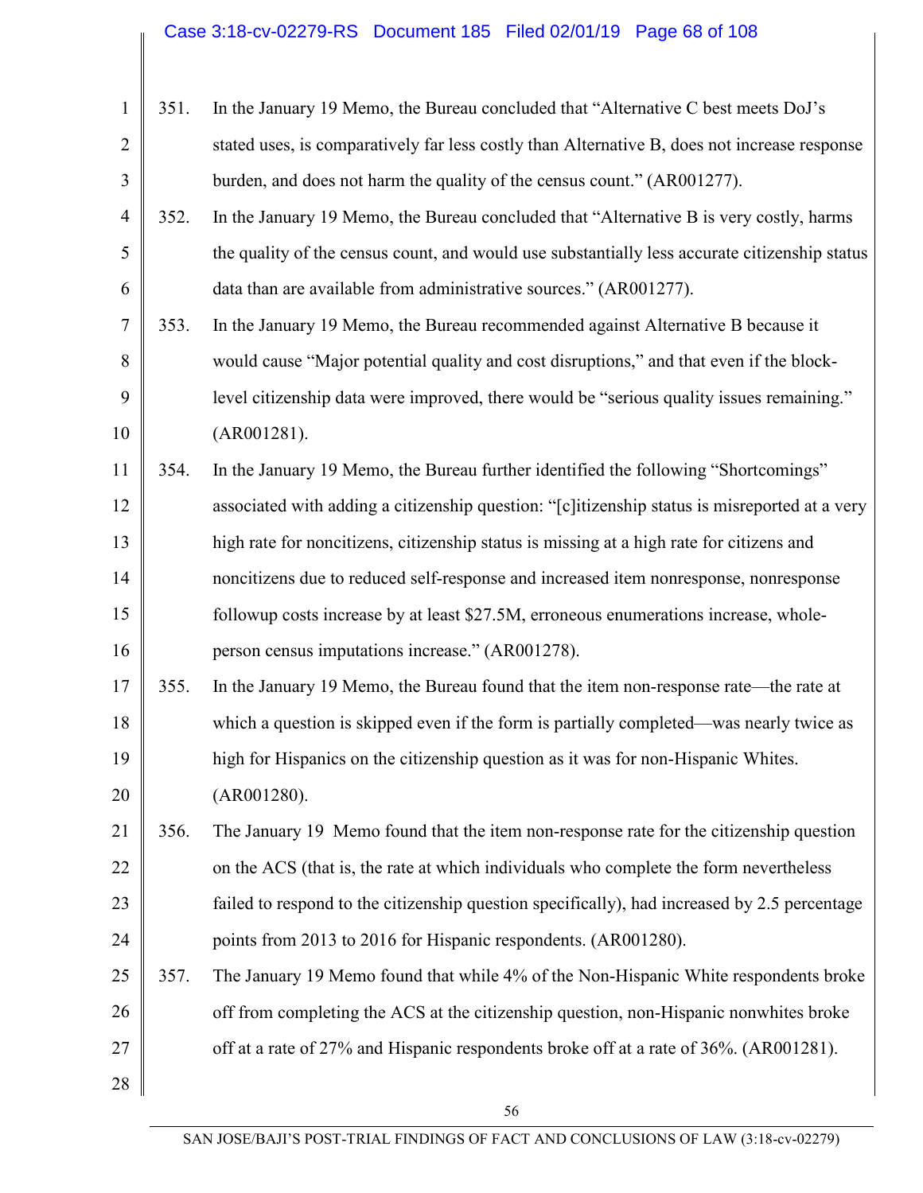351. In the January 19 Memo, the Bureau concluded that "Alternative C best meets DoJ's stated uses, is comparatively far less costly than Alternative B, does not increase response burden, and does not harm the quality of the census count." (AR001277).

352. In the January 19 Memo, the Bureau concluded that "Alternative B is very costly, harms the quality of the census count, and would use substantially less accurate citizenship status data than are available from administrative sources." (AR001277).

353. In the January 19 Memo, the Bureau recommended against Alternative B because it would cause "Major potential quality and cost disruptions," and that even if the block-level citizenship data were improved, there would be "serious quality issues remaining." (AR001281).

354. In the January 19 Memo, the Bureau further identified the following "Shortcomings" associated with adding a citizenship question: "[c]itizenship status is misreported at a very high rate for noncitizens, citizenship status is missing at a high rate for citizens and noncitizens due to reduced self-response and increased item nonresponse, nonresponse followup costs increase by at least $27.5M, erroneous enumerations increase, whole-person census imputations increase." (AR001278).

355. In the January 19 Memo, the Bureau found that the item non-response rate—the rate at which a question is skipped even if the form is partially completed—was nearly twice as high for Hispanics on the citizenship question as it was for non-Hispanic Whites. (AR001280).

356. The January 19 Memo found that the item non-response rate for the citizenship question on the ACS (that is, the rate at which individuals who complete the form nevertheless failed to respond to the citizenship question specifically), had increased by 2.5 percentage points from 2013 to 2016 for Hispanic respondents. (AR001280).

357. The January 19 Memo found that while 4% of the Non-Hispanic White respondents broke off from completing the ACS at the citizenship question, non-Hispanic nonwhites broke off at a rate of 27% and Hispanic respondents broke off at a rate of 36%. (AR001281).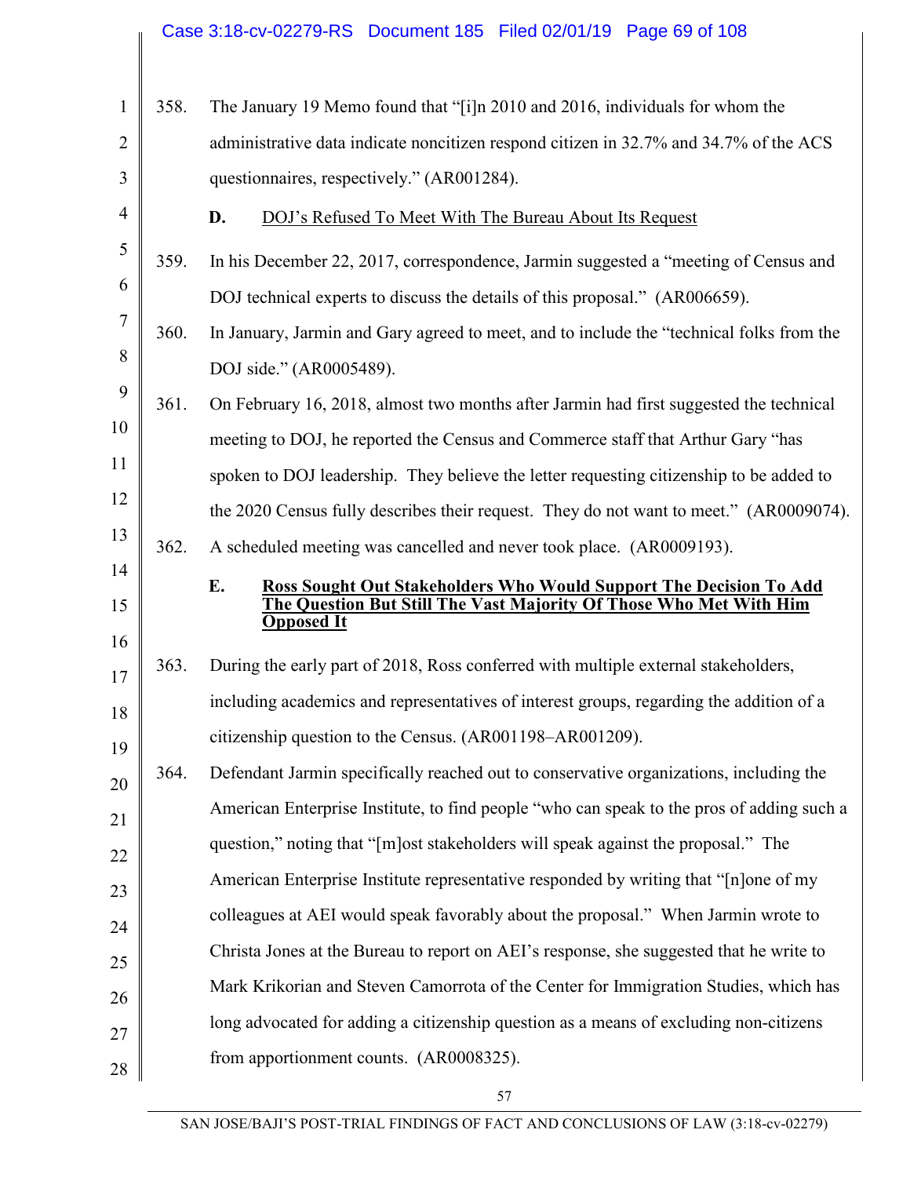358. The January 19 Memo found that "[i]n 2010 and 2016, individuals for whom the administrative data indicate noncitizen respond citizen in 32.7% and 34.7% of the ACS questionnaires, respectively." (AR001284).

### D. DOJ's Refused To Meet With The Bureau About Its Request

359. In his December 22, 2017, correspondence, Jarmin suggested a "meeting of Census and DOJ technical experts to discuss the details of this proposal." (AR006659).

360. In January, Jarmin and Gary agreed to meet, and to include the "technical folks from the DOJ side." (AR0005489).

361. On February 16, 2018, almost two months after Jarmin had first suggested the technical meeting to DOJ, he reported the Census and Commerce staff that Arthur Gary "has spoken to DOJ leadership. They believe the letter requesting citizenship to be added to the 2020 Census fully describes their request. They do not want to meet." (AR0009074).

362. A scheduled meeting was cancelled and never took place. (AR0009193).

### E. Ross Sought Out Stakeholders Who Would Support The Decision To Add The Question But Still The Vast Majority Of Those Who Met With Him Opposed It

363. During the early part of 2018, Ross conferred with multiple external stakeholders, including academics and representatives of interest groups, regarding the addition of a citizenship question to the Census. (AR001198–AR001209).

364. Defendant Jarmin specifically reached out to conservative organizations, including the American Enterprise Institute, to find people "who can speak to the pros of adding such a question," noting that "[m]ost stakeholders will speak against the proposal." The American Enterprise Institute representative responded by writing that "[n]one of my colleagues at AEI would speak favorably about the proposal." When Jarmin wrote to Christa Jones at the Bureau to report on AEI's response, she suggested that he write to Mark Krikorian and Steven Camorrota of the Center for Immigration Studies, which has long advocated for adding a citizenship question as a means of excluding non-citizens from apportionment counts. (AR0008325).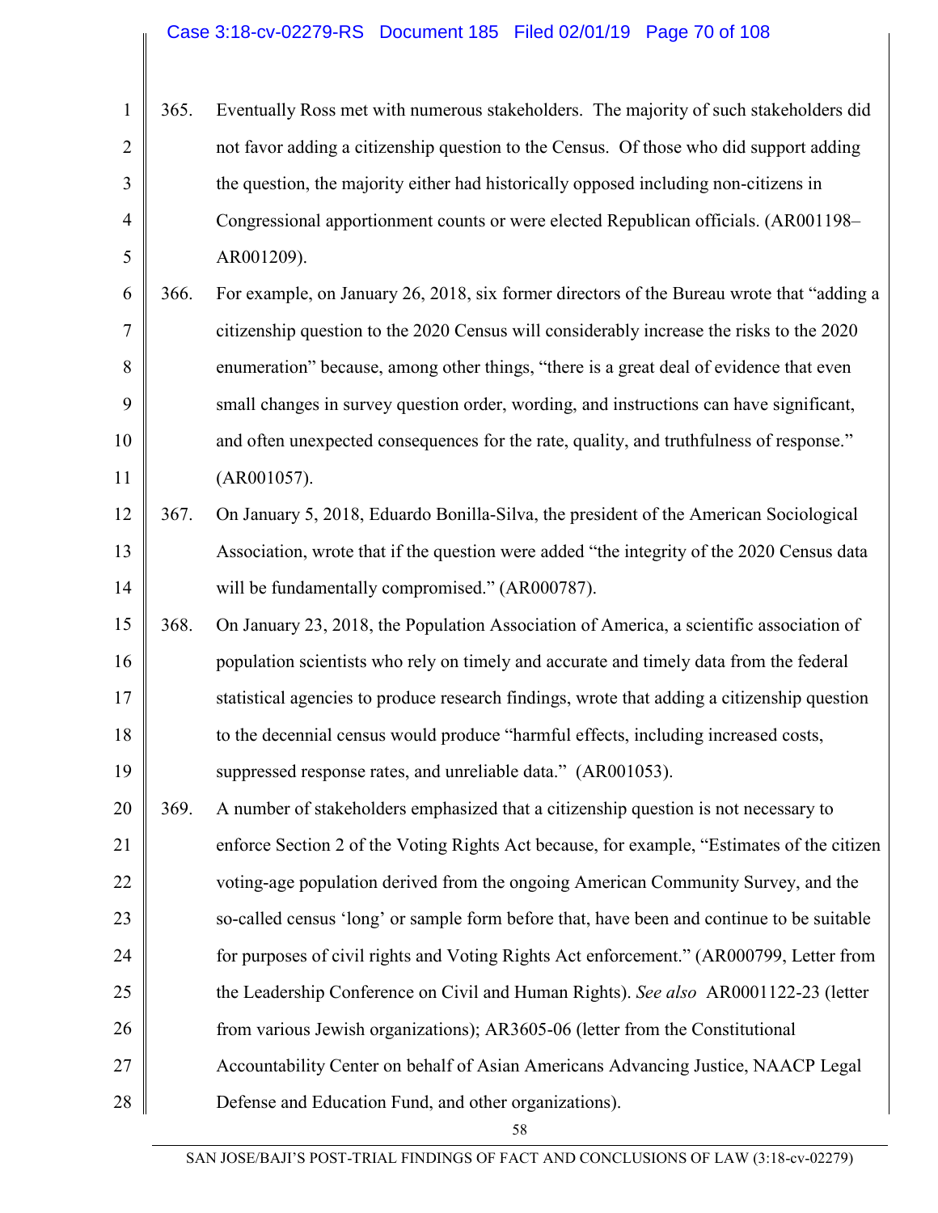365. Eventually Ross met with numerous stakeholders. The majority of such stakeholders did not favor adding a citizenship question to the Census. Of those who did support adding the question, the majority either had historically opposed including non-citizens in Congressional apportionment counts or were elected Republican officials. (AR001198–AR001209).

366. For example, on January 26, 2018, six former directors of the Bureau wrote that "adding a citizenship question to the 2020 Census will considerably increase the risks to the 2020 enumeration" because, among other things, "there is a great deal of evidence that even small changes in survey question order, wording, and instructions can have significant, and often unexpected consequences for the rate, quality, and truthfulness of response." (AR001057).

367. On January 5, 2018, Eduardo Bonilla-Silva, the president of the American Sociological Association, wrote that if the question were added "the integrity of the 2020 Census data will be fundamentally compromised." (AR000787).

368. On January 23, 2018, the Population Association of America, a scientific association of population scientists who rely on timely and accurate and timely data from the federal statistical agencies to produce research findings, wrote that adding a citizenship question to the decennial census would produce "harmful effects, including increased costs, suppressed response rates, and unreliable data." (AR001053).

369. A number of stakeholders emphasized that a citizenship question is not necessary to enforce Section 2 of the Voting Rights Act because, for example, "Estimates of the citizen voting-age population derived from the ongoing American Community Survey, and the so-called census 'long' or sample form before that, have been and continue to be suitable for purposes of civil rights and Voting Rights Act enforcement." (AR000799, Letter from the Leadership Conference on Civil and Human Rights). *See also* AR0001122-23 (letter from various Jewish organizations); AR3605-06 (letter from the Constitutional Accountability Center on behalf of Asian Americans Advancing Justice, NAACP Legal Defense and Education Fund, and other organizations).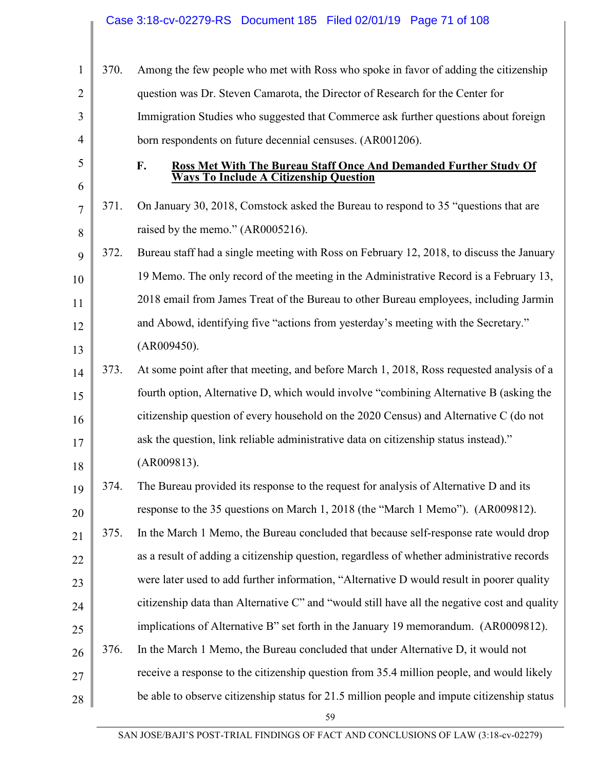370. Among the few people who met with Ross who spoke in favor of adding the citizenship question was Dr. Steven Camarota, the Director of Research for the Center for Immigration Studies who suggested that Commerce ask further questions about foreign born respondents on future decennial censuses. (AR001206).

### F. Ross Met With The Bureau Staff Once And Demanded Further Study Of Ways To Include A Citizenship Question

371. On January 30, 2018, Comstock asked the Bureau to respond to 35 "questions that are raised by the memo." (AR0005216).

372. Bureau staff had a single meeting with Ross on February 12, 2018, to discuss the January 19 Memo. The only record of the meeting in the Administrative Record is a February 13, 2018 email from James Treat of the Bureau to other Bureau employees, including Jarmin and Abowd, identifying five "actions from yesterday's meeting with the Secretary." (AR009450).

373. At some point after that meeting, and before March 1, 2018, Ross requested analysis of a fourth option, Alternative D, which would involve "combining Alternative B (asking the citizenship question of every household on the 2020 Census) and Alternative C (do not ask the question, link reliable administrative data on citizenship status instead)." (AR009813).

374. The Bureau provided its response to the request for analysis of Alternative D and its response to the 35 questions on March 1, 2018 (the "March 1 Memo"). (AR009812).

375. In the March 1 Memo, the Bureau concluded that because self-response rate would drop as a result of adding a citizenship question, regardless of whether administrative records were later used to add further information, "Alternative D would result in poorer quality citizenship data than Alternative C" and "would still have all the negative cost and quality implications of Alternative B" set forth in the January 19 memorandum. (AR0009812).

376. In the March 1 Memo, the Bureau concluded that under Alternative D, it would not receive a response to the citizenship question from 35.4 million people, and would likely be able to observe citizenship status for 21.5 million people and impute citizenship status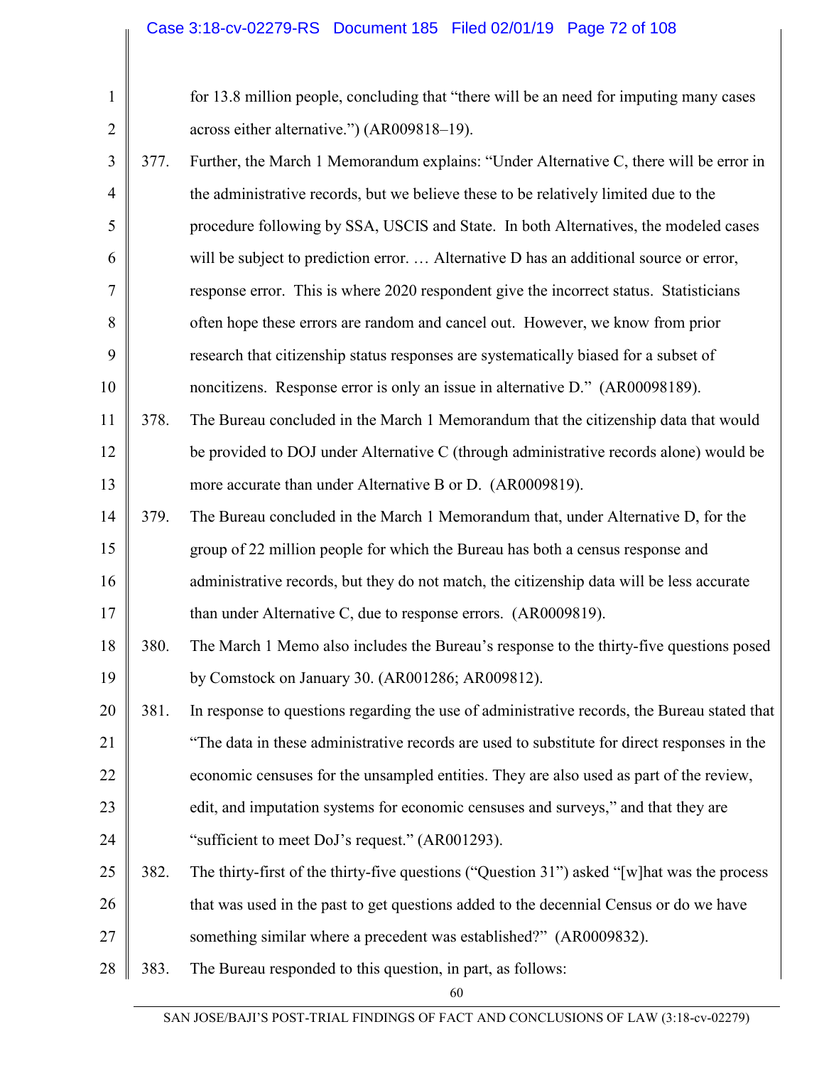for 13.8 million people, concluding that "there will be an need for imputing many cases across either alternative.") (AR009818–19).

377. Further, the March 1 Memorandum explains: "Under Alternative C, there will be error in the administrative records, but we believe these to be relatively limited due to the procedure following by SSA, USCIS and State. In both Alternatives, the modeled cases will be subject to prediction error. … Alternative D has an additional source or error, response error. This is where 2020 respondent give the incorrect status. Statisticians often hope these errors are random and cancel out. However, we know from prior research that citizenship status responses are systematically biased for a subset of noncitizens. Response error is only an issue in alternative D." (AR00098189).

378. The Bureau concluded in the March 1 Memorandum that the citizenship data that would be provided to DOJ under Alternative C (through administrative records alone) would be more accurate than under Alternative B or D. (AR0009819).

379. The Bureau concluded in the March 1 Memorandum that, under Alternative D, for the group of 22 million people for which the Bureau has both a census response and administrative records, but they do not match, the citizenship data will be less accurate than under Alternative C, due to response errors. (AR0009819).

380. The March 1 Memo also includes the Bureau's response to the thirty-five questions posed by Comstock on January 30. (AR001286; AR009812).

381. In response to questions regarding the use of administrative records, the Bureau stated that "The data in these administrative records are used to substitute for direct responses in the economic censuses for the unsampled entities. They are also used as part of the review, edit, and imputation systems for economic censuses and surveys," and that they are "sufficient to meet DoJ's request." (AR001293).

382. The thirty-first of the thirty-five questions ("Question 31") asked "[w]hat was the process that was used in the past to get questions added to the decennial Census or do we have something similar where a precedent was established?" (AR0009832).

383. The Bureau responded to this question, in part, as follows: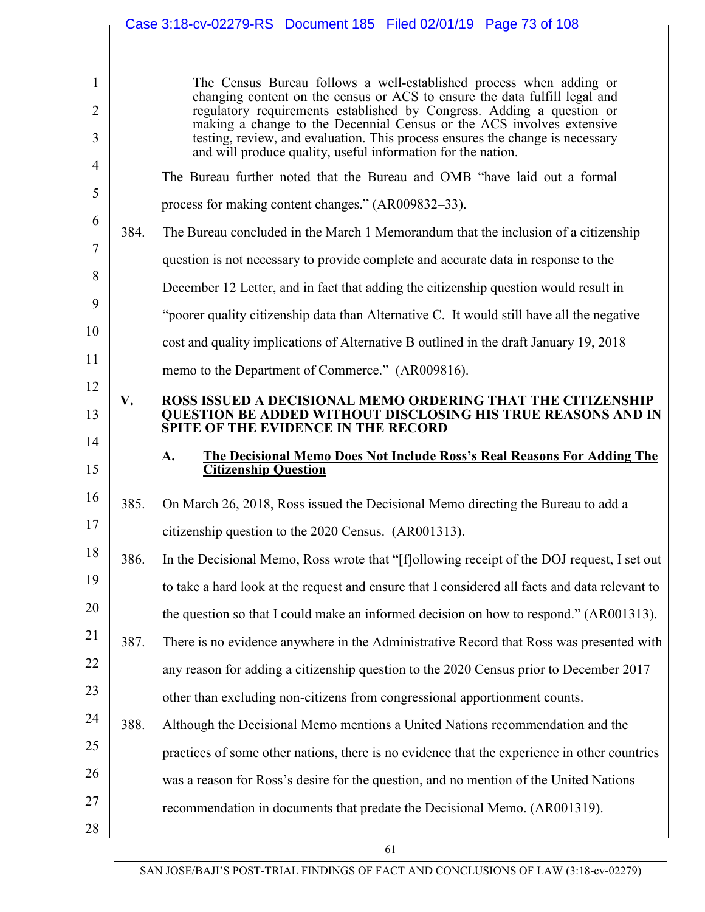> The Census Bureau follows a well-established process when adding or changing content on the census or ACS to ensure the data fulfill legal and regulatory requirements established by Congress. Adding a question or making a change to the Decennial Census or the ACS involves extensive testing, review, and evaluation. This process ensures the change is necessary and will produce quality, useful information for the nation.

The Bureau further noted that the Bureau and OMB "have laid out a formal process for making content changes." (AR009832–33).

384. The Bureau concluded in the March 1 Memorandum that the inclusion of a citizenship question is not necessary to provide complete and accurate data in response to the December 12 Letter, and in fact that adding the citizenship question would result in "poorer quality citizenship data than Alternative C. It would still have all the negative cost and quality implications of Alternative B outlined in the draft January 19, 2018 memo to the Department of Commerce." (AR009816).

## V. ROSS ISSUED A DECISIONAL MEMO ORDERING THAT THE CITIZENSHIP QUESTION BE ADDED WITHOUT DISCLOSING HIS TRUE REASONS AND IN SPITE OF THE EVIDENCE IN THE RECORD

### A. The Decisional Memo Does Not Include Ross's Real Reasons For Adding The Citizenship Question

385. On March 26, 2018, Ross issued the Decisional Memo directing the Bureau to add a citizenship question to the 2020 Census. (AR001313).

386. In the Decisional Memo, Ross wrote that "[f]ollowing receipt of the DOJ request, I set out to take a hard look at the request and ensure that I considered all facts and data relevant to the question so that I could make an informed decision on how to respond." (AR001313).

387. There is no evidence anywhere in the Administrative Record that Ross was presented with any reason for adding a citizenship question to the 2020 Census prior to December 2017 other than excluding non-citizens from congressional apportionment counts.

388. Although the Decisional Memo mentions a United Nations recommendation and the practices of some other nations, there is no evidence that the experience in other countries was a reason for Ross's desire for the question, and no mention of the United Nations recommendation in documents that predate the Decisional Memo. (AR001319).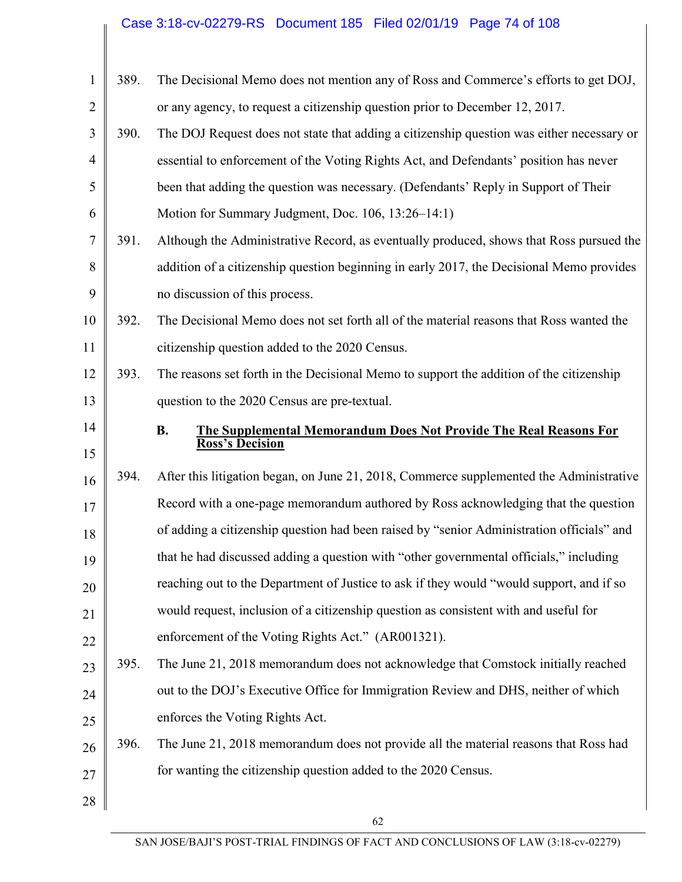389. The Decisional Memo does not mention any of Ross and Commerce's efforts to get DOJ, or any agency, to request a citizenship question prior to December 12, 2017.

390. The DOJ Request does not state that adding a citizenship question was either necessary or essential to enforcement of the Voting Rights Act, and Defendants' position has never been that adding the question was necessary. (Defendants' Reply in Support of Their Motion for Summary Judgment, Doc. 106, 13:26–14:1)

391. Although the Administrative Record, as eventually produced, shows that Ross pursued the addition of a citizenship question beginning in early 2017, the Decisional Memo provides no discussion of this process.

392. The Decisional Memo does not set forth all of the material reasons that Ross wanted the citizenship question added to the 2020 Census.

393. The reasons set forth in the Decisional Memo to support the addition of the citizenship question to the 2020 Census are pre-textual.

### B. <u>The Supplemental Memorandum Does Not Provide The Real Reasons For Ross's Decision</u>

394. After this litigation began, on June 21, 2018, Commerce supplemented the Administrative Record with a one-page memorandum authored by Ross acknowledging that the question of adding a citizenship question had been raised by "senior Administration officials" and that he had discussed adding a question with "other governmental officials," including reaching out to the Department of Justice to ask if they would "would support, and if so would request, inclusion of a citizenship question as consistent with and useful for enforcement of the Voting Rights Act." (AR001321).

395. The June 21, 2018 memorandum does not acknowledge that Comstock initially reached out to the DOJ's Executive Office for Immigration Review and DHS, neither of which enforces the Voting Rights Act.

396. The June 21, 2018 memorandum does not provide all the material reasons that Ross had for wanting the citizenship question added to the 2020 Census.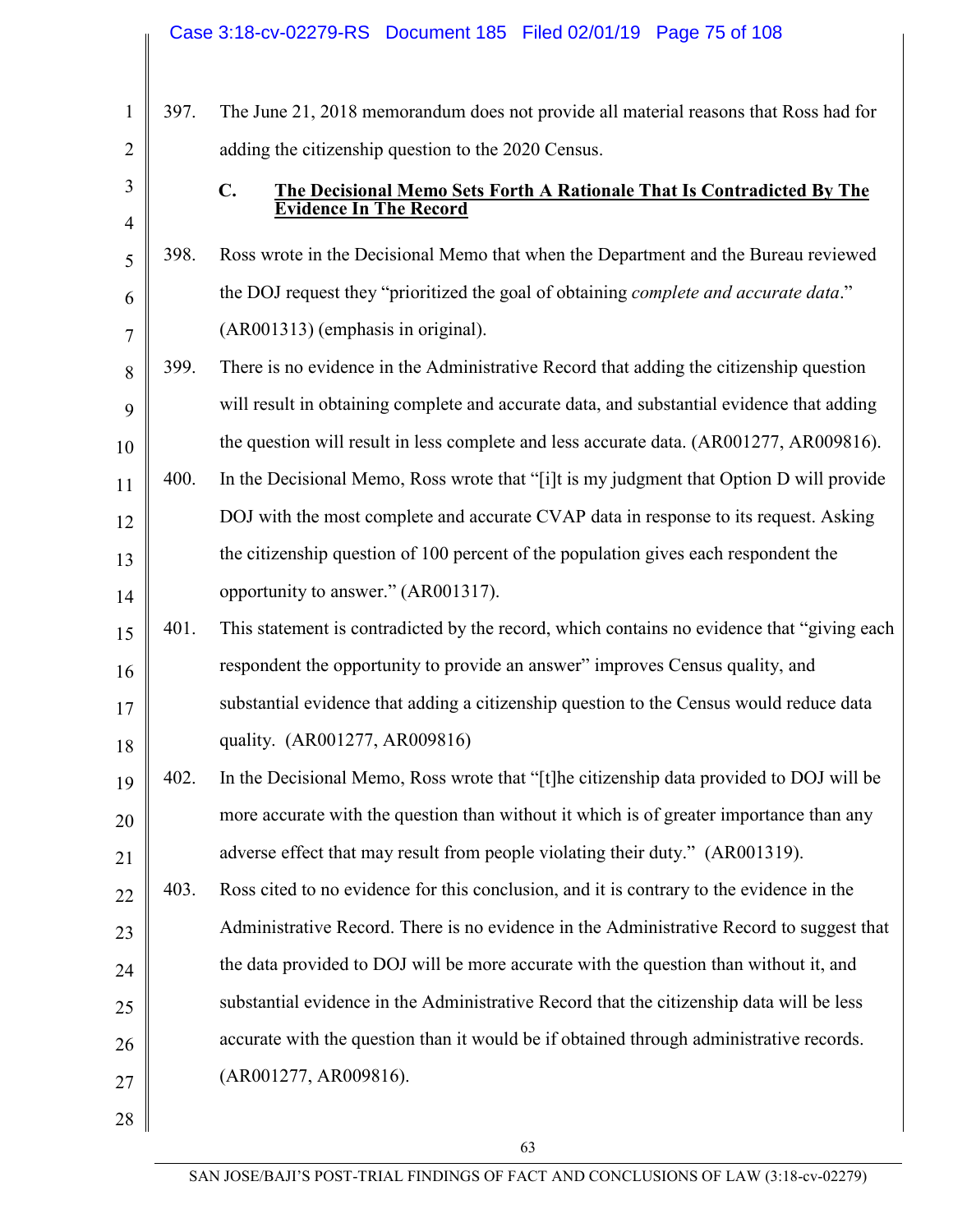397. The June 21, 2018 memorandum does not provide all material reasons that Ross had for adding the citizenship question to the 2020 Census.

### C. The Decisional Memo Sets Forth A Rationale That Is Contradicted By The Evidence In The Record

398. Ross wrote in the Decisional Memo that when the Department and the Bureau reviewed the DOJ request they "prioritized the goal of obtaining *complete and accurate data*." (AR001313) (emphasis in original).

399. There is no evidence in the Administrative Record that adding the citizenship question will result in obtaining complete and accurate data, and substantial evidence that adding the question will result in less complete and less accurate data. (AR001277, AR009816).

400. In the Decisional Memo, Ross wrote that "[i]t is my judgment that Option D will provide DOJ with the most complete and accurate CVAP data in response to its request. Asking the citizenship question of 100 percent of the population gives each respondent the opportunity to answer." (AR001317).

401. This statement is contradicted by the record, which contains no evidence that "giving each respondent the opportunity to provide an answer" improves Census quality, and substantial evidence that adding a citizenship question to the Census would reduce data quality. (AR001277, AR009816)

402. In the Decisional Memo, Ross wrote that "[t]he citizenship data provided to DOJ will be more accurate with the question than without it which is of greater importance than any adverse effect that may result from people violating their duty." (AR001319).

403. Ross cited to no evidence for this conclusion, and it is contrary to the evidence in the Administrative Record. There is no evidence in the Administrative Record to suggest that the data provided to DOJ will be more accurate with the question than without it, and substantial evidence in the Administrative Record that the citizenship data will be less accurate with the question than it would be if obtained through administrative records. (AR001277, AR009816).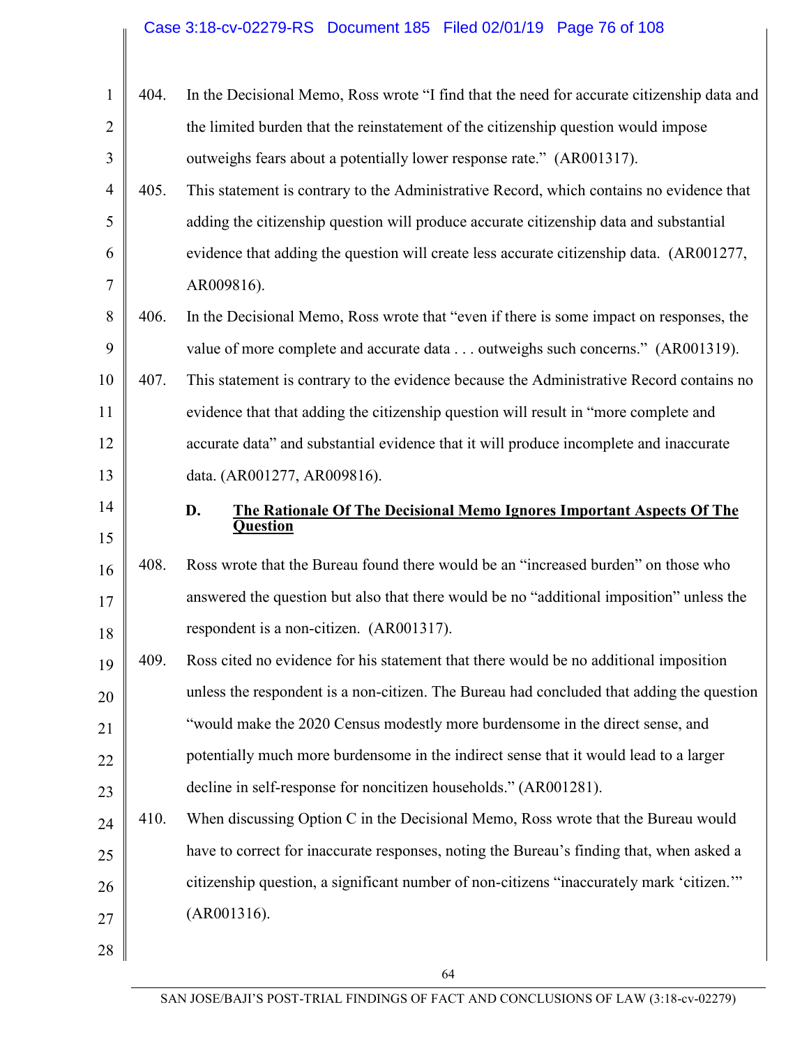404. In the Decisional Memo, Ross wrote "I find that the need for accurate citizenship data and the limited burden that the reinstatement of the citizenship question would impose outweighs fears about a potentially lower response rate." (AR001317).

405. This statement is contrary to the Administrative Record, which contains no evidence that adding the citizenship question will produce accurate citizenship data and substantial evidence that adding the question will create less accurate citizenship data. (AR001277, AR009816).

406. In the Decisional Memo, Ross wrote that "even if there is some impact on responses, the value of more complete and accurate data . . . outweighs such concerns." (AR001319).

407. This statement is contrary to the evidence because the Administrative Record contains no evidence that that adding the citizenship question will result in "more complete and accurate data" and substantial evidence that it will produce incomplete and inaccurate data. (AR001277, AR009816).

### D. <u>The Rationale Of The Decisional Memo Ignores Important Aspects Of The Question</u>

408. Ross wrote that the Bureau found there would be an "increased burden" on those who answered the question but also that there would be no "additional imposition" unless the respondent is a non-citizen. (AR001317).

409. Ross cited no evidence for his statement that there would be no additional imposition unless the respondent is a non-citizen. The Bureau had concluded that adding the question "would make the 2020 Census modestly more burdensome in the direct sense, and potentially much more burdensome in the indirect sense that it would lead to a larger decline in self-response for noncitizen households." (AR001281).

410. When discussing Option C in the Decisional Memo, Ross wrote that the Bureau would have to correct for inaccurate responses, noting the Bureau's finding that, when asked a citizenship question, a significant number of non-citizens "inaccurately mark 'citizen.'" (AR001316).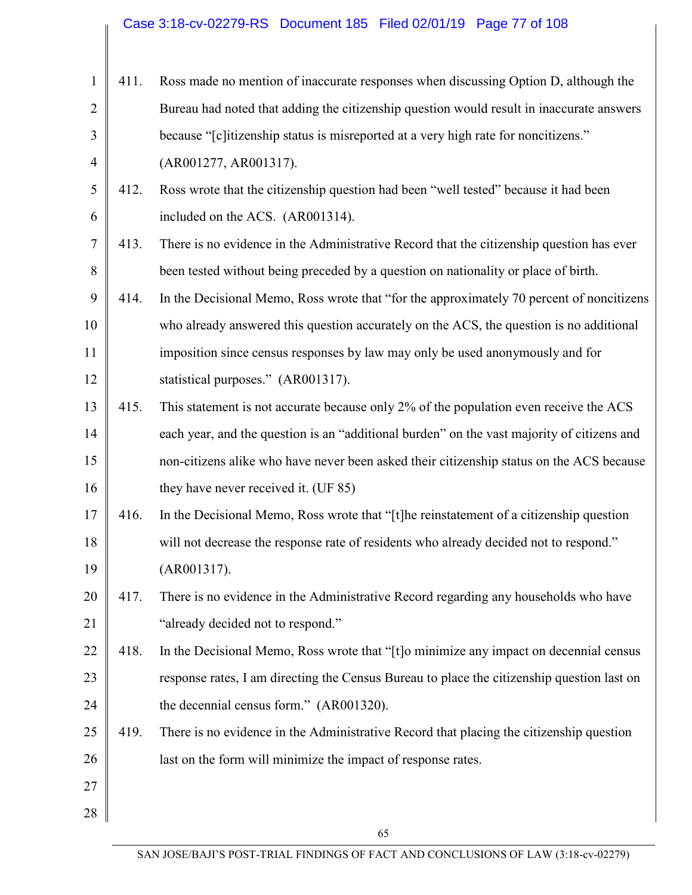411. Ross made no mention of inaccurate responses when discussing Option D, although the Bureau had noted that adding the citizenship question would result in inaccurate answers because "[c]itizenship status is misreported at a very high rate for noncitizens." (AR001277, AR001317).

412. Ross wrote that the citizenship question had been "well tested" because it had been included on the ACS. (AR001314).

413. There is no evidence in the Administrative Record that the citizenship question has ever been tested without being preceded by a question on nationality or place of birth.

414. In the Decisional Memo, Ross wrote that "for the approximately 70 percent of noncitizens who already answered this question accurately on the ACS, the question is no additional imposition since census responses by law may only be used anonymously and for statistical purposes." (AR001317).

415. This statement is not accurate because only 2% of the population even receive the ACS each year, and the question is an "additional burden" on the vast majority of citizens and non-citizens alike who have never been asked their citizenship status on the ACS because they have never received it. (UF 85)

416. In the Decisional Memo, Ross wrote that "[t]he reinstatement of a citizenship question will not decrease the response rate of residents who already decided not to respond." (AR001317).

417. There is no evidence in the Administrative Record regarding any households who have "already decided not to respond."

418. In the Decisional Memo, Ross wrote that "[t]o minimize any impact on decennial census response rates, I am directing the Census Bureau to place the citizenship question last on the decennial census form." (AR001320).

419. There is no evidence in the Administrative Record that placing the citizenship question last on the form will minimize the impact of response rates.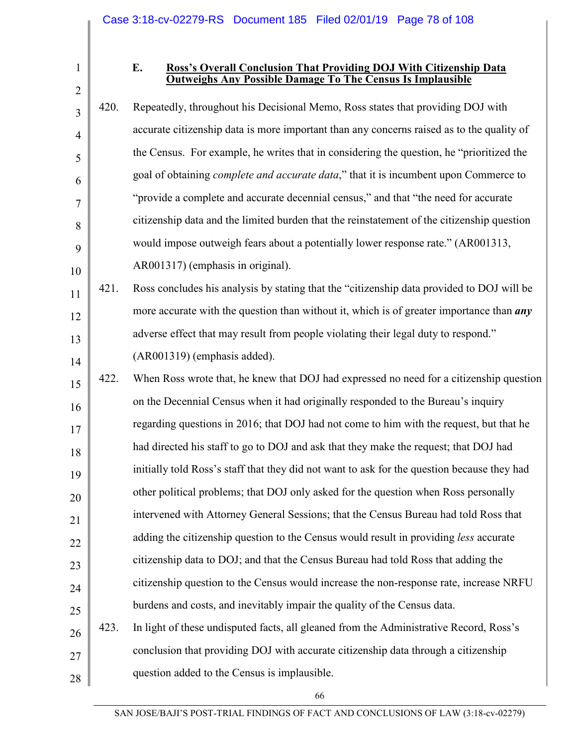### E. Ross's Overall Conclusion That Providing DOJ With Citizenship Data Outweighs Any Possible Damage To The Census Is Implausible

420. Repeatedly, throughout his Decisional Memo, Ross states that providing DOJ with accurate citizenship data is more important than any concerns raised as to the quality of the Census. For example, he writes that in considering the question, he "prioritized the goal of obtaining *complete and accurate data*," that it is incumbent upon Commerce to "provide a complete and accurate decennial census," and that "the need for accurate citizenship data and the limited burden that the reinstatement of the citizenship question would impose outweigh fears about a potentially lower response rate." (AR001313, AR001317) (emphasis in original).

421. Ross concludes his analysis by stating that the "citizenship data provided to DOJ will be more accurate with the question than without it, which is of greater importance than ***any*** adverse effect that may result from people violating their legal duty to respond." (AR001319) (emphasis added).

422. When Ross wrote that, he knew that DOJ had expressed no need for a citizenship question on the Decennial Census when it had originally responded to the Bureau's inquiry regarding questions in 2016; that DOJ had not come to him with the request, but that he had directed his staff to go to DOJ and ask that they make the request; that DOJ had initially told Ross's staff that they did not want to ask for the question because they had other political problems; that DOJ only asked for the question when Ross personally intervened with Attorney General Sessions; that the Census Bureau had told Ross that adding the citizenship question to the Census would result in providing *less* accurate citizenship data to DOJ; and that the Census Bureau had told Ross that adding the citizenship question to the Census would increase the non-response rate, increase NRFU burdens and costs, and inevitably impair the quality of the Census data.

423. In light of these undisputed facts, all gleaned from the Administrative Record, Ross's conclusion that providing DOJ with accurate citizenship data through a citizenship question added to the Census is implausible.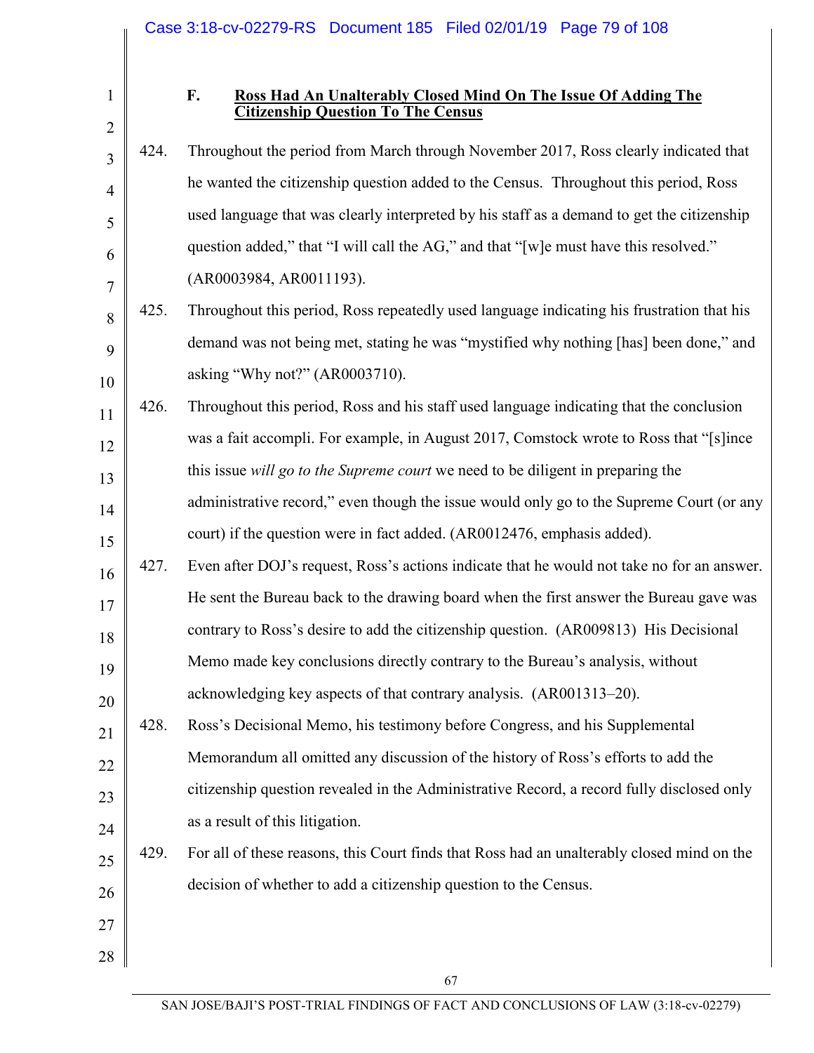### F. <u>Ross Had An Unalterably Closed Mind On The Issue Of Adding The Citizenship Question To The Census</u>

424. Throughout the period from March through November 2017, Ross clearly indicated that he wanted the citizenship question added to the Census. Throughout this period, Ross used language that was clearly interpreted by his staff as a demand to get the citizenship question added," that "I will call the AG," and that "[w]e must have this resolved." (AR0003984, AR0011193).

425. Throughout this period, Ross repeatedly used language indicating his frustration that his demand was not being met, stating he was "mystified why nothing [has] been done," and asking "Why not?" (AR0003710).

426. Throughout this period, Ross and his staff used language indicating that the conclusion was a fait accompli. For example, in August 2017, Comstock wrote to Ross that "[s]ince this issue *will go to the Supreme court* we need to be diligent in preparing the administrative record," even though the issue would only go to the Supreme Court (or any court) if the question were in fact added. (AR0012476, emphasis added).

427. Even after DOJ's request, Ross's actions indicate that he would not take no for an answer. He sent the Bureau back to the drawing board when the first answer the Bureau gave was contrary to Ross's desire to add the citizenship question. (AR009813) His Decisional Memo made key conclusions directly contrary to the Bureau's analysis, without acknowledging key aspects of that contrary analysis. (AR001313–20).

428. Ross's Decisional Memo, his testimony before Congress, and his Supplemental Memorandum all omitted any discussion of the history of Ross's efforts to add the citizenship question revealed in the Administrative Record, a record fully disclosed only as a result of this litigation.

429. For all of these reasons, this Court finds that Ross had an unalterably closed mind on the decision of whether to add a citizenship question to the Census.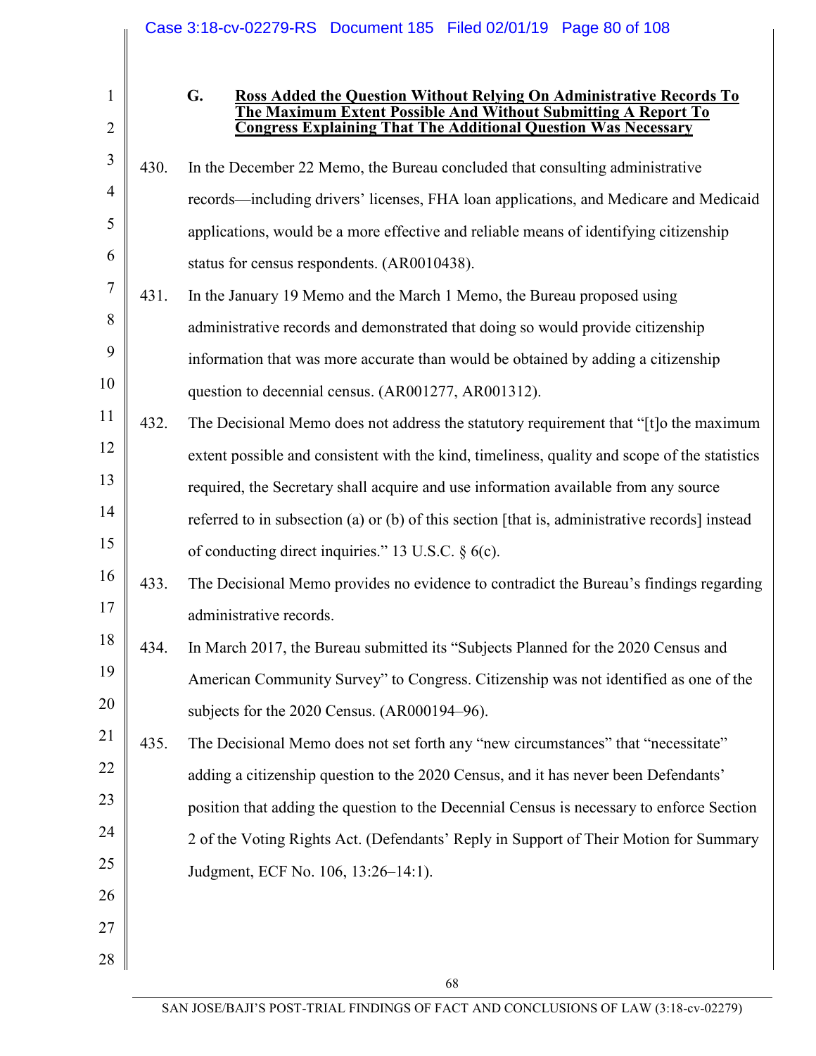### G. Ross Added the Question Without Relying On Administrative Records To The Maximum Extent Possible And Without Submitting A Report To Congress Explaining That The Additional Question Was Necessary

430. In the December 22 Memo, the Bureau concluded that consulting administrative records—including drivers' licenses, FHA loan applications, and Medicare and Medicaid applications, would be a more effective and reliable means of identifying citizenship status for census respondents. (AR0010438).

431. In the January 19 Memo and the March 1 Memo, the Bureau proposed using administrative records and demonstrated that doing so would provide citizenship information that was more accurate than would be obtained by adding a citizenship question to decennial census. (AR001277, AR001312).

432. The Decisional Memo does not address the statutory requirement that "[t]o the maximum extent possible and consistent with the kind, timeliness, quality and scope of the statistics required, the Secretary shall acquire and use information available from any source referred to in subsection (a) or (b) of this section [that is, administrative records] instead of conducting direct inquiries." 13 U.S.C. § 6(c).

433. The Decisional Memo provides no evidence to contradict the Bureau's findings regarding administrative records.

434. In March 2017, the Bureau submitted its "Subjects Planned for the 2020 Census and American Community Survey" to Congress. Citizenship was not identified as one of the subjects for the 2020 Census. (AR000194–96).

435. The Decisional Memo does not set forth any "new circumstances" that "necessitate" adding a citizenship question to the 2020 Census, and it has never been Defendants' position that adding the question to the Decennial Census is necessary to enforce Section 2 of the Voting Rights Act. (Defendants' Reply in Support of Their Motion for Summary Judgment, ECF No. 106, 13:26–14:1).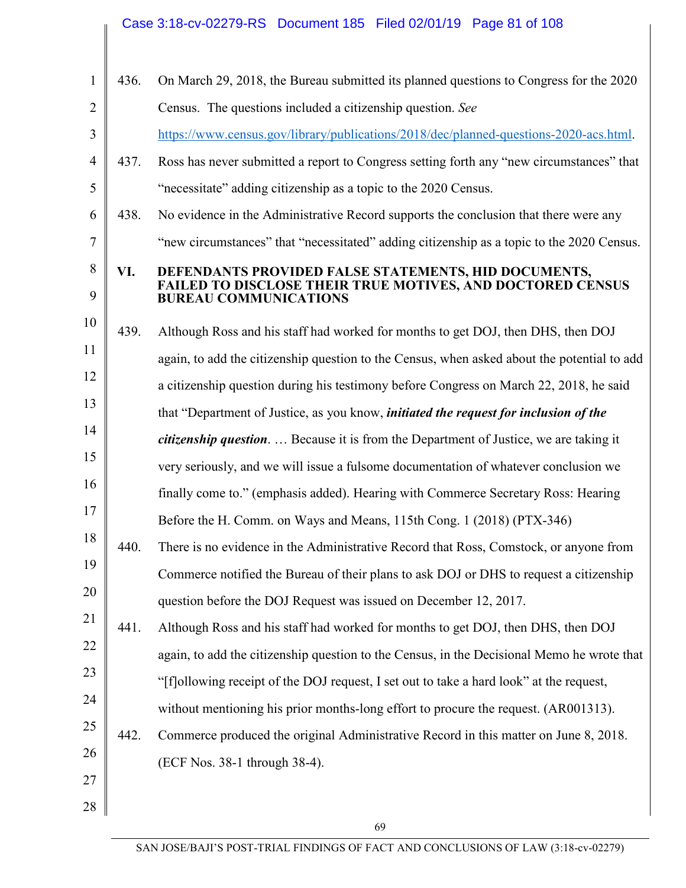436. On March 29, 2018, the Bureau submitted its planned questions to Congress for the 2020 Census. The questions included a citizenship question. *See* https://www.census.gov/library/publications/2018/dec/planned-questions-2020-acs.html.

437. Ross has never submitted a report to Congress setting forth any "new circumstances" that "necessitate" adding citizenship as a topic to the 2020 Census.

438. No evidence in the Administrative Record supports the conclusion that there were any "new circumstances" that "necessitated" adding citizenship as a topic to the 2020 Census.

## VI. DEFENDANTS PROVIDED FALSE STATEMENTS, HID DOCUMENTS, FAILED TO DISCLOSE THEIR TRUE MOTIVES, AND DOCTORED CENSUS BUREAU COMMUNICATIONS

439. Although Ross and his staff had worked for months to get DOJ, then DHS, then DOJ again, to add the citizenship question to the Census, when asked about the potential to add a citizenship question during his testimony before Congress on March 22, 2018, he said that "Department of Justice, as you know, ***initiated the request for inclusion of the citizenship question***. … Because it is from the Department of Justice, we are taking it very seriously, and we will issue a fulsome documentation of whatever conclusion we finally come to." (emphasis added). Hearing with Commerce Secretary Ross: Hearing Before the H. Comm. on Ways and Means, 115th Cong. 1 (2018) (PTX-346)

440. There is no evidence in the Administrative Record that Ross, Comstock, or anyone from Commerce notified the Bureau of their plans to ask DOJ or DHS to request a citizenship question before the DOJ Request was issued on December 12, 2017.

441. Although Ross and his staff had worked for months to get DOJ, then DHS, then DOJ again, to add the citizenship question to the Census, in the Decisional Memo he wrote that "[f]ollowing receipt of the DOJ request, I set out to take a hard look" at the request, without mentioning his prior months-long effort to procure the request. (AR001313).

442. Commerce produced the original Administrative Record in this matter on June 8, 2018. (ECF Nos. 38-1 through 38-4).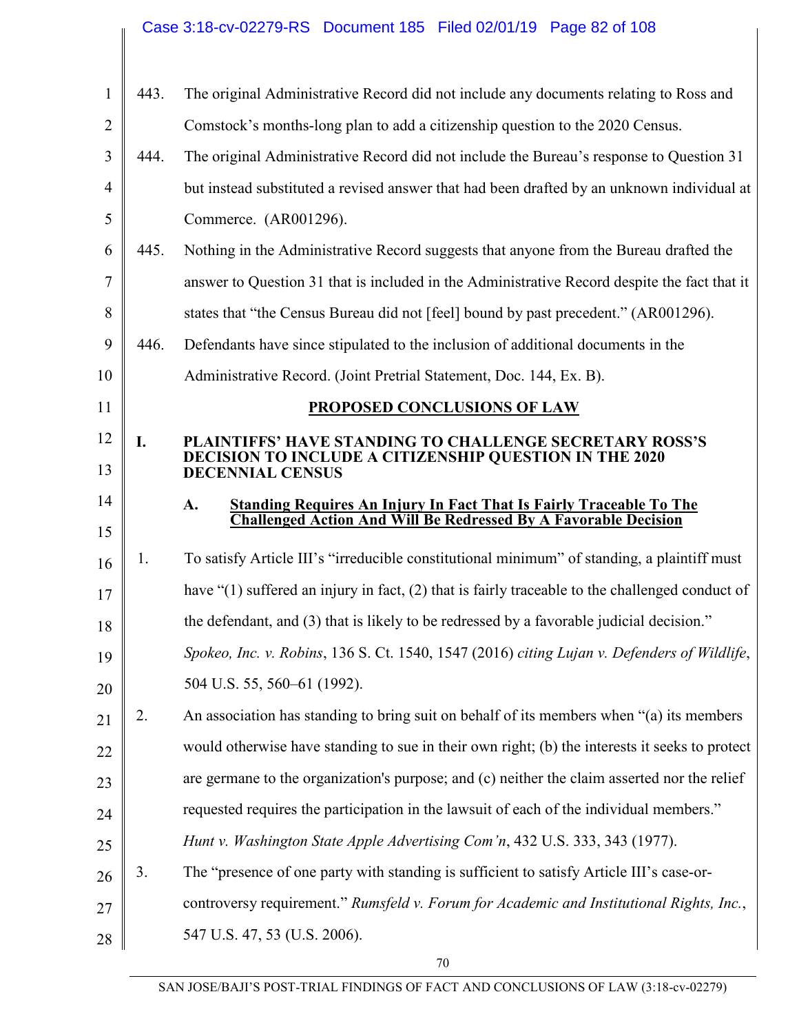443. The original Administrative Record did not include any documents relating to Ross and Comstock's months-long plan to add a citizenship question to the 2020 Census.

444. The original Administrative Record did not include the Bureau's response to Question 31 but instead substituted a revised answer that had been drafted by an unknown individual at Commerce. (AR001296).

445. Nothing in the Administrative Record suggests that anyone from the Bureau drafted the answer to Question 31 that is included in the Administrative Record despite the fact that it states that "the Census Bureau did not [feel] bound by past precedent." (AR001296).

446. Defendants have since stipulated to the inclusion of additional documents in the Administrative Record. (Joint Pretrial Statement, Doc. 144, Ex. B).

## PROPOSED CONCLUSIONS OF LAW

### I. PLAINTIFFS' HAVE STANDING TO CHALLENGE SECRETARY ROSS'S DECISION TO INCLUDE A CITIZENSHIP QUESTION IN THE 2020 DECENNIAL CENSUS

#### A. Standing Requires An Injury In Fact That Is Fairly Traceable To The Challenged Action And Will Be Redressed By A Favorable Decision

1. To satisfy Article III's "irreducible constitutional minimum" of standing, a plaintiff must have "(1) suffered an injury in fact, (2) that is fairly traceable to the challenged conduct of the defendant, and (3) that is likely to be redressed by a favorable judicial decision." *Spokeo, Inc. v. Robins*, 136 S. Ct. 1540, 1547 (2016) *citing Lujan v. Defenders of Wildlife*, 504 U.S. 55, 560–61 (1992).

2. An association has standing to bring suit on behalf of its members when "(a) its members would otherwise have standing to sue in their own right; (b) the interests it seeks to protect are germane to the organization's purpose; and (c) neither the claim asserted nor the relief requested requires the participation in the lawsuit of each of the individual members." *Hunt v. Washington State Apple Advertising Com'n*, 432 U.S. 333, 343 (1977).

3. The "presence of one party with standing is sufficient to satisfy Article III's case-or-controversy requirement." *Rumsfeld v. Forum for Academic and Institutional Rights, Inc.*, 547 U.S. 47, 53 (U.S. 2006).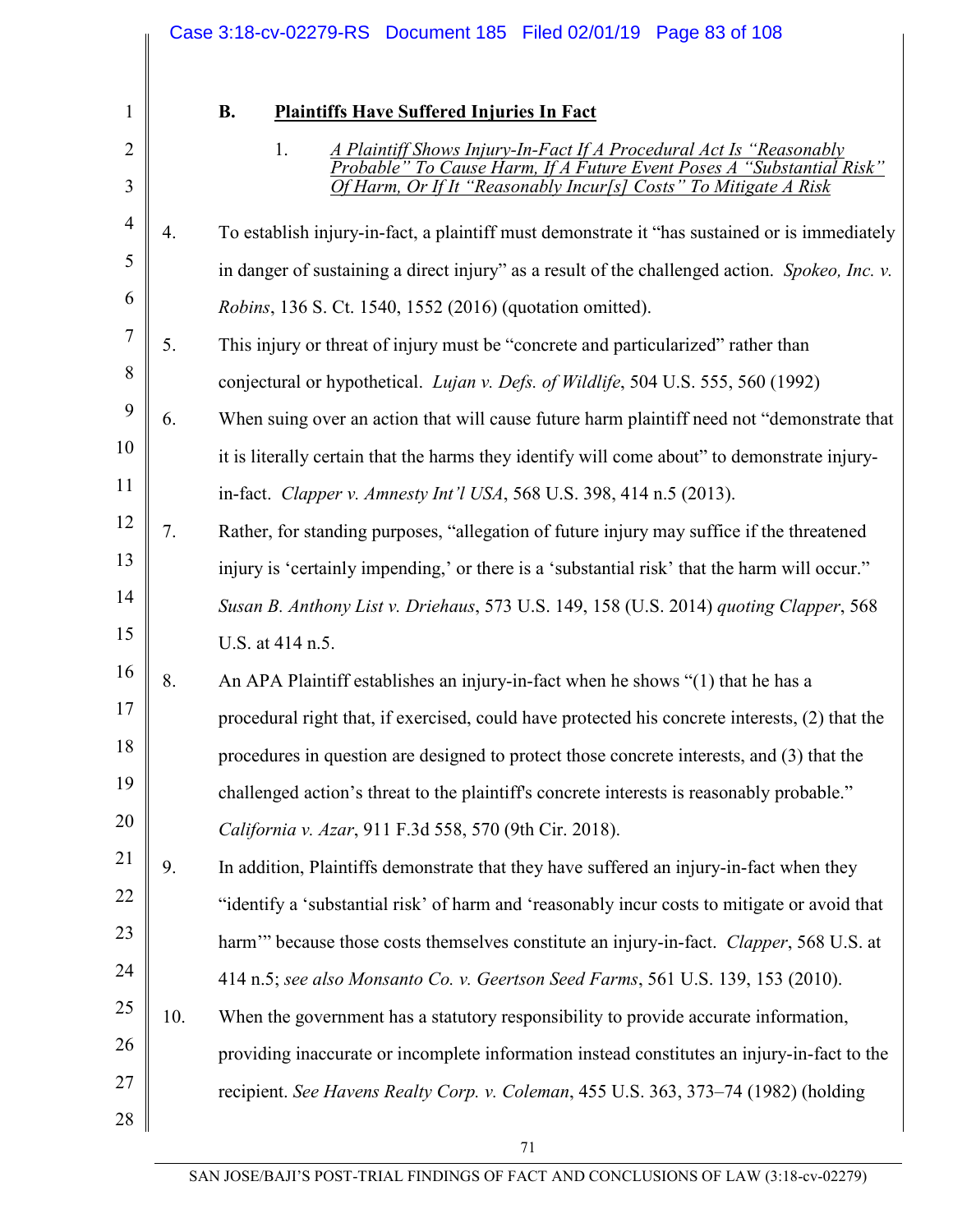## B. Plaintiffs Have Suffered Injuries In Fact

### 1. *A Plaintiff Shows Injury-In-Fact If A Procedural Act Is "Reasonably Probable" To Cause Harm, If A Future Event Poses A "Substantial Risk" Of Harm, Or If It "Reasonably Incur[s] Costs" To Mitigate A Risk*

4. To establish injury-in-fact, a plaintiff must demonstrate it "has sustained or is immediately in danger of sustaining a direct injury" as a result of the challenged action. *Spokeo, Inc. v. Robins*, 136 S. Ct. 1540, 1552 (2016) (quotation omitted).

5. This injury or threat of injury must be "concrete and particularized" rather than conjectural or hypothetical. *Lujan v. Defs. of Wildlife*, 504 U.S. 555, 560 (1992)

6. When suing over an action that will cause future harm plaintiff need not "demonstrate that it is literally certain that the harms they identify will come about" to demonstrate injury-in-fact. *Clapper v. Amnesty Int'l USA*, 568 U.S. 398, 414 n.5 (2013).

7. Rather, for standing purposes, "allegation of future injury may suffice if the threatened injury is 'certainly impending,' or there is a 'substantial risk' that the harm will occur." *Susan B. Anthony List v. Driehaus*, 573 U.S. 149, 158 (U.S. 2014) *quoting Clapper*, 568 U.S. at 414 n.5.

8. An APA Plaintiff establishes an injury-in-fact when he shows "(1) that he has a procedural right that, if exercised, could have protected his concrete interests, (2) that the procedures in question are designed to protect those concrete interests, and (3) that the challenged action's threat to the plaintiff's concrete interests is reasonably probable." *California v. Azar*, 911 F.3d 558, 570 (9th Cir. 2018).

9. In addition, Plaintiffs demonstrate that they have suffered an injury-in-fact when they "identify a 'substantial risk' of harm and 'reasonably incur costs to mitigate or avoid that harm'" because those costs themselves constitute an injury-in-fact. *Clapper*, 568 U.S. at 414 n.5; *see also Monsanto Co. v. Geertson Seed Farms*, 561 U.S. 139, 153 (2010).

10. When the government has a statutory responsibility to provide accurate information, providing inaccurate or incomplete information instead constitutes an injury-in-fact to the recipient. *See Havens Realty Corp. v. Coleman*, 455 U.S. 363, 373–74 (1982) (holding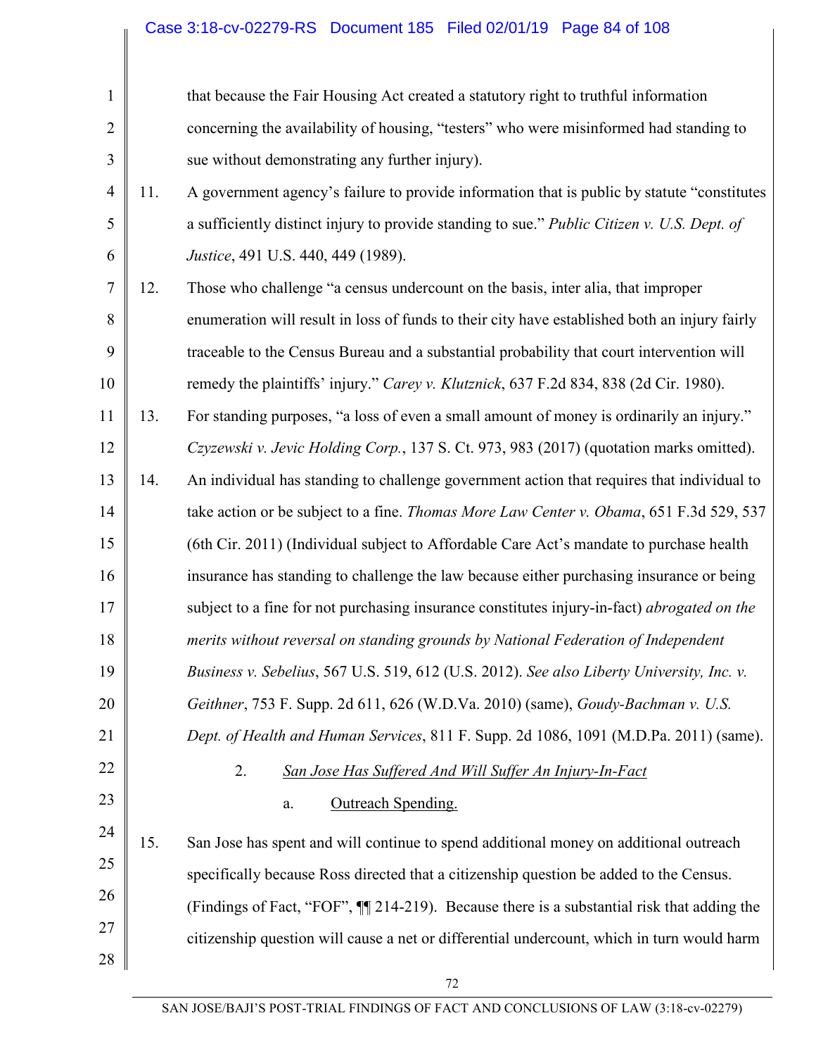that because the Fair Housing Act created a statutory right to truthful information concerning the availability of housing, "testers" who were misinformed had standing to sue without demonstrating any further injury).

11. A government agency's failure to provide information that is public by statute "constitutes a sufficiently distinct injury to provide standing to sue." *Public Citizen v. U.S. Dept. of Justice*, 491 U.S. 440, 449 (1989).

12. Those who challenge "a census undercount on the basis, inter alia, that improper enumeration will result in loss of funds to their city have established both an injury fairly traceable to the Census Bureau and a substantial probability that court intervention will remedy the plaintiffs' injury." *Carey v. Klutznick*, 637 F.2d 834, 838 (2d Cir. 1980).

13. For standing purposes, "a loss of even a small amount of money is ordinarily an injury." *Czyzewski v. Jevic Holding Corp.*, 137 S. Ct. 973, 983 (2017) (quotation marks omitted).

14. An individual has standing to challenge government action that requires that individual to take action or be subject to a fine. *Thomas More Law Center v. Obama*, 651 F.3d 529, 537 (6th Cir. 2011) (Individual subject to Affordable Care Act's mandate to purchase health insurance has standing to challenge the law because either purchasing insurance or being subject to a fine for not purchasing insurance constitutes injury-in-fact) *abrogated on the merits without reversal on standing grounds by National Federation of Independent Business v. Sebelius*, 567 U.S. 519, 612 (U.S. 2012). *See also Liberty University, Inc. v. Geithner*, 753 F. Supp. 2d 611, 626 (W.D.Va. 2010) (same), *Goudy-Bachman v. U.S. Dept. of Health and Human Services*, 811 F. Supp. 2d 1086, 1091 (M.D.Pa. 2011) (same).

### 2. San Jose Has Suffered And Will Suffer An Injury-In-Fact

#### a. Outreach Spending.

15. San Jose has spent and will continue to spend additional money on additional outreach specifically because Ross directed that a citizenship question be added to the Census. (Findings of Fact, "FOF", ¶¶ 214-219). Because there is a substantial risk that adding the citizenship question will cause a net or differential undercount, which in turn would harm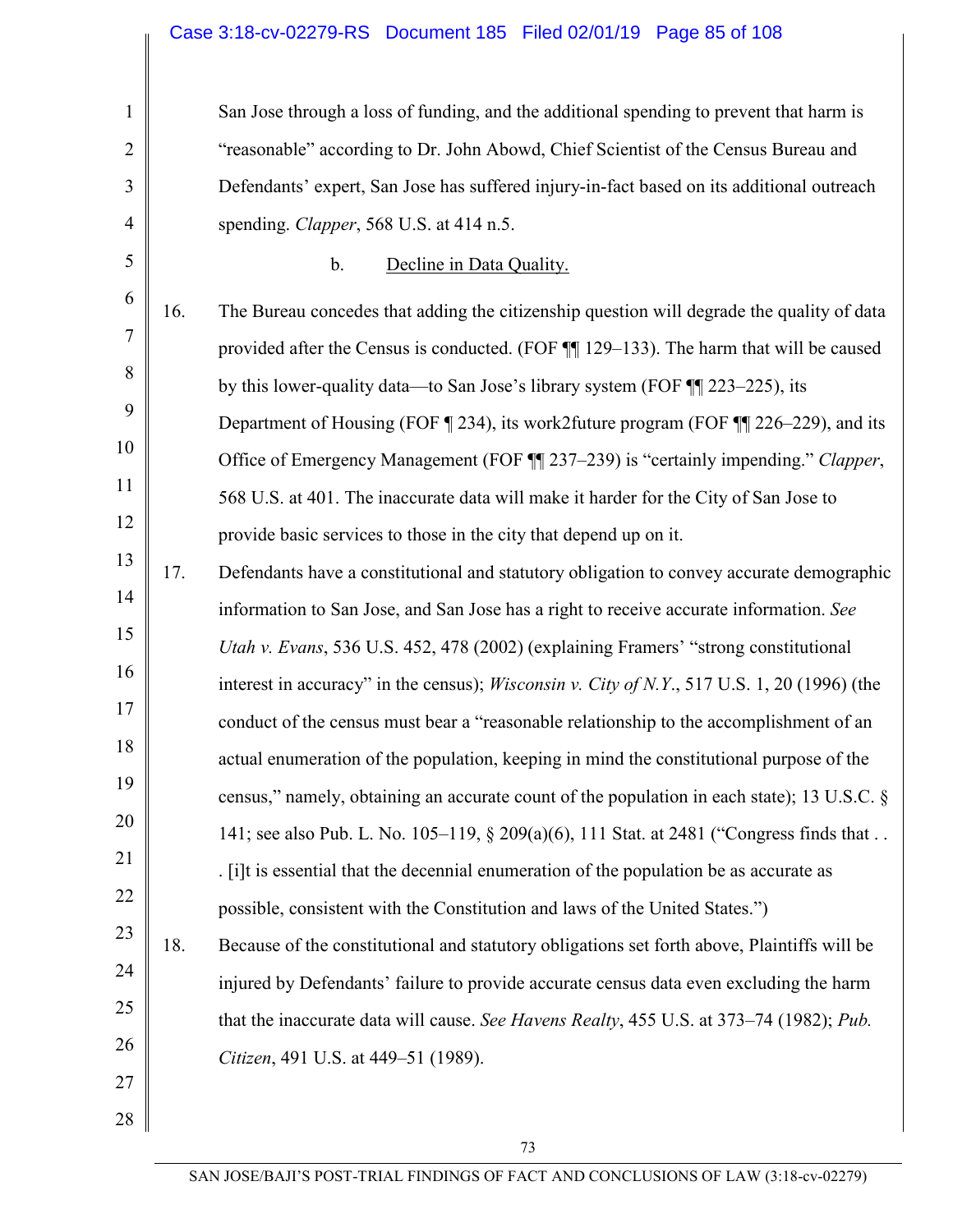San Jose through a loss of funding, and the additional spending to prevent that harm is "reasonable" according to Dr. John Abowd, Chief Scientist of the Census Bureau and Defendants' expert, San Jose has suffered injury-in-fact based on its additional outreach spending. *Clapper*, 568 U.S. at 414 n.5.

b. Decline in Data Quality.

16. The Bureau concedes that adding the citizenship question will degrade the quality of data provided after the Census is conducted. (FOF ¶¶ 129–133). The harm that will be caused by this lower-quality data—to San Jose's library system (FOF ¶¶ 223–225), its Department of Housing (FOF ¶ 234), its work2future program (FOF ¶¶ 226–229), and its Office of Emergency Management (FOF ¶¶ 237–239) is "certainly impending." *Clapper*, 568 U.S. at 401. The inaccurate data will make it harder for the City of San Jose to provide basic services to those in the city that depend up on it.

17. Defendants have a constitutional and statutory obligation to convey accurate demographic information to San Jose, and San Jose has a right to receive accurate information. *See Utah v. Evans*, 536 U.S. 452, 478 (2002) (explaining Framers' "strong constitutional interest in accuracy" in the census); *Wisconsin v. City of N.Y.*, 517 U.S. 1, 20 (1996) (the conduct of the census must bear a "reasonable relationship to the accomplishment of an actual enumeration of the population, keeping in mind the constitutional purpose of the census," namely, obtaining an accurate count of the population in each state); 13 U.S.C. § 141; see also Pub. L. No. 105–119, § 209(a)(6), 111 Stat. at 2481 ("Congress finds that . . . [i]t is essential that the decennial enumeration of the population be as accurate as possible, consistent with the Constitution and laws of the United States.")

18. Because of the constitutional and statutory obligations set forth above, Plaintiffs will be injured by Defendants' failure to provide accurate census data even excluding the harm that the inaccurate data will cause. *See Havens Realty*, 455 U.S. at 373–74 (1982); *Pub. Citizen*, 491 U.S. at 449–51 (1989).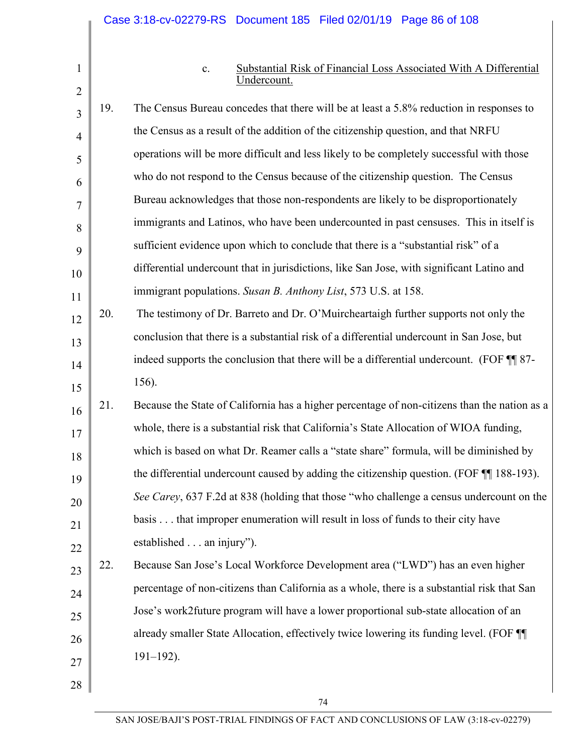c. Substantial Risk of Financial Loss Associated With A Differential Undercount.

19. The Census Bureau concedes that there will be at least a 5.8% reduction in responses to the Census as a result of the addition of the citizenship question, and that NRFU operations will be more difficult and less likely to be completely successful with those who do not respond to the Census because of the citizenship question. The Census Bureau acknowledges that those non-respondents are likely to be disproportionately immigrants and Latinos, who have been undercounted in past censuses. This in itself is sufficient evidence upon which to conclude that there is a "substantial risk" of a differential undercount that in jurisdictions, like San Jose, with significant Latino and immigrant populations. *Susan B. Anthony List*, 573 U.S. at 158.

20. The testimony of Dr. Barreto and Dr. O'Muircheartaigh further supports not only the conclusion that there is a substantial risk of a differential undercount in San Jose, but indeed supports the conclusion that there will be a differential undercount. (FOF ¶¶ 87-156).

21. Because the State of California has a higher percentage of non-citizens than the nation as a whole, there is a substantial risk that California's State Allocation of WIOA funding, which is based on what Dr. Reamer calls a "state share" formula, will be diminished by the differential undercount caused by adding the citizenship question. (FOF ¶¶ 188-193). *See Carey*, 637 F.2d at 838 (holding that those "who challenge a census undercount on the basis . . . that improper enumeration will result in loss of funds to their city have established . . . an injury").

22. Because San Jose's Local Workforce Development area ("LWD") has an even higher percentage of non-citizens than California as a whole, there is a substantial risk that San Jose's work2future program will have a lower proportional sub-state allocation of an already smaller State Allocation, effectively twice lowering its funding level. (FOF ¶¶ 191–192).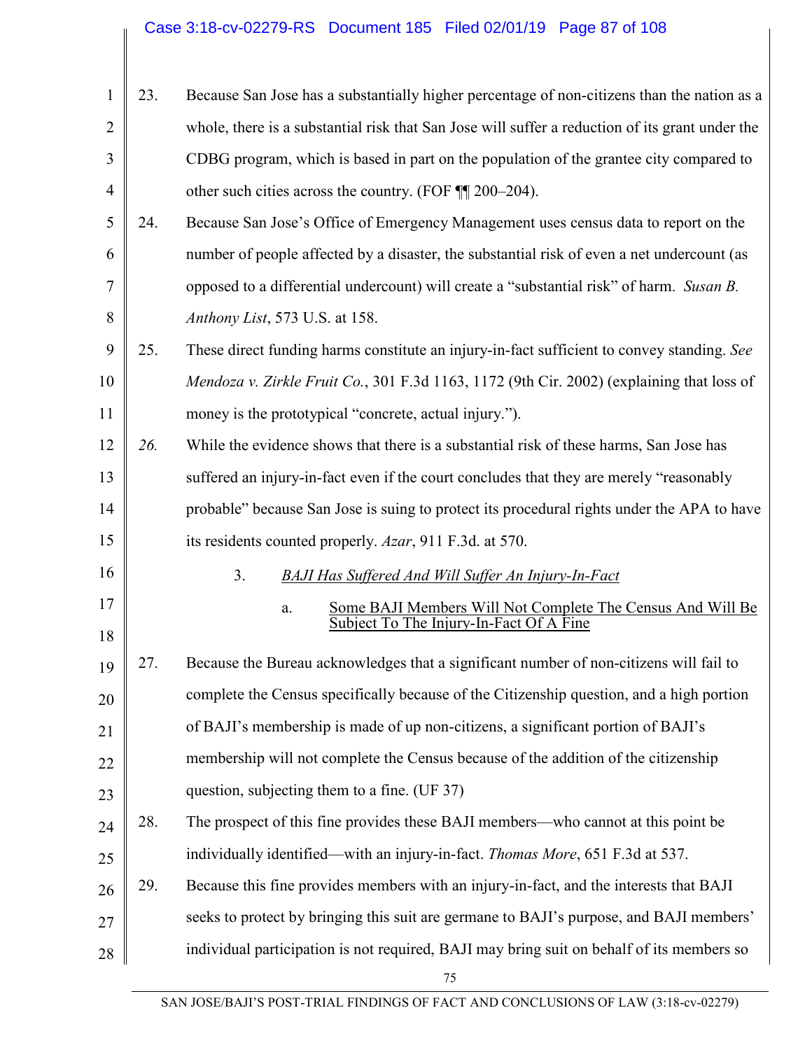23. Because San Jose has a substantially higher percentage of non-citizens than the nation as a whole, there is a substantial risk that San Jose will suffer a reduction of its grant under the CDBG program, which is based in part on the population of the grantee city compared to other such cities across the country. (FOF ¶¶ 200–204).

24. Because San Jose's Office of Emergency Management uses census data to report on the number of people affected by a disaster, the substantial risk of even a net undercount (as opposed to a differential undercount) will create a "substantial risk" of harm. *Susan B. Anthony List*, 573 U.S. at 158.

25. These direct funding harms constitute an injury-in-fact sufficient to convey standing. *See Mendoza v. Zirkle Fruit Co.*, 301 F.3d 1163, 1172 (9th Cir. 2002) (explaining that loss of money is the prototypical "concrete, actual injury.").

*26.* While the evidence shows that there is a substantial risk of these harms, San Jose has suffered an injury-in-fact even if the court concludes that they are merely "reasonably probable" because San Jose is suing to protect its procedural rights under the APA to have its residents counted properly. *Azar*, 911 F.3d. at 570.

### 3. BAJI Has Suffered And Will Suffer An Injury-In-Fact

#### a. Some BAJI Members Will Not Complete The Census And Will Be Subject To The Injury-In-Fact Of A Fine

27. Because the Bureau acknowledges that a significant number of non-citizens will fail to complete the Census specifically because of the Citizenship question, and a high portion of BAJI's membership is made of up non-citizens, a significant portion of BAJI's membership will not complete the Census because of the addition of the citizenship question, subjecting them to a fine. (UF 37)

28. The prospect of this fine provides these BAJI members—who cannot at this point be individually identified—with an injury-in-fact. *Thomas More*, 651 F.3d at 537.

29. Because this fine provides members with an injury-in-fact, and the interests that BAJI seeks to protect by bringing this suit are germane to BAJI's purpose, and BAJI members' individual participation is not required, BAJI may bring suit on behalf of its members so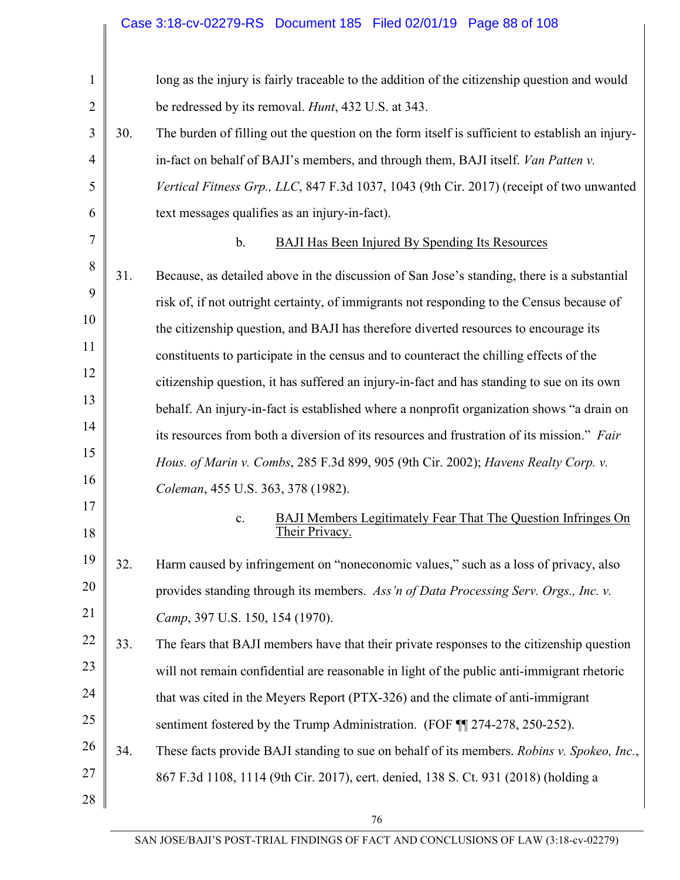long as the injury is fairly traceable to the addition of the citizenship question and would be redressed by its removal. *Hunt*, 432 U.S. at 343.

30. The burden of filling out the question on the form itself is sufficient to establish an injury-in-fact on behalf of BAJI's members, and through them, BAJI itself. *Van Patten v. Vertical Fitness Grp., LLC*, 847 F.3d 1037, 1043 (9th Cir. 2017) (receipt of two unwanted text messages qualifies as an injury-in-fact).

b. <u>BAJI Has Been Injured By Spending Its Resources</u>

31. Because, as detailed above in the discussion of San Jose's standing, there is a substantial risk of, if not outright certainty, of immigrants not responding to the Census because of the citizenship question, and BAJI has therefore diverted resources to encourage its constituents to participate in the census and to counteract the chilling effects of the citizenship question, it has suffered an injury-in-fact and has standing to sue on its own behalf. An injury-in-fact is established where a nonprofit organization shows "a drain on its resources from both a diversion of its resources and frustration of its mission." *Fair Hous. of Marin v. Combs*, 285 F.3d 899, 905 (9th Cir. 2002); *Havens Realty Corp. v. Coleman*, 455 U.S. 363, 378 (1982).

c. <u>BAJI Members Legitimately Fear That The Question Infringes On Their Privacy.</u>

32. Harm caused by infringement on "noneconomic values," such as a loss of privacy, also provides standing through its members. *Ass'n of Data Processing Serv. Orgs., Inc. v. Camp*, 397 U.S. 150, 154 (1970).

33. The fears that BAJI members have that their private responses to the citizenship question will not remain confidential are reasonable in light of the public anti-immigrant rhetoric that was cited in the Meyers Report (PTX-326) and the climate of anti-immigrant sentiment fostered by the Trump Administration. (FOF ¶¶ 274-278, 250-252).

34. These facts provide BAJI standing to sue on behalf of its members. *Robins v. Spokeo, Inc.*, 867 F.3d 1108, 1114 (9th Cir. 2017), cert. denied, 138 S. Ct. 931 (2018) (holding a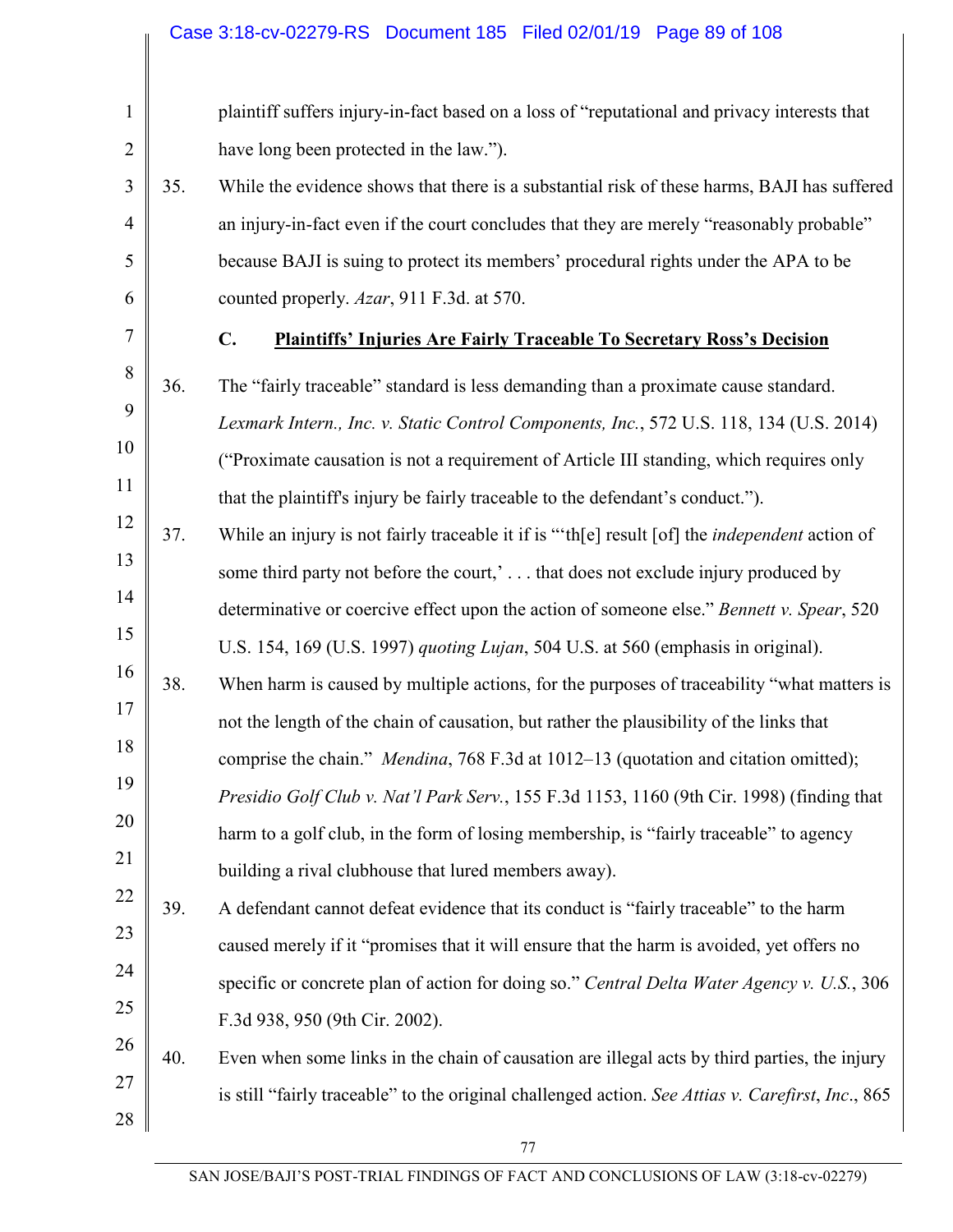plaintiff suffers injury-in-fact based on a loss of "reputational and privacy interests that have long been protected in the law.").

35. While the evidence shows that there is a substantial risk of these harms, BAJI has suffered an injury-in-fact even if the court concludes that they are merely "reasonably probable" because BAJI is suing to protect its members' procedural rights under the APA to be counted properly. *Azar*, 911 F.3d. at 570.

### C. Plaintiffs' Injuries Are Fairly Traceable To Secretary Ross's Decision

36. The "fairly traceable" standard is less demanding than a proximate cause standard. *Lexmark Intern., Inc. v. Static Control Components, Inc.*, 572 U.S. 118, 134 (U.S. 2014) ("Proximate causation is not a requirement of Article III standing, which requires only that the plaintiff's injury be fairly traceable to the defendant's conduct.").

37. While an injury is not fairly traceable it if is "'th[e] result [of] the *independent* action of some third party not before the court,' . . . that does not exclude injury produced by determinative or coercive effect upon the action of someone else." *Bennett v. Spear*, 520 U.S. 154, 169 (U.S. 1997) *quoting Lujan*, 504 U.S. at 560 (emphasis in original).

38. When harm is caused by multiple actions, for the purposes of traceability "what matters is not the length of the chain of causation, but rather the plausibility of the links that comprise the chain." *Mendina*, 768 F.3d at 1012–13 (quotation and citation omitted); *Presidio Golf Club v. Nat'l Park Serv.*, 155 F.3d 1153, 1160 (9th Cir. 1998) (finding that harm to a golf club, in the form of losing membership, is "fairly traceable" to agency building a rival clubhouse that lured members away).

39. A defendant cannot defeat evidence that its conduct is "fairly traceable" to the harm caused merely if it "promises that it will ensure that the harm is avoided, yet offers no specific or concrete plan of action for doing so." *Central Delta Water Agency v. U.S.*, 306 F.3d 938, 950 (9th Cir. 2002).

40. Even when some links in the chain of causation are illegal acts by third parties, the injury is still "fairly traceable" to the original challenged action. *See Attias v. Carefirst, Inc.*, 865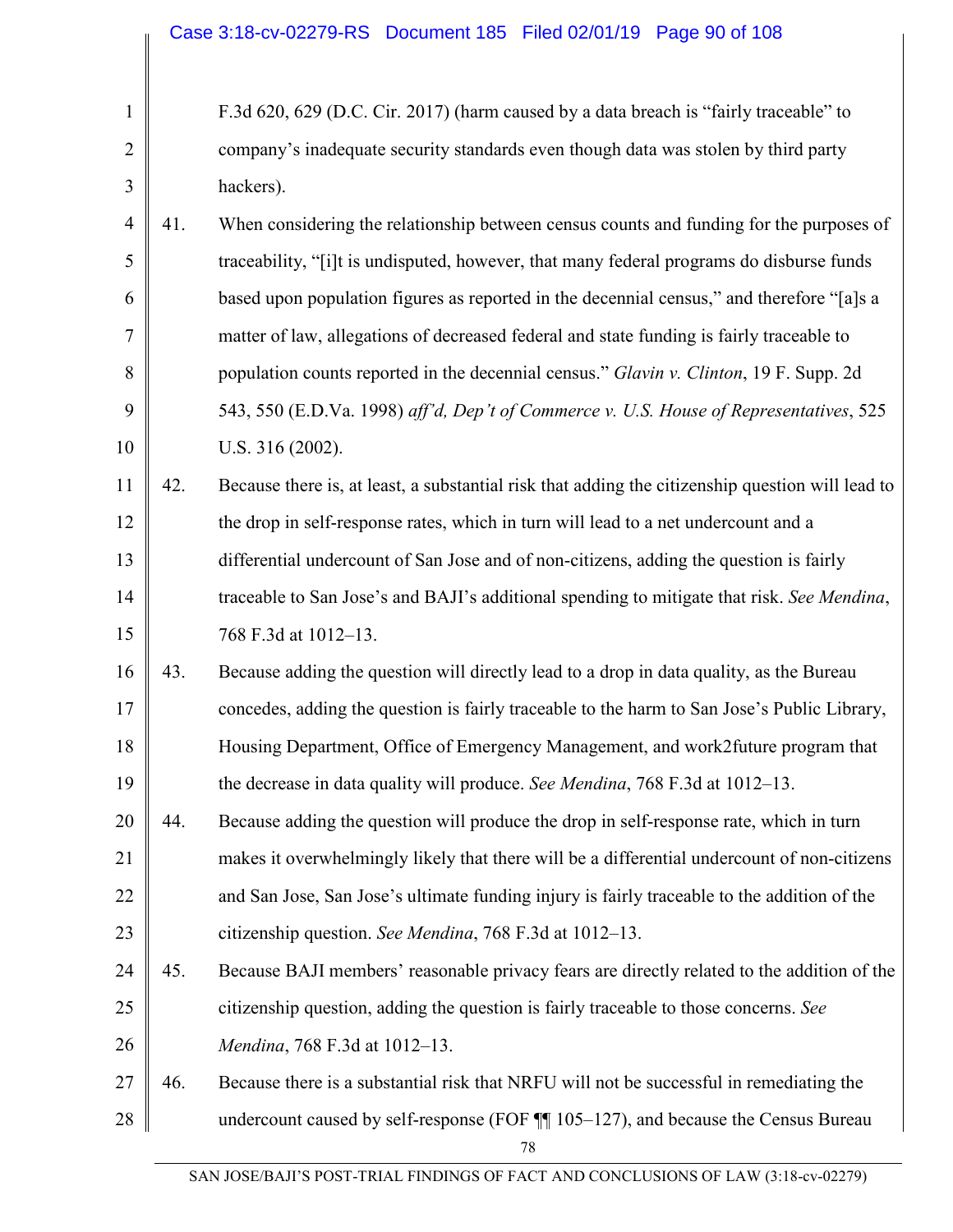F.3d 620, 629 (D.C. Cir. 2017) (harm caused by a data breach is "fairly traceable" to company's inadequate security standards even though data was stolen by third party hackers).

41. When considering the relationship between census counts and funding for the purposes of traceability, "[i]t is undisputed, however, that many federal programs do disburse funds based upon population figures as reported in the decennial census," and therefore "[a]s a matter of law, allegations of decreased federal and state funding is fairly traceable to population counts reported in the decennial census." *Glavin v. Clinton*, 19 F. Supp. 2d 543, 550 (E.D.Va. 1998) *aff'd, Dep't of Commerce v. U.S. House of Representatives*, 525 U.S. 316 (2002).

42. Because there is, at least, a substantial risk that adding the citizenship question will lead to the drop in self-response rates, which in turn will lead to a net undercount and a differential undercount of San Jose and of non-citizens, adding the question is fairly traceable to San Jose's and BAJI's additional spending to mitigate that risk. *See Mendina*, 768 F.3d at 1012–13.

43. Because adding the question will directly lead to a drop in data quality, as the Bureau concedes, adding the question is fairly traceable to the harm to San Jose's Public Library, Housing Department, Office of Emergency Management, and work2future program that the decrease in data quality will produce. *See Mendina*, 768 F.3d at 1012–13.

44. Because adding the question will produce the drop in self-response rate, which in turn makes it overwhelmingly likely that there will be a differential undercount of non-citizens and San Jose, San Jose's ultimate funding injury is fairly traceable to the addition of the citizenship question. *See Mendina*, 768 F.3d at 1012–13.

45. Because BAJI members' reasonable privacy fears are directly related to the addition of the citizenship question, adding the question is fairly traceable to those concerns. *See Mendina*, 768 F.3d at 1012–13.

46. Because there is a substantial risk that NRFU will not be successful in remediating the undercount caused by self-response (FOF ¶¶ 105–127), and because the Census Bureau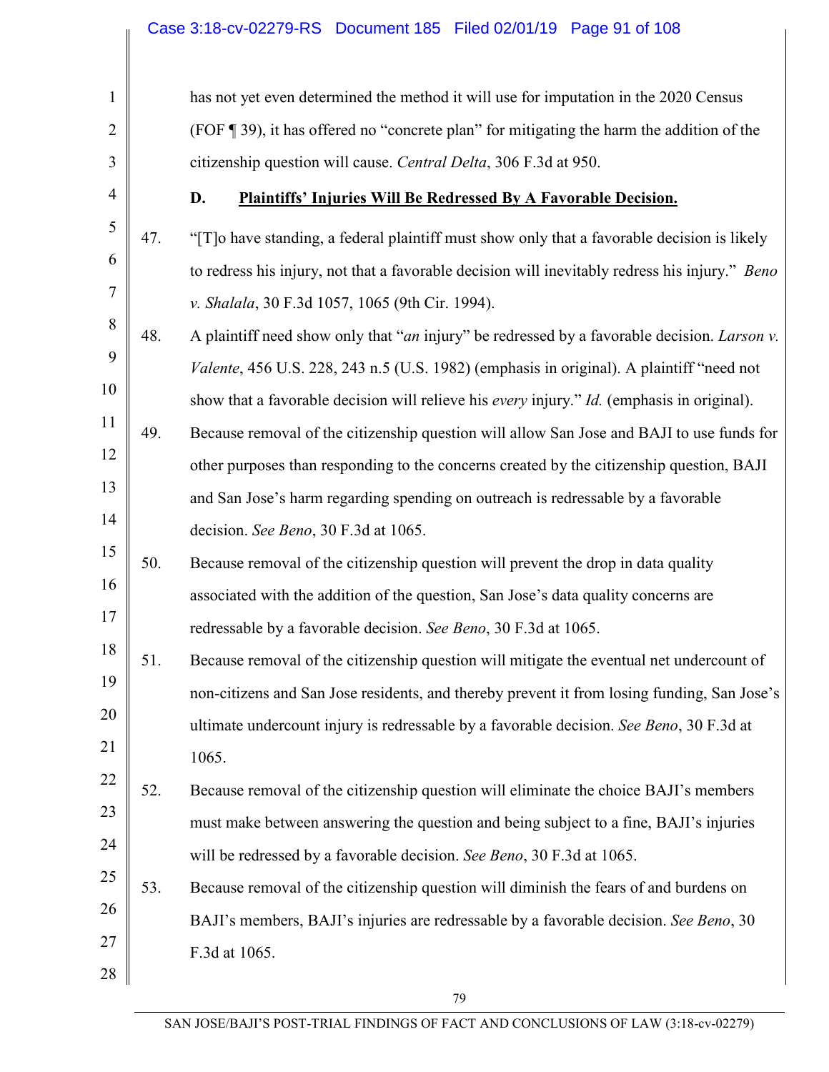has not yet even determined the method it will use for imputation in the 2020 Census (FOF ¶ 39), it has offered no "concrete plan" for mitigating the harm the addition of the citizenship question will cause. *Central Delta*, 306 F.3d at 950.

### D. Plaintiffs' Injuries Will Be Redressed By A Favorable Decision.

47. "[T]o have standing, a federal plaintiff must show only that a favorable decision is likely to redress his injury, not that a favorable decision will inevitably redress his injury." *Beno v. Shalala*, 30 F.3d 1057, 1065 (9th Cir. 1994).

48. A plaintiff need show only that "*an* injury" be redressed by a favorable decision. *Larson v. Valente*, 456 U.S. 228, 243 n.5 (U.S. 1982) (emphasis in original). A plaintiff "need not show that a favorable decision will relieve his *every* injury." *Id.* (emphasis in original).

49. Because removal of the citizenship question will allow San Jose and BAJI to use funds for other purposes than responding to the concerns created by the citizenship question, BAJI and San Jose's harm regarding spending on outreach is redressable by a favorable decision. *See Beno*, 30 F.3d at 1065.

50. Because removal of the citizenship question will prevent the drop in data quality associated with the addition of the question, San Jose's data quality concerns are redressable by a favorable decision. *See Beno*, 30 F.3d at 1065.

51. Because removal of the citizenship question will mitigate the eventual net undercount of non-citizens and San Jose residents, and thereby prevent it from losing funding, San Jose's ultimate undercount injury is redressable by a favorable decision. *See Beno*, 30 F.3d at 1065.

52. Because removal of the citizenship question will eliminate the choice BAJI's members must make between answering the question and being subject to a fine, BAJI's injuries will be redressed by a favorable decision. *See Beno*, 30 F.3d at 1065.

53. Because removal of the citizenship question will diminish the fears of and burdens on BAJI's members, BAJI's injuries are redressable by a favorable decision. *See Beno*, 30 F.3d at 1065.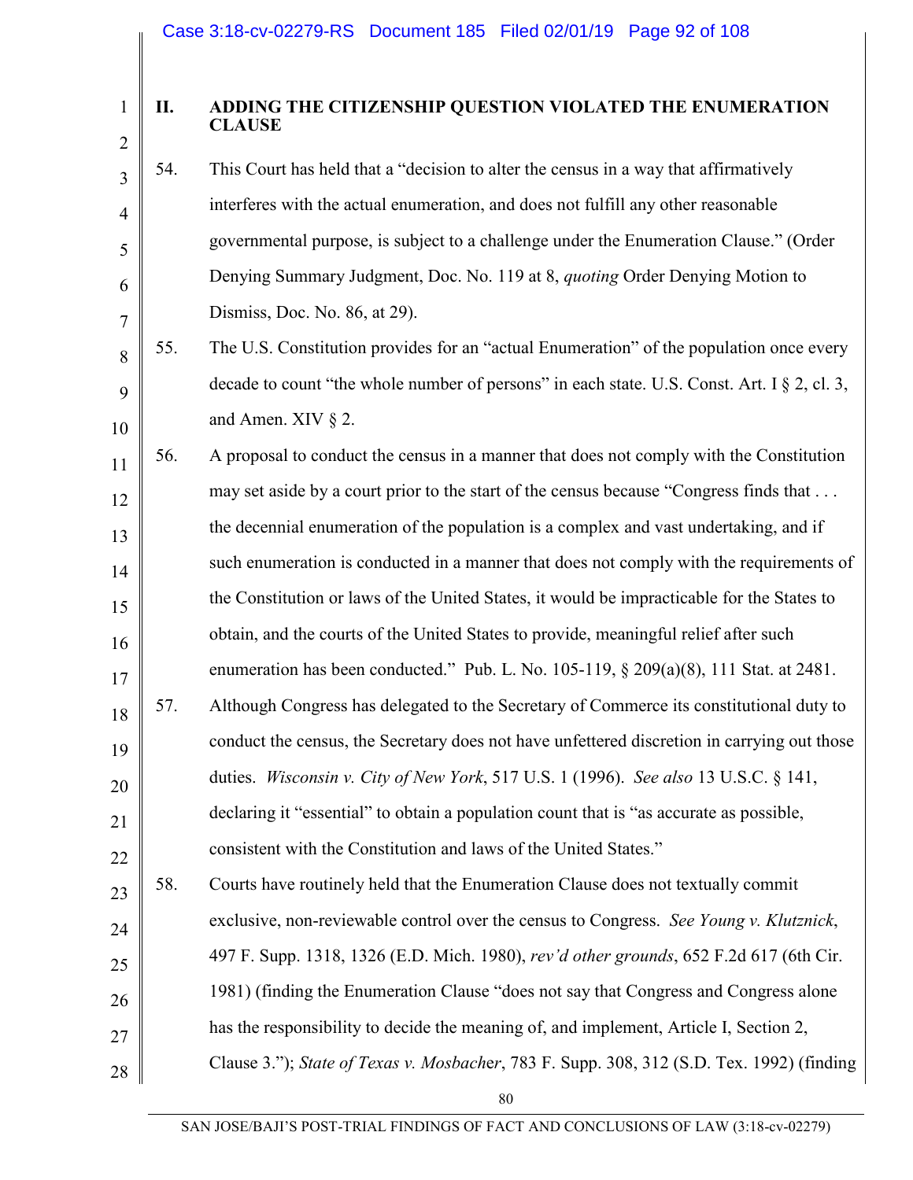## II. ADDING THE CITIZENSHIP QUESTION VIOLATED THE ENUMERATION CLAUSE

54. This Court has held that a "decision to alter the census in a way that affirmatively interferes with the actual enumeration, and does not fulfill any other reasonable governmental purpose, is subject to a challenge under the Enumeration Clause." (Order Denying Summary Judgment, Doc. No. 119 at 8, *quoting* Order Denying Motion to Dismiss, Doc. No. 86, at 29).

55. The U.S. Constitution provides for an "actual Enumeration" of the population once every decade to count "the whole number of persons" in each state. U.S. Const. Art. I § 2, cl. 3, and Amen. XIV § 2.

56. A proposal to conduct the census in a manner that does not comply with the Constitution may set aside by a court prior to the start of the census because "Congress finds that . . . the decennial enumeration of the population is a complex and vast undertaking, and if such enumeration is conducted in a manner that does not comply with the requirements of the Constitution or laws of the United States, it would be impracticable for the States to obtain, and the courts of the United States to provide, meaningful relief after such enumeration has been conducted." Pub. L. No. 105-119, § 209(a)(8), 111 Stat. at 2481.

57. Although Congress has delegated to the Secretary of Commerce its constitutional duty to conduct the census, the Secretary does not have unfettered discretion in carrying out those duties. *Wisconsin v. City of New York*, 517 U.S. 1 (1996). *See also* 13 U.S.C. § 141, declaring it "essential" to obtain a population count that is "as accurate as possible, consistent with the Constitution and laws of the United States."

58. Courts have routinely held that the Enumeration Clause does not textually commit exclusive, non-reviewable control over the census to Congress. *See Young v. Klutznick*, 497 F. Supp. 1318, 1326 (E.D. Mich. 1980), *rev'd other grounds*, 652 F.2d 617 (6th Cir. 1981) (finding the Enumeration Clause "does not say that Congress and Congress alone has the responsibility to decide the meaning of, and implement, Article I, Section 2, Clause 3."); *State of Texas v. Mosbacher*, 783 F. Supp. 308, 312 (S.D. Tex. 1992) (finding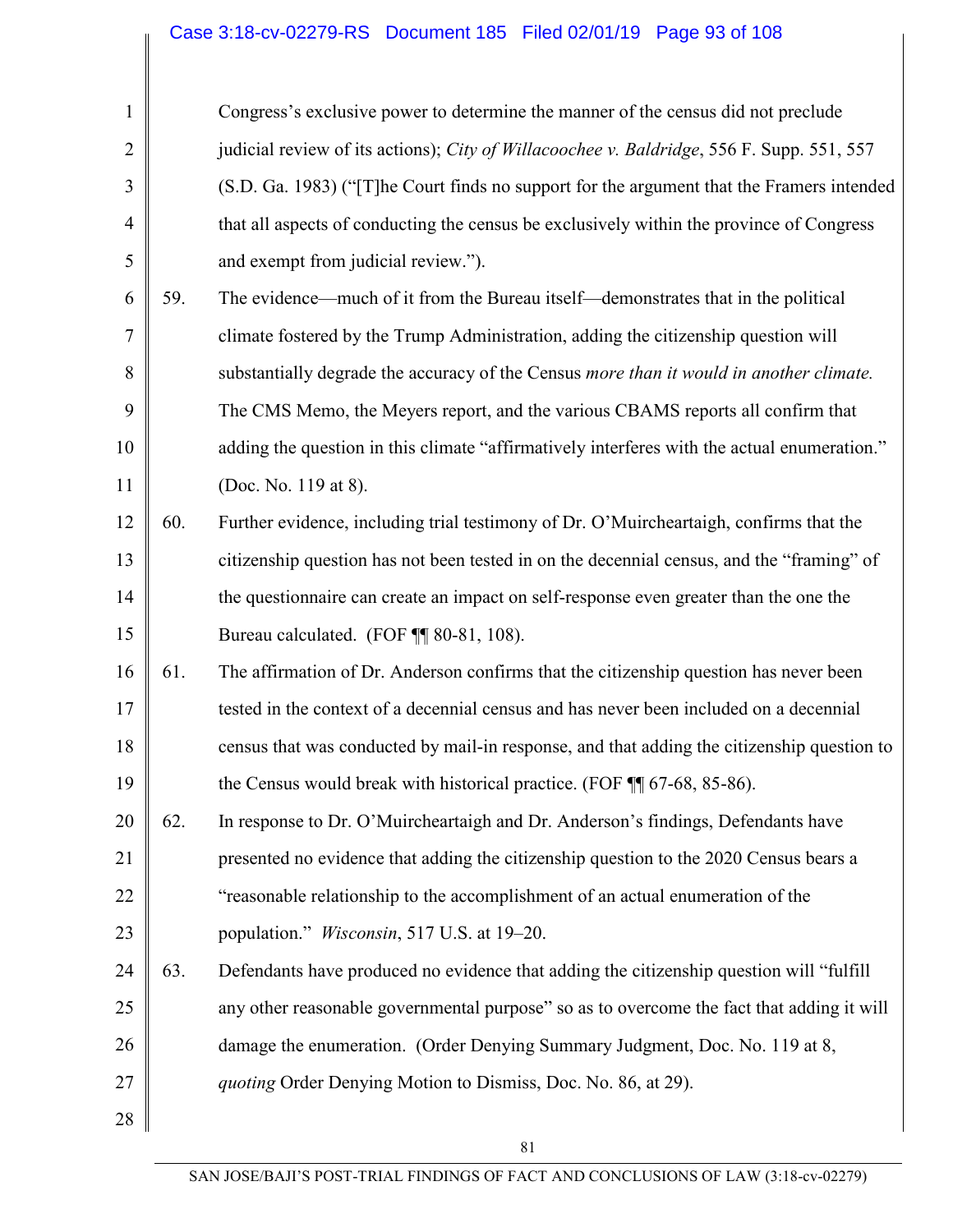Congress's exclusive power to determine the manner of the census did not preclude judicial review of its actions); *City of Willacoochee v. Baldridge*, 556 F. Supp. 551, 557 (S.D. Ga. 1983) ("[T]he Court finds no support for the argument that the Framers intended that all aspects of conducting the census be exclusively within the province of Congress and exempt from judicial review.").

59. The evidence—much of it from the Bureau itself—demonstrates that in the political climate fostered by the Trump Administration, adding the citizenship question will substantially degrade the accuracy of the Census *more than it would in another climate.* The CMS Memo, the Meyers report, and the various CBAMS reports all confirm that adding the question in this climate "affirmatively interferes with the actual enumeration." (Doc. No. 119 at 8).

60. Further evidence, including trial testimony of Dr. O'Muircheartaigh, confirms that the citizenship question has not been tested in on the decennial census, and the "framing" of the questionnaire can create an impact on self-response even greater than the one the Bureau calculated. (FOF ¶¶ 80-81, 108).

61. The affirmation of Dr. Anderson confirms that the citizenship question has never been tested in the context of a decennial census and has never been included on a decennial census that was conducted by mail-in response, and that adding the citizenship question to the Census would break with historical practice. (FOF ¶¶ 67-68, 85-86).

62. In response to Dr. O'Muircheartaigh and Dr. Anderson's findings, Defendants have presented no evidence that adding the citizenship question to the 2020 Census bears a "reasonable relationship to the accomplishment of an actual enumeration of the population." *Wisconsin*, 517 U.S. at 19–20.

63. Defendants have produced no evidence that adding the citizenship question will "fulfill any other reasonable governmental purpose" so as to overcome the fact that adding it will damage the enumeration. (Order Denying Summary Judgment, Doc. No. 119 at 8, *quoting* Order Denying Motion to Dismiss, Doc. No. 86, at 29).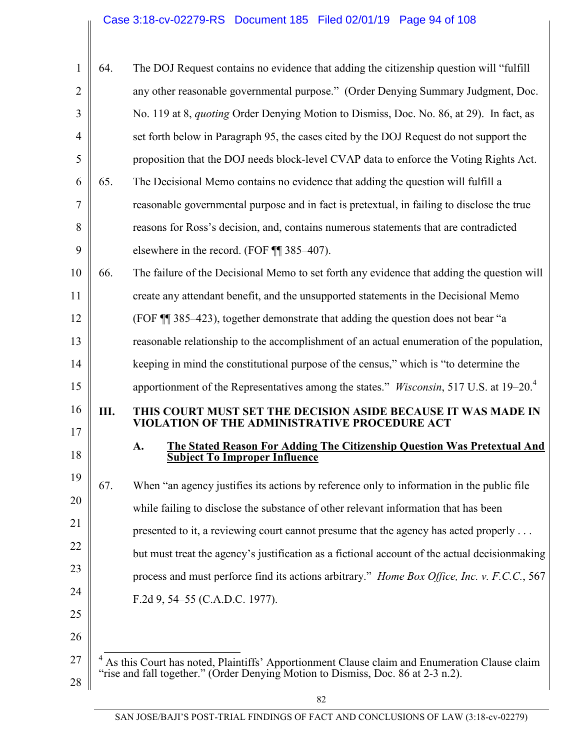64. The DOJ Request contains no evidence that adding the citizenship question will "fulfill any other reasonable governmental purpose." (Order Denying Summary Judgment, Doc. No. 119 at 8, *quoting* Order Denying Motion to Dismiss, Doc. No. 86, at 29). In fact, as set forth below in Paragraph 95, the cases cited by the DOJ Request do not support the proposition that the DOJ needs block-level CVAP data to enforce the Voting Rights Act.

65. The Decisional Memo contains no evidence that adding the question will fulfill a reasonable governmental purpose and in fact is pretextual, in failing to disclose the true reasons for Ross's decision, and, contains numerous statements that are contradicted elsewhere in the record. (FOF ¶¶ 385–407).

66. The failure of the Decisional Memo to set forth any evidence that adding the question will create any attendant benefit, and the unsupported statements in the Decisional Memo (FOF ¶¶ 385–423), together demonstrate that adding the question does not bear "a reasonable relationship to the accomplishment of an actual enumeration of the population, keeping in mind the constitutional purpose of the census," which is "to determine the apportionment of the Representatives among the states." *Wisconsin*, 517 U.S. at 19–20.[4]

## III. THIS COURT MUST SET THE DECISION ASIDE BECAUSE IT WAS MADE IN VIOLATION OF THE ADMINISTRATIVE PROCEDURE ACT

### A. The Stated Reason For Adding The Citizenship Question Was Pretextual And Subject To Improper Influence

67. When "an agency justifies its actions by reference only to information in the public file while failing to disclose the substance of other relevant information that has been presented to it, a reviewing court cannot presume that the agency has acted properly . . . but must treat the agency's justification as a fictional account of the actual decisionmaking process and must perforce find its actions arbitrary." *Home Box Office, Inc. v. F.C.C.*, 567 F.2d 9, 54–55 (C.A.D.C. 1977).

---

[4] As this Court has noted, Plaintiffs' Apportionment Clause claim and Enumeration Clause claim "rise and fall together." (Order Denying Motion to Dismiss, Doc. 86 at 2-3 n.2).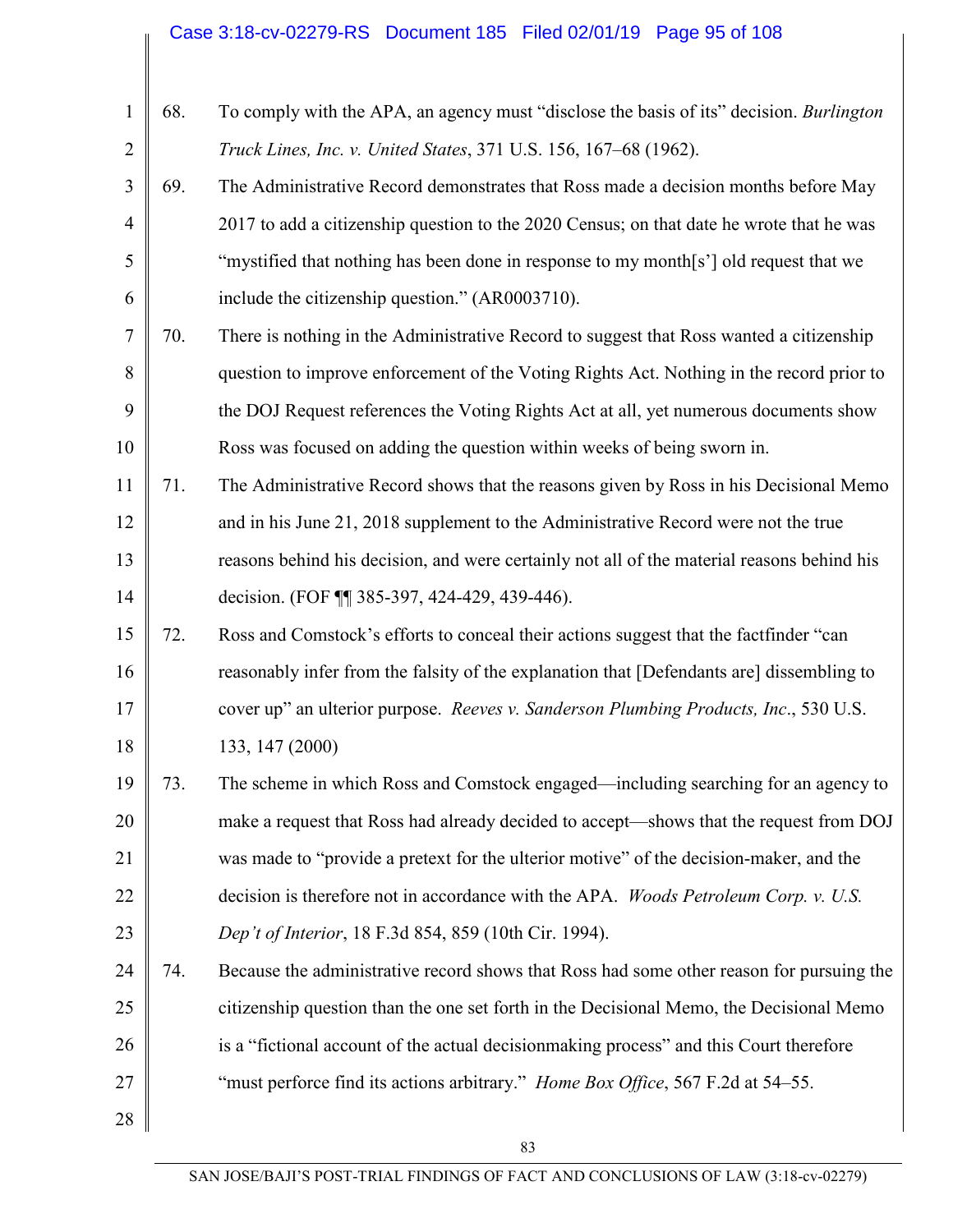68. To comply with the APA, an agency must "disclose the basis of its" decision. *Burlington Truck Lines, Inc. v. United States*, 371 U.S. 156, 167–68 (1962).

69. The Administrative Record demonstrates that Ross made a decision months before May 2017 to add a citizenship question to the 2020 Census; on that date he wrote that he was "mystified that nothing has been done in response to my month[s'] old request that we include the citizenship question." (AR0003710).

70. There is nothing in the Administrative Record to suggest that Ross wanted a citizenship question to improve enforcement of the Voting Rights Act. Nothing in the record prior to the DOJ Request references the Voting Rights Act at all, yet numerous documents show Ross was focused on adding the question within weeks of being sworn in.

71. The Administrative Record shows that the reasons given by Ross in his Decisional Memo and in his June 21, 2018 supplement to the Administrative Record were not the true reasons behind his decision, and were certainly not all of the material reasons behind his decision. (FOF ¶¶ 385-397, 424-429, 439-446).

72. Ross and Comstock's efforts to conceal their actions suggest that the factfinder "can reasonably infer from the falsity of the explanation that [Defendants are] dissembling to cover up" an ulterior purpose. *Reeves v. Sanderson Plumbing Products, Inc*., 530 U.S. 133, 147 (2000)

73. The scheme in which Ross and Comstock engaged—including searching for an agency to make a request that Ross had already decided to accept—shows that the request from DOJ was made to "provide a pretext for the ulterior motive" of the decision-maker, and the decision is therefore not in accordance with the APA. *Woods Petroleum Corp. v. U.S. Dep't of Interior*, 18 F.3d 854, 859 (10th Cir. 1994).

74. Because the administrative record shows that Ross had some other reason for pursuing the citizenship question than the one set forth in the Decisional Memo, the Decisional Memo is a "fictional account of the actual decisionmaking process" and this Court therefore "must perforce find its actions arbitrary." *Home Box Office*, 567 F.2d at 54–55.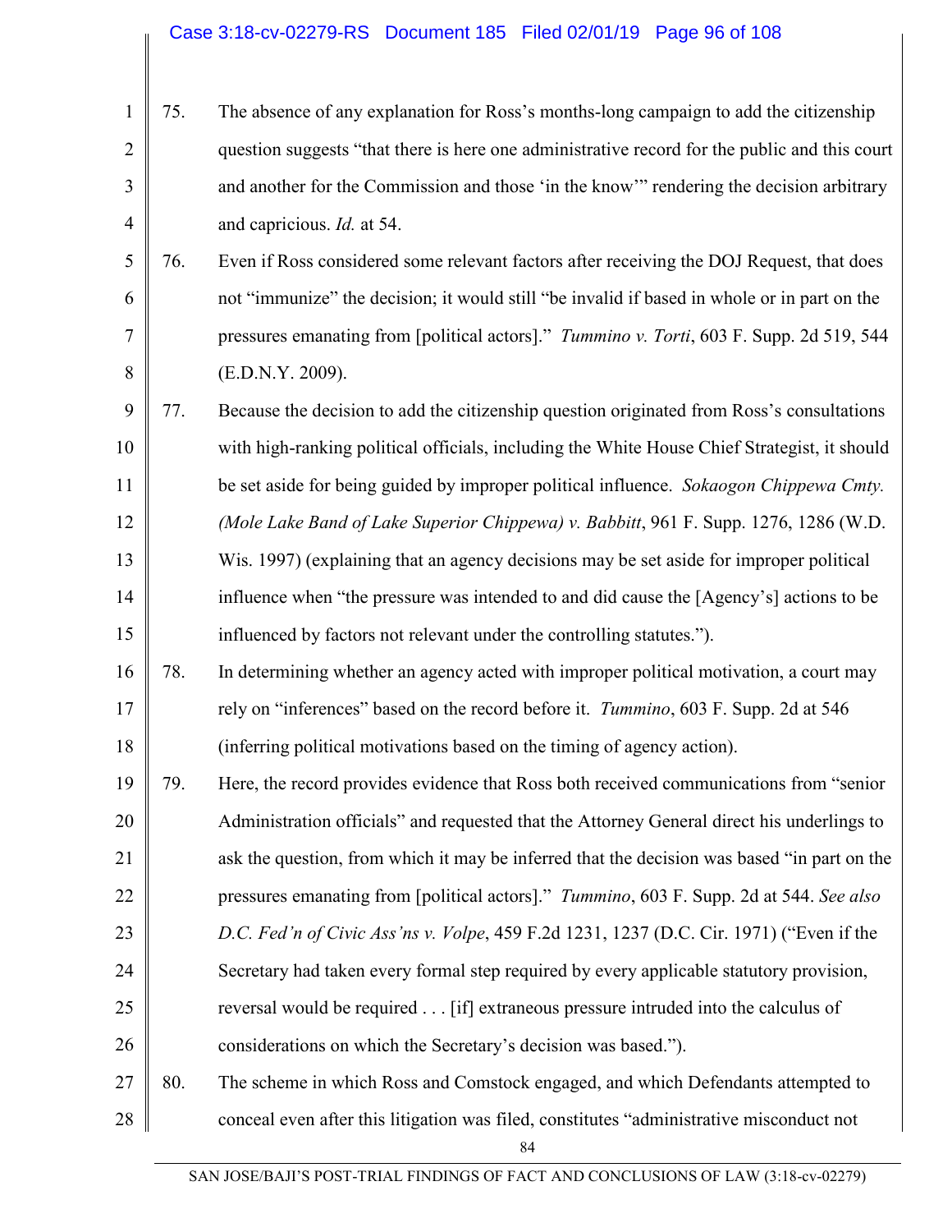75. The absence of any explanation for Ross's months-long campaign to add the citizenship question suggests "that there is here one administrative record for the public and this court and another for the Commission and those 'in the know'" rendering the decision arbitrary and capricious. *Id.* at 54.

76. Even if Ross considered some relevant factors after receiving the DOJ Request, that does not "immunize" the decision; it would still "be invalid if based in whole or in part on the pressures emanating from [political actors]." *Tummino v. Torti*, 603 F. Supp. 2d 519, 544 (E.D.N.Y. 2009).

77. Because the decision to add the citizenship question originated from Ross's consultations with high-ranking political officials, including the White House Chief Strategist, it should be set aside for being guided by improper political influence. *Sokaogon Chippewa Cmty. (Mole Lake Band of Lake Superior Chippewa) v. Babbitt*, 961 F. Supp. 1276, 1286 (W.D. Wis. 1997) (explaining that an agency decisions may be set aside for improper political influence when "the pressure was intended to and did cause the [Agency's] actions to be influenced by factors not relevant under the controlling statutes.").

78. In determining whether an agency acted with improper political motivation, a court may rely on "inferences" based on the record before it. *Tummino*, 603 F. Supp. 2d at 546 (inferring political motivations based on the timing of agency action).

79. Here, the record provides evidence that Ross both received communications from "senior Administration officials" and requested that the Attorney General direct his underlings to ask the question, from which it may be inferred that the decision was based "in part on the pressures emanating from [political actors]." *Tummino*, 603 F. Supp. 2d at 544. *See also D.C. Fed'n of Civic Ass'ns v. Volpe*, 459 F.2d 1231, 1237 (D.C. Cir. 1971) ("Even if the Secretary had taken every formal step required by every applicable statutory provision, reversal would be required . . . [if] extraneous pressure intruded into the calculus of considerations on which the Secretary's decision was based.").

80. The scheme in which Ross and Comstock engaged, and which Defendants attempted to conceal even after this litigation was filed, constitutes "administrative misconduct not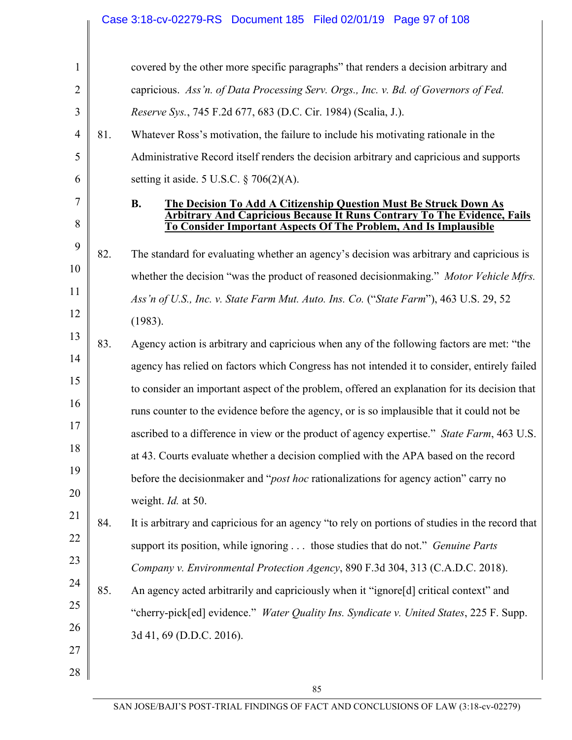covered by the other more specific paragraphs" that renders a decision arbitrary and capricious. *Ass'n. of Data Processing Serv. Orgs., Inc. v. Bd. of Governors of Fed. Reserve Sys.*, 745 F.2d 677, 683 (D.C. Cir. 1984) (Scalia, J.).

81. Whatever Ross's motivation, the failure to include his motivating rationale in the Administrative Record itself renders the decision arbitrary and capricious and supports setting it aside. 5 U.S.C. § 706(2)(A).

### B. <u>The Decision To Add A Citizenship Question Must Be Struck Down As Arbitrary And Capricious Because It Runs Contrary To The Evidence, Fails To Consider Important Aspects Of The Problem, And Is Implausible</u>

82. The standard for evaluating whether an agency's decision was arbitrary and capricious is whether the decision "was the product of reasoned decisionmaking." *Motor Vehicle Mfrs. Ass'n of U.S., Inc. v. State Farm Mut. Auto. Ins. Co.* ("*State Farm*"), 463 U.S. 29, 52 (1983).

83. Agency action is arbitrary and capricious when any of the following factors are met: "the agency has relied on factors which Congress has not intended it to consider, entirely failed to consider an important aspect of the problem, offered an explanation for its decision that runs counter to the evidence before the agency, or is so implausible that it could not be ascribed to a difference in view or the product of agency expertise." *State Farm*, 463 U.S. at 43. Courts evaluate whether a decision complied with the APA based on the record before the decisionmaker and "*post hoc* rationalizations for agency action" carry no weight. *Id.* at 50.

84. It is arbitrary and capricious for an agency "to rely on portions of studies in the record that support its position, while ignoring . . . those studies that do not." *Genuine Parts Company v. Environmental Protection Agency*, 890 F.3d 304, 313 (C.A.D.C. 2018).

85. An agency acted arbitrarily and capriciously when it "ignore[d] critical context" and "cherry-pick[ed] evidence." *Water Quality Ins. Syndicate v. United States*, 225 F. Supp. 3d 41, 69 (D.D.C. 2016).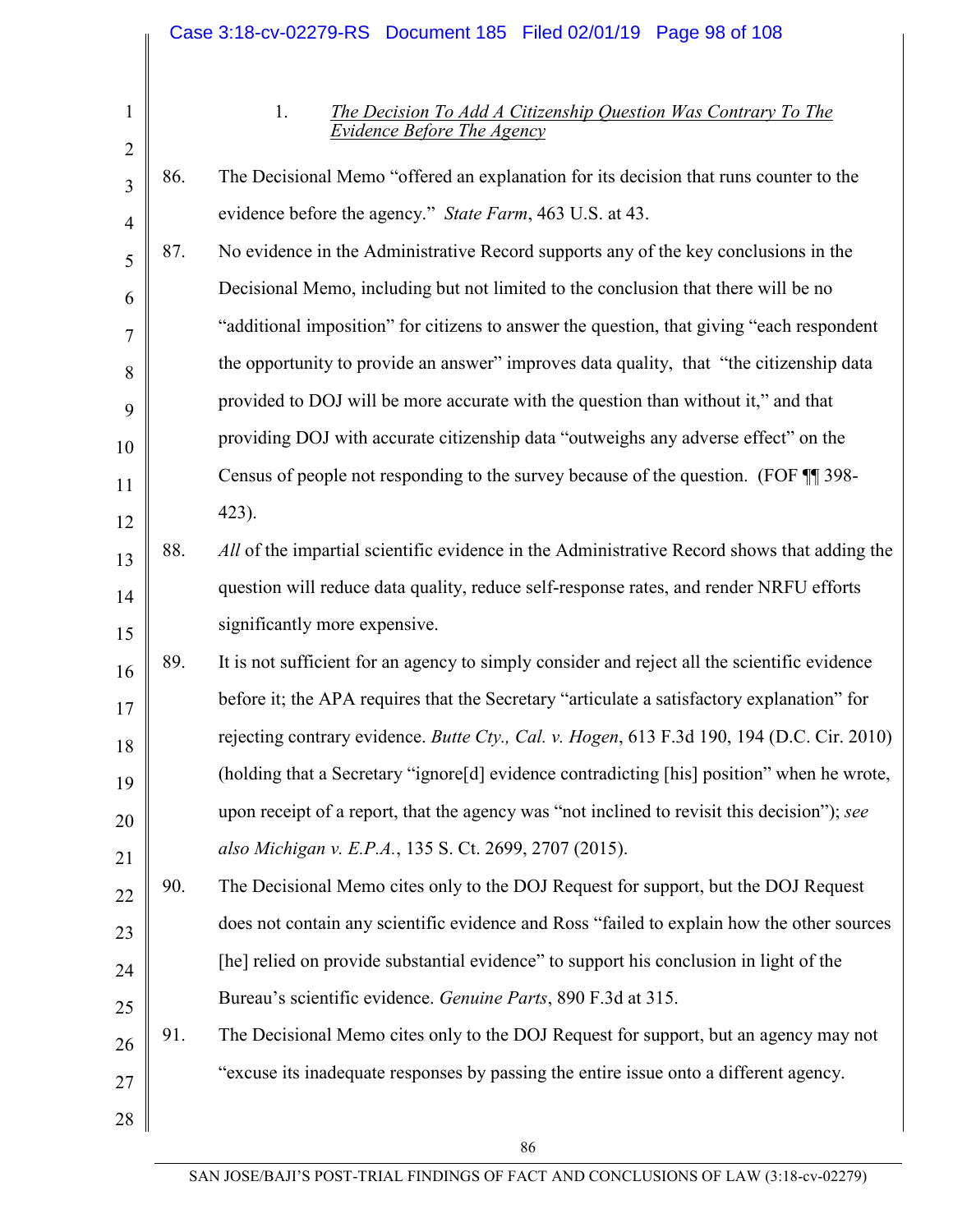1. *The Decision To Add A Citizenship Question Was Contrary To The Evidence Before The Agency*

86. The Decisional Memo "offered an explanation for its decision that runs counter to the evidence before the agency." *State Farm*, 463 U.S. at 43.

87. No evidence in the Administrative Record supports any of the key conclusions in the Decisional Memo, including but not limited to the conclusion that there will be no "additional imposition" for citizens to answer the question, that giving "each respondent the opportunity to provide an answer" improves data quality, that "the citizenship data provided to DOJ will be more accurate with the question than without it," and that providing DOJ with accurate citizenship data "outweighs any adverse effect" on the Census of people not responding to the survey because of the question. (FOF ¶¶ 398-423).

88. *All* of the impartial scientific evidence in the Administrative Record shows that adding the question will reduce data quality, reduce self-response rates, and render NRFU efforts significantly more expensive.

89. It is not sufficient for an agency to simply consider and reject all the scientific evidence before it; the APA requires that the Secretary "articulate a satisfactory explanation" for rejecting contrary evidence. *Butte Cty., Cal. v. Hogen*, 613 F.3d 190, 194 (D.C. Cir. 2010) (holding that a Secretary "ignore[d] evidence contradicting [his] position" when he wrote, upon receipt of a report, that the agency was "not inclined to revisit this decision"); *see also Michigan v. E.P.A.*, 135 S. Ct. 2699, 2707 (2015).

90. The Decisional Memo cites only to the DOJ Request for support, but the DOJ Request does not contain any scientific evidence and Ross "failed to explain how the other sources [he] relied on provide substantial evidence" to support his conclusion in light of the Bureau's scientific evidence. *Genuine Parts*, 890 F.3d at 315.

91. The Decisional Memo cites only to the DOJ Request for support, but an agency may not "excuse its inadequate responses by passing the entire issue onto a different agency.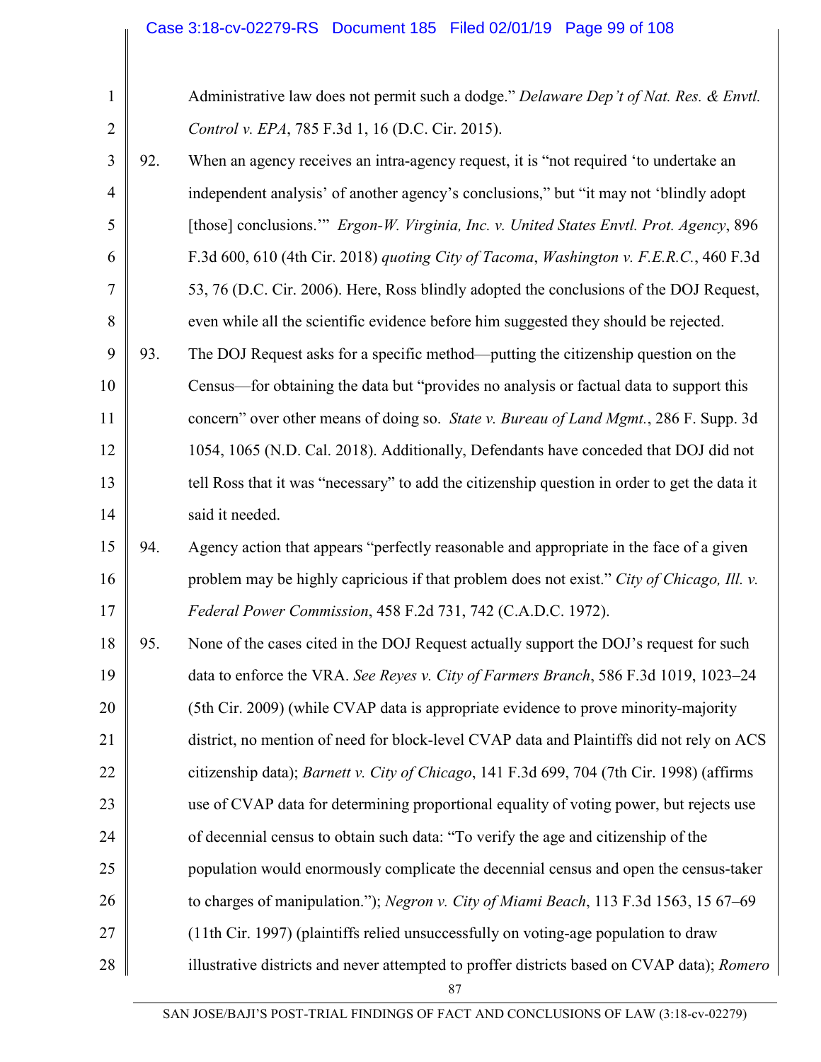Administrative law does not permit such a dodge." *Delaware Dep't of Nat. Res. & Envtl. Control v. EPA*, 785 F.3d 1, 16 (D.C. Cir. 2015).

92. When an agency receives an intra-agency request, it is "not required 'to undertake an independent analysis' of another agency's conclusions," but "it may not 'blindly adopt [those] conclusions.'" *Ergon-W. Virginia, Inc. v. United States Envtl. Prot. Agency*, 896 F.3d 600, 610 (4th Cir. 2018) *quoting City of Tacoma*, *Washington v. F.E.R.C.*, 460 F.3d 53, 76 (D.C. Cir. 2006). Here, Ross blindly adopted the conclusions of the DOJ Request, even while all the scientific evidence before him suggested they should be rejected.

93. The DOJ Request asks for a specific method—putting the citizenship question on the Census—for obtaining the data but "provides no analysis or factual data to support this concern" over other means of doing so. *State v. Bureau of Land Mgmt.*, 286 F. Supp. 3d 1054, 1065 (N.D. Cal. 2018). Additionally, Defendants have conceded that DOJ did not tell Ross that it was "necessary" to add the citizenship question in order to get the data it said it needed.

94. Agency action that appears "perfectly reasonable and appropriate in the face of a given problem may be highly capricious if that problem does not exist." *City of Chicago, Ill. v. Federal Power Commission*, 458 F.2d 731, 742 (C.A.D.C. 1972).

95. None of the cases cited in the DOJ Request actually support the DOJ's request for such data to enforce the VRA. *See Reyes v. City of Farmers Branch*, 586 F.3d 1019, 1023–24 (5th Cir. 2009) (while CVAP data is appropriate evidence to prove minority-majority district, no mention of need for block-level CVAP data and Plaintiffs did not rely on ACS citizenship data); *Barnett v. City of Chicago*, 141 F.3d 699, 704 (7th Cir. 1998) (affirms use of CVAP data for determining proportional equality of voting power, but rejects use of decennial census to obtain such data: "To verify the age and citizenship of the population would enormously complicate the decennial census and open the census-taker to charges of manipulation."); *Negron v. City of Miami Beach*, 113 F.3d 1563, 15 67–69 (11th Cir. 1997) (plaintiffs relied unsuccessfully on voting-age population to draw illustrative districts and never attempted to proffer districts based on CVAP data); *Romero*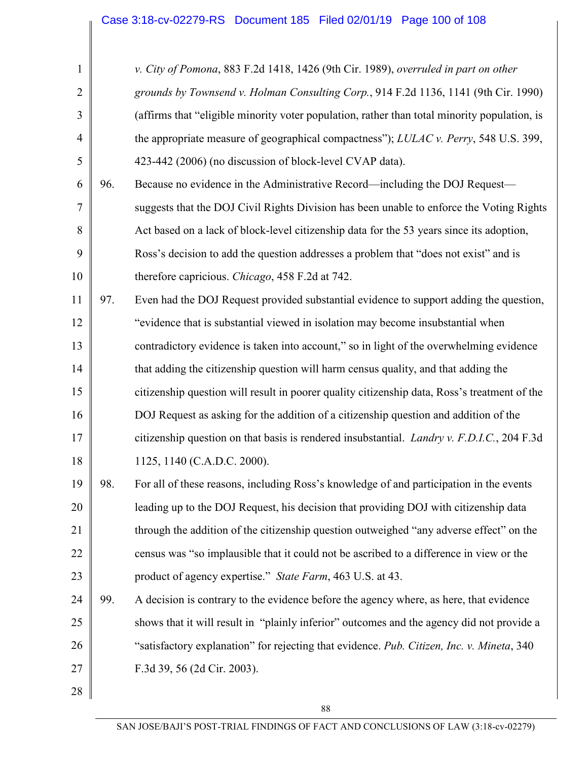*v. City of Pomona*, 883 F.2d 1418, 1426 (9th Cir. 1989), *overruled in part on other grounds by Townsend v. Holman Consulting Corp.*, 914 F.2d 1136, 1141 (9th Cir. 1990) (affirms that "eligible minority voter population, rather than total minority population, is the appropriate measure of geographical compactness"); *LULAC v. Perry*, 548 U.S. 399, 423-442 (2006) (no discussion of block-level CVAP data).

96. Because no evidence in the Administrative Record—including the DOJ Request—suggests that the DOJ Civil Rights Division has been unable to enforce the Voting Rights Act based on a lack of block-level citizenship data for the 53 years since its adoption, Ross's decision to add the question addresses a problem that "does not exist" and is therefore capricious. *Chicago*, 458 F.2d at 742.

97. Even had the DOJ Request provided substantial evidence to support adding the question, "evidence that is substantial viewed in isolation may become insubstantial when contradictory evidence is taken into account," so in light of the overwhelming evidence that adding the citizenship question will harm census quality, and that adding the citizenship question will result in poorer quality citizenship data, Ross's treatment of the DOJ Request as asking for the addition of a citizenship question and addition of the citizenship question on that basis is rendered insubstantial. *Landry v. F.D.I.C.*, 204 F.3d 1125, 1140 (C.A.D.C. 2000).

98. For all of these reasons, including Ross's knowledge of and participation in the events leading up to the DOJ Request, his decision that providing DOJ with citizenship data through the addition of the citizenship question outweighed "any adverse effect" on the census was "so implausible that it could not be ascribed to a difference in view or the product of agency expertise." *State Farm*, 463 U.S. at 43.

99. A decision is contrary to the evidence before the agency where, as here, that evidence shows that it will result in "plainly inferior" outcomes and the agency did not provide a "satisfactory explanation" for rejecting that evidence. *Pub. Citizen, Inc. v. Mineta*, 340 F.3d 39, 56 (2d Cir. 2003).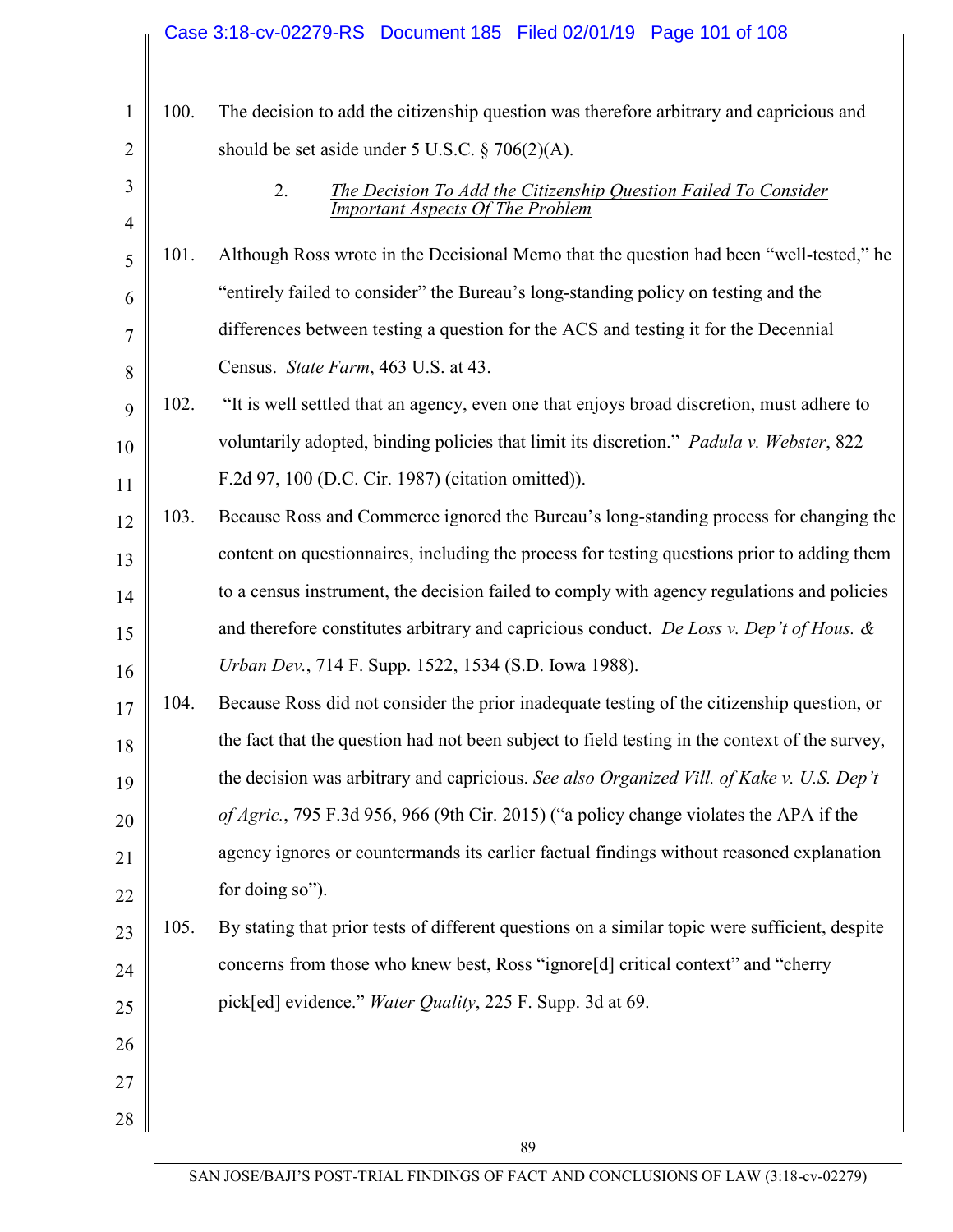100. The decision to add the citizenship question was therefore arbitrary and capricious and should be set aside under 5 U.S.C. § 706(2)(A).

### 2. *The Decision To Add the Citizenship Question Failed To Consider Important Aspects Of The Problem*

101. Although Ross wrote in the Decisional Memo that the question had been "well-tested," he "entirely failed to consider" the Bureau's long-standing policy on testing and the differences between testing a question for the ACS and testing it for the Decennial Census. *State Farm*, 463 U.S. at 43.

102. "It is well settled that an agency, even one that enjoys broad discretion, must adhere to voluntarily adopted, binding policies that limit its discretion." *Padula v. Webster*, 822 F.2d 97, 100 (D.C. Cir. 1987) (citation omitted)).

103. Because Ross and Commerce ignored the Bureau's long-standing process for changing the content on questionnaires, including the process for testing questions prior to adding them to a census instrument, the decision failed to comply with agency regulations and policies and therefore constitutes arbitrary and capricious conduct. *De Loss v. Dep't of Hous. & Urban Dev.*, 714 F. Supp. 1522, 1534 (S.D. Iowa 1988).

104. Because Ross did not consider the prior inadequate testing of the citizenship question, or the fact that the question had not been subject to field testing in the context of the survey, the decision was arbitrary and capricious. *See also Organized Vill. of Kake v. U.S. Dep't of Agric.*, 795 F.3d 956, 966 (9th Cir. 2015) ("a policy change violates the APA if the agency ignores or countermands its earlier factual findings without reasoned explanation for doing so").

105. By stating that prior tests of different questions on a similar topic were sufficient, despite concerns from those who knew best, Ross "ignore[d] critical context" and "cherry pick[ed] evidence." *Water Quality*, 225 F. Supp. 3d at 69.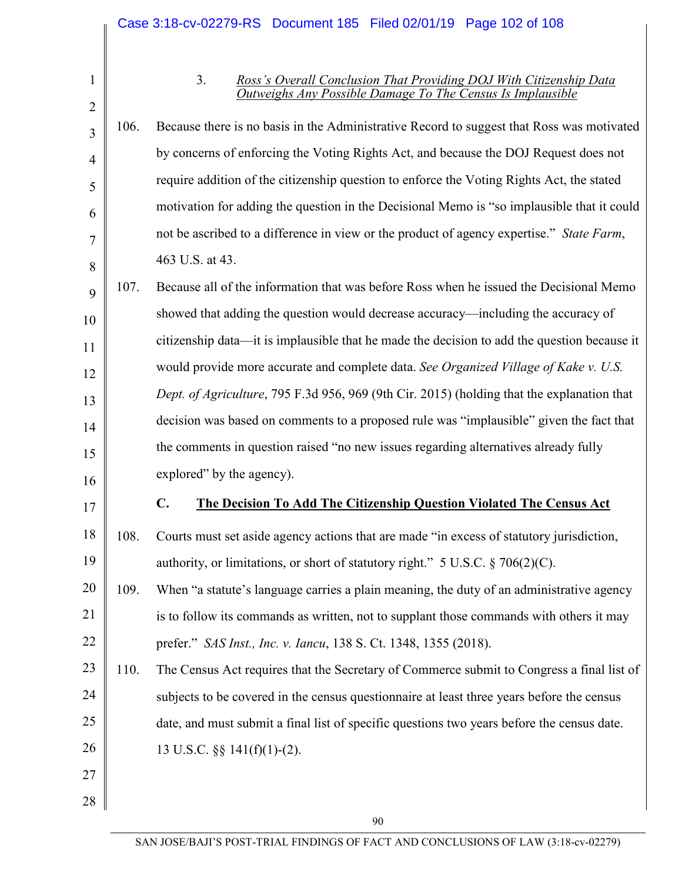### 3. *Ross's Overall Conclusion That Providing DOJ With Citizenship Data Outweighs Any Possible Damage To The Census Is Implausible*

106. Because there is no basis in the Administrative Record to suggest that Ross was motivated by concerns of enforcing the Voting Rights Act, and because the DOJ Request does not require addition of the citizenship question to enforce the Voting Rights Act, the stated motivation for adding the question in the Decisional Memo is "so implausible that it could not be ascribed to a difference in view or the product of agency expertise." *State Farm*, 463 U.S. at 43.

107. Because all of the information that was before Ross when he issued the Decisional Memo showed that adding the question would decrease accuracy—including the accuracy of citizenship data—it is implausible that he made the decision to add the question because it would provide more accurate and complete data. *See Organized Village of Kake v. U.S. Dept. of Agriculture*, 795 F.3d 956, 969 (9th Cir. 2015) (holding that the explanation that decision was based on comments to a proposed rule was "implausible" given the fact that the comments in question raised "no new issues regarding alternatives already fully explored" by the agency).

## C. The Decision To Add The Citizenship Question Violated The Census Act

108. Courts must set aside agency actions that are made "in excess of statutory jurisdiction, authority, or limitations, or short of statutory right." 5 U.S.C. § 706(2)(C).

109. When "a statute's language carries a plain meaning, the duty of an administrative agency is to follow its commands as written, not to supplant those commands with others it may prefer." *SAS Inst., Inc. v. Iancu*, 138 S. Ct. 1348, 1355 (2018).

110. The Census Act requires that the Secretary of Commerce submit to Congress a final list of subjects to be covered in the census questionnaire at least three years before the census date, and must submit a final list of specific questions two years before the census date. 13 U.S.C. §§ 141(f)(1)-(2).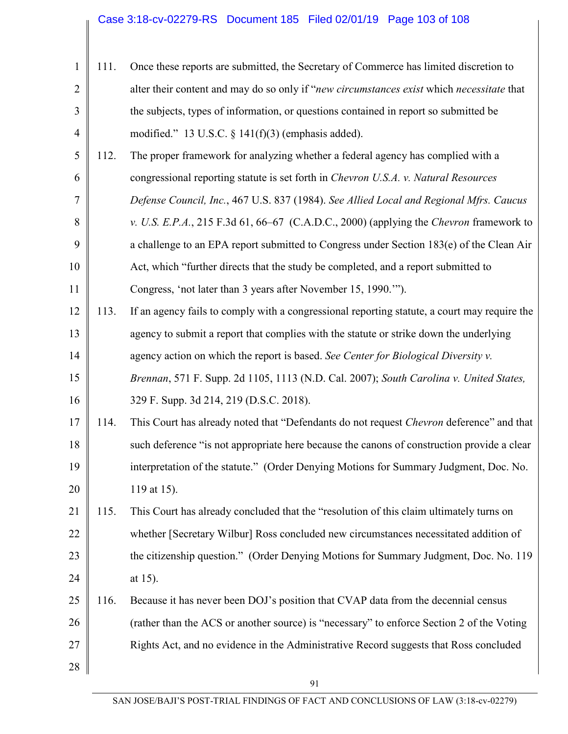111. Once these reports are submitted, the Secretary of Commerce has limited discretion to alter their content and may do so only if "*new circumstances exist* which *necessitate* that the subjects, types of information, or questions contained in report so submitted be modified." 13 U.S.C. § 141(f)(3) (emphasis added).

112. The proper framework for analyzing whether a federal agency has complied with a congressional reporting statute is set forth in *Chevron U.S.A. v. Natural Resources Defense Council, Inc.*, 467 U.S. 837 (1984). *See Allied Local and Regional Mfrs. Caucus v. U.S. E.P.A.*, 215 F.3d 61, 66–67 (C.A.D.C., 2000) (applying the *Chevron* framework to a challenge to an EPA report submitted to Congress under Section 183(e) of the Clean Air Act, which "further directs that the study be completed, and a report submitted to Congress, 'not later than 3 years after November 15, 1990.'").

113. If an agency fails to comply with a congressional reporting statute, a court may require the agency to submit a report that complies with the statute or strike down the underlying agency action on which the report is based. *See Center for Biological Diversity v. Brennan*, 571 F. Supp. 2d 1105, 1113 (N.D. Cal. 2007); *South Carolina v. United States,* 329 F. Supp. 3d 214, 219 (D.S.C. 2018).

114. This Court has already noted that "Defendants do not request *Chevron* deference" and that such deference "is not appropriate here because the canons of construction provide a clear interpretation of the statute." (Order Denying Motions for Summary Judgment, Doc. No. 119 at 15).

115. This Court has already concluded that the "resolution of this claim ultimately turns on whether [Secretary Wilbur] Ross concluded new circumstances necessitated addition of the citizenship question." (Order Denying Motions for Summary Judgment, Doc. No. 119 at 15).

116. Because it has never been DOJ's position that CVAP data from the decennial census (rather than the ACS or another source) is "necessary" to enforce Section 2 of the Voting Rights Act, and no evidence in the Administrative Record suggests that Ross concluded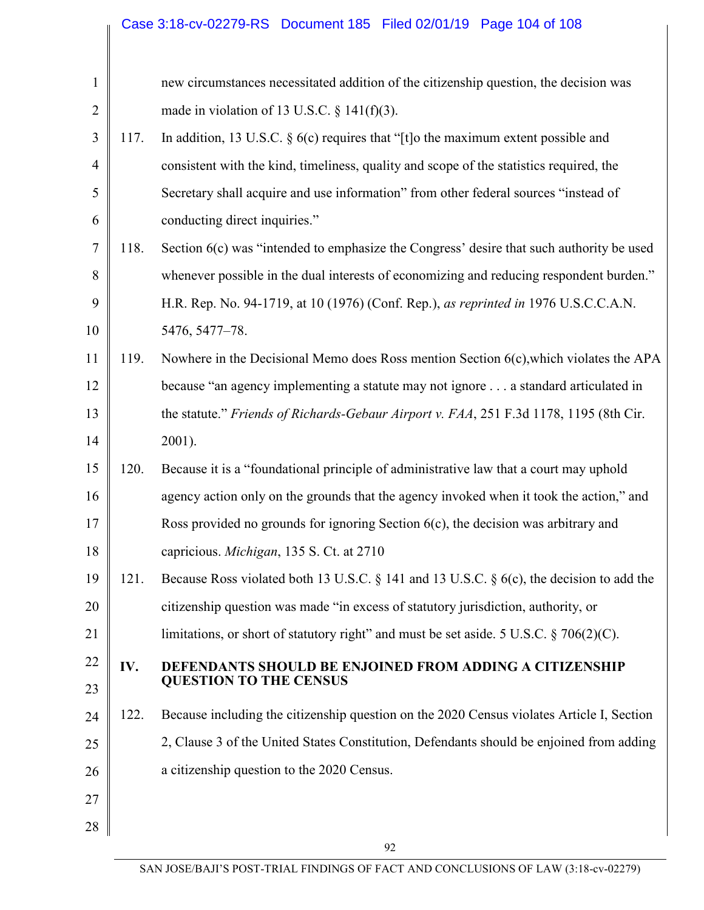new circumstances necessitated addition of the citizenship question, the decision was made in violation of 13 U.S.C. § 141(f)(3).

117. In addition, 13 U.S.C. § 6(c) requires that "[t]o the maximum extent possible and consistent with the kind, timeliness, quality and scope of the statistics required, the Secretary shall acquire and use information" from other federal sources "instead of conducting direct inquiries."

118. Section 6(c) was "intended to emphasize the Congress' desire that such authority be used whenever possible in the dual interests of economizing and reducing respondent burden." H.R. Rep. No. 94-1719, at 10 (1976) (Conf. Rep.), *as reprinted in* 1976 U.S.C.C.A.N. 5476, 5477–78.

119. Nowhere in the Decisional Memo does Ross mention Section 6(c),which violates the APA because "an agency implementing a statute may not ignore . . . a standard articulated in the statute." *Friends of Richards-Gebaur Airport v. FAA*, 251 F.3d 1178, 1195 (8th Cir. 2001).

120. Because it is a "foundational principle of administrative law that a court may uphold agency action only on the grounds that the agency invoked when it took the action," and Ross provided no grounds for ignoring Section 6(c), the decision was arbitrary and capricious. *Michigan*, 135 S. Ct. at 2710

121. Because Ross violated both 13 U.S.C. § 141 and 13 U.S.C. § 6(c), the decision to add the citizenship question was made "in excess of statutory jurisdiction, authority, or limitations, or short of statutory right" and must be set aside. 5 U.S.C. § 706(2)(C).

## IV. DEFENDANTS SHOULD BE ENJOINED FROM ADDING A CITIZENSHIP QUESTION TO THE CENSUS

122. Because including the citizenship question on the 2020 Census violates Article I, Section 2, Clause 3 of the United States Constitution, Defendants should be enjoined from adding a citizenship question to the 2020 Census.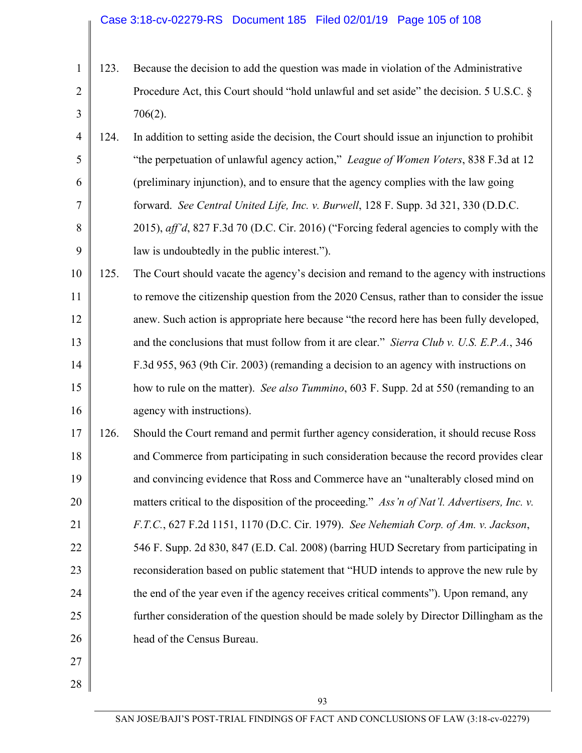123. Because the decision to add the question was made in violation of the Administrative Procedure Act, this Court should "hold unlawful and set aside" the decision. 5 U.S.C. § 706(2).

124. In addition to setting aside the decision, the Court should issue an injunction to prohibit "the perpetuation of unlawful agency action," *League of Women Voters*, 838 F.3d at 12 (preliminary injunction), and to ensure that the agency complies with the law going forward. *See Central United Life, Inc. v. Burwell*, 128 F. Supp. 3d 321, 330 (D.D.C. 2015), *aff'd*, 827 F.3d 70 (D.C. Cir. 2016) ("Forcing federal agencies to comply with the law is undoubtedly in the public interest.").

125. The Court should vacate the agency's decision and remand to the agency with instructions to remove the citizenship question from the 2020 Census, rather than to consider the issue anew. Such action is appropriate here because "the record here has been fully developed, and the conclusions that must follow from it are clear." *Sierra Club v. U.S. E.P.A.*, 346 F.3d 955, 963 (9th Cir. 2003) (remanding a decision to an agency with instructions on how to rule on the matter). *See also Tummino*, 603 F. Supp. 2d at 550 (remanding to an agency with instructions).

126. Should the Court remand and permit further agency consideration, it should recuse Ross and Commerce from participating in such consideration because the record provides clear and convincing evidence that Ross and Commerce have an "unalterably closed mind on matters critical to the disposition of the proceeding." *Ass'n of Nat'l. Advertisers, Inc. v. F.T.C.*, 627 F.2d 1151, 1170 (D.C. Cir. 1979). *See Nehemiah Corp. of Am. v. Jackson*, 546 F. Supp. 2d 830, 847 (E.D. Cal. 2008) (barring HUD Secretary from participating in reconsideration based on public statement that "HUD intends to approve the new rule by the end of the year even if the agency receives critical comments"). Upon remand, any further consideration of the question should be made solely by Director Dillingham as the head of the Census Bureau.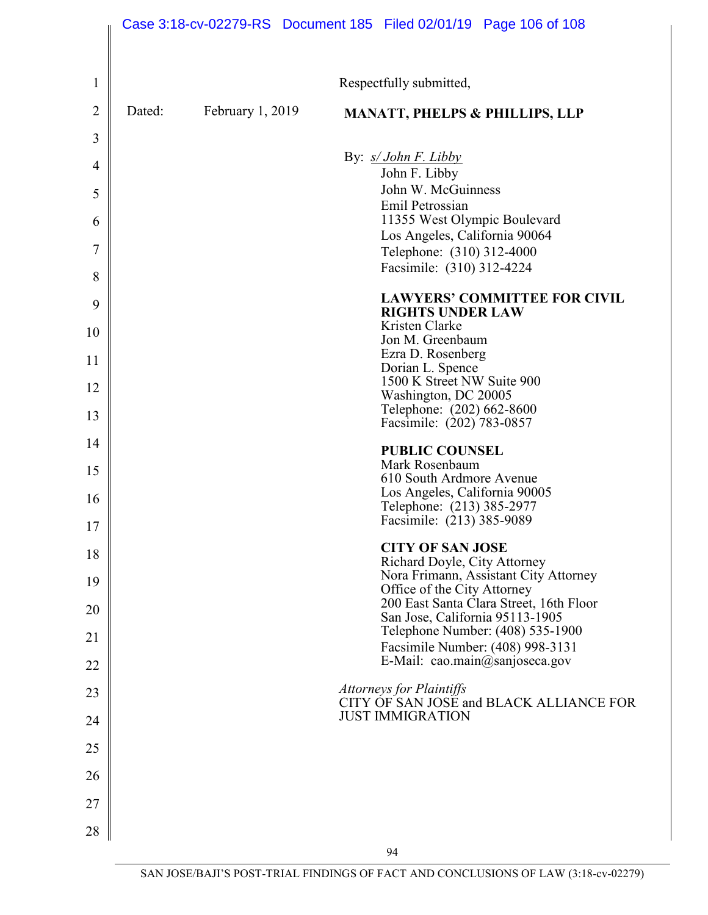Respectfully submitted,

Dated: February 1, 2019

**MANATT, PHELPS & PHILLIPS, LLP**

By: s/ John F. Libby
John F. Libby
John W. McGuinness
Emil Petrossian
11355 West Olympic Boulevard
Los Angeles, California 90064
Telephone: (310) 312-4000
Facsimile: (310) 312-4224

**LAWYERS' COMMITTEE FOR CIVIL RIGHTS UNDER LAW**
Kristen Clarke
Jon M. Greenbaum
Ezra D. Rosenberg
Dorian L. Spence
1500 K Street NW Suite 900
Washington, DC 20005
Telephone: (202) 662-8600
Facsimile: (202) 783-0857

**PUBLIC COUNSEL**
Mark Rosenbaum
610 South Ardmore Avenue
Los Angeles, California 90005
Telephone: (213) 385-2977
Facsimile: (213) 385-9089

**CITY OF SAN JOSE**
Richard Doyle, City Attorney
Nora Frimann, Assistant City Attorney
Office of the City Attorney
200 East Santa Clara Street, 16th Floor
San Jose, California 95113-1905
Telephone Number: (408) 535-1900
Facsimile Number: (408) 998-3131
E-Mail: cao.main@sanjoseca.gov

*Attorneys for Plaintiffs*
CITY OF SAN JOSE and BLACK ALLIANCE FOR JUST IMMIGRATION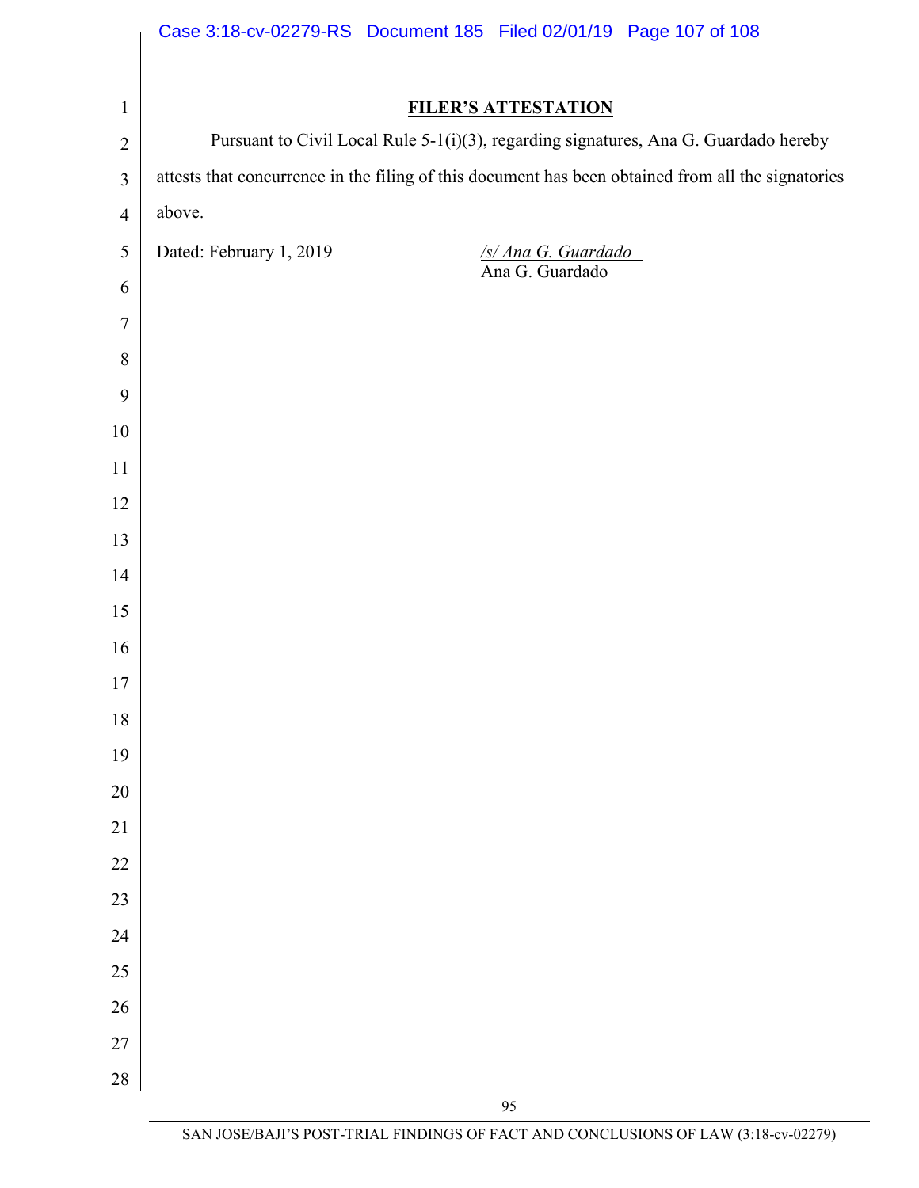**FILER'S ATTESTATION**

Pursuant to Civil Local Rule 5-1(i)(3), regarding signatures, Ana G. Guardado hereby attests that concurrence in the filing of this document has been obtained from all the signatories above.

Dated: February 1, 2019

*/s/ Ana G. Guardado*
Ana G. Guardado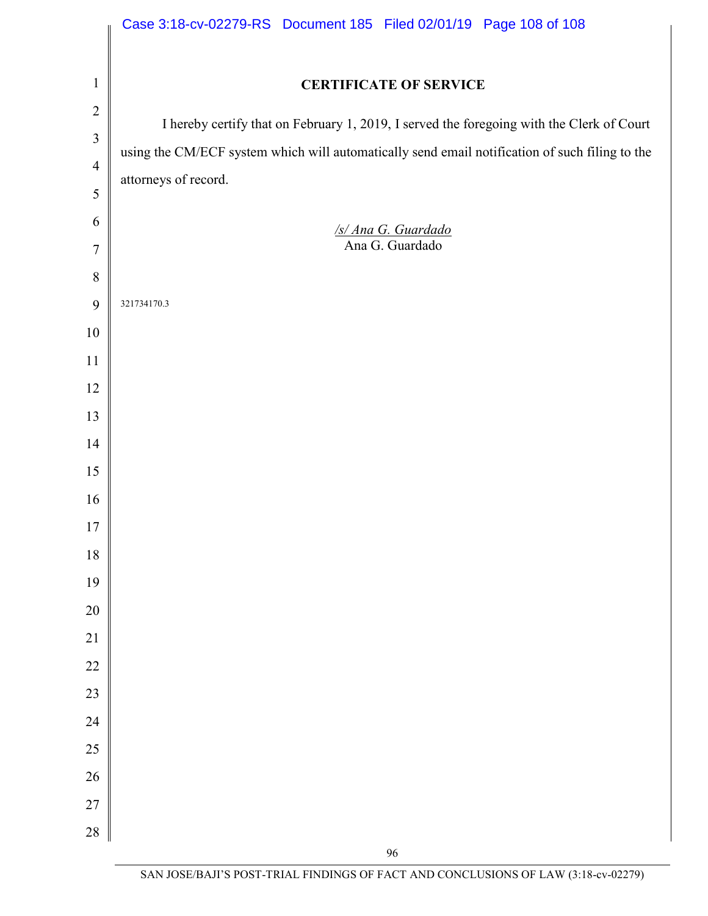## CERTIFICATE OF SERVICE

I hereby certify that on February 1, 2019, I served the foregoing with the Clerk of Court using the CM/ECF system which will automatically send email notification of such filing to the attorneys of record.

*/s/ Ana G. Guardado*
Ana G. Guardado

321734170.3